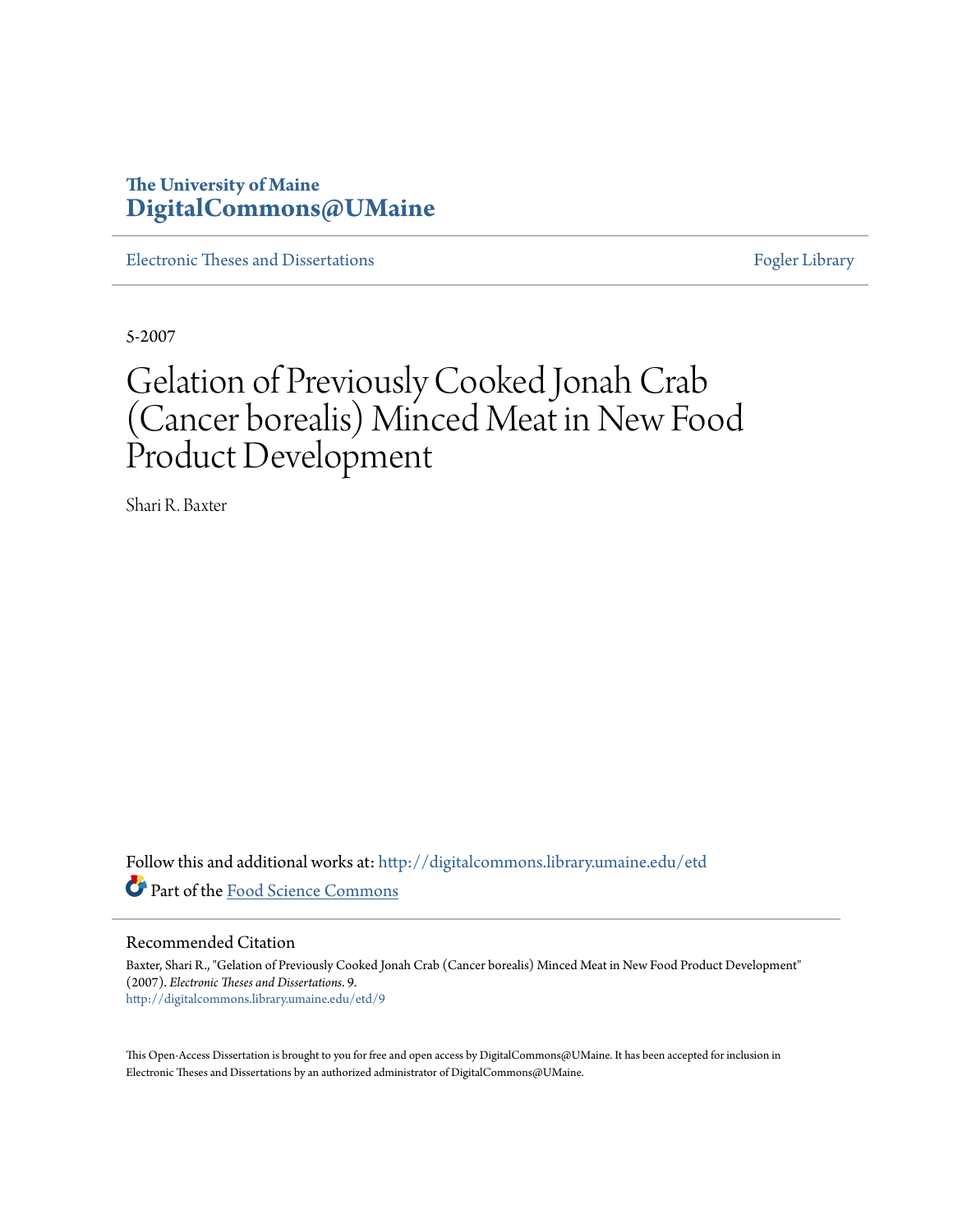**The University of Maine**
**DigitalCommons@UMaine**

Electronic Theses and Dissertations | Fogler Library

5-2007

# Gelation of Previously Cooked Jonah Crab (Cancer borealis) Minced Meat in New Food Product Development

Shari R. Baxter

Follow this and additional works at: http://digitalcommons.library.umaine.edu/etd

Part of the Food Science Commons

## Recommended Citation

Baxter, Shari R., "Gelation of Previously Cooked Jonah Crab (Cancer borealis) Minced Meat in New Food Product Development" (2007). *Electronic Theses and Dissertations*. 9.
http://digitalcommons.library.umaine.edu/etd/9

This Open-Access Dissertation is brought to you for free and open access by DigitalCommons@UMaine. It has been accepted for inclusion in Electronic Theses and Dissertations by an authorized administrator of DigitalCommons@UMaine.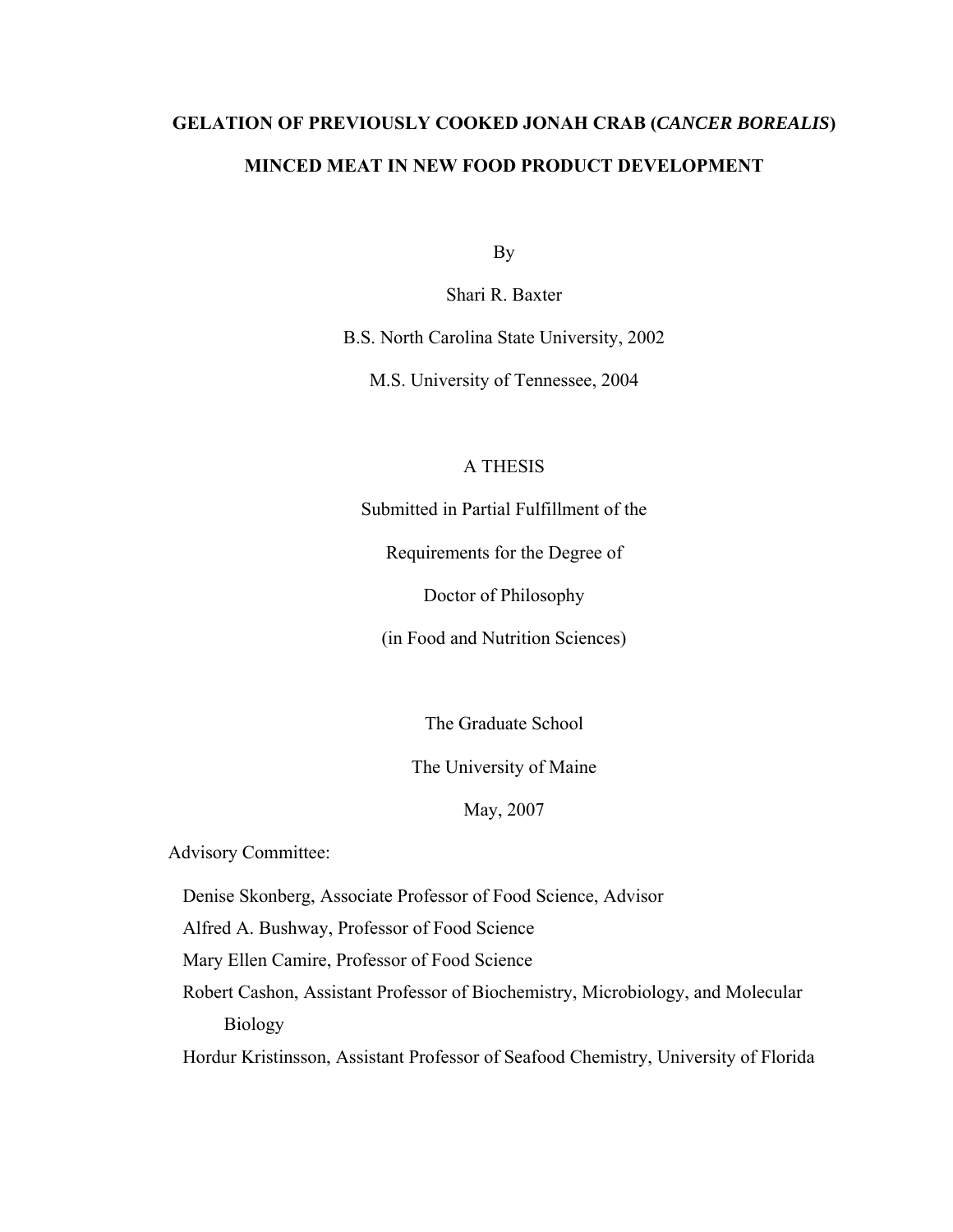# GELATION OF PREVIOUSLY COOKED JONAH CRAB (*CANCER BOREALIS*) MINCED MEAT IN NEW FOOD PRODUCT DEVELOPMENT

By

Shari R. Baxter

B.S. North Carolina State University, 2002

M.S. University of Tennessee, 2004

A THESIS

Submitted in Partial Fulfillment of the

Requirements for the Degree of

Doctor of Philosophy

(in Food and Nutrition Sciences)

The Graduate School

The University of Maine

May, 2007

Advisory Committee:

Denise Skonberg, Associate Professor of Food Science, Advisor

Alfred A. Bushway, Professor of Food Science

Mary Ellen Camire, Professor of Food Science

Robert Cashon, Assistant Professor of Biochemistry, Microbiology, and Molecular Biology

Hordur Kristinsson, Assistant Professor of Seafood Chemistry, University of Florida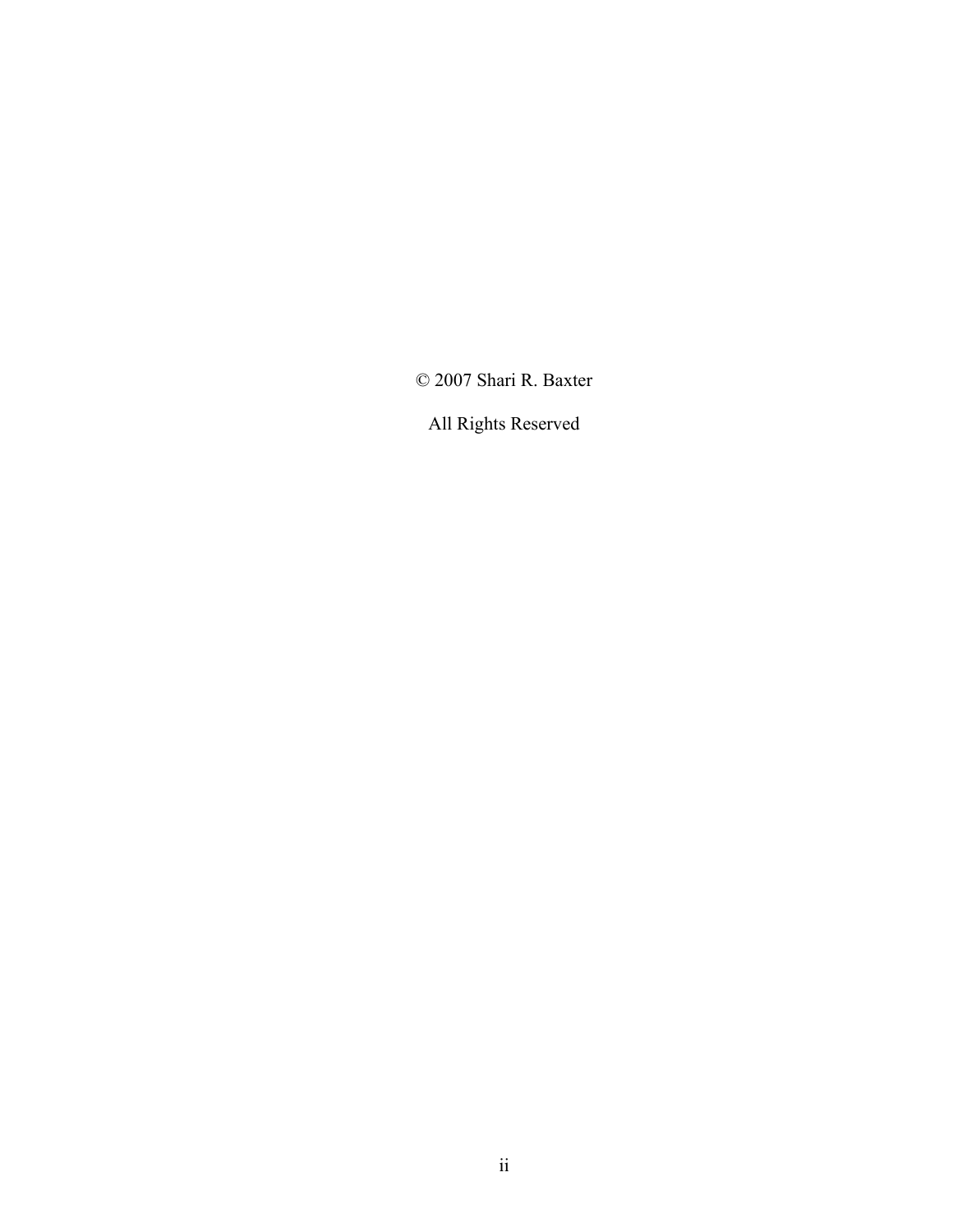© 2007 Shari R. Baxter

All Rights Reserved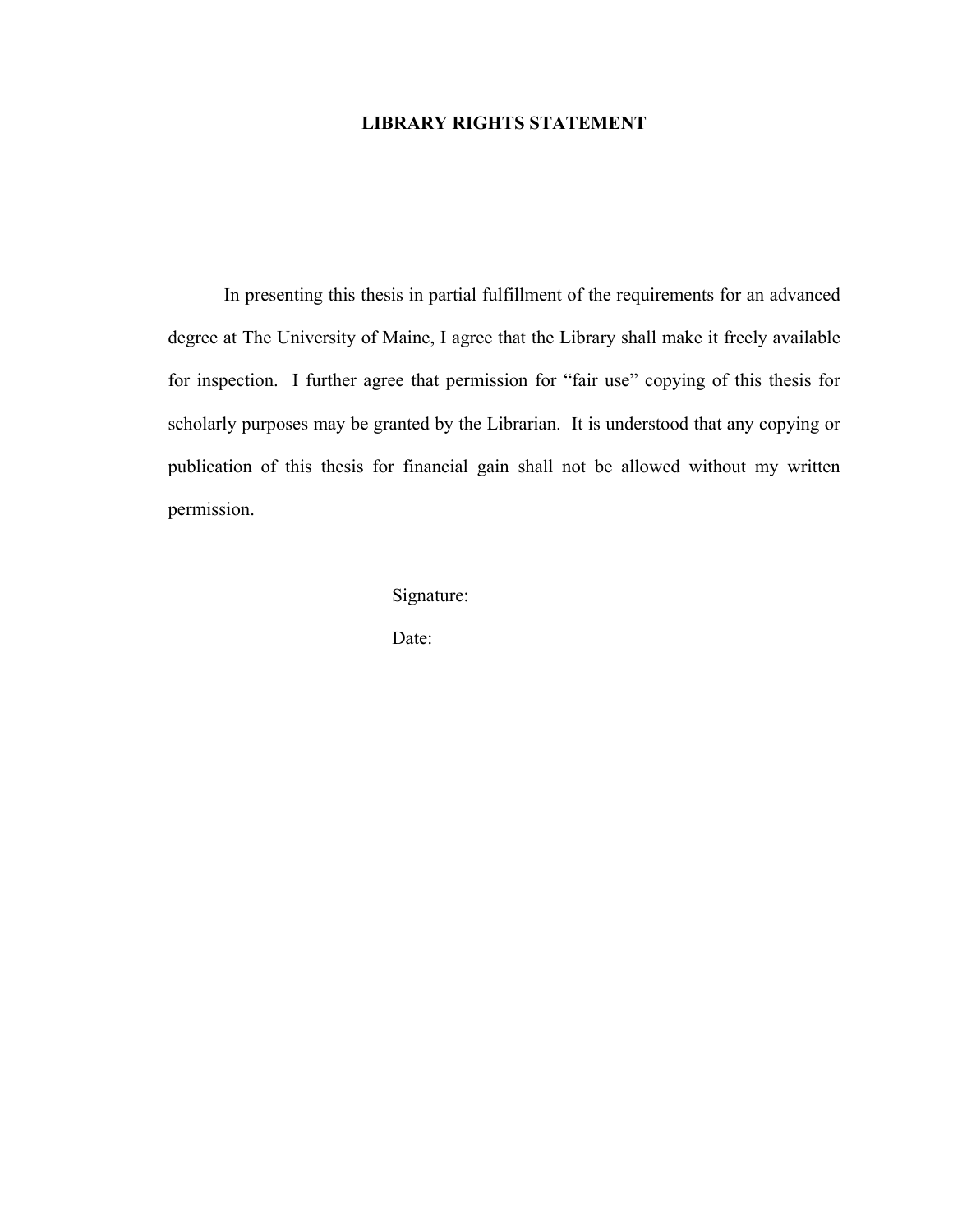# LIBRARY RIGHTS STATEMENT

In presenting this thesis in partial fulfillment of the requirements for an advanced degree at The University of Maine, I agree that the Library shall make it freely available for inspection. I further agree that permission for "fair use" copying of this thesis for scholarly purposes may be granted by the Librarian. It is understood that any copying or publication of this thesis for financial gain shall not be allowed without my written permission.

Signature:

Date: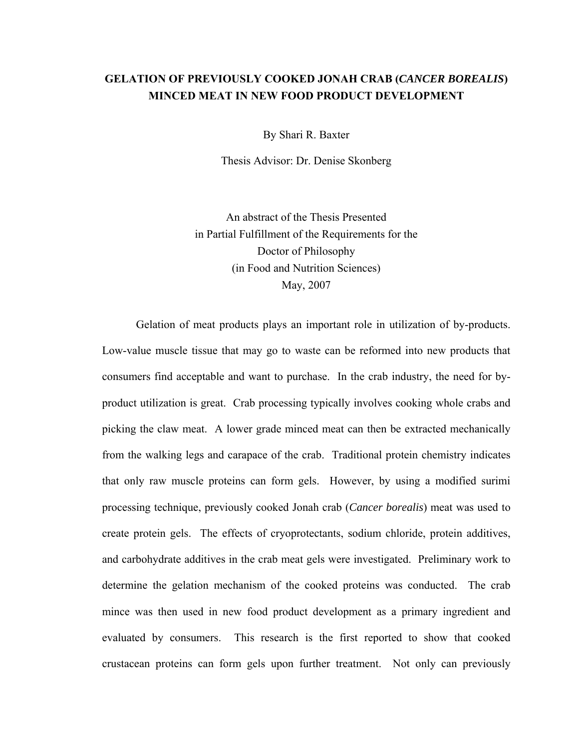# GELATION OF PREVIOUSLY COOKED JONAH CRAB (*CANCER BOREALIS*) MINCED MEAT IN NEW FOOD PRODUCT DEVELOPMENT

By Shari R. Baxter

Thesis Advisor: Dr. Denise Skonberg

An abstract of the Thesis Presented
in Partial Fulfillment of the Requirements for the
Doctor of Philosophy
(in Food and Nutrition Sciences)
May, 2007

Gelation of meat products plays an important role in utilization of by-products. Low-value muscle tissue that may go to waste can be reformed into new products that consumers find acceptable and want to purchase. In the crab industry, the need for by-product utilization is great. Crab processing typically involves cooking whole crabs and picking the claw meat. A lower grade minced meat can then be extracted mechanically from the walking legs and carapace of the crab. Traditional protein chemistry indicates that only raw muscle proteins can form gels. However, by using a modified surimi processing technique, previously cooked Jonah crab (*Cancer borealis*) meat was used to create protein gels. The effects of cryoprotectants, sodium chloride, protein additives, and carbohydrate additives in the crab meat gels were investigated. Preliminary work to determine the gelation mechanism of the cooked proteins was conducted. The crab mince was then used in new food product development as a primary ingredient and evaluated by consumers. This research is the first reported to show that cooked crustacean proteins can form gels upon further treatment. Not only can previously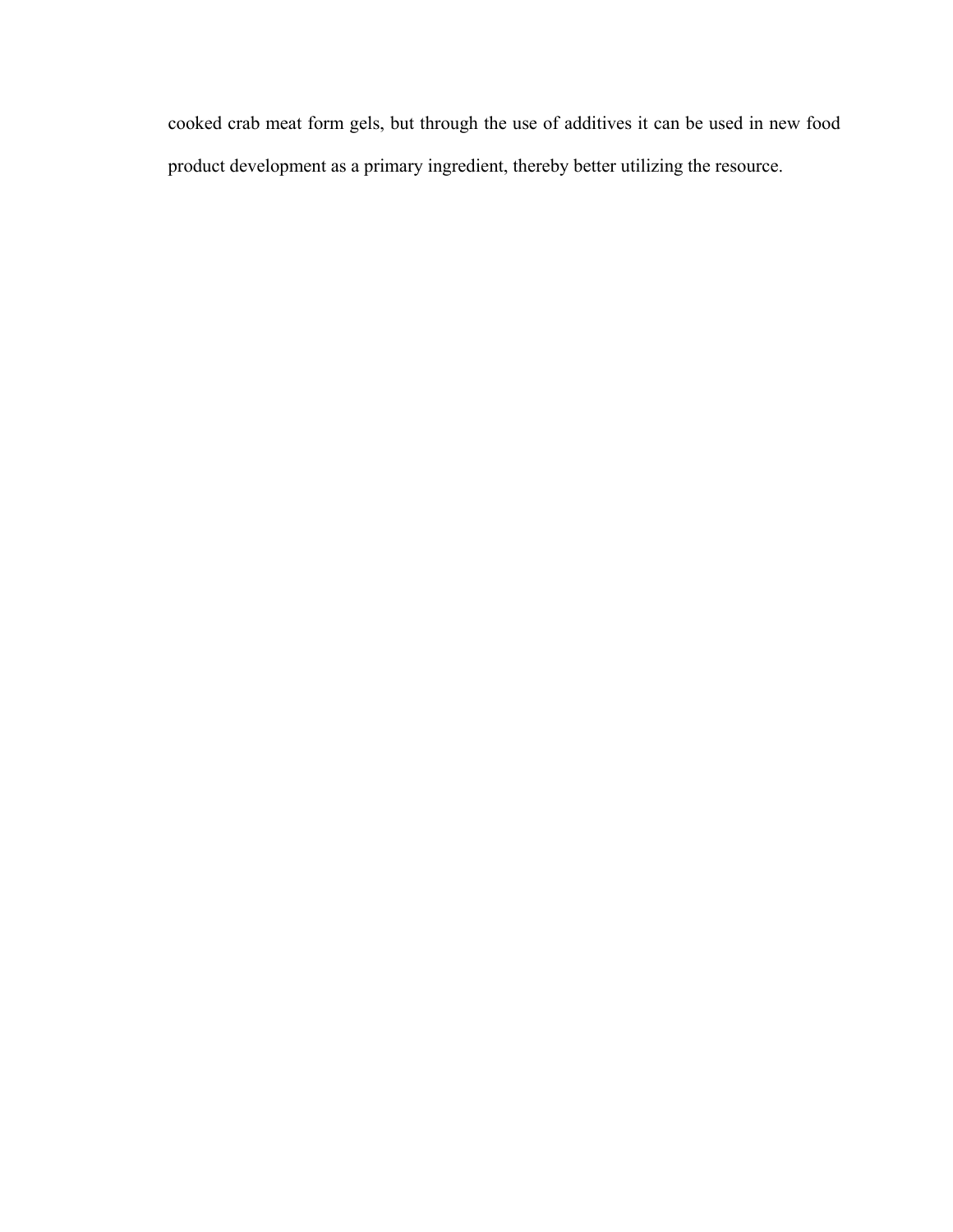cooked crab meat form gels, but through the use of additives it can be used in new food product development as a primary ingredient, thereby better utilizing the resource.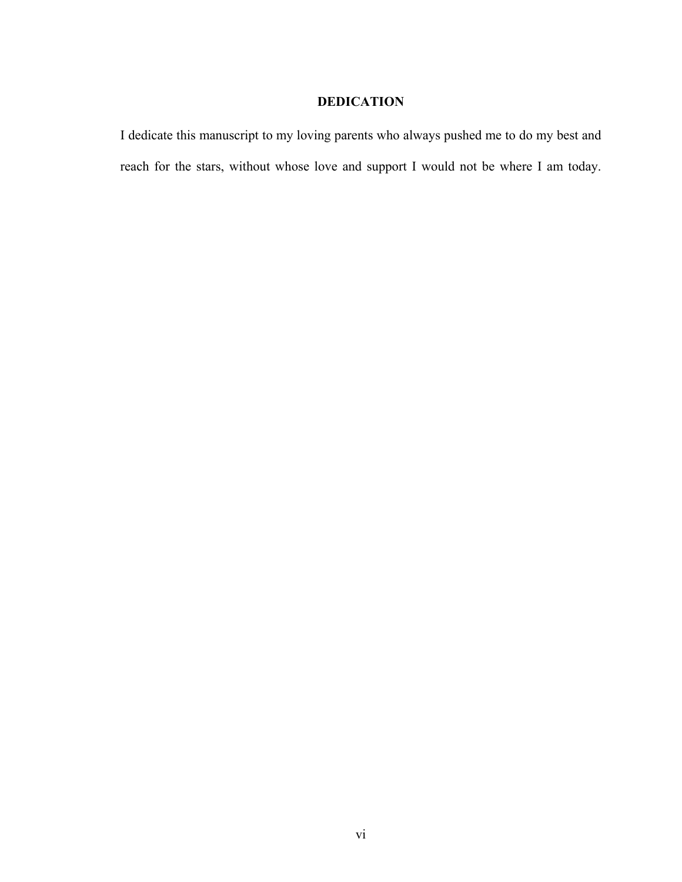# DEDICATION

I dedicate this manuscript to my loving parents who always pushed me to do my best and reach for the stars, without whose love and support I would not be where I am today.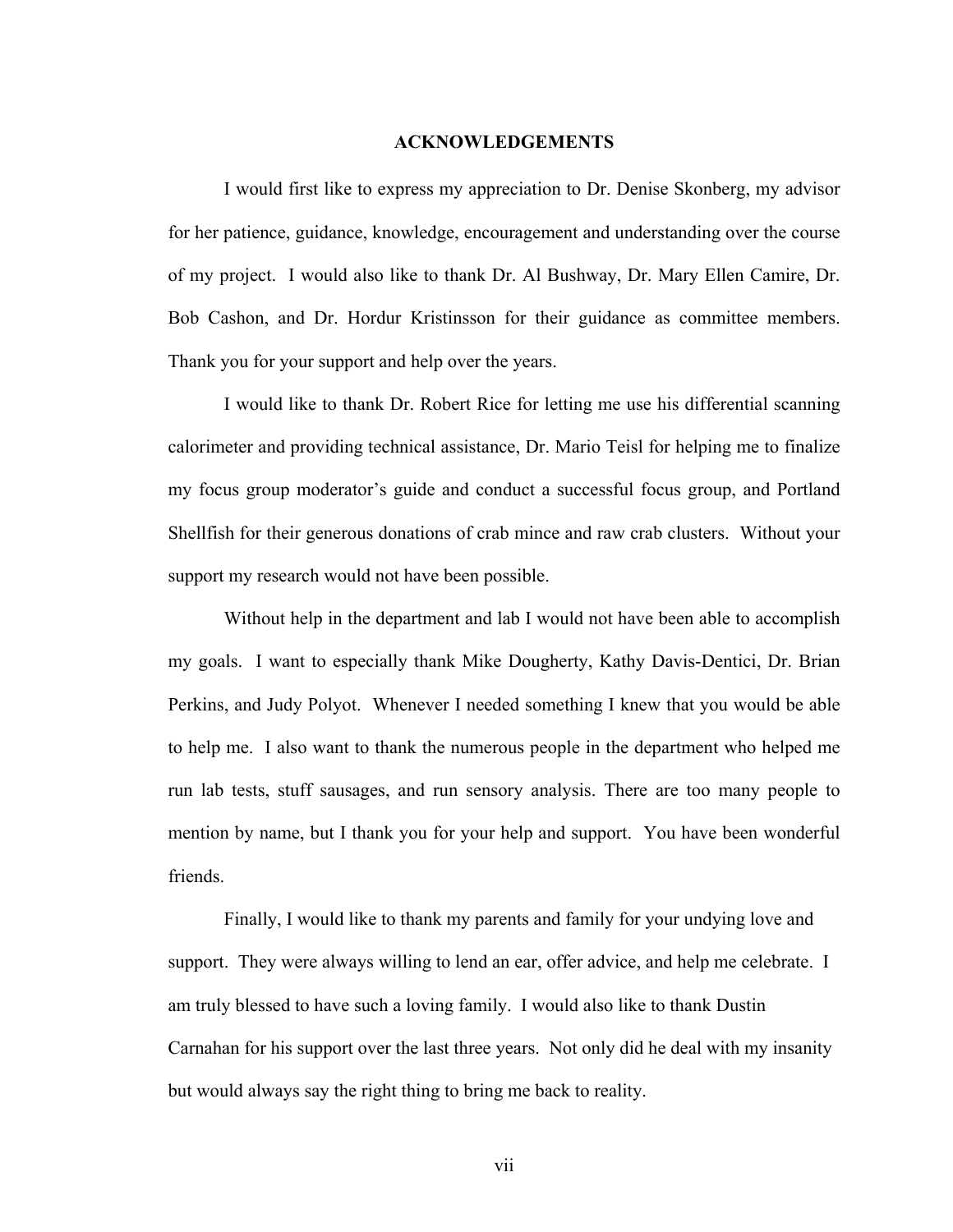# ACKNOWLEDGEMENTS

I would first like to express my appreciation to Dr. Denise Skonberg, my advisor for her patience, guidance, knowledge, encouragement and understanding over the course of my project. I would also like to thank Dr. Al Bushway, Dr. Mary Ellen Camire, Dr. Bob Cashon, and Dr. Hordur Kristinsson for their guidance as committee members. Thank you for your support and help over the years.

I would like to thank Dr. Robert Rice for letting me use his differential scanning calorimeter and providing technical assistance, Dr. Mario Teisl for helping me to finalize my focus group moderator's guide and conduct a successful focus group, and Portland Shellfish for their generous donations of crab mince and raw crab clusters. Without your support my research would not have been possible.

Without help in the department and lab I would not have been able to accomplish my goals. I want to especially thank Mike Dougherty, Kathy Davis-Dentici, Dr. Brian Perkins, and Judy Polyot. Whenever I needed something I knew that you would be able to help me. I also want to thank the numerous people in the department who helped me run lab tests, stuff sausages, and run sensory analysis. There are too many people to mention by name, but I thank you for your help and support. You have been wonderful friends.

Finally, I would like to thank my parents and family for your undying love and support. They were always willing to lend an ear, offer advice, and help me celebrate. I am truly blessed to have such a loving family. I would also like to thank Dustin Carnahan for his support over the last three years. Not only did he deal with my insanity but would always say the right thing to bring me back to reality.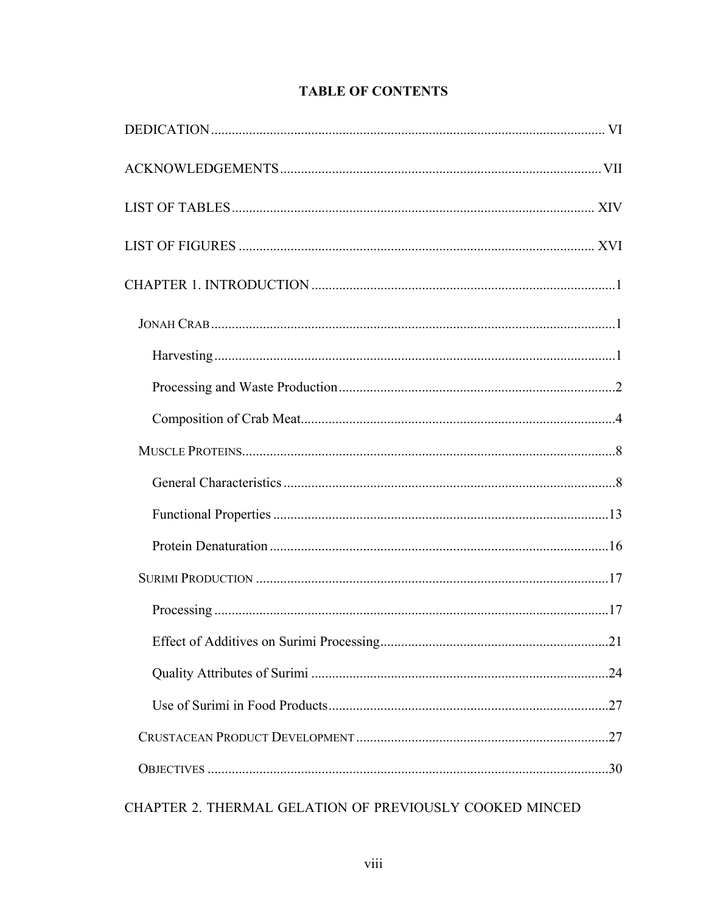# TABLE OF CONTENTS

DEDICATION ..... VI

ACKNOWLEDGEMENTS ..... VII

LIST OF TABLES ..... XIV

LIST OF FIGURES ..... XVI

CHAPTER 1. INTRODUCTION ..... 1

- JONAH CRAB ..... 1
  - Harvesting ..... 1
  - Processing and Waste Production ..... 2
  - Composition of Crab Meat ..... 4
- MUSCLE PROTEINS ..... 8
  - General Characteristics ..... 8
  - Functional Properties ..... 13
  - Protein Denaturation ..... 16
- SURIMI PRODUCTION ..... 17
  - Processing ..... 17
  - Effect of Additives on Surimi Processing ..... 21
  - Quality Attributes of Surimi ..... 24
  - Use of Surimi in Food Products ..... 27
- CRUSTACEAN PRODUCT DEVELOPMENT ..... 27
- OBJECTIVES ..... 30

CHAPTER 2. THERMAL GELATION OF PREVIOUSLY COOKED MINCED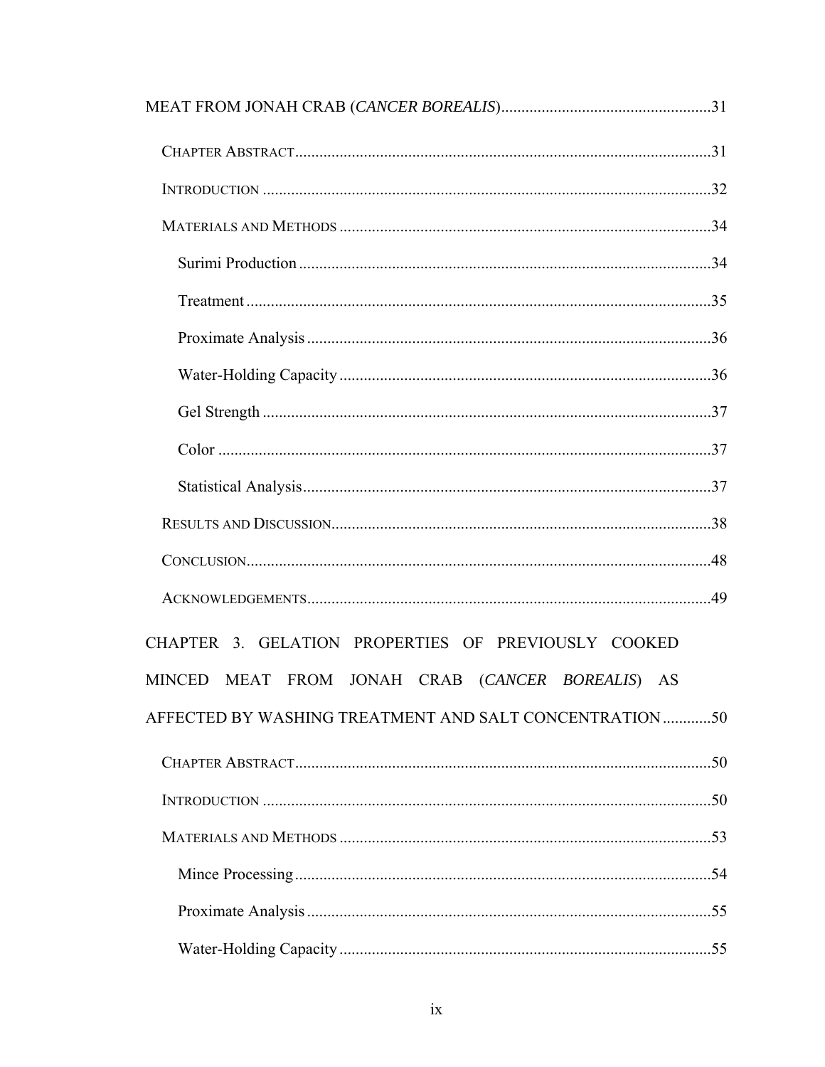MEAT FROM JONAH CRAB (*CANCER BOREALIS*) .......... 31

- CHAPTER ABSTRACT .......... 31
- INTRODUCTION .......... 32
- MATERIALS AND METHODS .......... 34
  - Surimi Production .......... 34
  - Treatment .......... 35
  - Proximate Analysis .......... 36
  - Water-Holding Capacity .......... 36
  - Gel Strength .......... 37
  - Color .......... 37
  - Statistical Analysis .......... 37
- RESULTS AND DISCUSSION .......... 38
- CONCLUSION .......... 48
- ACKNOWLEDGEMENTS .......... 49

CHAPTER 3. GELATION PROPERTIES OF PREVIOUSLY COOKED MINCED MEAT FROM JONAH CRAB (*CANCER BOREALIS*) AS AFFECTED BY WASHING TREATMENT AND SALT CONCENTRATION .......... 50

- CHAPTER ABSTRACT .......... 50
- INTRODUCTION .......... 50
- MATERIALS AND METHODS .......... 53
  - Mince Processing .......... 54
  - Proximate Analysis .......... 55
  - Water-Holding Capacity .......... 55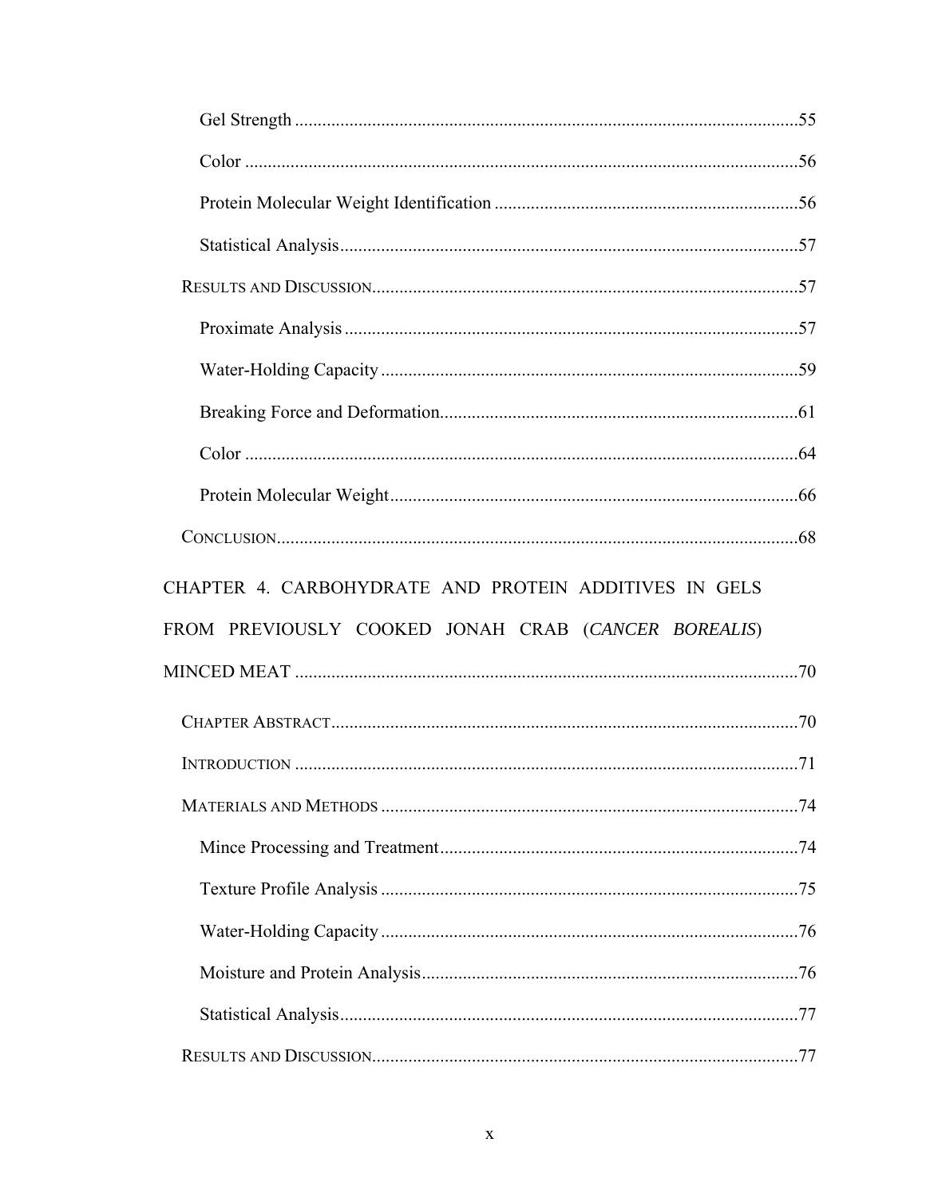Gel Strength ..............................................................................................................55

Color ..........................................................................................................................56

Protein Molecular Weight Identification ...................................................................56

Statistical Analysis.....................................................................................................57

RESULTS AND DISCUSSION..............................................................................................57

Proximate Analysis ....................................................................................................57

Water-Holding Capacity ............................................................................................59

Breaking Force and Deformation...............................................................................61

Color ..........................................................................................................................64

Protein Molecular Weight..........................................................................................66

CONCLUSION...................................................................................................................68

CHAPTER 4. CARBOHYDRATE AND PROTEIN ADDITIVES IN GELS FROM PREVIOUSLY COOKED JONAH CRAB (*CANCER BOREALIS*) MINCED MEAT ...............................................................................................................70

CHAPTER ABSTRACT.......................................................................................................70

INTRODUCTION ...............................................................................................................71

MATERIALS AND METHODS ............................................................................................74

Mince Processing and Treatment...............................................................................74

Texture Profile Analysis ............................................................................................75

Water-Holding Capacity ............................................................................................76

Moisture and Protein Analysis...................................................................................76

Statistical Analysis.....................................................................................................77

RESULTS AND DISCUSSION..............................................................................................77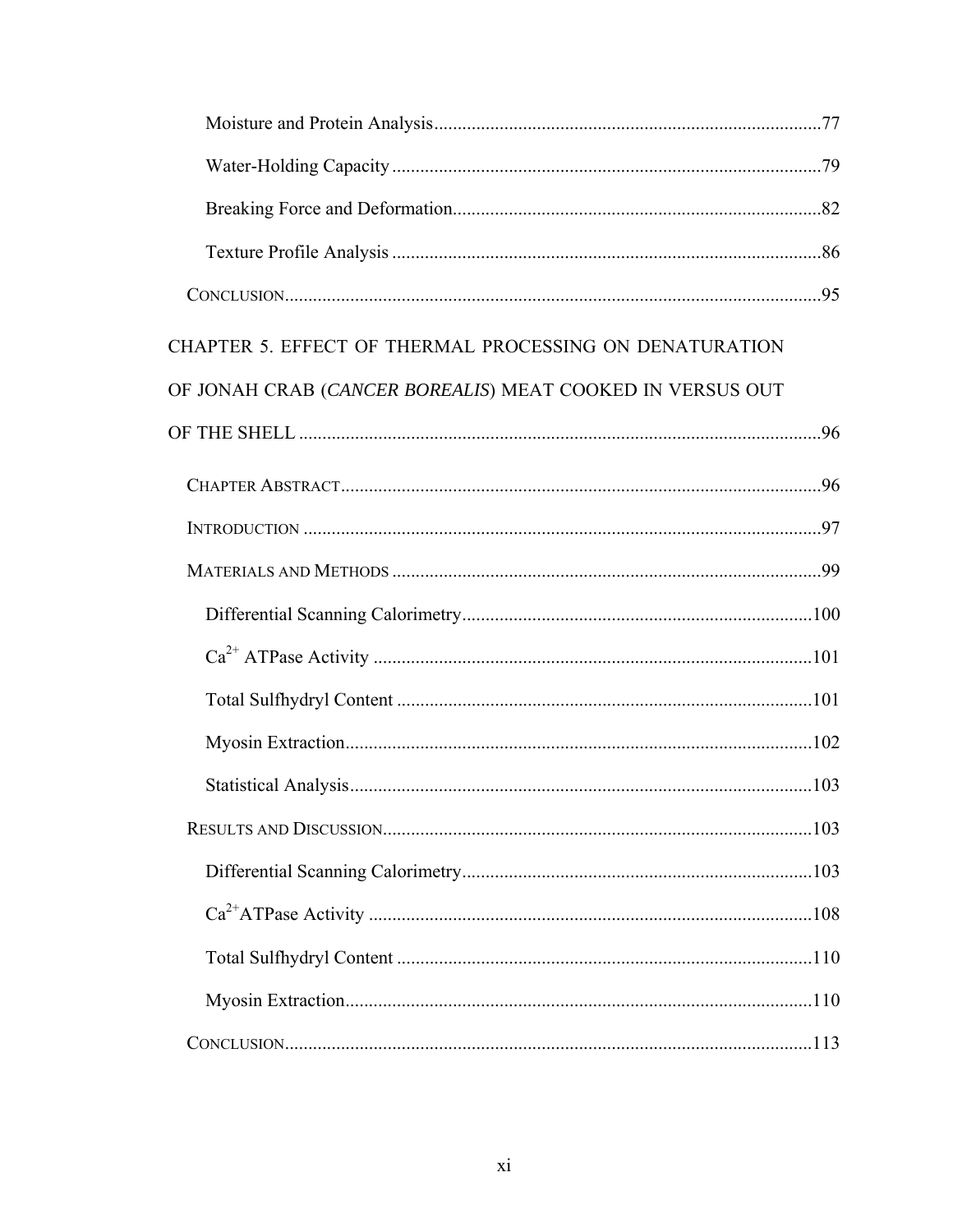Moisture and Protein Analysis ........................................................................ 77

Water-Holding Capacity ................................................................................ 79

Breaking Force and Deformation.................................................................. 82

Texture Profile Analysis ................................................................................ 86

CONCLUSION...................................................................................................... 95

CHAPTER 5. EFFECT OF THERMAL PROCESSING ON DENATURATION OF JONAH CRAB (*CANCER BOREALIS*) MEAT COOKED IN VERSUS OUT OF THE SHELL ........................................................................................................ 96

CHAPTER ABSTRACT......................................................................................... 96

INTRODUCTION ................................................................................................. 97

MATERIALS AND METHODS ............................................................................ 99

Differential Scanning Calorimetry............................................................... 100

$Ca^{2+}$ ATPase Activity ............................................................................... 101

Total Sulfhydryl Content .............................................................................. 101

Myosin Extraction......................................................................................... 102

Statistical Analysis........................................................................................ 103

RESULTS AND DISCUSSION............................................................................ 103

Differential Scanning Calorimetry............................................................... 103

$Ca^{2+}$ATPase Activity ................................................................................ 108

Total Sulfhydryl Content .............................................................................. 110

Myosin Extraction......................................................................................... 110

CONCLUSION.................................................................................................... 113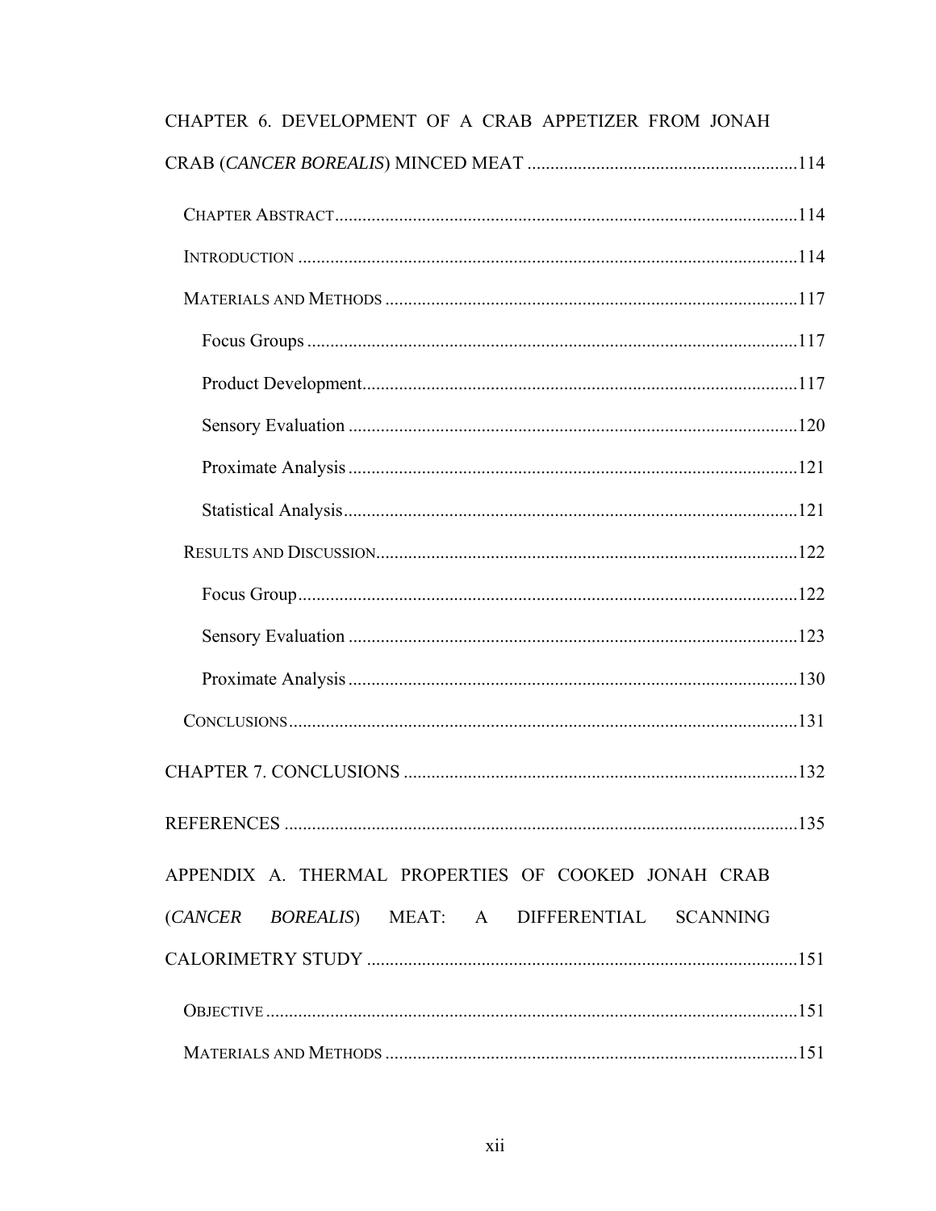CHAPTER 6. DEVELOPMENT OF A CRAB APPETIZER FROM JONAH CRAB (*CANCER BOREALIS*) MINCED MEAT ....114

- CHAPTER ABSTRACT ....114
- INTRODUCTION ....114
- MATERIALS AND METHODS ....117
  - Focus Groups ....117
  - Product Development ....117
  - Sensory Evaluation ....120
  - Proximate Analysis ....121
  - Statistical Analysis ....121
- RESULTS AND DISCUSSION ....122
  - Focus Group ....122
  - Sensory Evaluation ....123
  - Proximate Analysis ....130
- CONCLUSIONS ....131

CHAPTER 7. CONCLUSIONS ....132

REFERENCES ....135

APPENDIX A. THERMAL PROPERTIES OF COOKED JONAH CRAB (*CANCER BOREALIS*) MEAT: A DIFFERENTIAL SCANNING CALORIMETRY STUDY ....151

- OBJECTIVE ....151
- MATERIALS AND METHODS ....151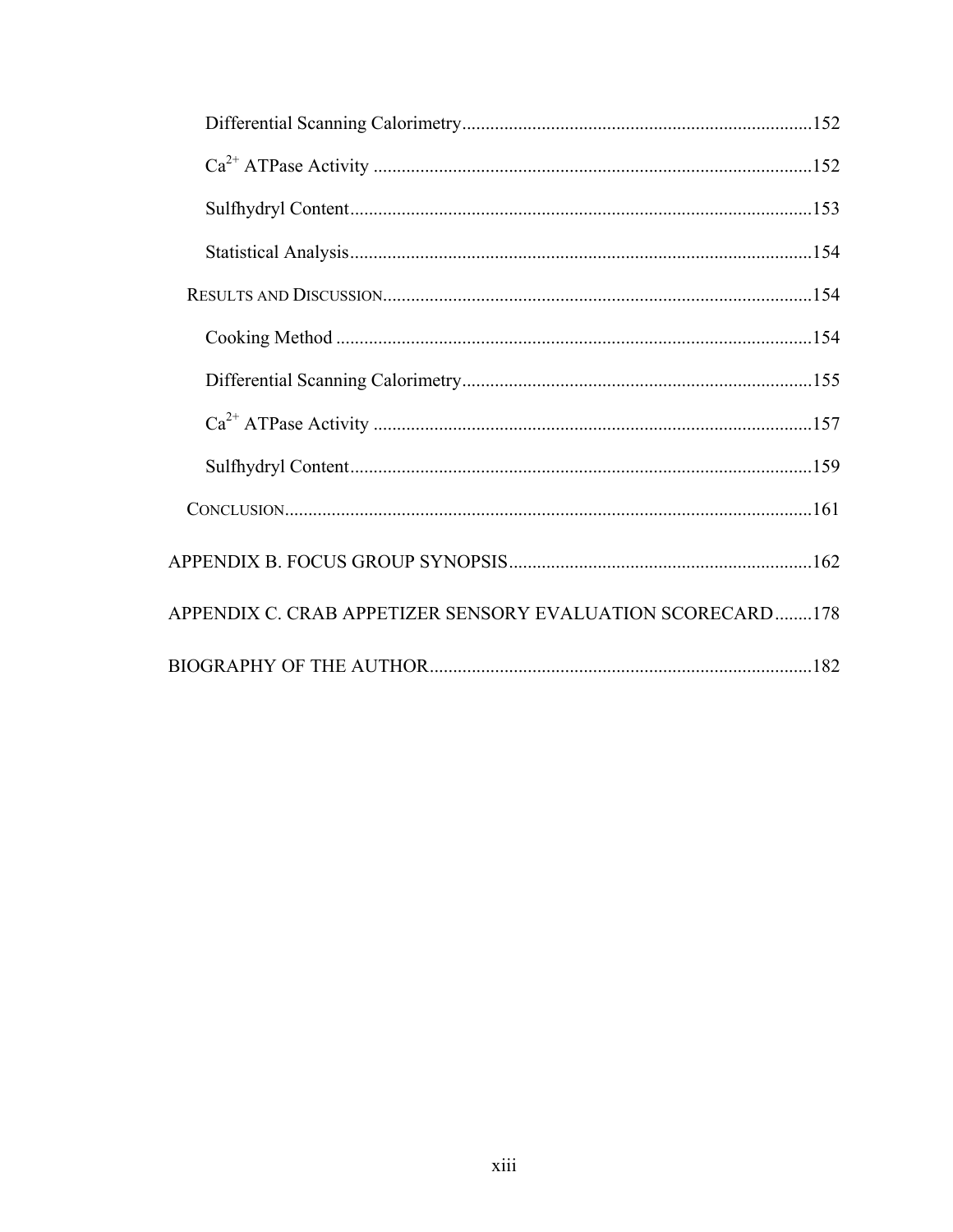Differential Scanning Calorimetry....152

$Ca^{2+}$ ATPase Activity....152

Sulfhydryl Content....153

Statistical Analysis....154

RESULTS AND DISCUSSION....154

Cooking Method....154

Differential Scanning Calorimetry....155

$Ca^{2+}$ ATPase Activity....157

Sulfhydryl Content....159

CONCLUSION....161

APPENDIX B. FOCUS GROUP SYNOPSIS....162

APPENDIX C. CRAB APPETIZER SENSORY EVALUATION SCORECARD....178

BIOGRAPHY OF THE AUTHOR....182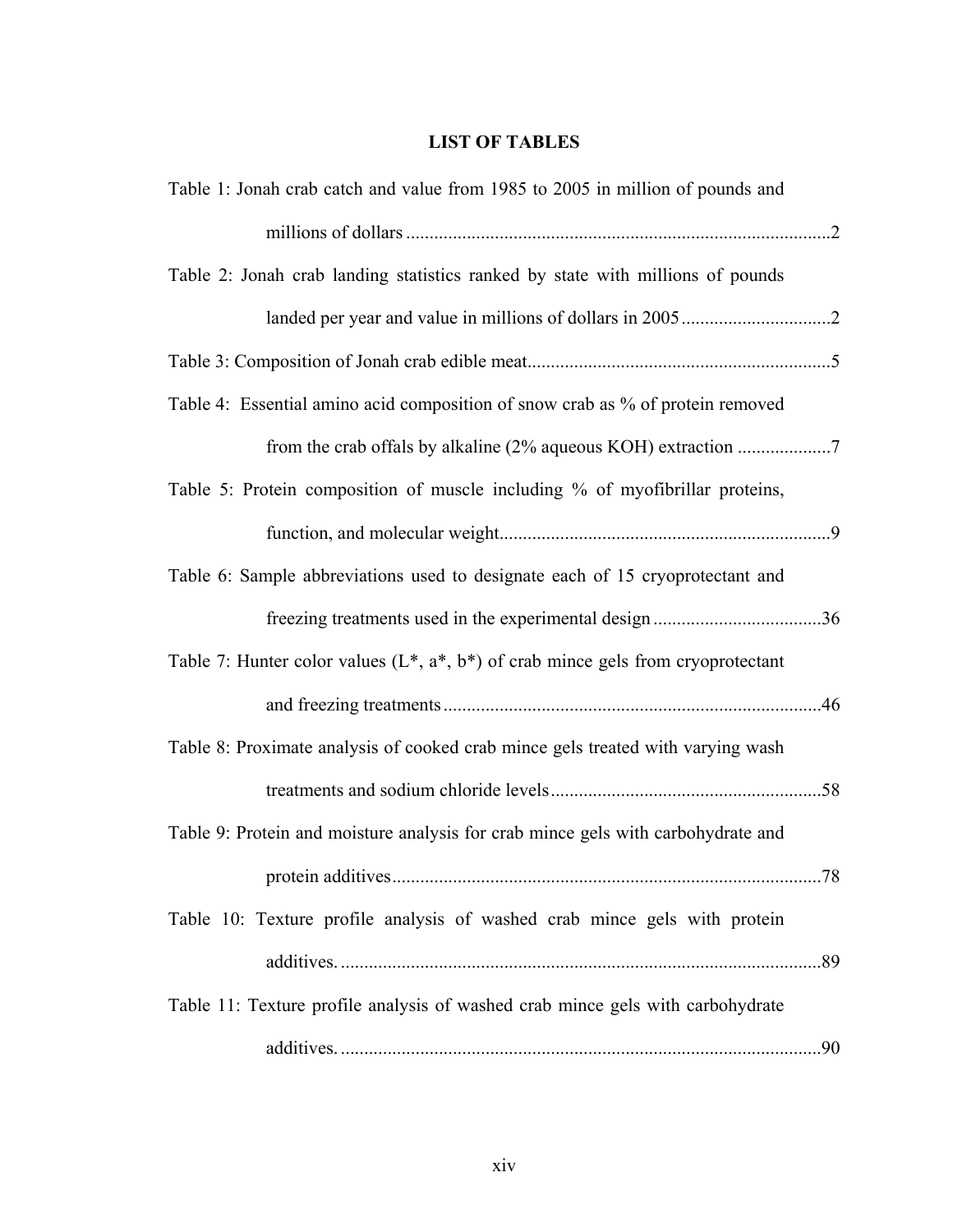# LIST OF TABLES

Table 1: Jonah crab catch and value from 1985 to 2005 in million of pounds and millions of dollars ..........2

Table 2: Jonah crab landing statistics ranked by state with millions of pounds landed per year and value in millions of dollars in 2005 ..........2

Table 3: Composition of Jonah crab edible meat..........5

Table 4: Essential amino acid composition of snow crab as % of protein removed from the crab offals by alkaline (2% aqueous KOH) extraction ..........7

Table 5: Protein composition of muscle including % of myofibrillar proteins, function, and molecular weight..........9

Table 6: Sample abbreviations used to designate each of 15 cryoprotectant and freezing treatments used in the experimental design ..........36

Table 7: Hunter color values (L*, a*, b*) of crab mince gels from cryoprotectant and freezing treatments ..........46

Table 8: Proximate analysis of cooked crab mince gels treated with varying wash treatments and sodium chloride levels..........58

Table 9: Protein and moisture analysis for crab mince gels with carbohydrate and protein additives..........78

Table 10: Texture profile analysis of washed crab mince gels with protein additives. ..........89

Table 11: Texture profile analysis of washed crab mince gels with carbohydrate additives. ..........90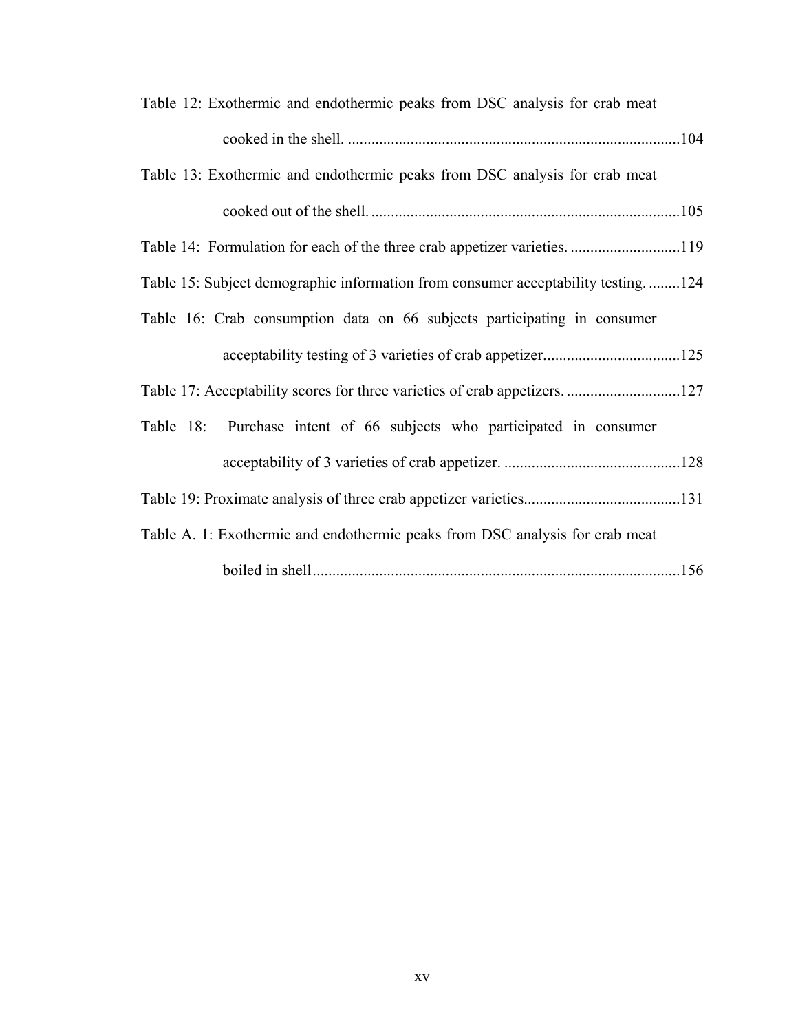Table 12: Exothermic and endothermic peaks from DSC analysis for crab meat cooked in the shell. ....................................................................................104

Table 13: Exothermic and endothermic peaks from DSC analysis for crab meat cooked out of the shell. ..............................................................................105

Table 14: Formulation for each of the three crab appetizer varieties. ............................119

Table 15: Subject demographic information from consumer acceptability testing. ........124

Table 16: Crab consumption data on 66 subjects participating in consumer acceptability testing of 3 varieties of crab appetizer...................................125

Table 17: Acceptability scores for three varieties of crab appetizers. .............................127

Table 18: Purchase intent of 66 subjects who participated in consumer acceptability of 3 varieties of crab appetizer. .............................................128

Table 19: Proximate analysis of three crab appetizer varieties........................................131

Table A. 1: Exothermic and endothermic peaks from DSC analysis for crab meat boiled in shell..............................................................................................156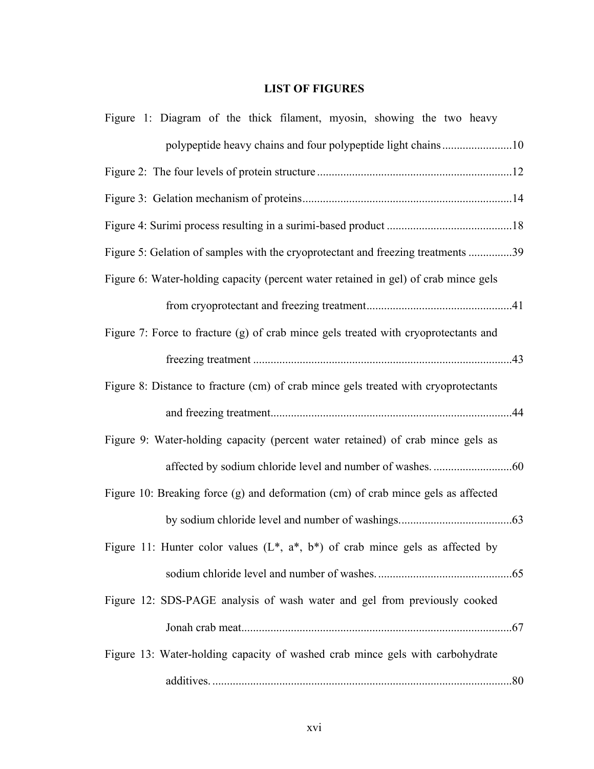# LIST OF FIGURES

Figure 1: Diagram of the thick filament, myosin, showing the two heavy polypeptide heavy chains and four polypeptide light chains........................10

Figure 2: The four levels of protein structure..................................................................12

Figure 3: Gelation mechanism of proteins.......................................................................14

Figure 4: Surimi process resulting in a surimi-based product ..........................................18

Figure 5: Gelation of samples with the cryoprotectant and freezing treatments ...............39

Figure 6: Water-holding capacity (percent water retained in gel) of crab mince gels from cryoprotectant and freezing treatment.................................................41

Figure 7: Force to fracture (g) of crab mince gels treated with cryoprotectants and freezing treatment .......................................................................................43

Figure 8: Distance to fracture (cm) of crab mince gels treated with cryoprotectants and freezing treatment.................................................................................44

Figure 9: Water-holding capacity (percent water retained) of crab mince gels as affected by sodium chloride level and number of washes. ..........................60

Figure 10: Breaking force (g) and deformation (cm) of crab mince gels as affected by sodium chloride level and number of washings......................................63

Figure 11: Hunter color values (L*, a*, b*) of crab mince gels as affected by sodium chloride level and number of washes. .............................................65

Figure 12: SDS-PAGE analysis of wash water and gel from previously cooked Jonah crab meat............................................................................................67

Figure 13: Water-holding capacity of washed crab mince gels with carbohydrate additives. .....................................................................................................80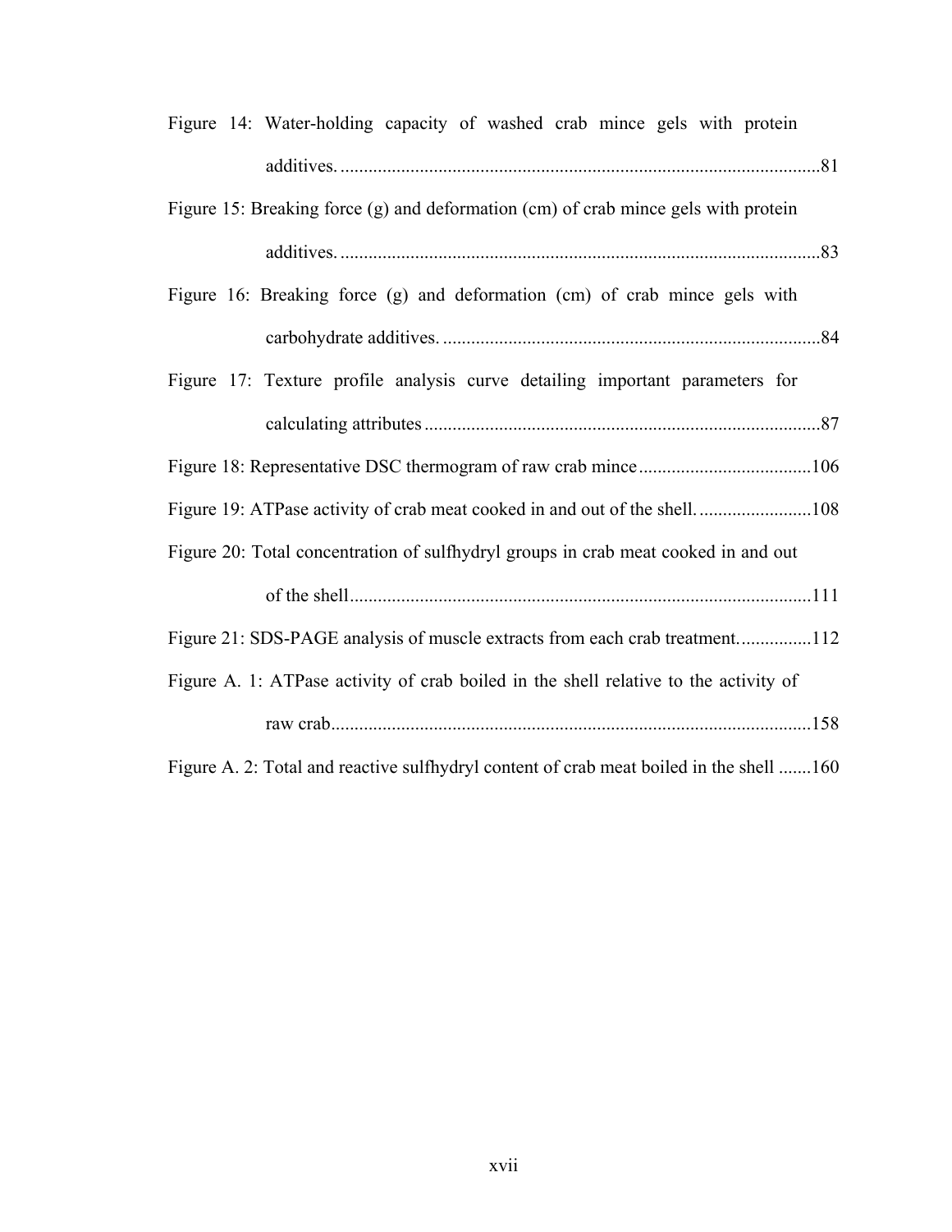Figure 14: Water-holding capacity of washed crab mince gels with protein additives. ......................................................................................................81

Figure 15: Breaking force (g) and deformation (cm) of crab mince gels with protein additives. ......................................................................................................83

Figure 16: Breaking force (g) and deformation (cm) of crab mince gels with carbohydrate additives. ................................................................................84

Figure 17: Texture profile analysis curve detailing important parameters for calculating attributes ....................................................................................87

Figure 18: Representative DSC thermogram of raw crab mince .....................................106

Figure 19: ATPase activity of crab meat cooked in and out of the shell. ........................108

Figure 20: Total concentration of sulfhydryl groups in crab meat cooked in and out of the shell..................................................................................................111

Figure 21: SDS-PAGE analysis of muscle extracts from each crab treatment. ...............112

Figure A. 1: ATPase activity of crab boiled in the shell relative to the activity of raw crab......................................................................................................158

Figure A. 2: Total and reactive sulfhydryl content of crab meat boiled in the shell .......160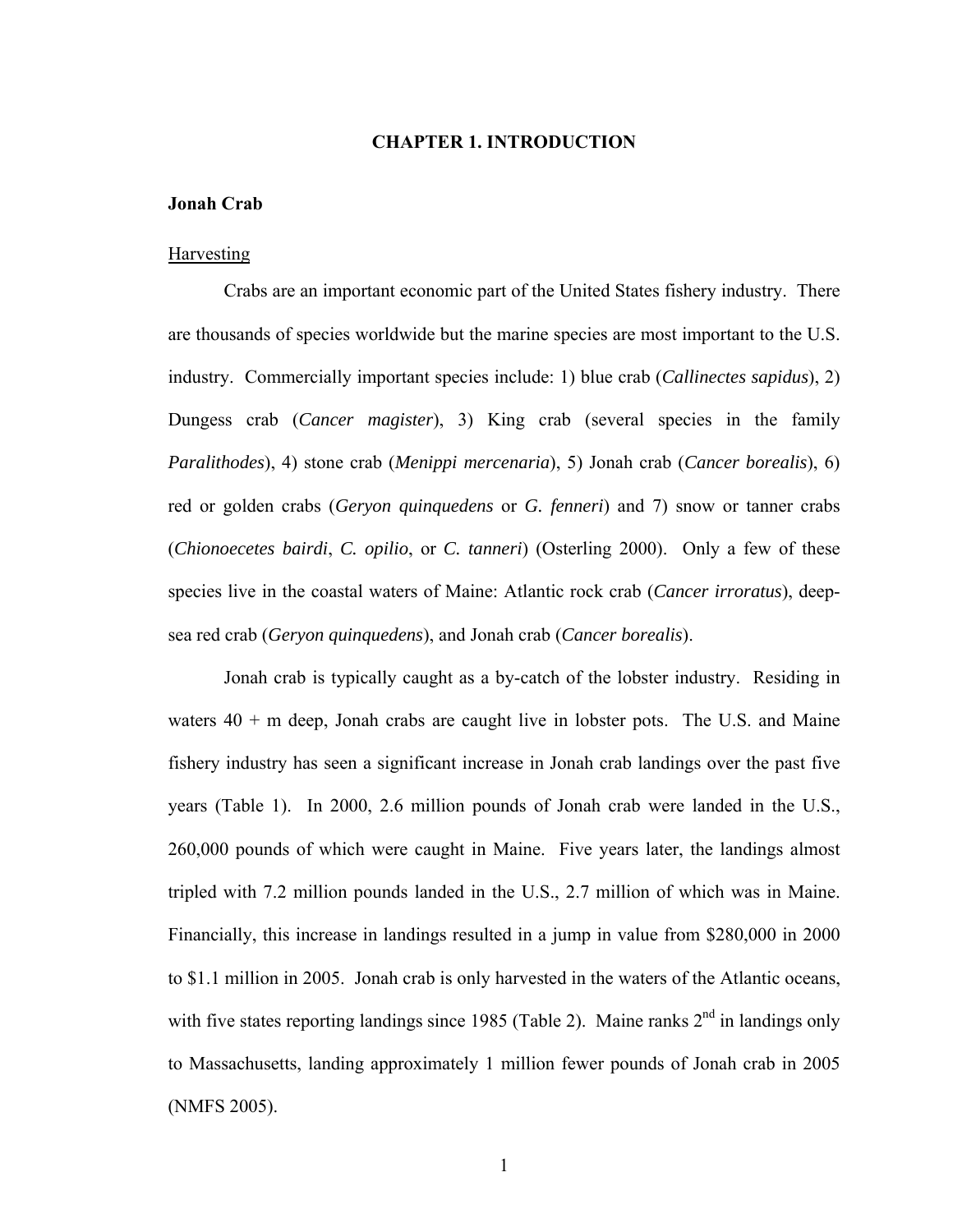# CHAPTER 1. INTRODUCTION

## Jonah Crab

### Harvesting

Crabs are an important economic part of the United States fishery industry. There are thousands of species worldwide but the marine species are most important to the U.S. industry. Commercially important species include: 1) blue crab (*Callinectes sapidus*), 2) Dungess crab (*Cancer magister*), 3) King crab (several species in the family *Paralithodes*), 4) stone crab (*Menippi mercenaria*), 5) Jonah crab (*Cancer borealis*), 6) red or golden crabs (*Geryon quinquedens* or *G. fenneri*) and 7) snow or tanner crabs (*Chionoecetes bairdi*, *C. opilio*, or *C. tanneri*) (Osterling 2000). Only a few of these species live in the coastal waters of Maine: Atlantic rock crab (*Cancer irroratus*), deep-sea red crab (*Geryon quinquedens*), and Jonah crab (*Cancer borealis*).

Jonah crab is typically caught as a by-catch of the lobster industry. Residing in waters 40 + m deep, Jonah crabs are caught live in lobster pots. The U.S. and Maine fishery industry has seen a significant increase in Jonah crab landings over the past five years (Table 1). In 2000, 2.6 million pounds of Jonah crab were landed in the U.S., 260,000 pounds of which were caught in Maine. Five years later, the landings almost tripled with 7.2 million pounds landed in the U.S., 2.7 million of which was in Maine. Financially, this increase in landings resulted in a jump in value from $280,000 in 2000 to $1.1 million in 2005. Jonah crab is only harvested in the waters of the Atlantic oceans, with five states reporting landings since 1985 (Table 2). Maine ranks 2nd in landings only to Massachusetts, landing approximately 1 million fewer pounds of Jonah crab in 2005 (NMFS 2005).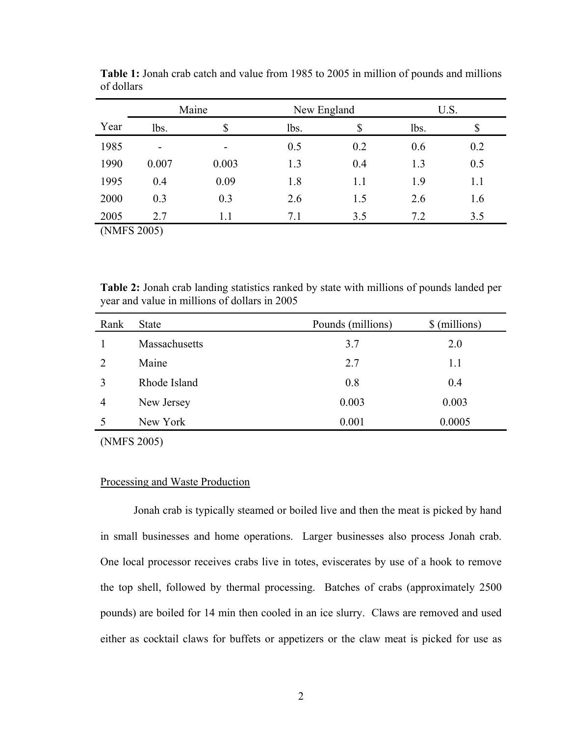**Table 1:** Jonah crab catch and value from 1985 to 2005 in million of pounds and millions of dollars

| Year | Maine | | New England | | U.S. | |
|---|---|---|---|---|---|---|
| | lbs. | $ | lbs. | $ | lbs. | $ |
| 1985 | - | - | 0.5 | 0.2 | 0.6 | 0.2 |
| 1990 | 0.007 | 0.003 | 1.3 | 0.4 | 1.3 | 0.5 |
| 1995 | 0.4 | 0.09 | 1.8 | 1.1 | 1.9 | 1.1 |
| 2000 | 0.3 | 0.3 | 2.6 | 1.5 | 2.6 | 1.6 |
| 2005 | 2.7 | 1.1 | 7.1 | 3.5 | 7.2 | 3.5 |

(NMFS 2005)

**Table 2:** Jonah crab landing statistics ranked by state with millions of pounds landed per year and value in millions of dollars in 2005

| Rank | State | Pounds (millions) | $ (millions) |
|---|---|---|---|
| 1 | Massachusetts | 3.7 | 2.0 |
| 2 | Maine | 2.7 | 1.1 |
| 3 | Rhode Island | 0.8 | 0.4 |
| 4 | New Jersey | 0.003 | 0.003 |
| 5 | New York | 0.001 | 0.0005 |

(NMFS 2005)

Processing and Waste Production

Jonah crab is typically steamed or boiled live and then the meat is picked by hand in small businesses and home operations. Larger businesses also process Jonah crab. One local processor receives crabs live in totes, eviscerates by use of a hook to remove the top shell, followed by thermal processing. Batches of crabs (approximately 2500 pounds) are boiled for 14 min then cooled in an ice slurry. Claws are removed and used either as cocktail claws for buffets or appetizers or the claw meat is picked for use as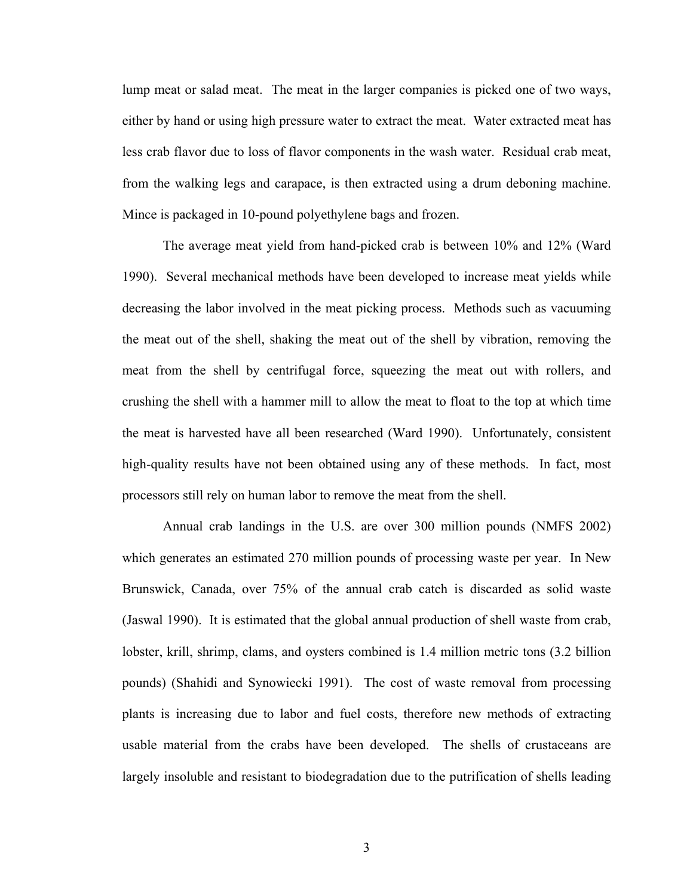lump meat or salad meat. The meat in the larger companies is picked one of two ways, either by hand or using high pressure water to extract the meat. Water extracted meat has less crab flavor due to loss of flavor components in the wash water. Residual crab meat, from the walking legs and carapace, is then extracted using a drum deboning machine. Mince is packaged in 10-pound polyethylene bags and frozen.

The average meat yield from hand-picked crab is between 10% and 12% (Ward 1990). Several mechanical methods have been developed to increase meat yields while decreasing the labor involved in the meat picking process. Methods such as vacuuming the meat out of the shell, shaking the meat out of the shell by vibration, removing the meat from the shell by centrifugal force, squeezing the meat out with rollers, and crushing the shell with a hammer mill to allow the meat to float to the top at which time the meat is harvested have all been researched (Ward 1990). Unfortunately, consistent high-quality results have not been obtained using any of these methods. In fact, most processors still rely on human labor to remove the meat from the shell.

Annual crab landings in the U.S. are over 300 million pounds (NMFS 2002) which generates an estimated 270 million pounds of processing waste per year. In New Brunswick, Canada, over 75% of the annual crab catch is discarded as solid waste (Jaswal 1990). It is estimated that the global annual production of shell waste from crab, lobster, krill, shrimp, clams, and oysters combined is 1.4 million metric tons (3.2 billion pounds) (Shahidi and Synowiecki 1991). The cost of waste removal from processing plants is increasing due to labor and fuel costs, therefore new methods of extracting usable material from the crabs have been developed. The shells of crustaceans are largely insoluble and resistant to biodegradation due to the putrification of shells leading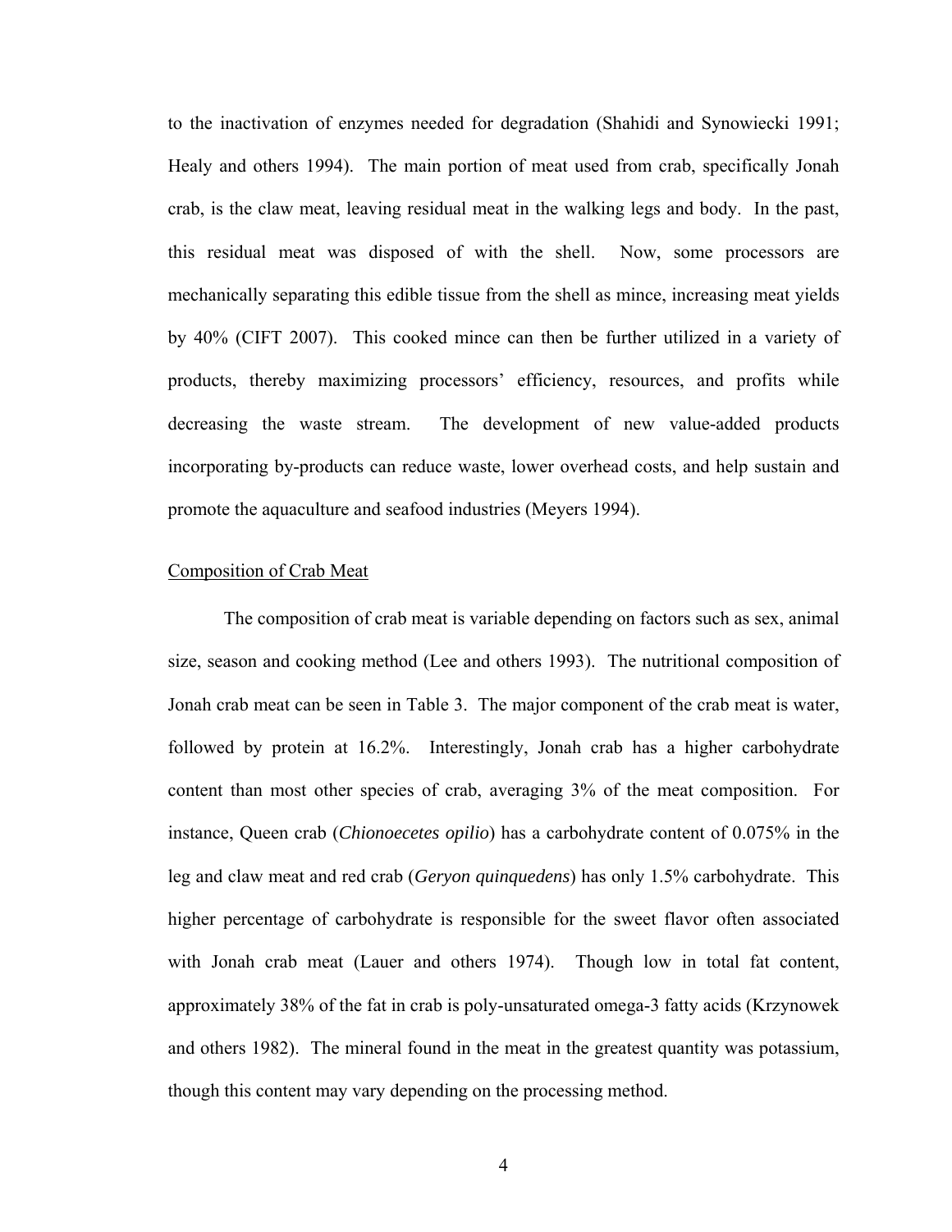to the inactivation of enzymes needed for degradation (Shahidi and Synowiecki 1991; Healy and others 1994). The main portion of meat used from crab, specifically Jonah crab, is the claw meat, leaving residual meat in the walking legs and body. In the past, this residual meat was disposed of with the shell. Now, some processors are mechanically separating this edible tissue from the shell as mince, increasing meat yields by 40% (CIFT 2007). This cooked mince can then be further utilized in a variety of products, thereby maximizing processors' efficiency, resources, and profits while decreasing the waste stream. The development of new value-added products incorporating by-products can reduce waste, lower overhead costs, and help sustain and promote the aquaculture and seafood industries (Meyers 1994).

## Composition of Crab Meat

The composition of crab meat is variable depending on factors such as sex, animal size, season and cooking method (Lee and others 1993). The nutritional composition of Jonah crab meat can be seen in Table 3. The major component of the crab meat is water, followed by protein at 16.2%. Interestingly, Jonah crab has a higher carbohydrate content than most other species of crab, averaging 3% of the meat composition. For instance, Queen crab (*Chionoecetes opilio*) has a carbohydrate content of 0.075% in the leg and claw meat and red crab (*Geryon quinquedens*) has only 1.5% carbohydrate. This higher percentage of carbohydrate is responsible for the sweet flavor often associated with Jonah crab meat (Lauer and others 1974). Though low in total fat content, approximately 38% of the fat in crab is poly-unsaturated omega-3 fatty acids (Krzynowek and others 1982). The mineral found in the meat in the greatest quantity was potassium, though this content may vary depending on the processing method.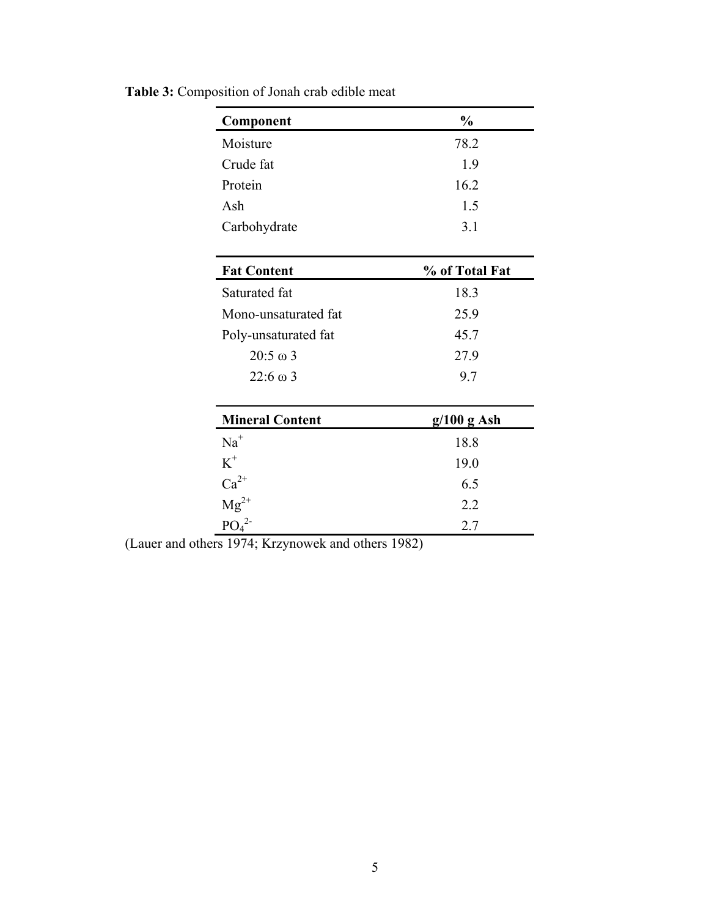**Table 3:** Composition of Jonah crab edible meat

| Component | % |
|---|---|
| Moisture | 78.2 |
| Crude fat | 1.9 |
| Protein | 16.2 |
| Ash | 1.5 |
| Carbohydrate | 3.1 |

| Fat Content | % of Total Fat |
|---|---|
| Saturated fat | 18.3 |
| Mono-unsaturated fat | 25.9 |
| Poly-unsaturated fat | 45.7 |
| 20:5 ω 3 | 27.9 |
| 22:6 ω 3 | 9.7 |

| Mineral Content | g/100 g Ash |
|---|---|
| $Na^{+}$ | 18.8 |
| $K^{+}$ | 19.0 |
| $Ca^{2+}$ | 6.5 |
| $Mg^{2+}$ | 2.2 |
| $PO_4^{2-}$ | 2.7 |

(Lauer and others 1974; Krzynowek and others 1982)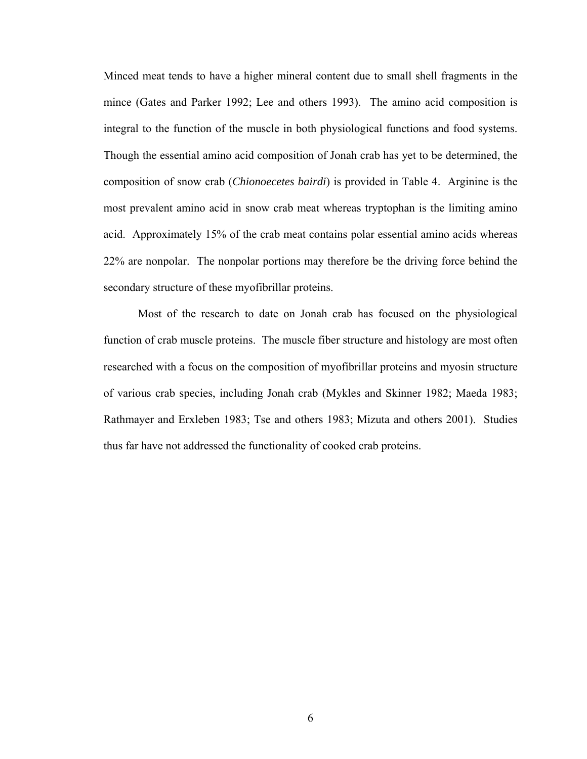Minced meat tends to have a higher mineral content due to small shell fragments in the mince (Gates and Parker 1992; Lee and others 1993). The amino acid composition is integral to the function of the muscle in both physiological functions and food systems. Though the essential amino acid composition of Jonah crab has yet to be determined, the composition of snow crab (*Chionoecetes bairdi*) is provided in Table 4. Arginine is the most prevalent amino acid in snow crab meat whereas tryptophan is the limiting amino acid. Approximately 15% of the crab meat contains polar essential amino acids whereas 22% are nonpolar. The nonpolar portions may therefore be the driving force behind the secondary structure of these myofibrillar proteins.

Most of the research to date on Jonah crab has focused on the physiological function of crab muscle proteins. The muscle fiber structure and histology are most often researched with a focus on the composition of myofibrillar proteins and myosin structure of various crab species, including Jonah crab (Mykles and Skinner 1982; Maeda 1983; Rathmayer and Erxleben 1983; Tse and others 1983; Mizuta and others 2001). Studies thus far have not addressed the functionality of cooked crab proteins.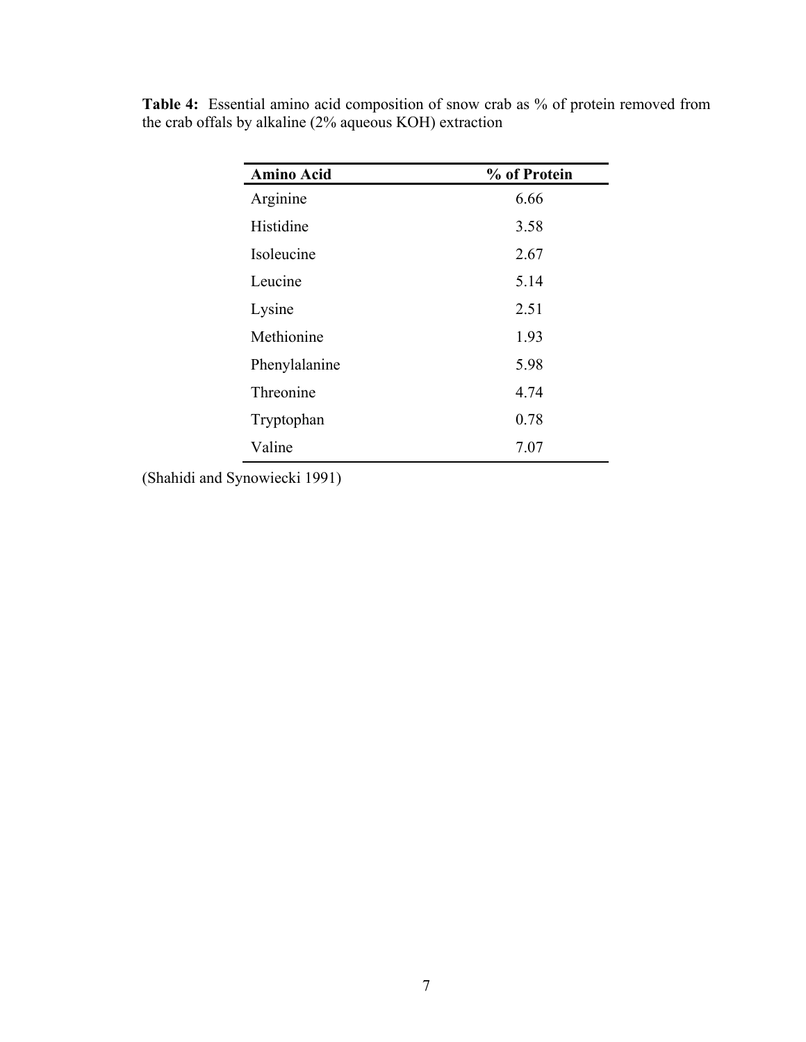**Table 4:** Essential amino acid composition of snow crab as % of protein removed from the crab offals by alkaline (2% aqueous KOH) extraction

| Amino Acid | % of Protein |
|---|---|
| Arginine | 6.66 |
| Histidine | 3.58 |
| Isoleucine | 2.67 |
| Leucine | 5.14 |
| Lysine | 2.51 |
| Methionine | 1.93 |
| Phenylalanine | 5.98 |
| Threonine | 4.74 |
| Tryptophan | 0.78 |
| Valine | 7.07 |

(Shahidi and Synowiecki 1991)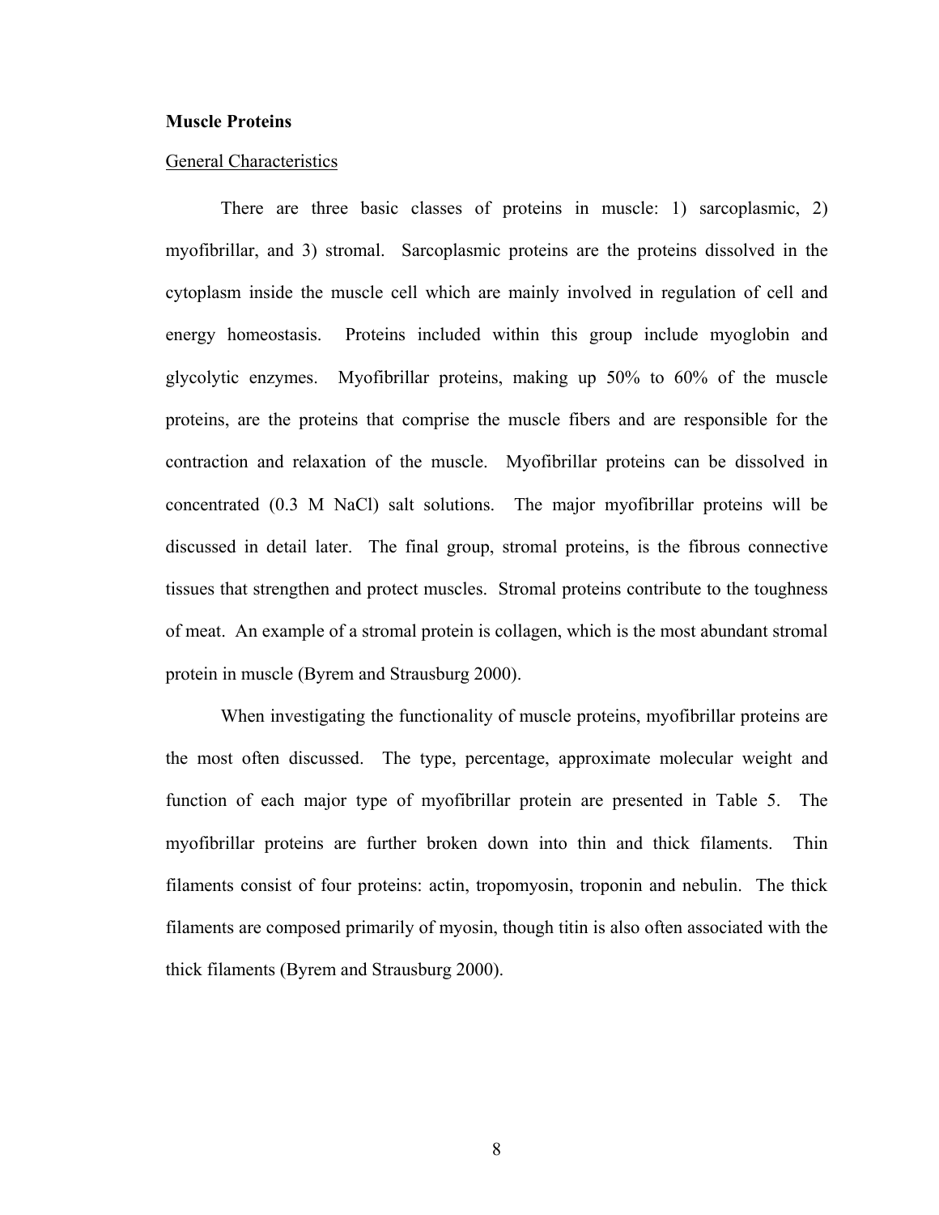## Muscle Proteins

### General Characteristics

There are three basic classes of proteins in muscle: 1) sarcoplasmic, 2) myofibrillar, and 3) stromal. Sarcoplasmic proteins are the proteins dissolved in the cytoplasm inside the muscle cell which are mainly involved in regulation of cell and energy homeostasis. Proteins included within this group include myoglobin and glycolytic enzymes. Myofibrillar proteins, making up 50% to 60% of the muscle proteins, are the proteins that comprise the muscle fibers and are responsible for the contraction and relaxation of the muscle. Myofibrillar proteins can be dissolved in concentrated (0.3 M NaCl) salt solutions. The major myofibrillar proteins will be discussed in detail later. The final group, stromal proteins, is the fibrous connective tissues that strengthen and protect muscles. Stromal proteins contribute to the toughness of meat. An example of a stromal protein is collagen, which is the most abundant stromal protein in muscle (Byrem and Strausburg 2000).

When investigating the functionality of muscle proteins, myofibrillar proteins are the most often discussed. The type, percentage, approximate molecular weight and function of each major type of myofibrillar protein are presented in Table 5. The myofibrillar proteins are further broken down into thin and thick filaments. Thin filaments consist of four proteins: actin, tropomyosin, troponin and nebulin. The thick filaments are composed primarily of myosin, though titin is also often associated with the thick filaments (Byrem and Strausburg 2000).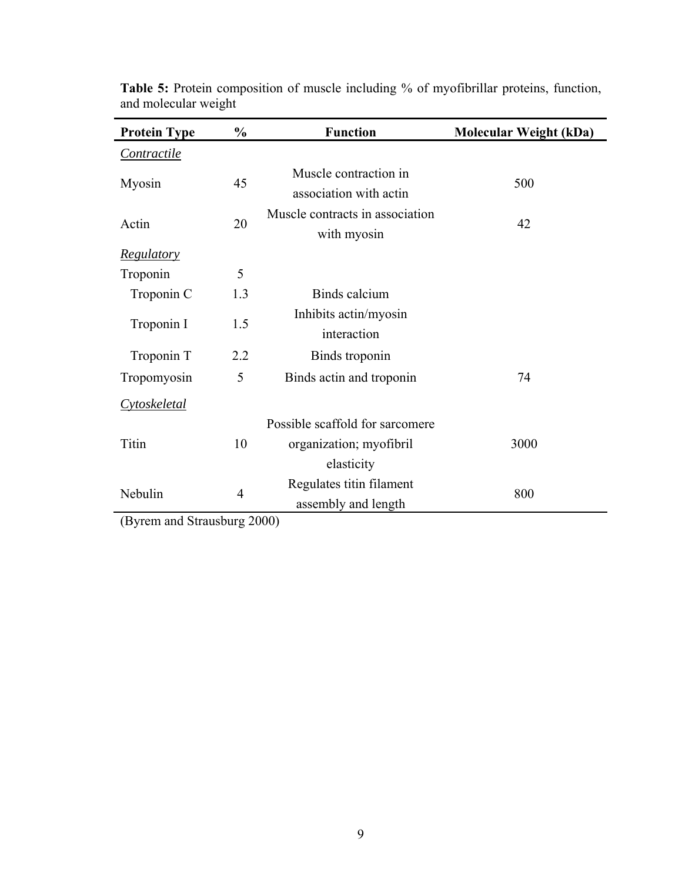**Table 5:** Protein composition of muscle including % of myofibrillar proteins, function, and molecular weight

| Protein Type | % | Function | Molecular Weight (kDa) |
|---|---|---|---|
| *Contractile* | | | |
| Myosin | 45 | Muscle contraction in association with actin | 500 |
| Actin | 20 | Muscle contracts in association with myosin | 42 |
| *Regulatory* | | | |
| Troponin | 5 | | |
| Troponin C | 1.3 | Binds calcium | |
| Troponin I | 1.5 | Inhibits actin/myosin interaction | |
| Troponin T | 2.2 | Binds troponin | |
| Tropomyosin | 5 | Binds actin and troponin | 74 |
| *Cytoskeletal* | | | |
| Titin | 10 | Possible scaffold for sarcomere organization; myofibril elasticity | 3000 |
| Nebulin | 4 | Regulates titin filament assembly and length | 800 |

(Byrem and Strausburg 2000)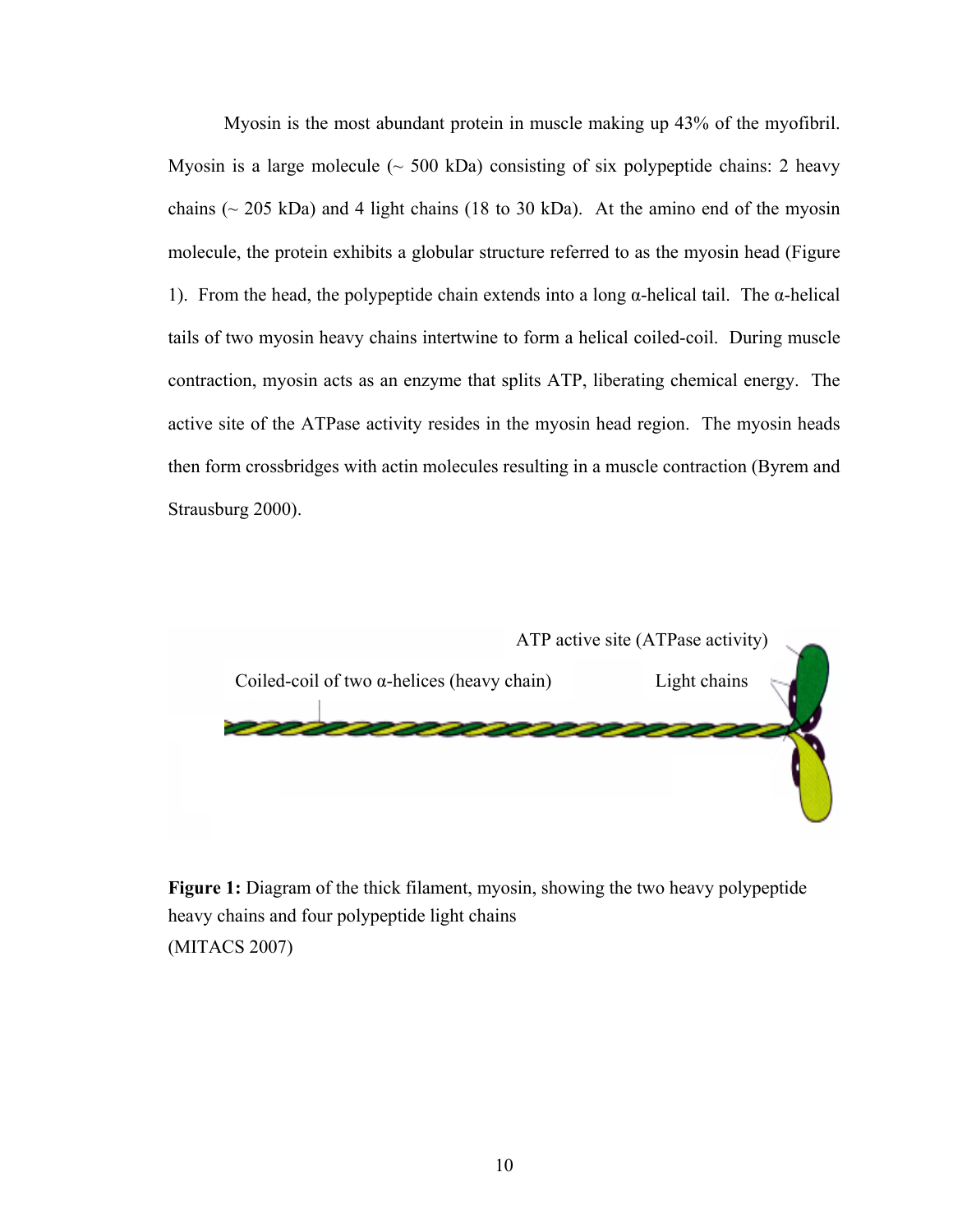Myosin is the most abundant protein in muscle making up 43% of the myofibril. Myosin is a large molecule (~ 500 kDa) consisting of six polypeptide chains: 2 heavy chains (~ 205 kDa) and 4 light chains (18 to 30 kDa). At the amino end of the myosin molecule, the protein exhibits a globular structure referred to as the myosin head (Figure 1). From the head, the polypeptide chain extends into a long α-helical tail. The α-helical tails of two myosin heavy chains intertwine to form a helical coiled-coil. During muscle contraction, myosin acts as an enzyme that splits ATP, liberating chemical energy. The active site of the ATPase activity resides in the myosin head region. The myosin heads then form crossbridges with actin molecules resulting in a muscle contraction (Byrem and Strausburg 2000).

ATP active site (ATPase activity)

Coiled-coil of two α-helices (heavy chain)

Light chains

**Figure 1:** Diagram of the thick filament, myosin, showing the two heavy polypeptide heavy chains and four polypeptide light chains
(MITACS 2007)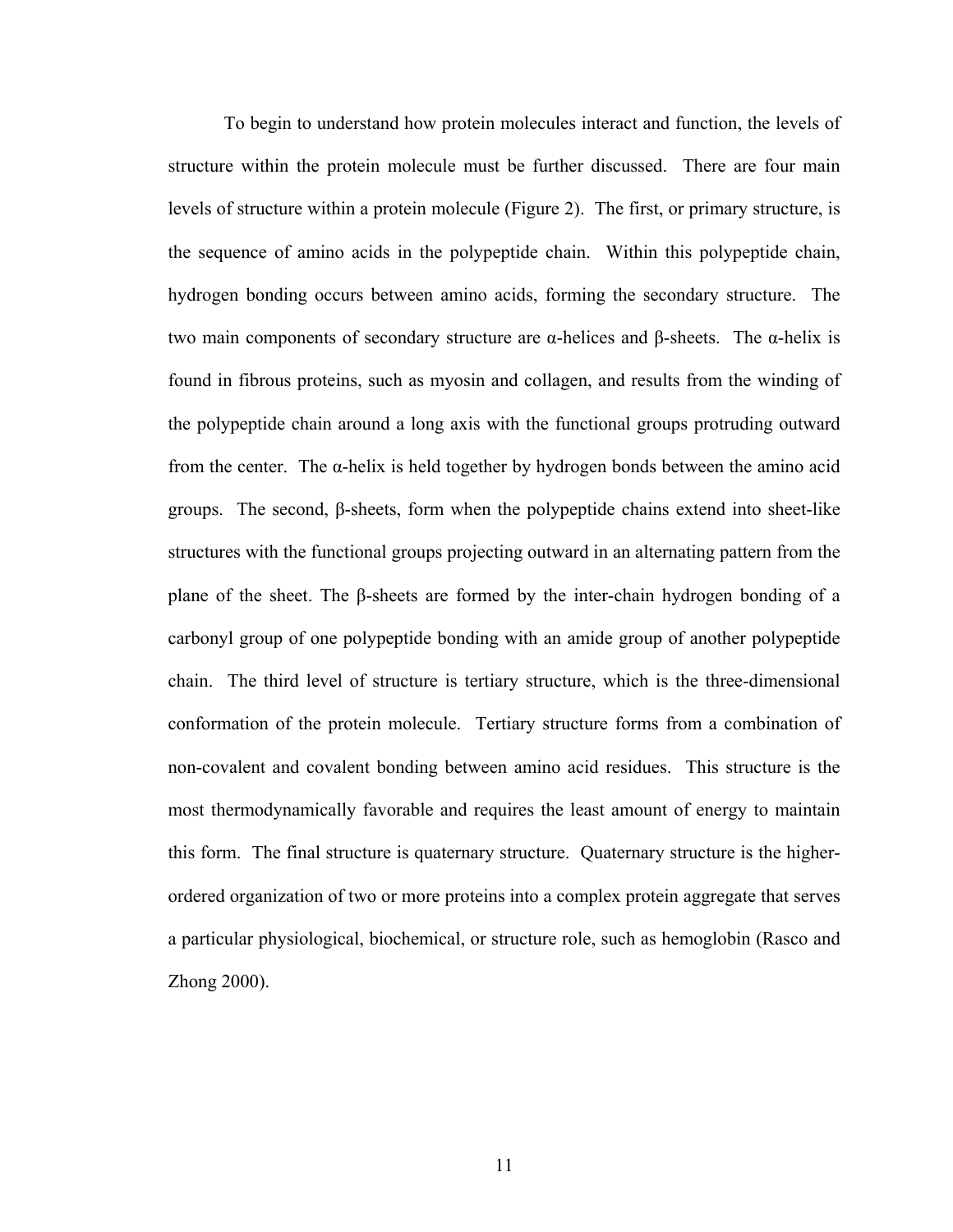To begin to understand how protein molecules interact and function, the levels of structure within the protein molecule must be further discussed. There are four main levels of structure within a protein molecule (Figure 2). The first, or primary structure, is the sequence of amino acids in the polypeptide chain. Within this polypeptide chain, hydrogen bonding occurs between amino acids, forming the secondary structure. The two main components of secondary structure are α-helices and β-sheets. The α-helix is found in fibrous proteins, such as myosin and collagen, and results from the winding of the polypeptide chain around a long axis with the functional groups protruding outward from the center. The α-helix is held together by hydrogen bonds between the amino acid groups. The second, β-sheets, form when the polypeptide chains extend into sheet-like structures with the functional groups projecting outward in an alternating pattern from the plane of the sheet. The β-sheets are formed by the inter-chain hydrogen bonding of a carbonyl group of one polypeptide bonding with an amide group of another polypeptide chain. The third level of structure is tertiary structure, which is the three-dimensional conformation of the protein molecule. Tertiary structure forms from a combination of non-covalent and covalent bonding between amino acid residues. This structure is the most thermodynamically favorable and requires the least amount of energy to maintain this form. The final structure is quaternary structure. Quaternary structure is the higher-ordered organization of two or more proteins into a complex protein aggregate that serves a particular physiological, biochemical, or structure role, such as hemoglobin (Rasco and Zhong 2000).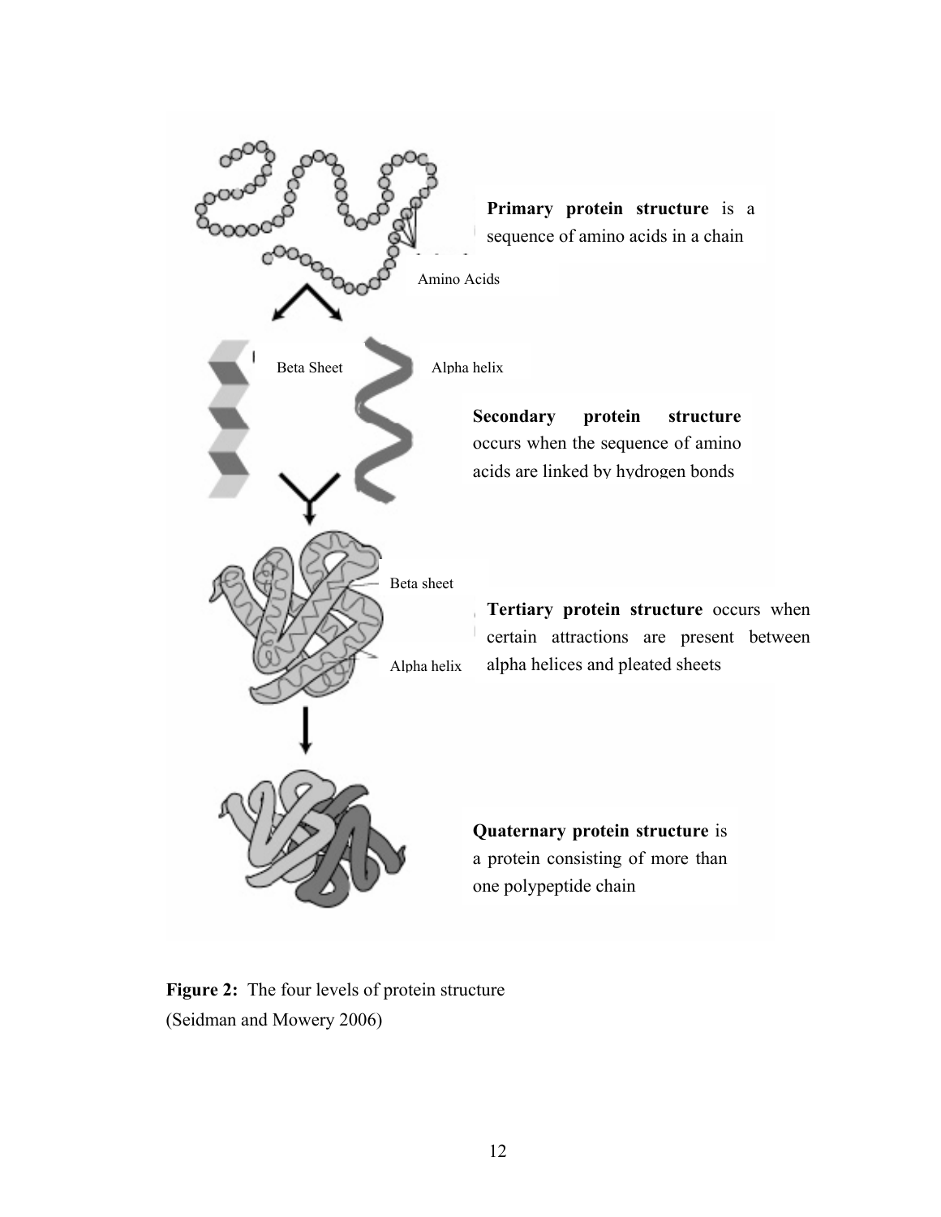Primary protein structure is a sequence of amino acids in a chain

Amino Acids

Beta Sheet

Alpha helix

**Secondary protein structure** occurs when the sequence of amino acids are linked by hydrogen bonds

Beta sheet

Alpha helix

**Tertiary protein structure** occurs when certain attractions are present between alpha helices and pleated sheets

**Quaternary protein structure** is a protein consisting of more than one polypeptide chain

**Figure 2:** The four levels of protein structure (Seidman and Mowery 2006)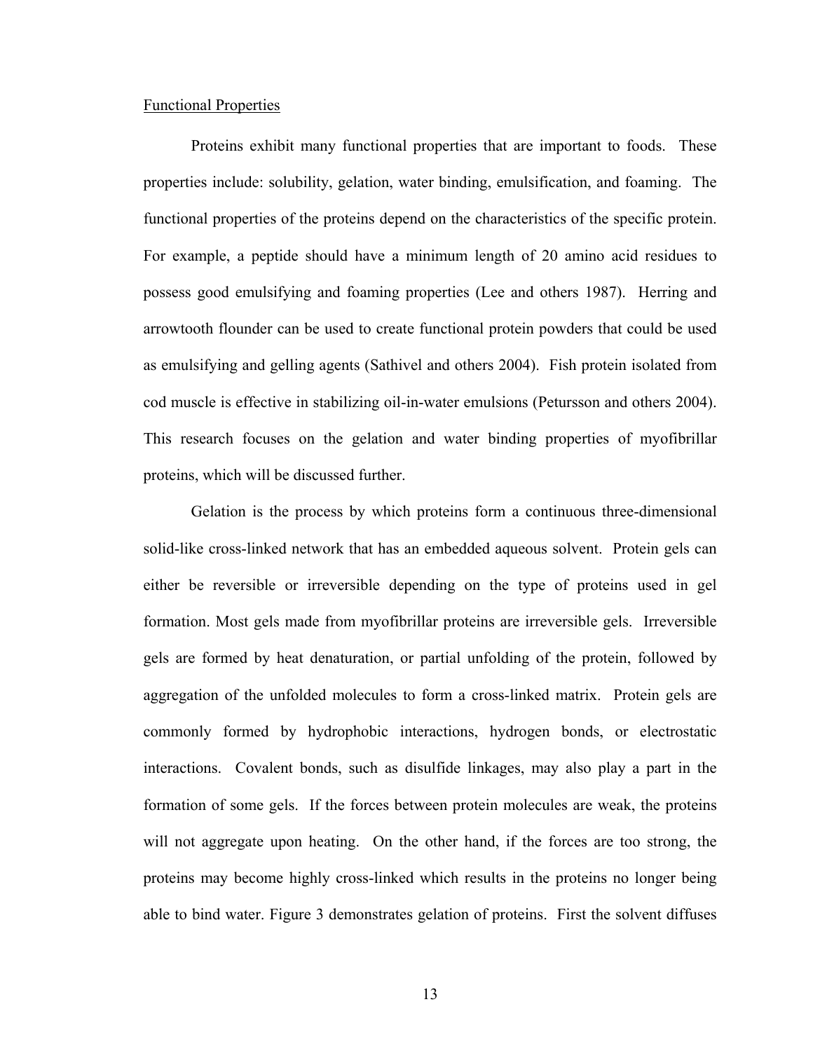## Functional Properties

Proteins exhibit many functional properties that are important to foods. These properties include: solubility, gelation, water binding, emulsification, and foaming. The functional properties of the proteins depend on the characteristics of the specific protein. For example, a peptide should have a minimum length of 20 amino acid residues to possess good emulsifying and foaming properties (Lee and others 1987). Herring and arrowtooth flounder can be used to create functional protein powders that could be used as emulsifying and gelling agents (Sathivel and others 2004). Fish protein isolated from cod muscle is effective in stabilizing oil-in-water emulsions (Petursson and others 2004). This research focuses on the gelation and water binding properties of myofibrillar proteins, which will be discussed further.

Gelation is the process by which proteins form a continuous three-dimensional solid-like cross-linked network that has an embedded aqueous solvent. Protein gels can either be reversible or irreversible depending on the type of proteins used in gel formation. Most gels made from myofibrillar proteins are irreversible gels. Irreversible gels are formed by heat denaturation, or partial unfolding of the protein, followed by aggregation of the unfolded molecules to form a cross-linked matrix. Protein gels are commonly formed by hydrophobic interactions, hydrogen bonds, or electrostatic interactions. Covalent bonds, such as disulfide linkages, may also play a part in the formation of some gels. If the forces between protein molecules are weak, the proteins will not aggregate upon heating. On the other hand, if the forces are too strong, the proteins may become highly cross-linked which results in the proteins no longer being able to bind water. Figure 3 demonstrates gelation of proteins. First the solvent diffuses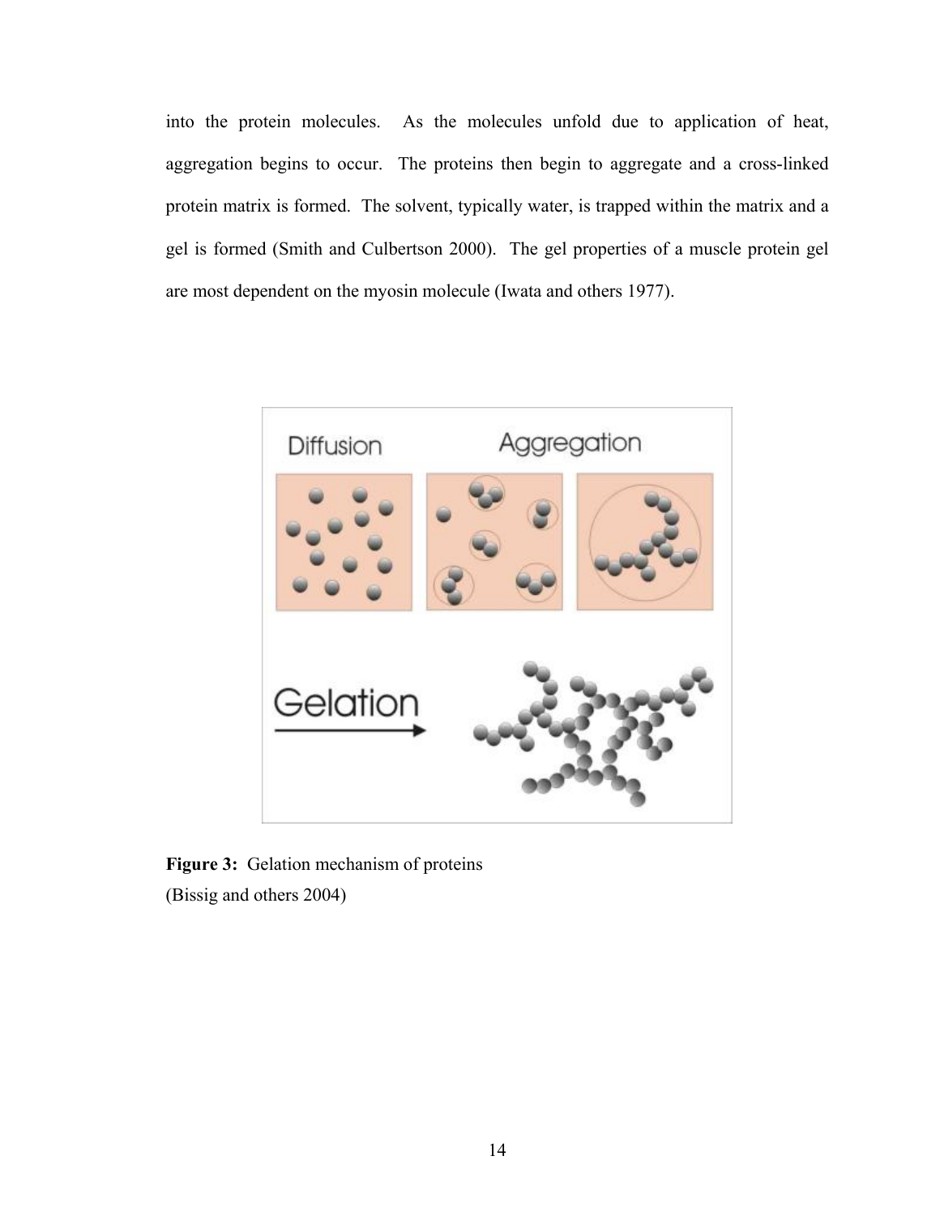into the protein molecules. As the molecules unfold due to application of heat, aggregation begins to occur. The proteins then begin to aggregate and a cross-linked protein matrix is formed. The solvent, typically water, is trapped within the matrix and a gel is formed (Smith and Culbertson 2000). The gel properties of a muscle protein gel are most dependent on the myosin molecule (Iwata and others 1977).

**Figure 3:** Gelation mechanism of proteins
(Bissig and others 2004)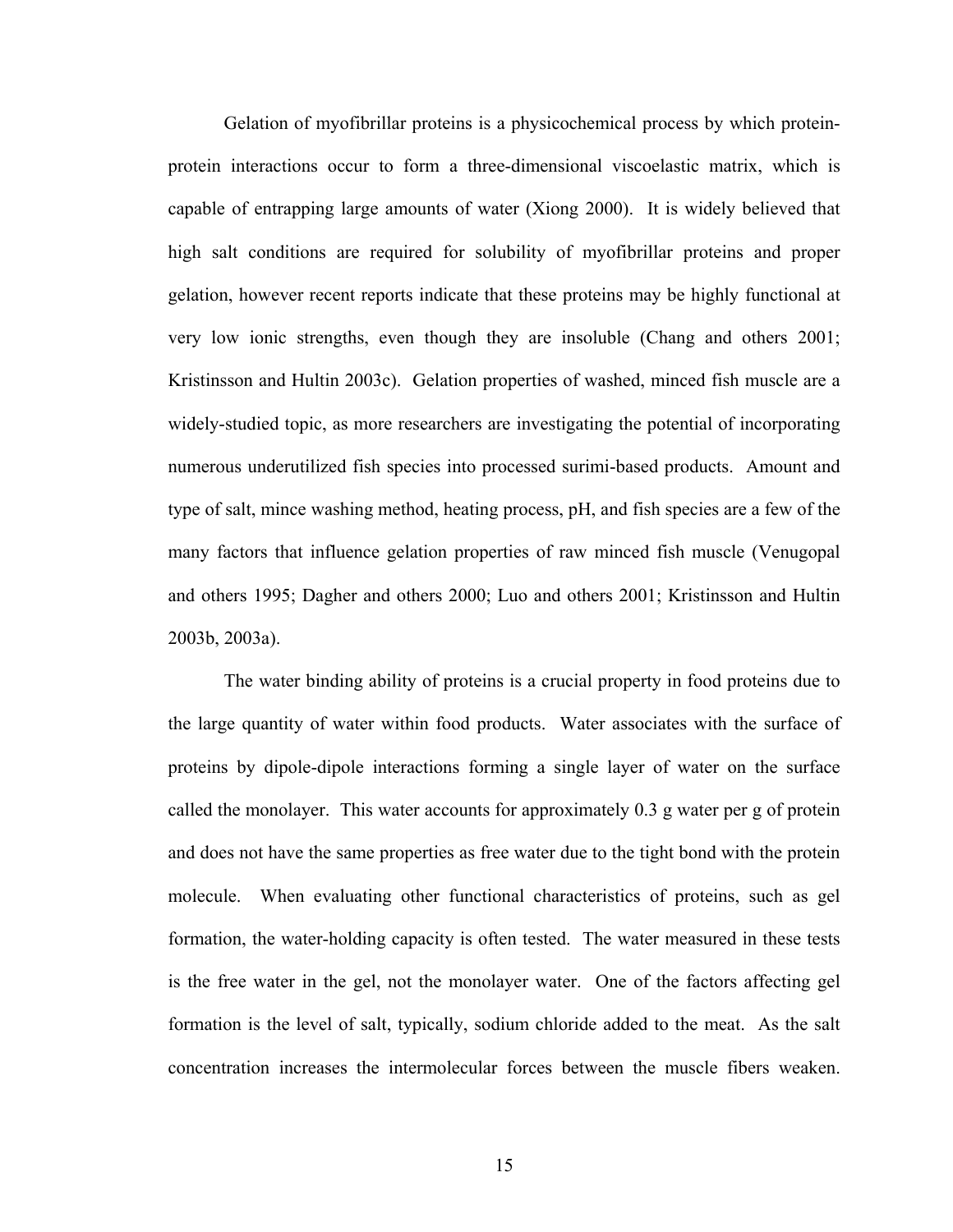Gelation of myofibrillar proteins is a physicochemical process by which protein-protein interactions occur to form a three-dimensional viscoelastic matrix, which is capable of entrapping large amounts of water (Xiong 2000). It is widely believed that high salt conditions are required for solubility of myofibrillar proteins and proper gelation, however recent reports indicate that these proteins may be highly functional at very low ionic strengths, even though they are insoluble (Chang and others 2001; Kristinsson and Hultin 2003c). Gelation properties of washed, minced fish muscle are a widely-studied topic, as more researchers are investigating the potential of incorporating numerous underutilized fish species into processed surimi-based products. Amount and type of salt, mince washing method, heating process, pH, and fish species are a few of the many factors that influence gelation properties of raw minced fish muscle (Venugopal and others 1995; Dagher and others 2000; Luo and others 2001; Kristinsson and Hultin 2003b, 2003a).

The water binding ability of proteins is a crucial property in food proteins due to the large quantity of water within food products. Water associates with the surface of proteins by dipole-dipole interactions forming a single layer of water on the surface called the monolayer. This water accounts for approximately 0.3 g water per g of protein and does not have the same properties as free water due to the tight bond with the protein molecule. When evaluating other functional characteristics of proteins, such as gel formation, the water-holding capacity is often tested. The water measured in these tests is the free water in the gel, not the monolayer water. One of the factors affecting gel formation is the level of salt, typically, sodium chloride added to the meat. As the salt concentration increases the intermolecular forces between the muscle fibers weaken.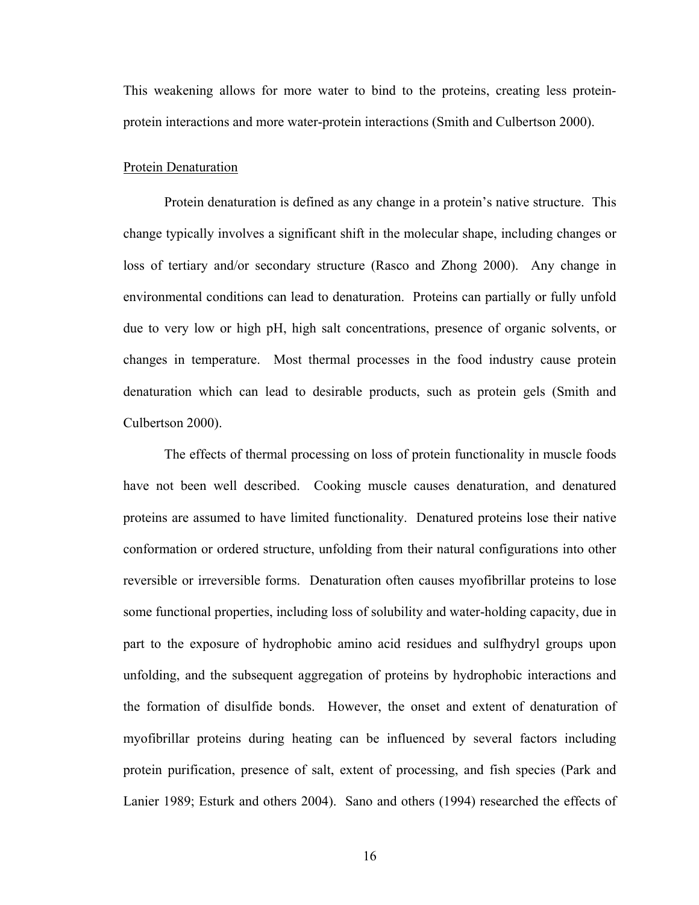This weakening allows for more water to bind to the proteins, creating less protein-protein interactions and more water-protein interactions (Smith and Culbertson 2000).

## Protein Denaturation

Protein denaturation is defined as any change in a protein's native structure. This change typically involves a significant shift in the molecular shape, including changes or loss of tertiary and/or secondary structure (Rasco and Zhong 2000). Any change in environmental conditions can lead to denaturation. Proteins can partially or fully unfold due to very low or high pH, high salt concentrations, presence of organic solvents, or changes in temperature. Most thermal processes in the food industry cause protein denaturation which can lead to desirable products, such as protein gels (Smith and Culbertson 2000).

The effects of thermal processing on loss of protein functionality in muscle foods have not been well described. Cooking muscle causes denaturation, and denatured proteins are assumed to have limited functionality. Denatured proteins lose their native conformation or ordered structure, unfolding from their natural configurations into other reversible or irreversible forms. Denaturation often causes myofibrillar proteins to lose some functional properties, including loss of solubility and water-holding capacity, due in part to the exposure of hydrophobic amino acid residues and sulfhydryl groups upon unfolding, and the subsequent aggregation of proteins by hydrophobic interactions and the formation of disulfide bonds. However, the onset and extent of denaturation of myofibrillar proteins during heating can be influenced by several factors including protein purification, presence of salt, extent of processing, and fish species (Park and Lanier 1989; Esturk and others 2004). Sano and others (1994) researched the effects of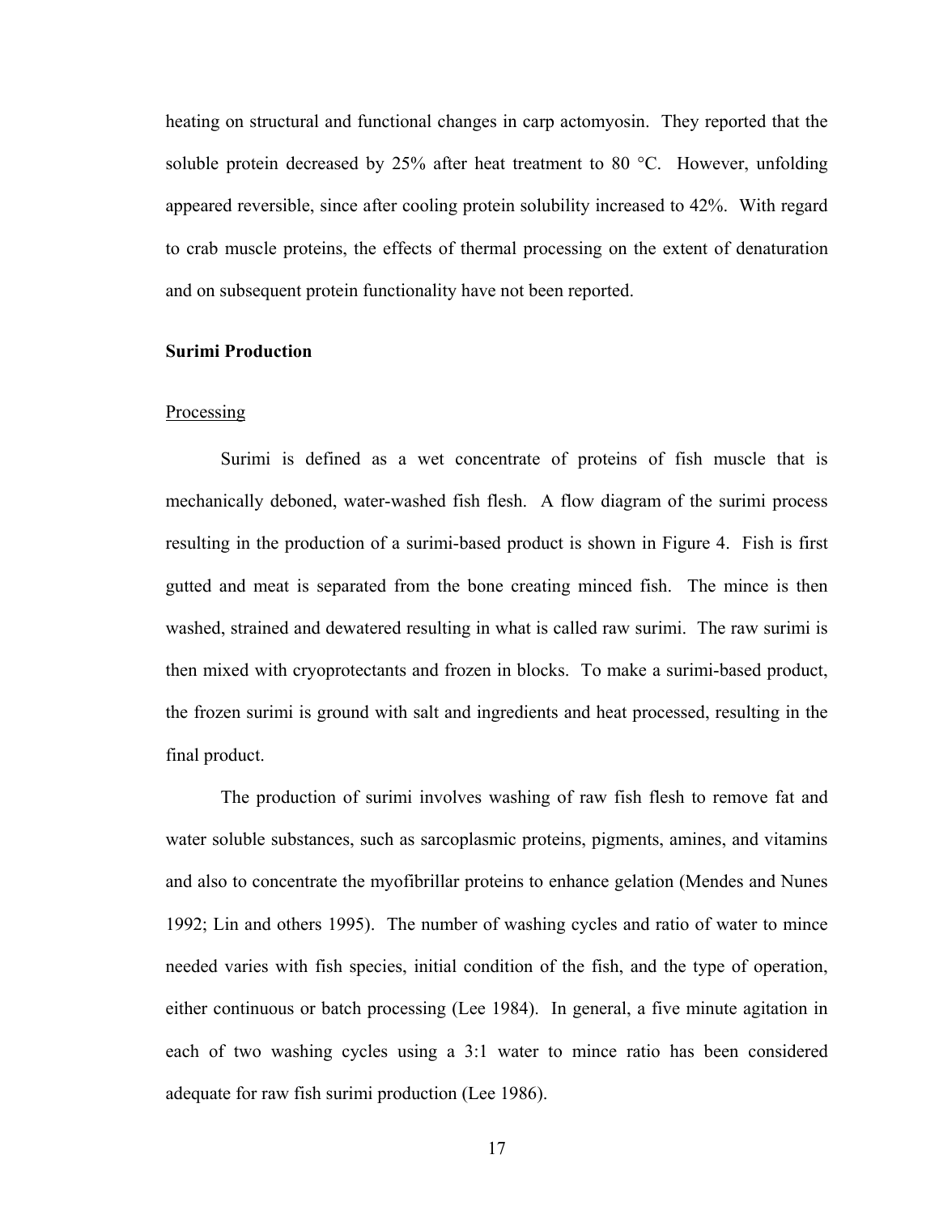heating on structural and functional changes in carp actomyosin. They reported that the soluble protein decreased by 25% after heat treatment to 80 °C. However, unfolding appeared reversible, since after cooling protein solubility increased to 42%. With regard to crab muscle proteins, the effects of thermal processing on the extent of denaturation and on subsequent protein functionality have not been reported.

## Surimi Production

### Processing

Surimi is defined as a wet concentrate of proteins of fish muscle that is mechanically deboned, water-washed fish flesh. A flow diagram of the surimi process resulting in the production of a surimi-based product is shown in Figure 4. Fish is first gutted and meat is separated from the bone creating minced fish. The mince is then washed, strained and dewatered resulting in what is called raw surimi. The raw surimi is then mixed with cryoprotectants and frozen in blocks. To make a surimi-based product, the frozen surimi is ground with salt and ingredients and heat processed, resulting in the final product.

The production of surimi involves washing of raw fish flesh to remove fat and water soluble substances, such as sarcoplasmic proteins, pigments, amines, and vitamins and also to concentrate the myofibrillar proteins to enhance gelation (Mendes and Nunes 1992; Lin and others 1995). The number of washing cycles and ratio of water to mince needed varies with fish species, initial condition of the fish, and the type of operation, either continuous or batch processing (Lee 1984). In general, a five minute agitation in each of two washing cycles using a 3:1 water to mince ratio has been considered adequate for raw fish surimi production (Lee 1986).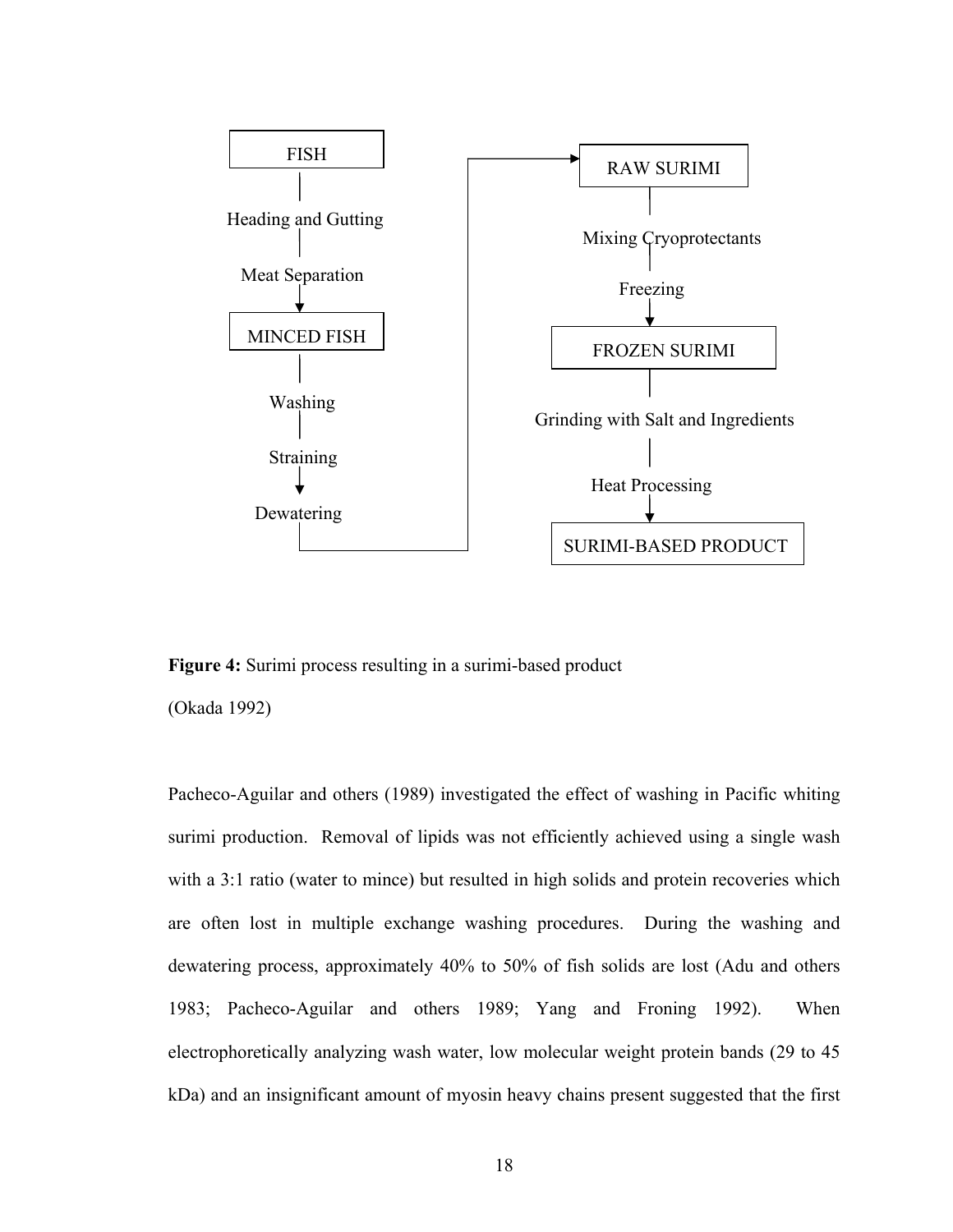FISH

Heading and Gutting

Meat Separation

MINCED FISH

Washing

Straining

Dewatering

RAW SURIMI

Mixing Cryoprotectants

Freezing

FROZEN SURIMI

Grinding with Salt and Ingredients

Heat Processing

SURIMI-BASED PRODUCT

**Figure 4:** Surimi process resulting in a surimi-based product

(Okada 1992)

Pacheco-Aguilar and others (1989) investigated the effect of washing in Pacific whiting surimi production. Removal of lipids was not efficiently achieved using a single wash with a 3:1 ratio (water to mince) but resulted in high solids and protein recoveries which are often lost in multiple exchange washing procedures. During the washing and dewatering process, approximately 40% to 50% of fish solids are lost (Adu and others 1983; Pacheco-Aguilar and others 1989; Yang and Froning 1992). When electrophoretically analyzing wash water, low molecular weight protein bands (29 to 45 kDa) and an insignificant amount of myosin heavy chains present suggested that the first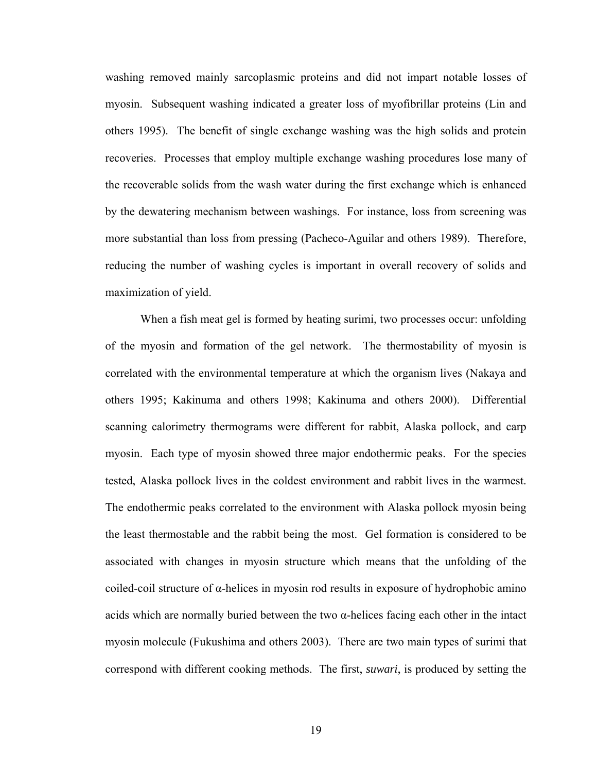washing removed mainly sarcoplasmic proteins and did not impart notable losses of myosin. Subsequent washing indicated a greater loss of myofibrillar proteins (Lin and others 1995). The benefit of single exchange washing was the high solids and protein recoveries. Processes that employ multiple exchange washing procedures lose many of the recoverable solids from the wash water during the first exchange which is enhanced by the dewatering mechanism between washings. For instance, loss from screening was more substantial than loss from pressing (Pacheco-Aguilar and others 1989). Therefore, reducing the number of washing cycles is important in overall recovery of solids and maximization of yield.

When a fish meat gel is formed by heating surimi, two processes occur: unfolding of the myosin and formation of the gel network. The thermostability of myosin is correlated with the environmental temperature at which the organism lives (Nakaya and others 1995; Kakinuma and others 1998; Kakinuma and others 2000). Differential scanning calorimetry thermograms were different for rabbit, Alaska pollock, and carp myosin. Each type of myosin showed three major endothermic peaks. For the species tested, Alaska pollock lives in the coldest environment and rabbit lives in the warmest. The endothermic peaks correlated to the environment with Alaska pollock myosin being the least thermostable and the rabbit being the most. Gel formation is considered to be associated with changes in myosin structure which means that the unfolding of the coiled-coil structure of α-helices in myosin rod results in exposure of hydrophobic amino acids which are normally buried between the two α-helices facing each other in the intact myosin molecule (Fukushima and others 2003). There are two main types of surimi that correspond with different cooking methods. The first, *suwari*, is produced by setting the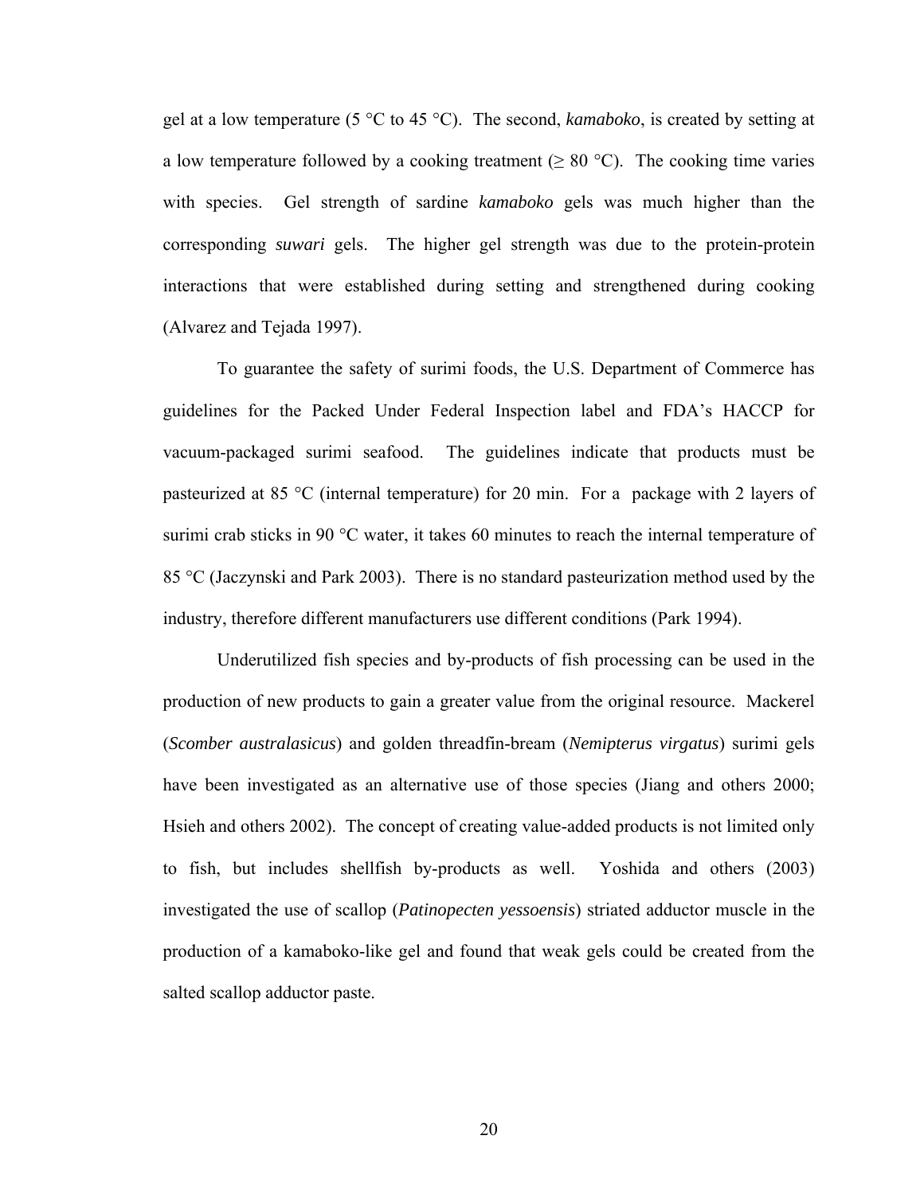gel at a low temperature (5 °C to 45 °C). The second, *kamaboko*, is created by setting at a low temperature followed by a cooking treatment (≥ 80 °C). The cooking time varies with species. Gel strength of sardine *kamaboko* gels was much higher than the corresponding *suwari* gels. The higher gel strength was due to the protein-protein interactions that were established during setting and strengthened during cooking (Alvarez and Tejada 1997).

To guarantee the safety of surimi foods, the U.S. Department of Commerce has guidelines for the Packed Under Federal Inspection label and FDA's HACCP for vacuum-packaged surimi seafood. The guidelines indicate that products must be pasteurized at 85 °C (internal temperature) for 20 min. For a package with 2 layers of surimi crab sticks in 90 °C water, it takes 60 minutes to reach the internal temperature of 85 °C (Jaczynski and Park 2003). There is no standard pasteurization method used by the industry, therefore different manufacturers use different conditions (Park 1994).

Underutilized fish species and by-products of fish processing can be used in the production of new products to gain a greater value from the original resource. Mackerel (*Scomber australasicus*) and golden threadfin-bream (*Nemipterus virgatus*) surimi gels have been investigated as an alternative use of those species (Jiang and others 2000; Hsieh and others 2002). The concept of creating value-added products is not limited only to fish, but includes shellfish by-products as well. Yoshida and others (2003) investigated the use of scallop (*Patinopecten yessoensis*) striated adductor muscle in the production of a kamaboko-like gel and found that weak gels could be created from the salted scallop adductor paste.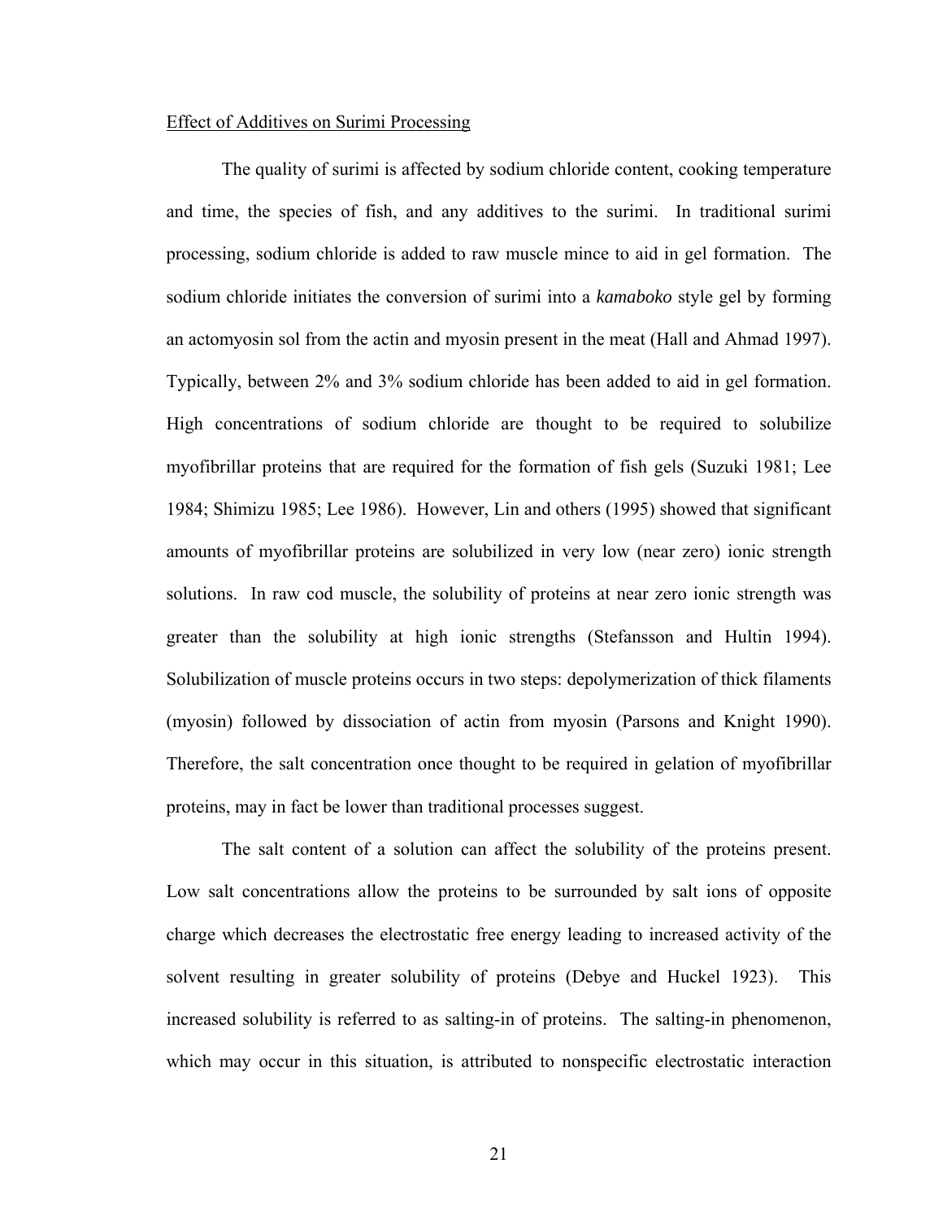Effect of Additives on Surimi Processing

The quality of surimi is affected by sodium chloride content, cooking temperature and time, the species of fish, and any additives to the surimi. In traditional surimi processing, sodium chloride is added to raw muscle mince to aid in gel formation. The sodium chloride initiates the conversion of surimi into a *kamaboko* style gel by forming an actomyosin sol from the actin and myosin present in the meat (Hall and Ahmad 1997). Typically, between 2% and 3% sodium chloride has been added to aid in gel formation. High concentrations of sodium chloride are thought to be required to solubilize myofibrillar proteins that are required for the formation of fish gels (Suzuki 1981; Lee 1984; Shimizu 1985; Lee 1986). However, Lin and others (1995) showed that significant amounts of myofibrillar proteins are solubilized in very low (near zero) ionic strength solutions. In raw cod muscle, the solubility of proteins at near zero ionic strength was greater than the solubility at high ionic strengths (Stefansson and Hultin 1994). Solubilization of muscle proteins occurs in two steps: depolymerization of thick filaments (myosin) followed by dissociation of actin from myosin (Parsons and Knight 1990). Therefore, the salt concentration once thought to be required in gelation of myofibrillar proteins, may in fact be lower than traditional processes suggest.

The salt content of a solution can affect the solubility of the proteins present. Low salt concentrations allow the proteins to be surrounded by salt ions of opposite charge which decreases the electrostatic free energy leading to increased activity of the solvent resulting in greater solubility of proteins (Debye and Huckel 1923). This increased solubility is referred to as salting-in of proteins. The salting-in phenomenon, which may occur in this situation, is attributed to nonspecific electrostatic interaction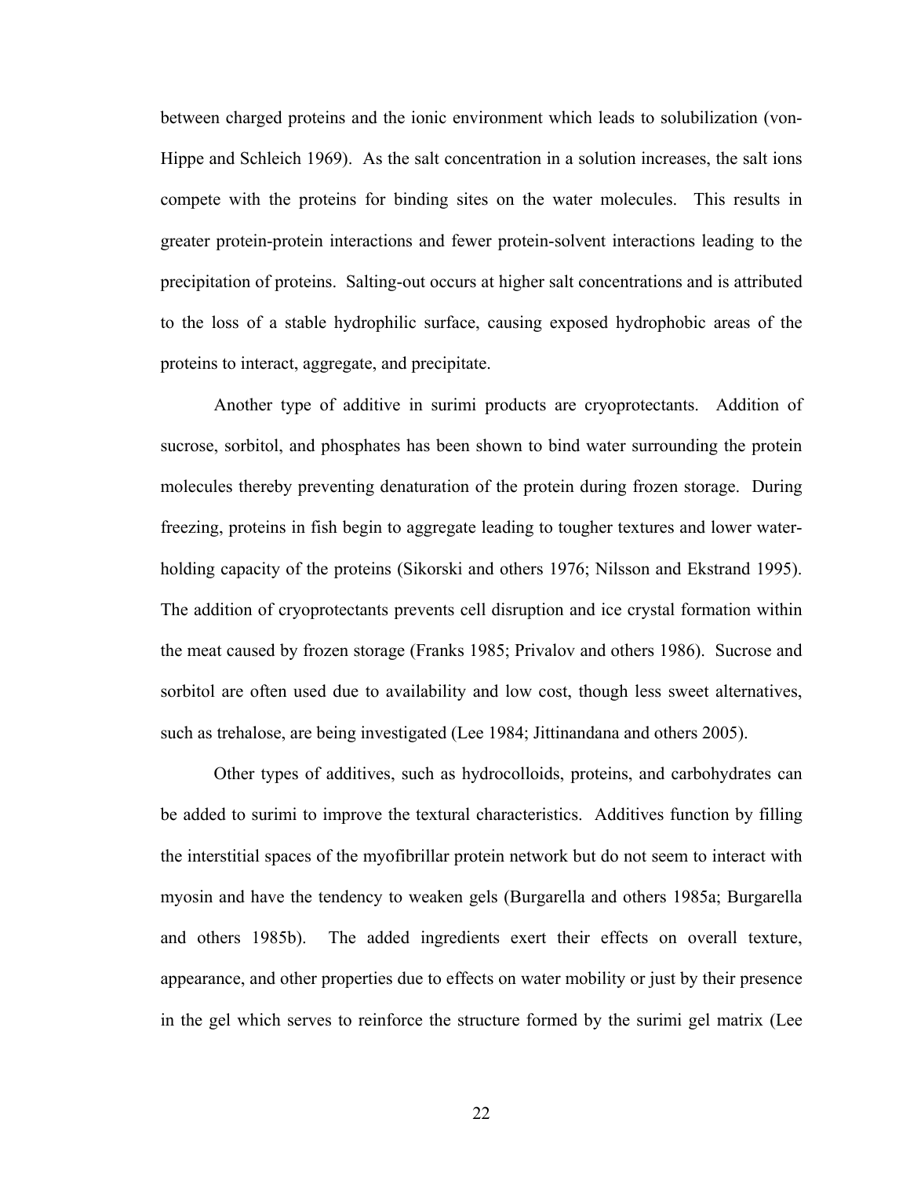between charged proteins and the ionic environment which leads to solubilization (von-Hippe and Schleich 1969). As the salt concentration in a solution increases, the salt ions compete with the proteins for binding sites on the water molecules. This results in greater protein-protein interactions and fewer protein-solvent interactions leading to the precipitation of proteins. Salting-out occurs at higher salt concentrations and is attributed to the loss of a stable hydrophilic surface, causing exposed hydrophobic areas of the proteins to interact, aggregate, and precipitate.

Another type of additive in surimi products are cryoprotectants. Addition of sucrose, sorbitol, and phosphates has been shown to bind water surrounding the protein molecules thereby preventing denaturation of the protein during frozen storage. During freezing, proteins in fish begin to aggregate leading to tougher textures and lower water-holding capacity of the proteins (Sikorski and others 1976; Nilsson and Ekstrand 1995). The addition of cryoprotectants prevents cell disruption and ice crystal formation within the meat caused by frozen storage (Franks 1985; Privalov and others 1986). Sucrose and sorbitol are often used due to availability and low cost, though less sweet alternatives, such as trehalose, are being investigated (Lee 1984; Jittinandana and others 2005).

Other types of additives, such as hydrocolloids, proteins, and carbohydrates can be added to surimi to improve the textural characteristics. Additives function by filling the interstitial spaces of the myofibrillar protein network but do not seem to interact with myosin and have the tendency to weaken gels (Burgarella and others 1985a; Burgarella and others 1985b). The added ingredients exert their effects on overall texture, appearance, and other properties due to effects on water mobility or just by their presence in the gel which serves to reinforce the structure formed by the surimi gel matrix (Lee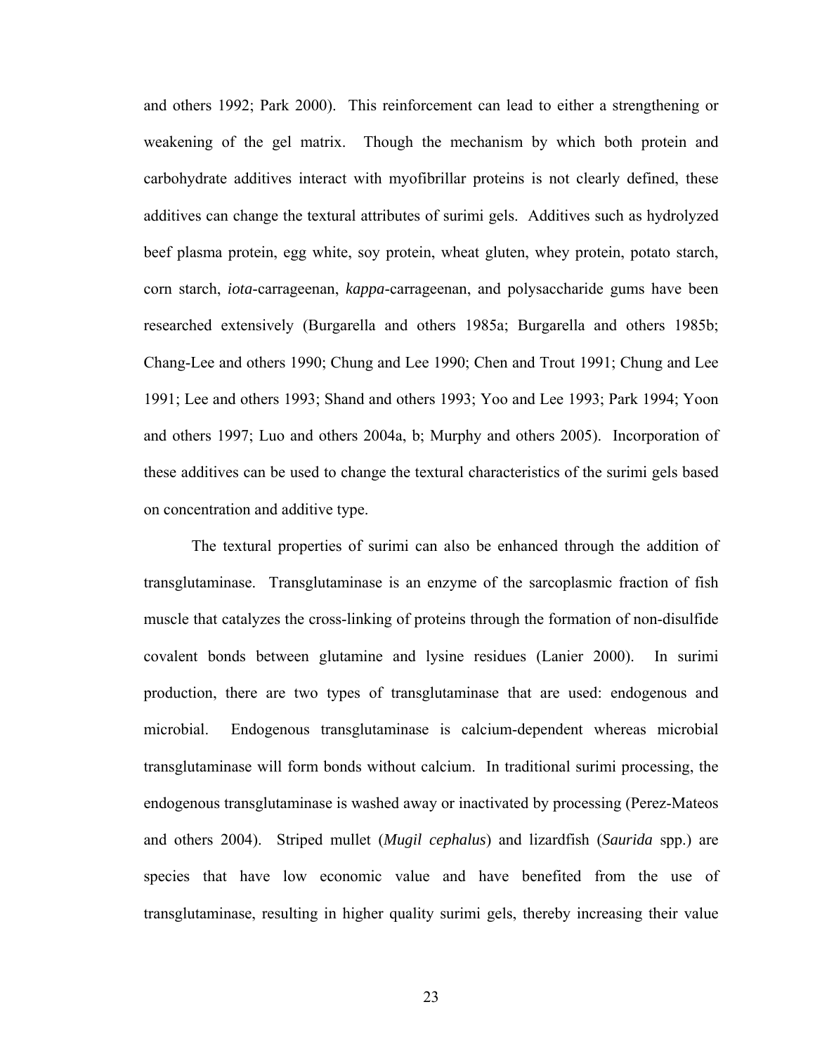and others 1992; Park 2000). This reinforcement can lead to either a strengthening or weakening of the gel matrix. Though the mechanism by which both protein and carbohydrate additives interact with myofibrillar proteins is not clearly defined, these additives can change the textural attributes of surimi gels. Additives such as hydrolyzed beef plasma protein, egg white, soy protein, wheat gluten, whey protein, potato starch, corn starch, *iota*-carrageenan, *kappa*-carrageenan, and polysaccharide gums have been researched extensively (Burgarella and others 1985a; Burgarella and others 1985b; Chang-Lee and others 1990; Chung and Lee 1990; Chen and Trout 1991; Chung and Lee 1991; Lee and others 1993; Shand and others 1993; Yoo and Lee 1993; Park 1994; Yoon and others 1997; Luo and others 2004a, b; Murphy and others 2005). Incorporation of these additives can be used to change the textural characteristics of the surimi gels based on concentration and additive type.

The textural properties of surimi can also be enhanced through the addition of transglutaminase. Transglutaminase is an enzyme of the sarcoplasmic fraction of fish muscle that catalyzes the cross-linking of proteins through the formation of non-disulfide covalent bonds between glutamine and lysine residues (Lanier 2000). In surimi production, there are two types of transglutaminase that are used: endogenous and microbial. Endogenous transglutaminase is calcium-dependent whereas microbial transglutaminase will form bonds without calcium. In traditional surimi processing, the endogenous transglutaminase is washed away or inactivated by processing (Perez-Mateos and others 2004). Striped mullet (*Mugil cephalus*) and lizardfish (*Saurida* spp.) are species that have low economic value and have benefited from the use of transglutaminase, resulting in higher quality surimi gels, thereby increasing their value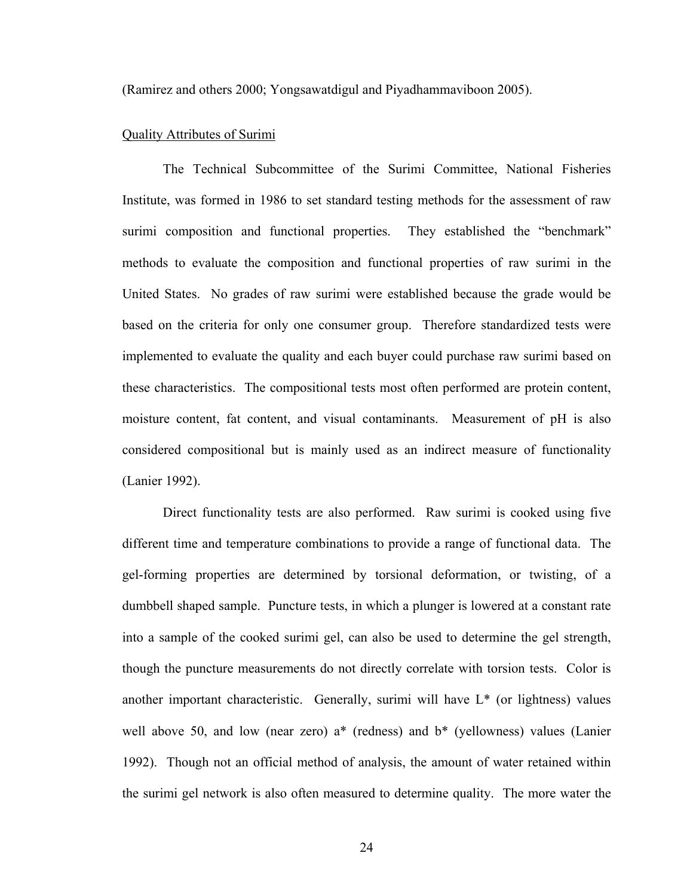(Ramirez and others 2000; Yongsawatdigul and Piyadhammaviboon 2005).

Quality Attributes of Surimi

The Technical Subcommittee of the Surimi Committee, National Fisheries Institute, was formed in 1986 to set standard testing methods for the assessment of raw surimi composition and functional properties. They established the "benchmark" methods to evaluate the composition and functional properties of raw surimi in the United States. No grades of raw surimi were established because the grade would be based on the criteria for only one consumer group. Therefore standardized tests were implemented to evaluate the quality and each buyer could purchase raw surimi based on these characteristics. The compositional tests most often performed are protein content, moisture content, fat content, and visual contaminants. Measurement of pH is also considered compositional but is mainly used as an indirect measure of functionality (Lanier 1992).

Direct functionality tests are also performed. Raw surimi is cooked using five different time and temperature combinations to provide a range of functional data. The gel-forming properties are determined by torsional deformation, or twisting, of a dumbbell shaped sample. Puncture tests, in which a plunger is lowered at a constant rate into a sample of the cooked surimi gel, can also be used to determine the gel strength, though the puncture measurements do not directly correlate with torsion tests. Color is another important characteristic. Generally, surimi will have $L^*$ (or lightness) values well above 50, and low (near zero) $a^*$ (redness) and $b^*$ (yellowness) values (Lanier 1992). Though not an official method of analysis, the amount of water retained within the surimi gel network is also often measured to determine quality. The more water the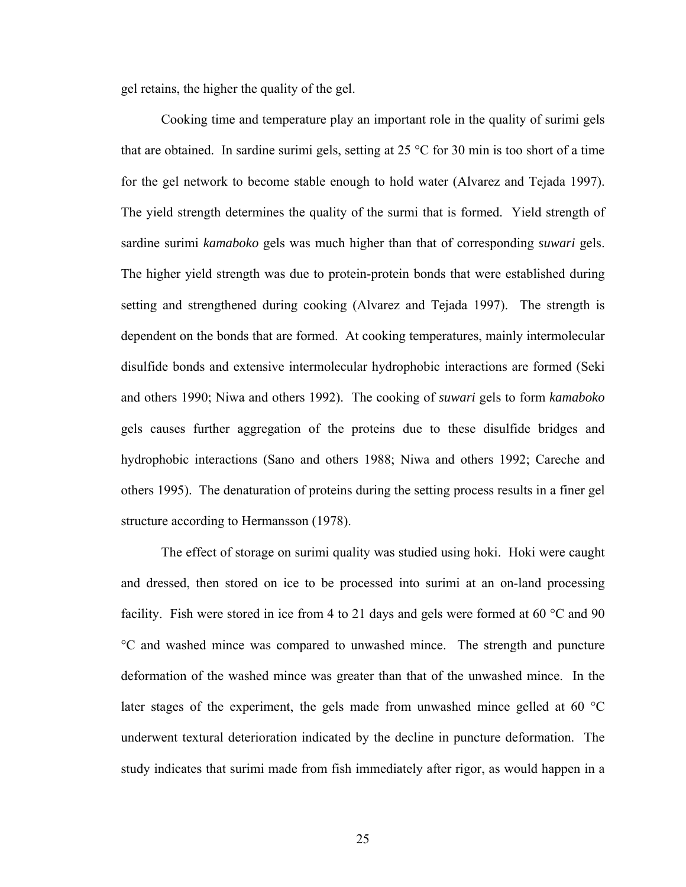gel retains, the higher the quality of the gel.

Cooking time and temperature play an important role in the quality of surimi gels that are obtained. In sardine surimi gels, setting at 25 °C for 30 min is too short of a time for the gel network to become stable enough to hold water (Alvarez and Tejada 1997). The yield strength determines the quality of the surmi that is formed. Yield strength of sardine surimi *kamaboko* gels was much higher than that of corresponding *suwari* gels. The higher yield strength was due to protein-protein bonds that were established during setting and strengthened during cooking (Alvarez and Tejada 1997). The strength is dependent on the bonds that are formed. At cooking temperatures, mainly intermolecular disulfide bonds and extensive intermolecular hydrophobic interactions are formed (Seki and others 1990; Niwa and others 1992). The cooking of *suwari* gels to form *kamaboko* gels causes further aggregation of the proteins due to these disulfide bridges and hydrophobic interactions (Sano and others 1988; Niwa and others 1992; Careche and others 1995). The denaturation of proteins during the setting process results in a finer gel structure according to Hermansson (1978).

The effect of storage on surimi quality was studied using hoki. Hoki were caught and dressed, then stored on ice to be processed into surimi at an on-land processing facility. Fish were stored in ice from 4 to 21 days and gels were formed at 60 °C and 90 °C and washed mince was compared to unwashed mince. The strength and puncture deformation of the washed mince was greater than that of the unwashed mince. In the later stages of the experiment, the gels made from unwashed mince gelled at 60 °C underwent textural deterioration indicated by the decline in puncture deformation. The study indicates that surimi made from fish immediately after rigor, as would happen in a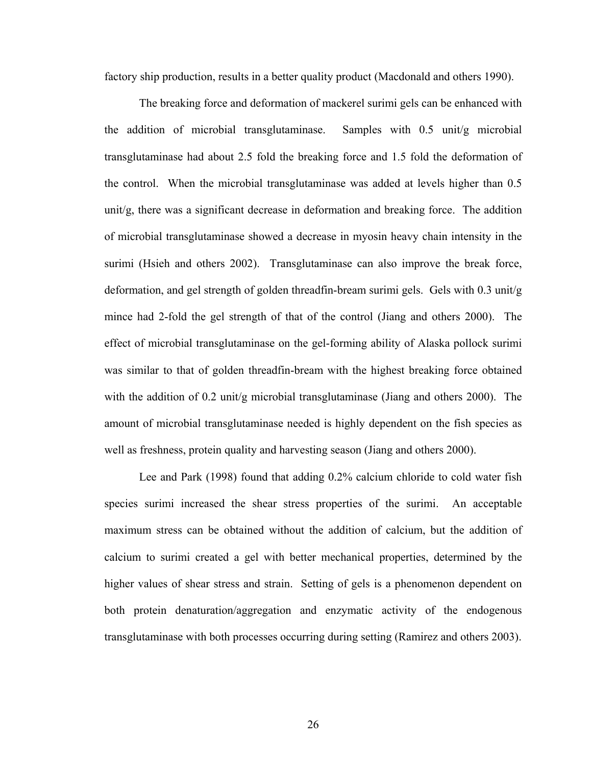factory ship production, results in a better quality product (Macdonald and others 1990).

The breaking force and deformation of mackerel surimi gels can be enhanced with the addition of microbial transglutaminase. Samples with 0.5 unit/g microbial transglutaminase had about 2.5 fold the breaking force and 1.5 fold the deformation of the control. When the microbial transglutaminase was added at levels higher than 0.5 unit/g, there was a significant decrease in deformation and breaking force. The addition of microbial transglutaminase showed a decrease in myosin heavy chain intensity in the surimi (Hsieh and others 2002). Transglutaminase can also improve the break force, deformation, and gel strength of golden threadfin-bream surimi gels. Gels with 0.3 unit/g mince had 2-fold the gel strength of that of the control (Jiang and others 2000). The effect of microbial transglutaminase on the gel-forming ability of Alaska pollock surimi was similar to that of golden threadfin-bream with the highest breaking force obtained with the addition of 0.2 unit/g microbial transglutaminase (Jiang and others 2000). The amount of microbial transglutaminase needed is highly dependent on the fish species as well as freshness, protein quality and harvesting season (Jiang and others 2000).

Lee and Park (1998) found that adding 0.2% calcium chloride to cold water fish species surimi increased the shear stress properties of the surimi. An acceptable maximum stress can be obtained without the addition of calcium, but the addition of calcium to surimi created a gel with better mechanical properties, determined by the higher values of shear stress and strain. Setting of gels is a phenomenon dependent on both protein denaturation/aggregation and enzymatic activity of the endogenous transglutaminase with both processes occurring during setting (Ramirez and others 2003).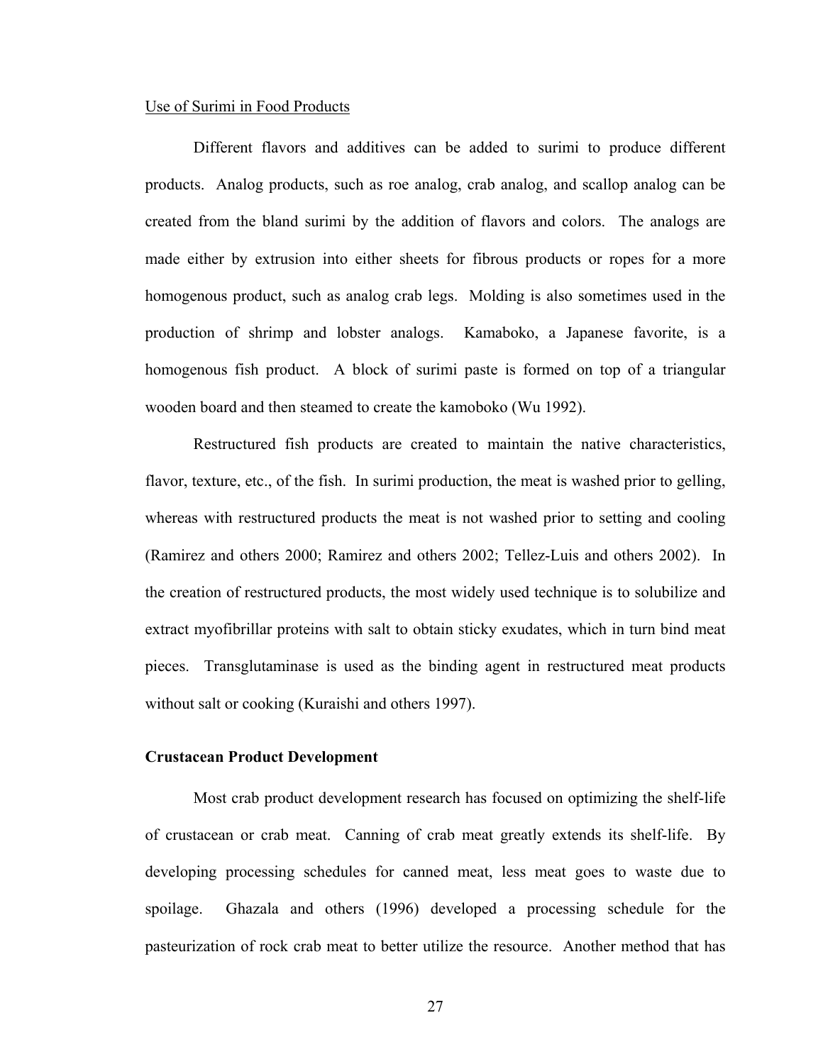Use of Surimi in Food Products

Different flavors and additives can be added to surimi to produce different products. Analog products, such as roe analog, crab analog, and scallop analog can be created from the bland surimi by the addition of flavors and colors. The analogs are made either by extrusion into either sheets for fibrous products or ropes for a more homogenous product, such as analog crab legs. Molding is also sometimes used in the production of shrimp and lobster analogs. Kamaboko, a Japanese favorite, is a homogenous fish product. A block of surimi paste is formed on top of a triangular wooden board and then steamed to create the kamoboko (Wu 1992).

Restructured fish products are created to maintain the native characteristics, flavor, texture, etc., of the fish. In surimi production, the meat is washed prior to gelling, whereas with restructured products the meat is not washed prior to setting and cooling (Ramirez and others 2000; Ramirez and others 2002; Tellez-Luis and others 2002). In the creation of restructured products, the most widely used technique is to solubilize and extract myofibrillar proteins with salt to obtain sticky exudates, which in turn bind meat pieces. Transglutaminase is used as the binding agent in restructured meat products without salt or cooking (Kuraishi and others 1997).

**Crustacean Product Development**

Most crab product development research has focused on optimizing the shelf-life of crustacean or crab meat. Canning of crab meat greatly extends its shelf-life. By developing processing schedules for canned meat, less meat goes to waste due to spoilage. Ghazala and others (1996) developed a processing schedule for the pasteurization of rock crab meat to better utilize the resource. Another method that has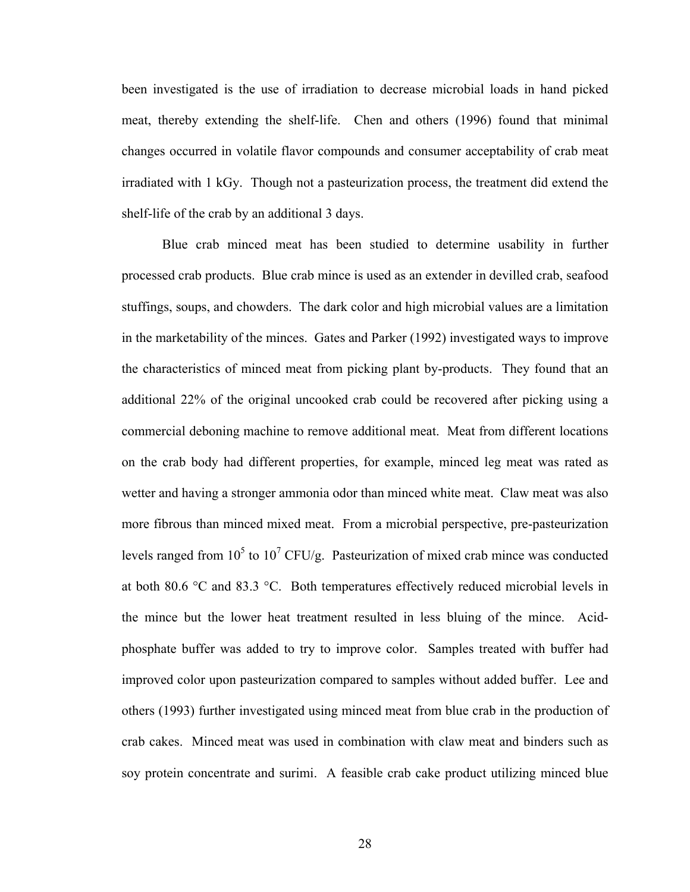been investigated is the use of irradiation to decrease microbial loads in hand picked meat, thereby extending the shelf-life. Chen and others (1996) found that minimal changes occurred in volatile flavor compounds and consumer acceptability of crab meat irradiated with 1 kGy. Though not a pasteurization process, the treatment did extend the shelf-life of the crab by an additional 3 days.

Blue crab minced meat has been studied to determine usability in further processed crab products. Blue crab mince is used as an extender in devilled crab, seafood stuffings, soups, and chowders. The dark color and high microbial values are a limitation in the marketability of the minces. Gates and Parker (1992) investigated ways to improve the characteristics of minced meat from picking plant by-products. They found that an additional 22% of the original uncooked crab could be recovered after picking using a commercial deboning machine to remove additional meat. Meat from different locations on the crab body had different properties, for example, minced leg meat was rated as wetter and having a stronger ammonia odor than minced white meat. Claw meat was also more fibrous than minced mixed meat. From a microbial perspective, pre-pasteurization levels ranged from $10^5$ to $10^7$ CFU/g. Pasteurization of mixed crab mince was conducted at both 80.6 °C and 83.3 °C. Both temperatures effectively reduced microbial levels in the mince but the lower heat treatment resulted in less bluing of the mince. Acid-phosphate buffer was added to try to improve color. Samples treated with buffer had improved color upon pasteurization compared to samples without added buffer. Lee and others (1993) further investigated using minced meat from blue crab in the production of crab cakes. Minced meat was used in combination with claw meat and binders such as soy protein concentrate and surimi. A feasible crab cake product utilizing minced blue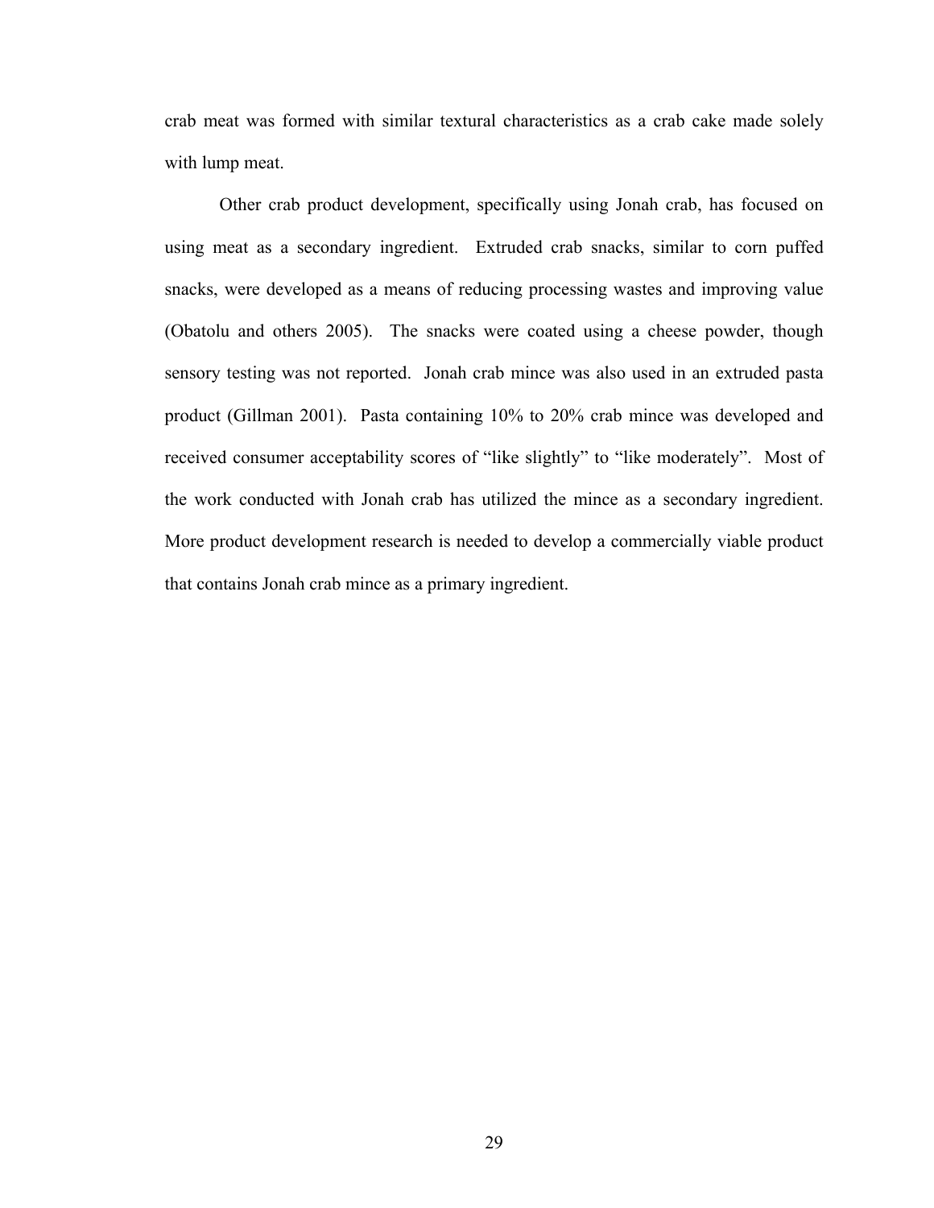crab meat was formed with similar textural characteristics as a crab cake made solely with lump meat.

Other crab product development, specifically using Jonah crab, has focused on using meat as a secondary ingredient. Extruded crab snacks, similar to corn puffed snacks, were developed as a means of reducing processing wastes and improving value (Obatolu and others 2005). The snacks were coated using a cheese powder, though sensory testing was not reported. Jonah crab mince was also used in an extruded pasta product (Gillman 2001). Pasta containing 10% to 20% crab mince was developed and received consumer acceptability scores of "like slightly" to "like moderately". Most of the work conducted with Jonah crab has utilized the mince as a secondary ingredient. More product development research is needed to develop a commercially viable product that contains Jonah crab mince as a primary ingredient.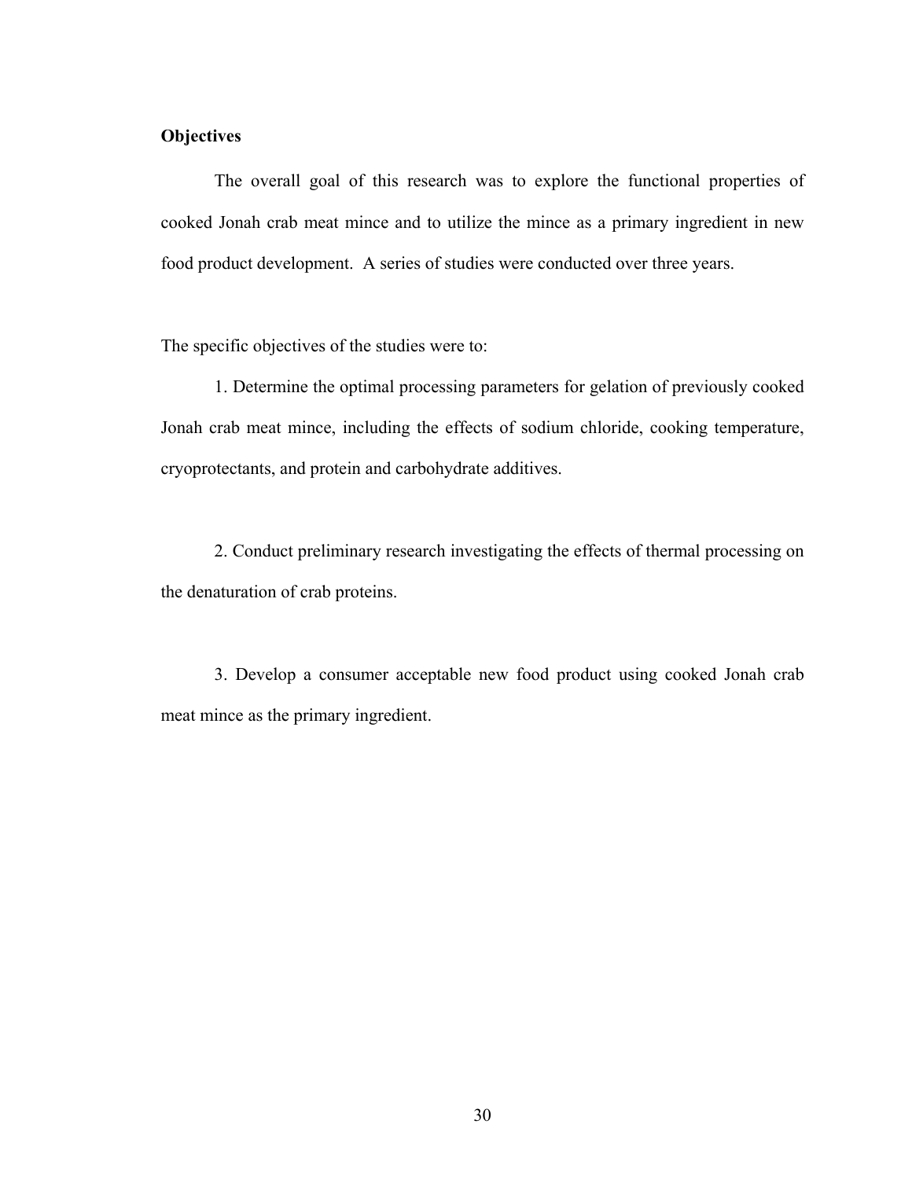**Objectives**

The overall goal of this research was to explore the functional properties of cooked Jonah crab meat mince and to utilize the mince as a primary ingredient in new food product development. A series of studies were conducted over three years.

The specific objectives of the studies were to:

1. Determine the optimal processing parameters for gelation of previously cooked Jonah crab meat mince, including the effects of sodium chloride, cooking temperature, cryoprotectants, and protein and carbohydrate additives.

2. Conduct preliminary research investigating the effects of thermal processing on the denaturation of crab proteins.

3. Develop a consumer acceptable new food product using cooked Jonah crab meat mince as the primary ingredient.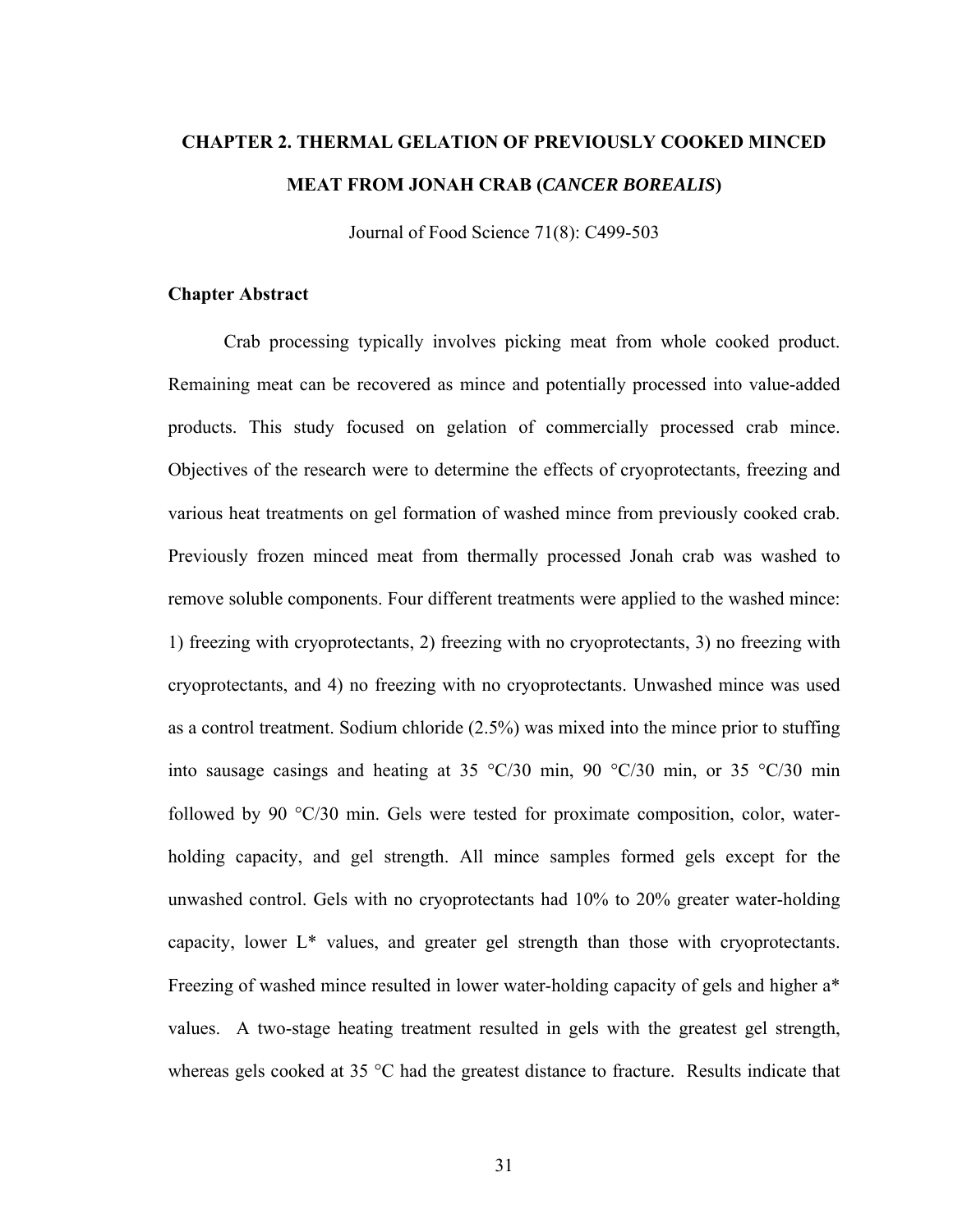# CHAPTER 2. THERMAL GELATION OF PREVIOUSLY COOKED MINCED MEAT FROM JONAH CRAB (*CANCER BOREALIS*)

Journal of Food Science 71(8): C499-503

### Chapter Abstract

Crab processing typically involves picking meat from whole cooked product. Remaining meat can be recovered as mince and potentially processed into value-added products. This study focused on gelation of commercially processed crab mince. Objectives of the research were to determine the effects of cryoprotectants, freezing and various heat treatments on gel formation of washed mince from previously cooked crab. Previously frozen minced meat from thermally processed Jonah crab was washed to remove soluble components. Four different treatments were applied to the washed mince: 1) freezing with cryoprotectants, 2) freezing with no cryoprotectants, 3) no freezing with cryoprotectants, and 4) no freezing with no cryoprotectants. Unwashed mince was used as a control treatment. Sodium chloride (2.5%) was mixed into the mince prior to stuffing into sausage casings and heating at 35 °C/30 min, 90 °C/30 min, or 35 °C/30 min followed by 90 °C/30 min. Gels were tested for proximate composition, color, water-holding capacity, and gel strength. All mince samples formed gels except for the unwashed control. Gels with no cryoprotectants had 10% to 20% greater water-holding capacity, lower L* values, and greater gel strength than those with cryoprotectants. Freezing of washed mince resulted in lower water-holding capacity of gels and higher a* values. A two-stage heating treatment resulted in gels with the greatest gel strength, whereas gels cooked at 35 °C had the greatest distance to fracture. Results indicate that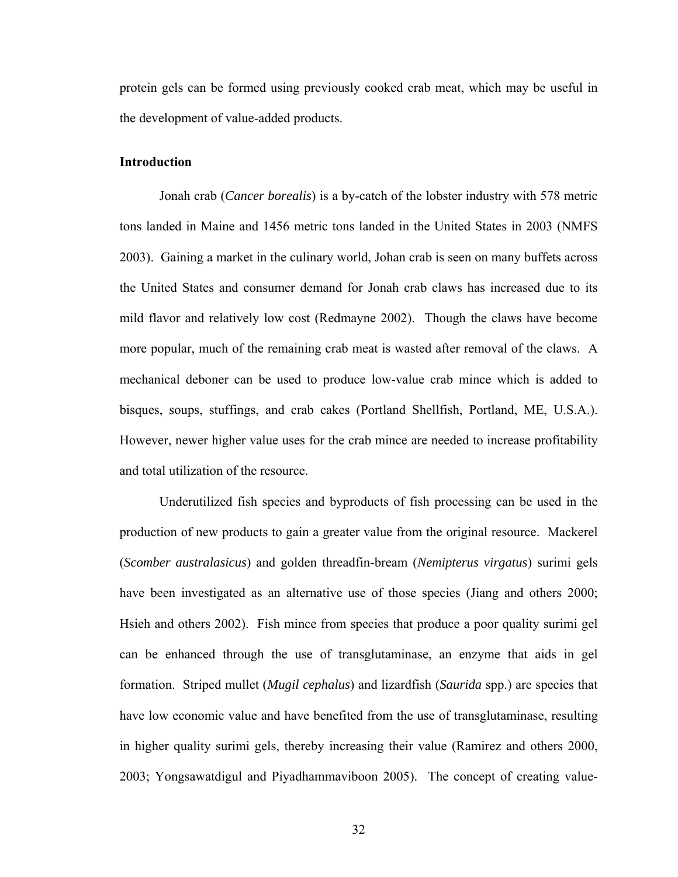protein gels can be formed using previously cooked crab meat, which may be useful in the development of value-added products.

**Introduction**

Jonah crab (*Cancer borealis*) is a by-catch of the lobster industry with 578 metric tons landed in Maine and 1456 metric tons landed in the United States in 2003 (NMFS 2003). Gaining a market in the culinary world, Johan crab is seen on many buffets across the United States and consumer demand for Jonah crab claws has increased due to its mild flavor and relatively low cost (Redmayne 2002). Though the claws have become more popular, much of the remaining crab meat is wasted after removal of the claws. A mechanical deboner can be used to produce low-value crab mince which is added to bisques, soups, stuffings, and crab cakes (Portland Shellfish, Portland, ME, U.S.A.). However, newer higher value uses for the crab mince are needed to increase profitability and total utilization of the resource.

Underutilized fish species and byproducts of fish processing can be used in the production of new products to gain a greater value from the original resource. Mackerel (*Scomber australasicus*) and golden threadfin-bream (*Nemipterus virgatus*) surimi gels have been investigated as an alternative use of those species (Jiang and others 2000; Hsieh and others 2002). Fish mince from species that produce a poor quality surimi gel can be enhanced through the use of transglutaminase, an enzyme that aids in gel formation. Striped mullet (*Mugil cephalus*) and lizardfish (*Saurida* spp.) are species that have low economic value and have benefited from the use of transglutaminase, resulting in higher quality surimi gels, thereby increasing their value (Ramirez and others 2000, 2003; Yongsawatdigul and Piyadhammaviboon 2005). The concept of creating value-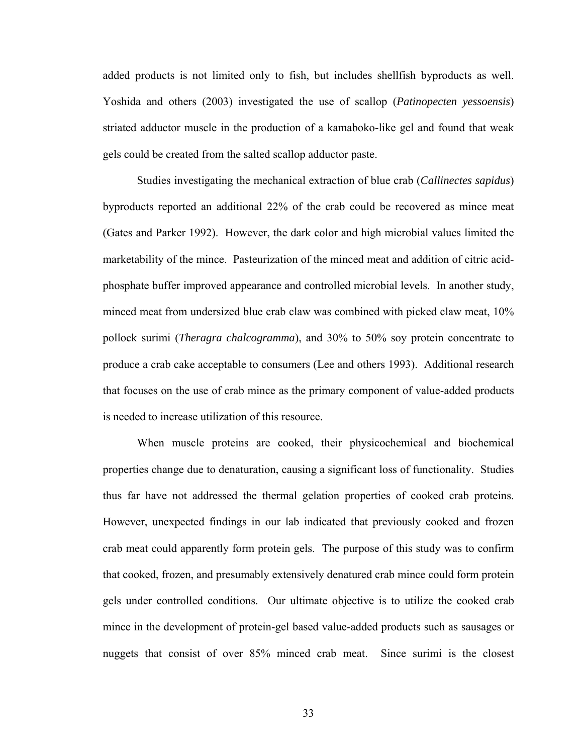added products is not limited only to fish, but includes shellfish byproducts as well. Yoshida and others (2003) investigated the use of scallop (*Patinopecten yessoensis*) striated adductor muscle in the production of a kamaboko-like gel and found that weak gels could be created from the salted scallop adductor paste.

Studies investigating the mechanical extraction of blue crab (*Callinectes sapidus*) byproducts reported an additional 22% of the crab could be recovered as mince meat (Gates and Parker 1992). However, the dark color and high microbial values limited the marketability of the mince. Pasteurization of the minced meat and addition of citric acid-phosphate buffer improved appearance and controlled microbial levels. In another study, minced meat from undersized blue crab claw was combined with picked claw meat, 10% pollock surimi (*Theragra chalcogramma*), and 30% to 50% soy protein concentrate to produce a crab cake acceptable to consumers (Lee and others 1993). Additional research that focuses on the use of crab mince as the primary component of value-added products is needed to increase utilization of this resource.

When muscle proteins are cooked, their physicochemical and biochemical properties change due to denaturation, causing a significant loss of functionality. Studies thus far have not addressed the thermal gelation properties of cooked crab proteins. However, unexpected findings in our lab indicated that previously cooked and frozen crab meat could apparently form protein gels. The purpose of this study was to confirm that cooked, frozen, and presumably extensively denatured crab mince could form protein gels under controlled conditions. Our ultimate objective is to utilize the cooked crab mince in the development of protein-gel based value-added products such as sausages or nuggets that consist of over 85% minced crab meat. Since surimi is the closest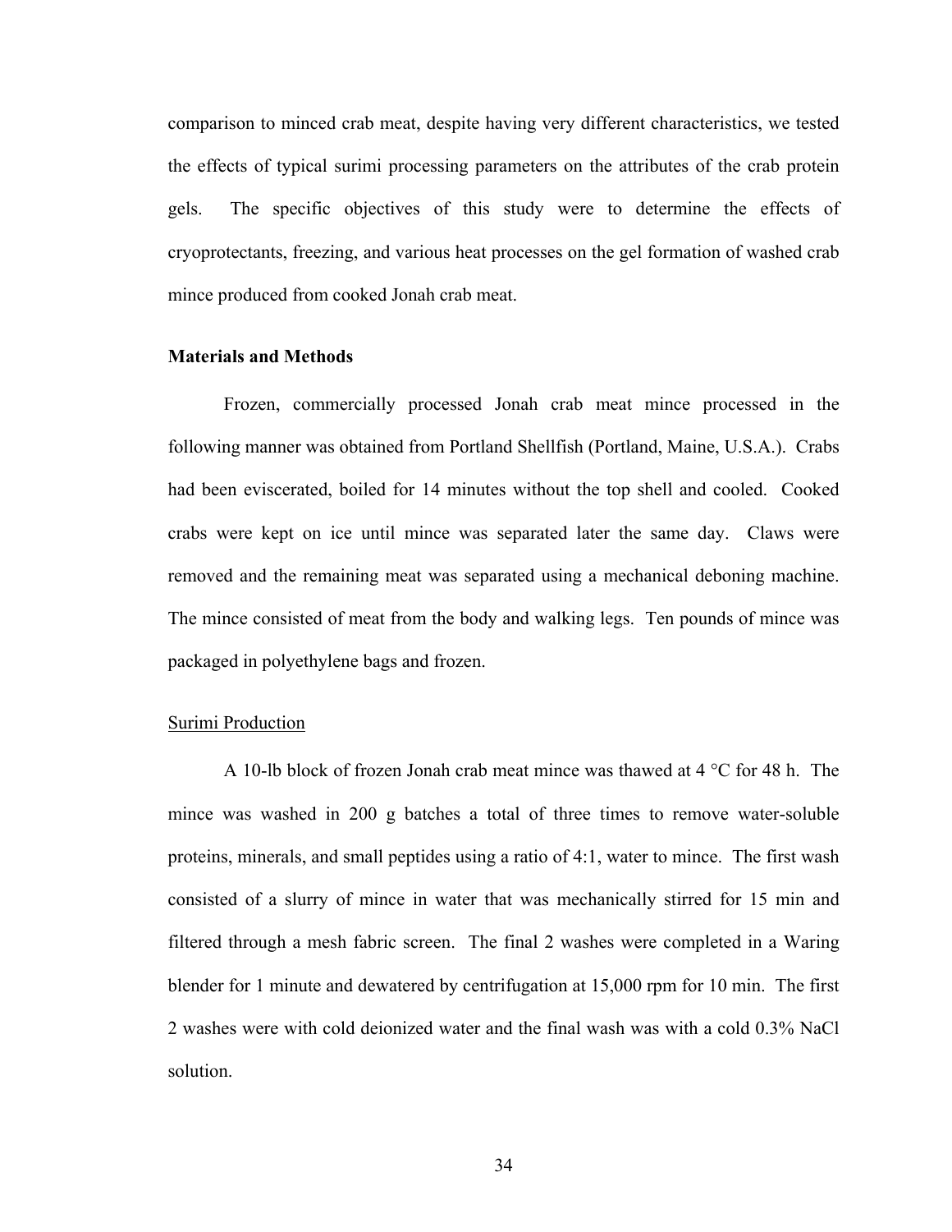comparison to minced crab meat, despite having very different characteristics, we tested the effects of typical surimi processing parameters on the attributes of the crab protein gels. The specific objectives of this study were to determine the effects of cryoprotectants, freezing, and various heat processes on the gel formation of washed crab mince produced from cooked Jonah crab meat.

**Materials and Methods**

Frozen, commercially processed Jonah crab meat mince processed in the following manner was obtained from Portland Shellfish (Portland, Maine, U.S.A.). Crabs had been eviscerated, boiled for 14 minutes without the top shell and cooled. Cooked crabs were kept on ice until mince was separated later the same day. Claws were removed and the remaining meat was separated using a mechanical deboning machine. The mince consisted of meat from the body and walking legs. Ten pounds of mince was packaged in polyethylene bags and frozen.

Surimi Production

A 10-lb block of frozen Jonah crab meat mince was thawed at 4 °C for 48 h. The mince was washed in 200 g batches a total of three times to remove water-soluble proteins, minerals, and small peptides using a ratio of 4:1, water to mince. The first wash consisted of a slurry of mince in water that was mechanically stirred for 15 min and filtered through a mesh fabric screen. The final 2 washes were completed in a Waring blender for 1 minute and dewatered by centrifugation at 15,000 rpm for 10 min. The first 2 washes were with cold deionized water and the final wash was with a cold 0.3% NaCl solution.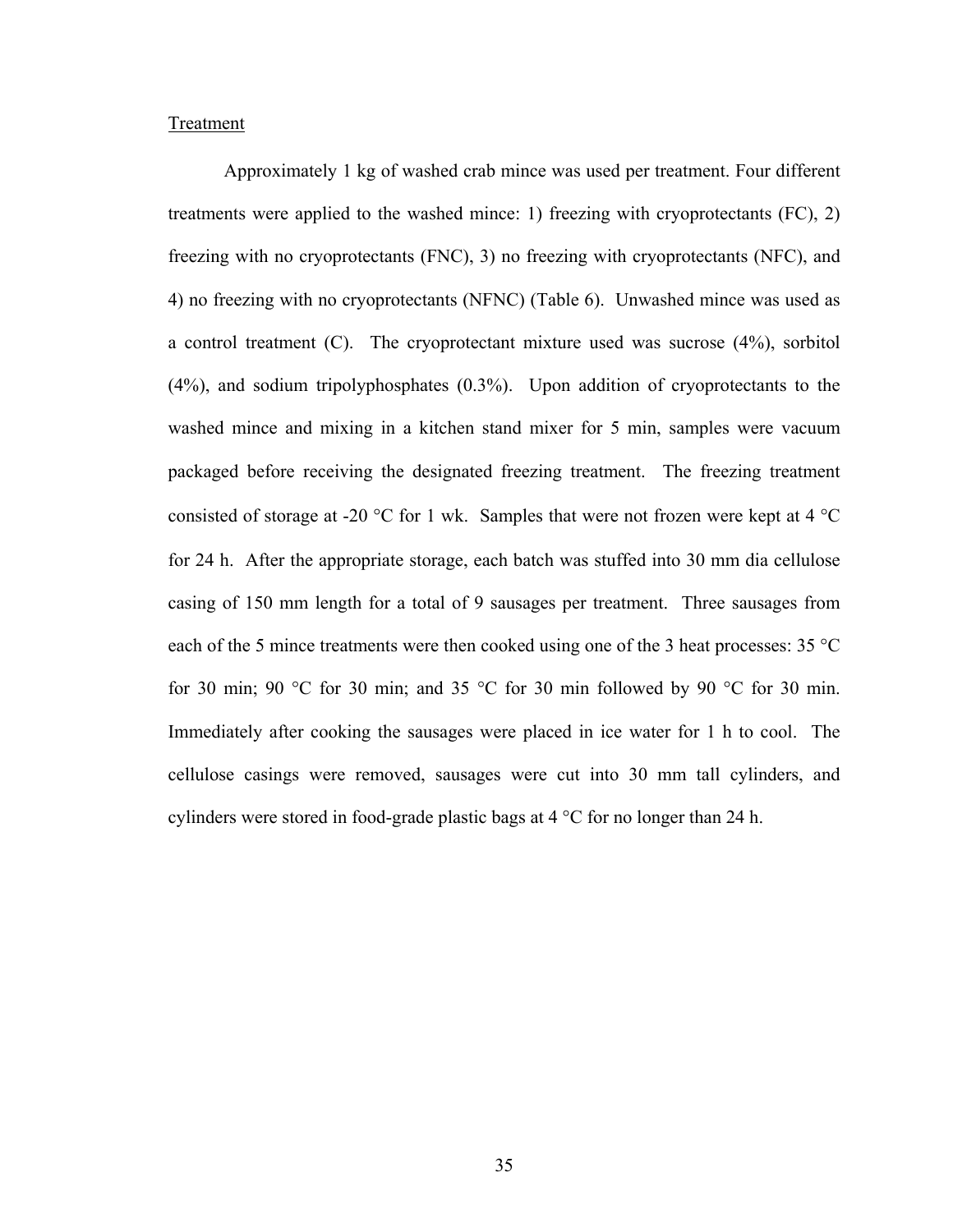Treatment

Approximately 1 kg of washed crab mince was used per treatment. Four different treatments were applied to the washed mince: 1) freezing with cryoprotectants (FC), 2) freezing with no cryoprotectants (FNC), 3) no freezing with cryoprotectants (NFC), and 4) no freezing with no cryoprotectants (NFNC) (Table 6). Unwashed mince was used as a control treatment (C). The cryoprotectant mixture used was sucrose (4%), sorbitol (4%), and sodium tripolyphosphates (0.3%). Upon addition of cryoprotectants to the washed mince and mixing in a kitchen stand mixer for 5 min, samples were vacuum packaged before receiving the designated freezing treatment. The freezing treatment consisted of storage at -20 °C for 1 wk. Samples that were not frozen were kept at 4 °C for 24 h. After the appropriate storage, each batch was stuffed into 30 mm dia cellulose casing of 150 mm length for a total of 9 sausages per treatment. Three sausages from each of the 5 mince treatments were then cooked using one of the 3 heat processes: 35 °C for 30 min; 90 °C for 30 min; and 35 °C for 30 min followed by 90 °C for 30 min. Immediately after cooking the sausages were placed in ice water for 1 h to cool. The cellulose casings were removed, sausages were cut into 30 mm tall cylinders, and cylinders were stored in food-grade plastic bags at 4 °C for no longer than 24 h.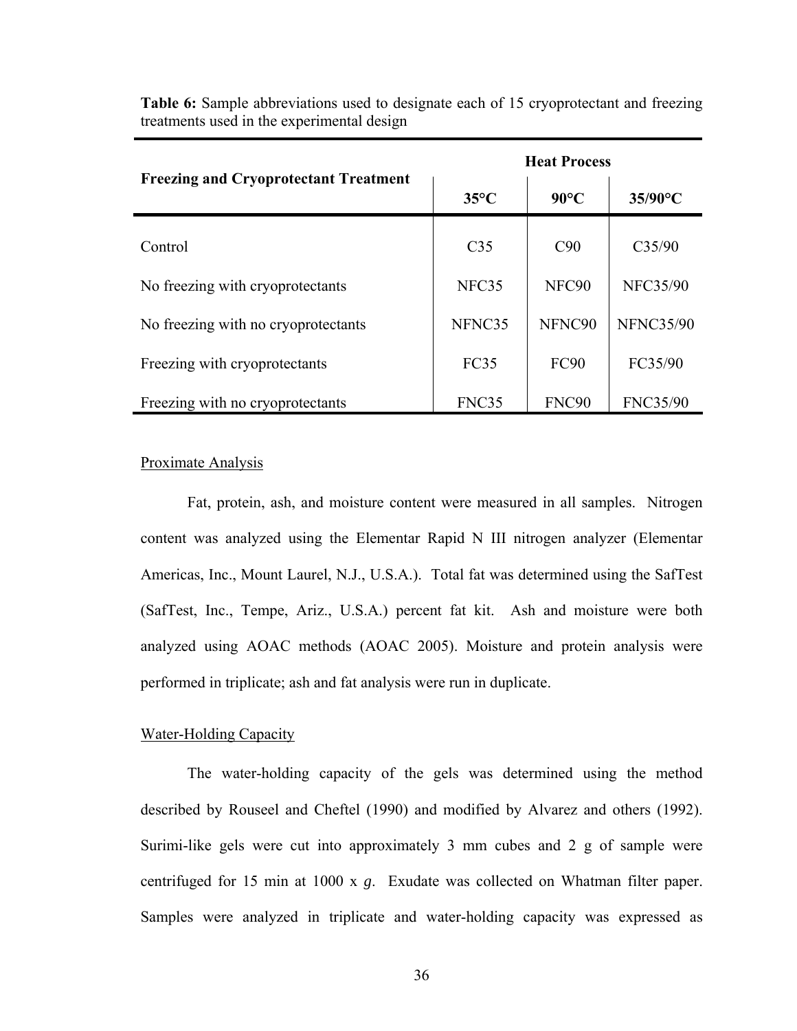**Table 6:** Sample abbreviations used to designate each of 15 cryoprotectant and freezing treatments used in the experimental design

| Freezing and Cryoprotectant Treatment | Heat Process | | |
|---|---|---|---|
| | 35°C | 90°C | 35/90°C |
| Control | C35 | C90 | C35/90 |
| No freezing with cryoprotectants | NFC35 | NFC90 | NFC35/90 |
| No freezing with no cryoprotectants | NFNC35 | NFNC90 | NFNC35/90 |
| Freezing with cryoprotectants | FC35 | FC90 | FC35/90 |
| Freezing with no cryoprotectants | FNC35 | FNC90 | FNC35/90 |

Proximate Analysis

Fat, protein, ash, and moisture content were measured in all samples. Nitrogen content was analyzed using the Elementar Rapid N III nitrogen analyzer (Elementar Americas, Inc., Mount Laurel, N.J., U.S.A.). Total fat was determined using the SafTest (SafTest, Inc., Tempe, Ariz., U.S.A.) percent fat kit. Ash and moisture were both analyzed using AOAC methods (AOAC 2005). Moisture and protein analysis were performed in triplicate; ash and fat analysis were run in duplicate.

Water-Holding Capacity

The water-holding capacity of the gels was determined using the method described by Rouseel and Cheftel (1990) and modified by Alvarez and others (1992). Surimi-like gels were cut into approximately 3 mm cubes and 2 g of sample were centrifuged for 15 min at 1000 x *g*. Exudate was collected on Whatman filter paper. Samples were analyzed in triplicate and water-holding capacity was expressed as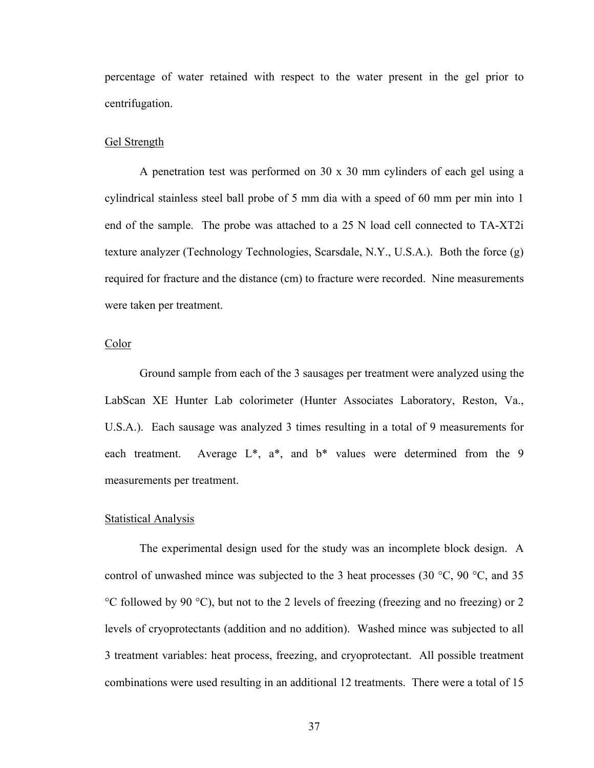percentage of water retained with respect to the water present in the gel prior to centrifugation.

<u>Gel Strength</u>

A penetration test was performed on 30 x 30 mm cylinders of each gel using a cylindrical stainless steel ball probe of 5 mm dia with a speed of 60 mm per min into 1 end of the sample. The probe was attached to a 25 N load cell connected to TA-XT2i texture analyzer (Technology Technologies, Scarsdale, N.Y., U.S.A.). Both the force (g) required for fracture and the distance (cm) to fracture were recorded. Nine measurements were taken per treatment.

<u>Color</u>

Ground sample from each of the 3 sausages per treatment were analyzed using the LabScan XE Hunter Lab colorimeter (Hunter Associates Laboratory, Reston, Va., U.S.A.). Each sausage was analyzed 3 times resulting in a total of 9 measurements for each treatment. Average L*, a*, and b* values were determined from the 9 measurements per treatment.

<u>Statistical Analysis</u>

The experimental design used for the study was an incomplete block design. A control of unwashed mince was subjected to the 3 heat processes (30 °C, 90 °C, and 35 °C followed by 90 °C), but not to the 2 levels of freezing (freezing and no freezing) or 2 levels of cryoprotectants (addition and no addition). Washed mince was subjected to all 3 treatment variables: heat process, freezing, and cryoprotectant. All possible treatment combinations were used resulting in an additional 12 treatments. There were a total of 15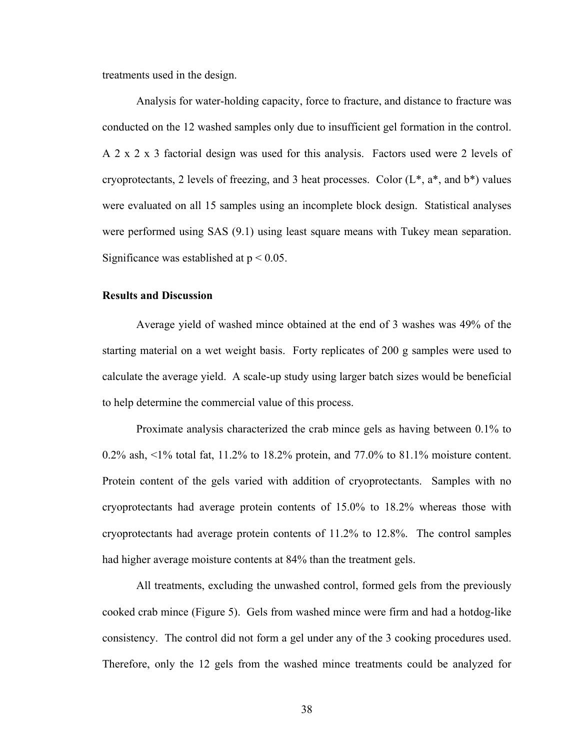treatments used in the design.

Analysis for water-holding capacity, force to fracture, and distance to fracture was conducted on the 12 washed samples only due to insufficient gel formation in the control. A 2 x 2 x 3 factorial design was used for this analysis. Factors used were 2 levels of cryoprotectants, 2 levels of freezing, and 3 heat processes. Color (L*, a*, and b*) values were evaluated on all 15 samples using an incomplete block design. Statistical analyses were performed using SAS (9.1) using least square means with Tukey mean separation. Significance was established at $p < 0.05$.

**Results and Discussion**

Average yield of washed mince obtained at the end of 3 washes was 49% of the starting material on a wet weight basis. Forty replicates of 200 g samples were used to calculate the average yield. A scale-up study using larger batch sizes would be beneficial to help determine the commercial value of this process.

Proximate analysis characterized the crab mince gels as having between 0.1% to 0.2% ash, <1% total fat, 11.2% to 18.2% protein, and 77.0% to 81.1% moisture content. Protein content of the gels varied with addition of cryoprotectants. Samples with no cryoprotectants had average protein contents of 15.0% to 18.2% whereas those with cryoprotectants had average protein contents of 11.2% to 12.8%. The control samples had higher average moisture contents at 84% than the treatment gels.

All treatments, excluding the unwashed control, formed gels from the previously cooked crab mince (Figure 5). Gels from washed mince were firm and had a hotdog-like consistency. The control did not form a gel under any of the 3 cooking procedures used. Therefore, only the 12 gels from the washed mince treatments could be analyzed for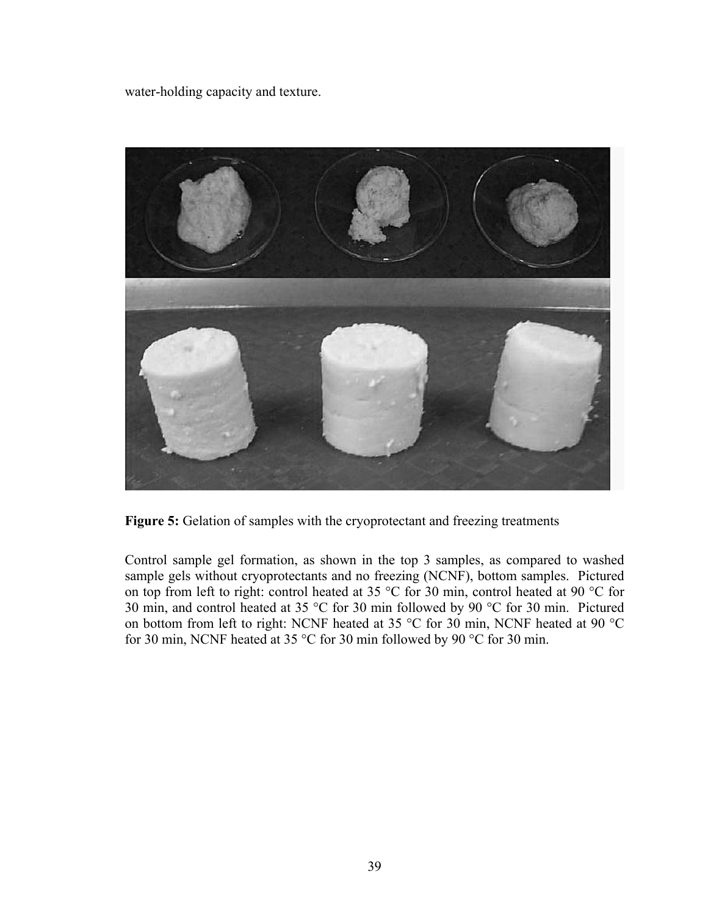water-holding capacity and texture.

**Figure 5:** Gelation of samples with the cryoprotectant and freezing treatments

Control sample gel formation, as shown in the top 3 samples, as compared to washed sample gels without cryoprotectants and no freezing (NCNF), bottom samples. Pictured on top from left to right: control heated at 35 °C for 30 min, control heated at 90 °C for 30 min, and control heated at 35 °C for 30 min followed by 90 °C for 30 min. Pictured on bottom from left to right: NCNF heated at 35 °C for 30 min, NCNF heated at 90 °C for 30 min, NCNF heated at 35 °C for 30 min followed by 90 °C for 30 min.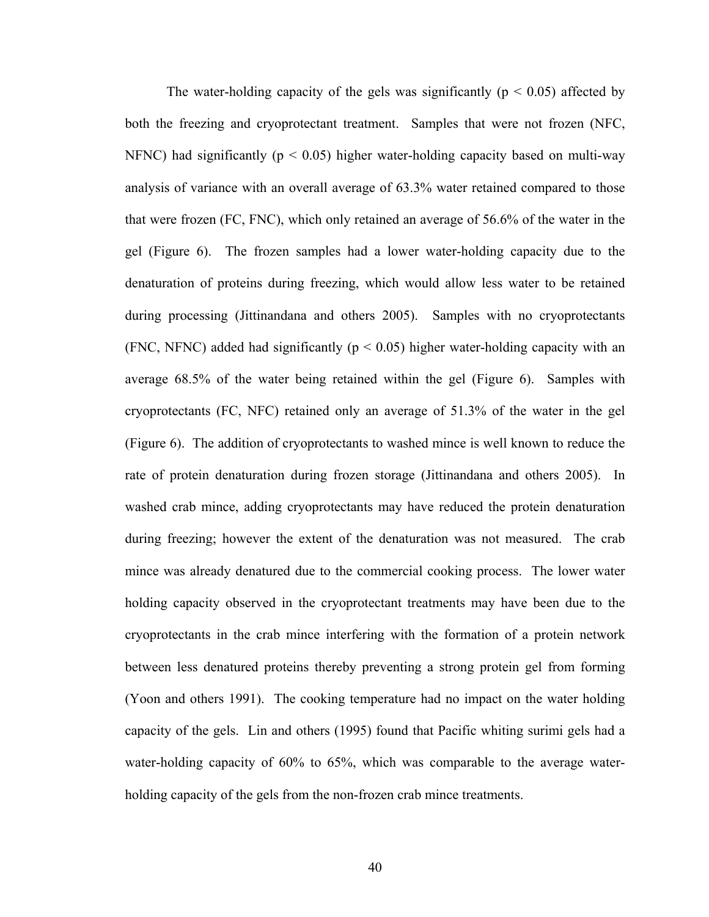The water-holding capacity of the gels was significantly ($p < 0.05$) affected by both the freezing and cryoprotectant treatment. Samples that were not frozen (NFC, NFNC) had significantly ($p < 0.05$) higher water-holding capacity based on multi-way analysis of variance with an overall average of 63.3% water retained compared to those that were frozen (FC, FNC), which only retained an average of 56.6% of the water in the gel (Figure 6). The frozen samples had a lower water-holding capacity due to the denaturation of proteins during freezing, which would allow less water to be retained during processing (Jittinandana and others 2005). Samples with no cryoprotectants (FNC, NFNC) added had significantly ($p < 0.05$) higher water-holding capacity with an average 68.5% of the water being retained within the gel (Figure 6). Samples with cryoprotectants (FC, NFC) retained only an average of 51.3% of the water in the gel (Figure 6). The addition of cryoprotectants to washed mince is well known to reduce the rate of protein denaturation during frozen storage (Jittinandana and others 2005). In washed crab mince, adding cryoprotectants may have reduced the protein denaturation during freezing; however the extent of the denaturation was not measured. The crab mince was already denatured due to the commercial cooking process. The lower water holding capacity observed in the cryoprotectant treatments may have been due to the cryoprotectants in the crab mince interfering with the formation of a protein network between less denatured proteins thereby preventing a strong protein gel from forming (Yoon and others 1991). The cooking temperature had no impact on the water holding capacity of the gels. Lin and others (1995) found that Pacific whiting surimi gels had a water-holding capacity of 60% to 65%, which was comparable to the average water-holding capacity of the gels from the non-frozen crab mince treatments.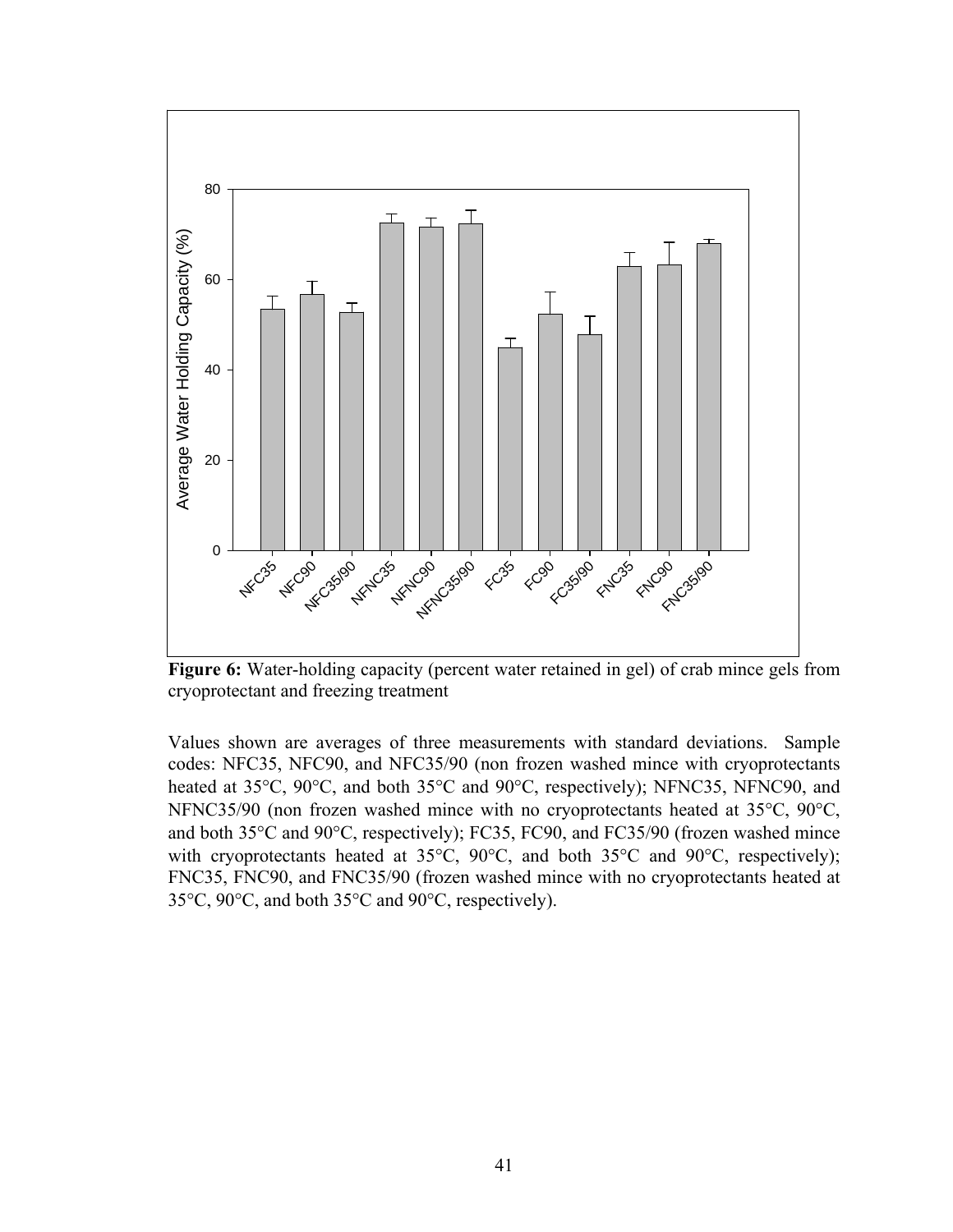**Figure 6:** Water-holding capacity (percent water retained in gel) of crab mince gels from cryoprotectant and freezing treatment

Values shown are averages of three measurements with standard deviations. Sample codes: NFC35, NFC90, and NFC35/90 (non frozen washed mince with cryoprotectants heated at 35°C, 90°C, and both 35°C and 90°C, respectively); NFNC35, NFNC90, and NFNC35/90 (non frozen washed mince with no cryoprotectants heated at 35°C, 90°C, and both 35°C and 90°C, respectively); FC35, FC90, and FC35/90 (frozen washed mince with cryoprotectants heated at 35°C, 90°C, and both 35°C and 90°C, respectively); FNC35, FNC90, and FNC35/90 (frozen washed mince with no cryoprotectants heated at 35°C, 90°C, and both 35°C and 90°C, respectively).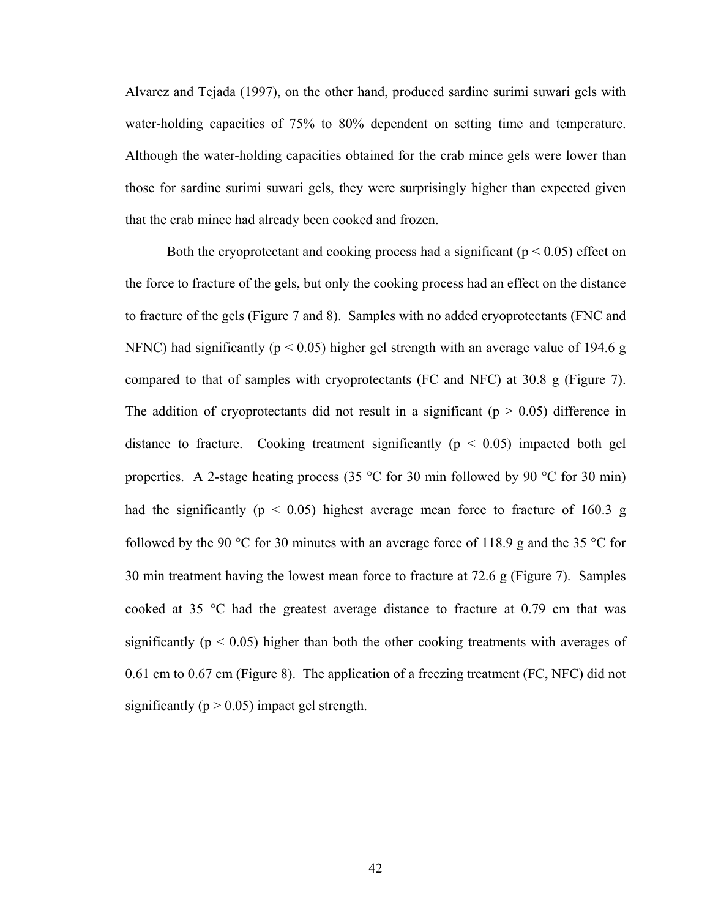Alvarez and Tejada (1997), on the other hand, produced sardine surimi suwari gels with water-holding capacities of 75% to 80% dependent on setting time and temperature. Although the water-holding capacities obtained for the crab mince gels were lower than those for sardine surimi suwari gels, they were surprisingly higher than expected given that the crab mince had already been cooked and frozen.

Both the cryoprotectant and cooking process had a significant ($p < 0.05$) effect on the force to fracture of the gels, but only the cooking process had an effect on the distance to fracture of the gels (Figure 7 and 8). Samples with no added cryoprotectants (FNC and NFNC) had significantly ($p < 0.05$) higher gel strength with an average value of 194.6 g compared to that of samples with cryoprotectants (FC and NFC) at 30.8 g (Figure 7). The addition of cryoprotectants did not result in a significant ($p > 0.05$) difference in distance to fracture. Cooking treatment significantly ($p < 0.05$) impacted both gel properties. A 2-stage heating process (35 °C for 30 min followed by 90 °C for 30 min) had the significantly ($p < 0.05$) highest average mean force to fracture of 160.3 g followed by the 90 °C for 30 minutes with an average force of 118.9 g and the 35 °C for 30 min treatment having the lowest mean force to fracture at 72.6 g (Figure 7). Samples cooked at 35 °C had the greatest average distance to fracture at 0.79 cm that was significantly ($p < 0.05$) higher than both the other cooking treatments with averages of 0.61 cm to 0.67 cm (Figure 8). The application of a freezing treatment (FC, NFC) did not significantly ($p > 0.05$) impact gel strength.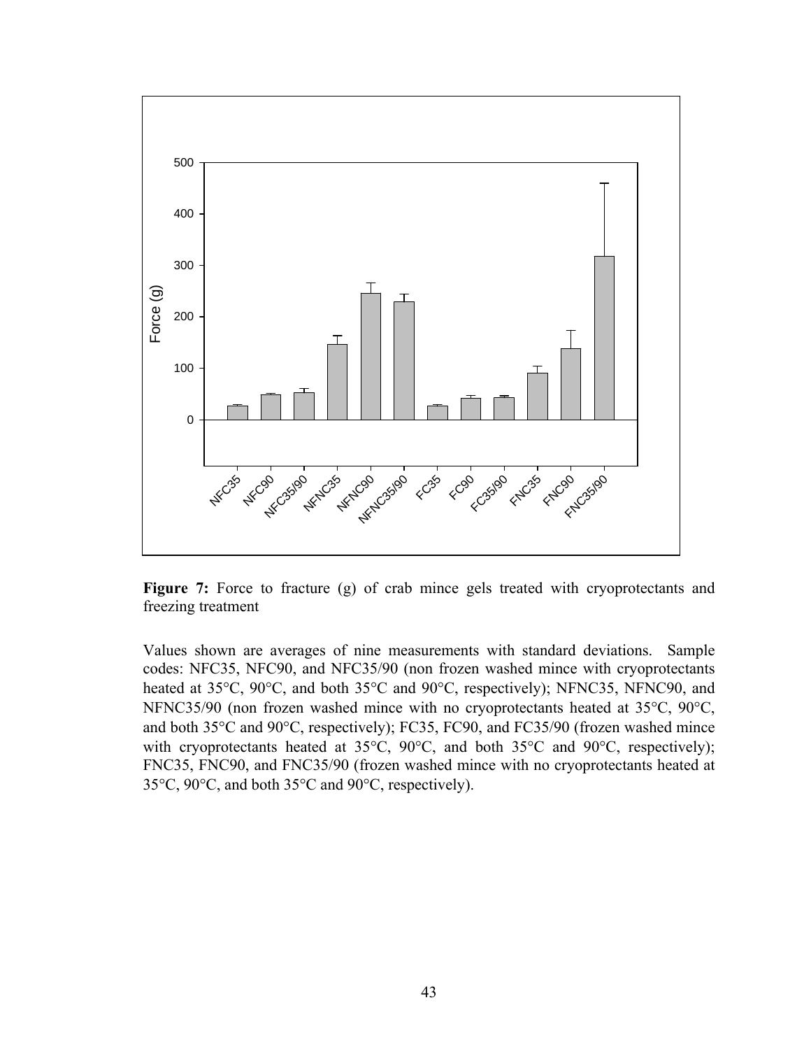**Figure 7:** Force to fracture (g) of crab mince gels treated with cryoprotectants and freezing treatment

Values shown are averages of nine measurements with standard deviations. Sample codes: NFC35, NFC90, and NFC35/90 (non frozen washed mince with cryoprotectants heated at 35°C, 90°C, and both 35°C and 90°C, respectively); NFNC35, NFNC90, and NFNC35/90 (non frozen washed mince with no cryoprotectants heated at 35°C, 90°C, and both 35°C and 90°C, respectively); FC35, FC90, and FC35/90 (frozen washed mince with cryoprotectants heated at 35°C, 90°C, and both 35°C and 90°C, respectively); FNC35, FNC90, and FNC35/90 (frozen washed mince with no cryoprotectants heated at 35°C, 90°C, and both 35°C and 90°C, respectively).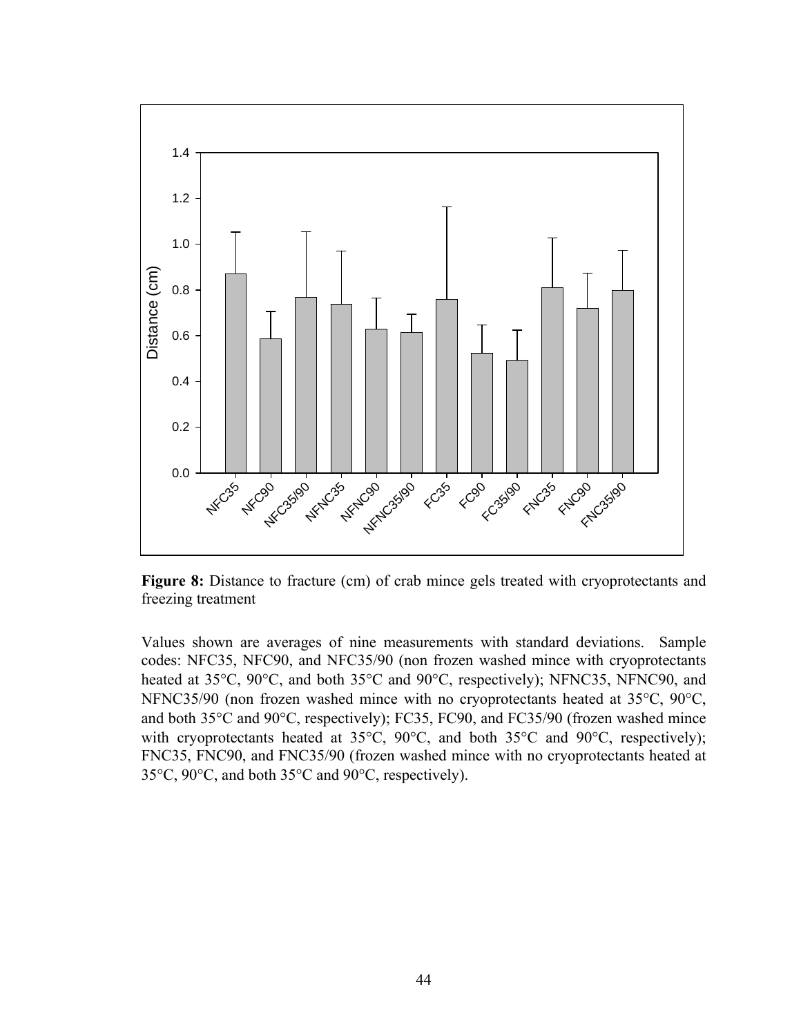**Figure 8:** Distance to fracture (cm) of crab mince gels treated with cryoprotectants and freezing treatment

Values shown are averages of nine measurements with standard deviations. Sample codes: NFC35, NFC90, and NFC35/90 (non frozen washed mince with cryoprotectants heated at 35°C, 90°C, and both 35°C and 90°C, respectively); NFNC35, NFNC90, and NFNC35/90 (non frozen washed mince with no cryoprotectants heated at 35°C, 90°C, and both 35°C and 90°C, respectively); FC35, FC90, and FC35/90 (frozen washed mince with cryoprotectants heated at 35°C, 90°C, and both 35°C and 90°C, respectively); FNC35, FNC90, and FNC35/90 (frozen washed mince with no cryoprotectants heated at 35°C, 90°C, and both 35°C and 90°C, respectively).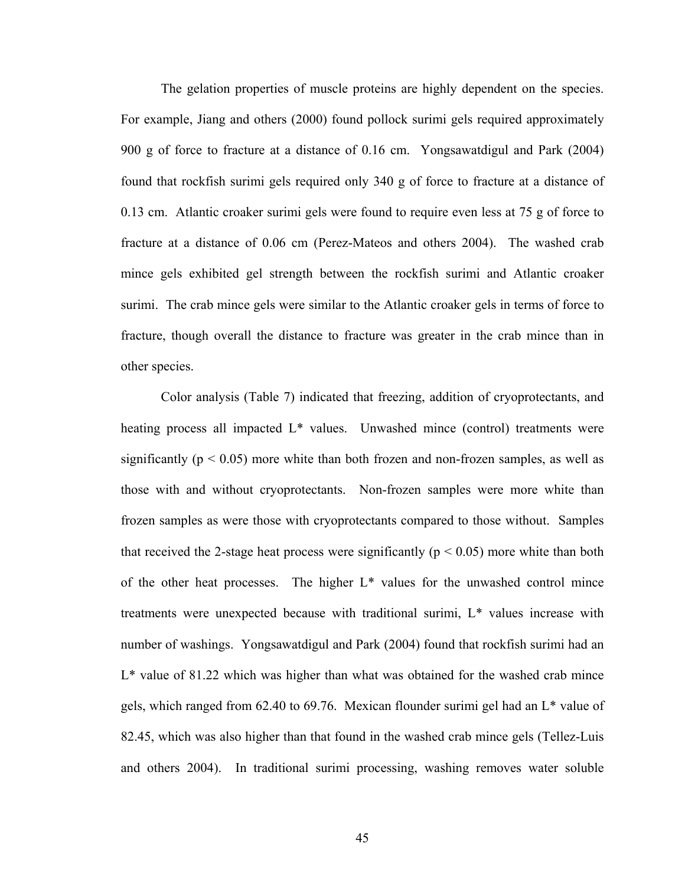The gelation properties of muscle proteins are highly dependent on the species. For example, Jiang and others (2000) found pollock surimi gels required approximately 900 g of force to fracture at a distance of 0.16 cm. Yongsawatdigul and Park (2004) found that rockfish surimi gels required only 340 g of force to fracture at a distance of 0.13 cm. Atlantic croaker surimi gels were found to require even less at 75 g of force to fracture at a distance of 0.06 cm (Perez-Mateos and others 2004). The washed crab mince gels exhibited gel strength between the rockfish surimi and Atlantic croaker surimi. The crab mince gels were similar to the Atlantic croaker gels in terms of force to fracture, though overall the distance to fracture was greater in the crab mince than in other species.

Color analysis (Table 7) indicated that freezing, addition of cryoprotectants, and heating process all impacted L* values. Unwashed mince (control) treatments were significantly ($p < 0.05$) more white than both frozen and non-frozen samples, as well as those with and without cryoprotectants. Non-frozen samples were more white than frozen samples as were those with cryoprotectants compared to those without. Samples that received the 2-stage heat process were significantly ($p < 0.05$) more white than both of the other heat processes. The higher L* values for the unwashed control mince treatments were unexpected because with traditional surimi, L* values increase with number of washings. Yongsawatdigul and Park (2004) found that rockfish surimi had an L* value of 81.22 which was higher than what was obtained for the washed crab mince gels, which ranged from 62.40 to 69.76. Mexican flounder surimi gel had an L* value of 82.45, which was also higher than that found in the washed crab mince gels (Tellez-Luis and others 2004). In traditional surimi processing, washing removes water soluble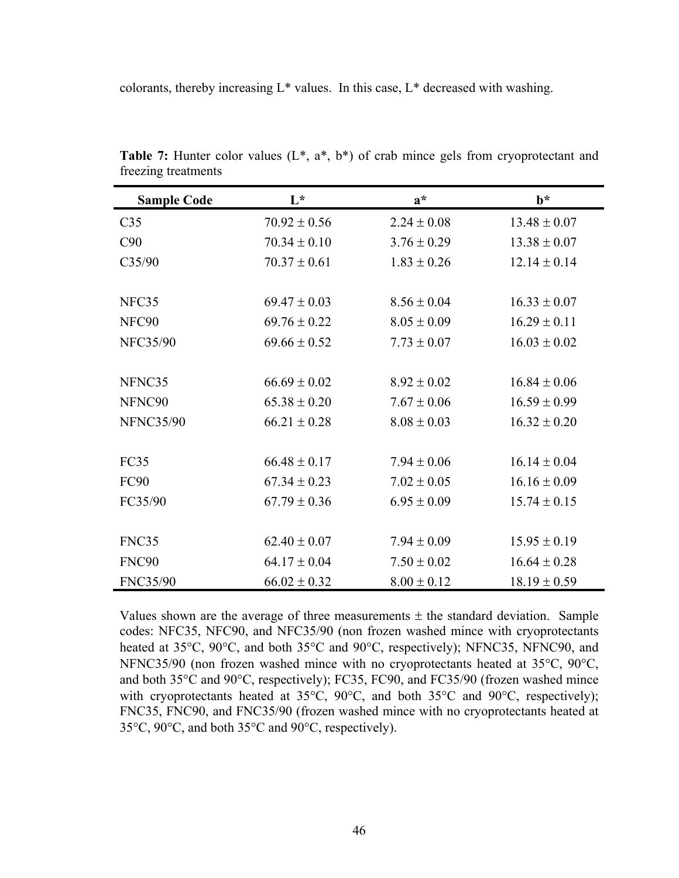colorants, thereby increasing L* values. In this case, L* decreased with washing.

**Table 7:** Hunter color values (L*, a*, b*) of crab mince gels from cryoprotectant and freezing treatments

| Sample Code | L* | a* | b* |
|---|---|---|---|
| C35 | 70.92 ± 0.56 | 2.24 ± 0.08 | 13.48 ± 0.07 |
| C90 | 70.34 ± 0.10 | 3.76 ± 0.29 | 13.38 ± 0.07 |
| C35/90 | 70.37 ± 0.61 | 1.83 ± 0.26 | 12.14 ± 0.14 |
| | | | |
| NFC35 | 69.47 ± 0.03 | 8.56 ± 0.04 | 16.33 ± 0.07 |
| NFC90 | 69.76 ± 0.22 | 8.05 ± 0.09 | 16.29 ± 0.11 |
| NFC35/90 | 69.66 ± 0.52 | 7.73 ± 0.07 | 16.03 ± 0.02 |
| | | | |
| NFNC35 | 66.69 ± 0.02 | 8.92 ± 0.02 | 16.84 ± 0.06 |
| NFNC90 | 65.38 ± 0.20 | 7.67 ± 0.06 | 16.59 ± 0.99 |
| NFNC35/90 | 66.21 ± 0.28 | 8.08 ± 0.03 | 16.32 ± 0.20 |
| | | | |
| FC35 | 66.48 ± 0.17 | 7.94 ± 0.06 | 16.14 ± 0.04 |
| FC90 | 67.34 ± 0.23 | 7.02 ± 0.05 | 16.16 ± 0.09 |
| FC35/90 | 67.79 ± 0.36 | 6.95 ± 0.09 | 15.74 ± 0.15 |
| | | | |
| FNC35 | 62.40 ± 0.07 | 7.94 ± 0.09 | 15.95 ± 0.19 |
| FNC90 | 64.17 ± 0.04 | 7.50 ± 0.02 | 16.64 ± 0.28 |
| FNC35/90 | 66.02 ± 0.32 | 8.00 ± 0.12 | 18.19 ± 0.59 |

Values shown are the average of three measurements ± the standard deviation. Sample codes: NFC35, NFC90, and NFC35/90 (non frozen washed mince with cryoprotectants heated at 35°C, 90°C, and both 35°C and 90°C, respectively); NFNC35, NFNC90, and NFNC35/90 (non frozen washed mince with no cryoprotectants heated at 35°C, 90°C, and both 35°C and 90°C, respectively); FC35, FC90, and FC35/90 (frozen washed mince with cryoprotectants heated at 35°C, 90°C, and both 35°C and 90°C, respectively); FNC35, FNC90, and FNC35/90 (frozen washed mince with no cryoprotectants heated at 35°C, 90°C, and both 35°C and 90°C, respectively).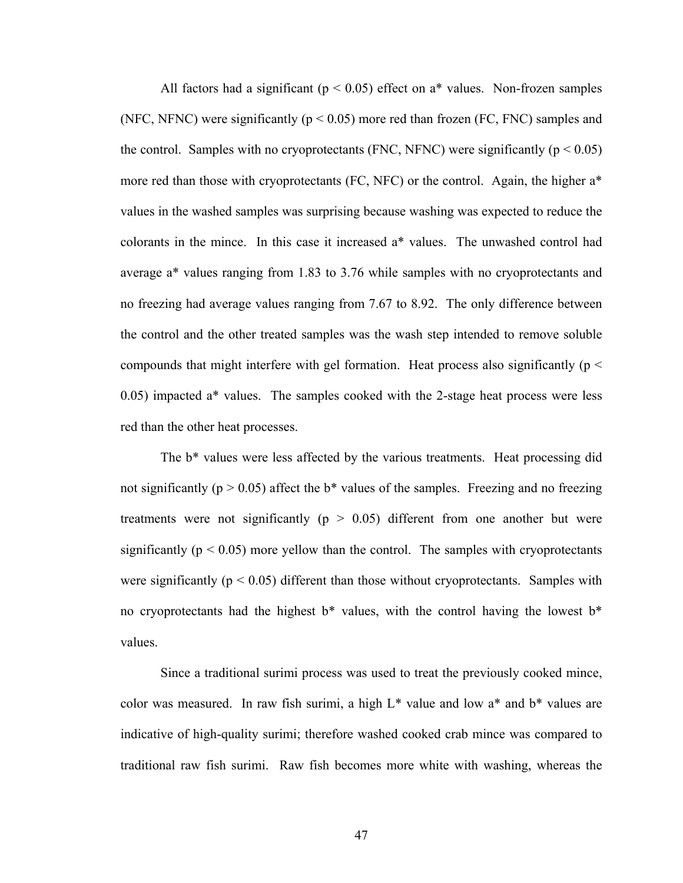All factors had a significant ($p < 0.05$) effect on a* values. Non-frozen samples (NFC, NFNC) were significantly ($p < 0.05$) more red than frozen (FC, FNC) samples and the control. Samples with no cryoprotectants (FNC, NFNC) were significantly ($p < 0.05$) more red than those with cryoprotectants (FC, NFC) or the control. Again, the higher a* values in the washed samples was surprising because washing was expected to reduce the colorants in the mince. In this case it increased a* values. The unwashed control had average a* values ranging from 1.83 to 3.76 while samples with no cryoprotectants and no freezing had average values ranging from 7.67 to 8.92. The only difference between the control and the other treated samples was the wash step intended to remove soluble compounds that might interfere with gel formation. Heat process also significantly ($p < 0.05$) impacted a* values. The samples cooked with the 2-stage heat process were less red than the other heat processes.

The b* values were less affected by the various treatments. Heat processing did not significantly ($p > 0.05$) affect the b* values of the samples. Freezing and no freezing treatments were not significantly ($p > 0.05$) different from one another but were significantly ($p < 0.05$) more yellow than the control. The samples with cryoprotectants were significantly ($p < 0.05$) different than those without cryoprotectants. Samples with no cryoprotectants had the highest b* values, with the control having the lowest b* values.

Since a traditional surimi process was used to treat the previously cooked mince, color was measured. In raw fish surimi, a high L* value and low a* and b* values are indicative of high-quality surimi; therefore washed cooked crab mince was compared to traditional raw fish surimi. Raw fish becomes more white with washing, whereas the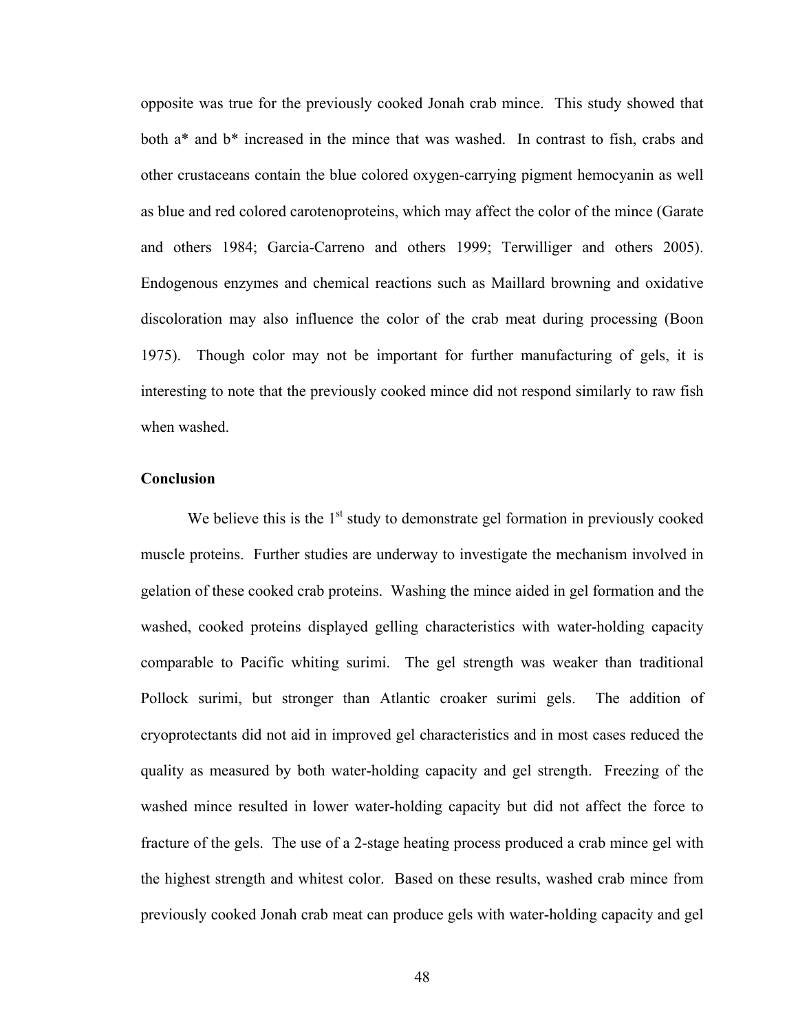opposite was true for the previously cooked Jonah crab mince. This study showed that both a* and b* increased in the mince that was washed. In contrast to fish, crabs and other crustaceans contain the blue colored oxygen-carrying pigment hemocyanin as well as blue and red colored carotenoproteins, which may affect the color of the mince (Garate and others 1984; Garcia-Carreno and others 1999; Terwilliger and others 2005). Endogenous enzymes and chemical reactions such as Maillard browning and oxidative discoloration may also influence the color of the crab meat during processing (Boon 1975). Though color may not be important for further manufacturing of gels, it is interesting to note that the previously cooked mince did not respond similarly to raw fish when washed.

**Conclusion**

We believe this is the 1st study to demonstrate gel formation in previously cooked muscle proteins. Further studies are underway to investigate the mechanism involved in gelation of these cooked crab proteins. Washing the mince aided in gel formation and the washed, cooked proteins displayed gelling characteristics with water-holding capacity comparable to Pacific whiting surimi. The gel strength was weaker than traditional Pollock surimi, but stronger than Atlantic croaker surimi gels. The addition of cryoprotectants did not aid in improved gel characteristics and in most cases reduced the quality as measured by both water-holding capacity and gel strength. Freezing of the washed mince resulted in lower water-holding capacity but did not affect the force to fracture of the gels. The use of a 2-stage heating process produced a crab mince gel with the highest strength and whitest color. Based on these results, washed crab mince from previously cooked Jonah crab meat can produce gels with water-holding capacity and gel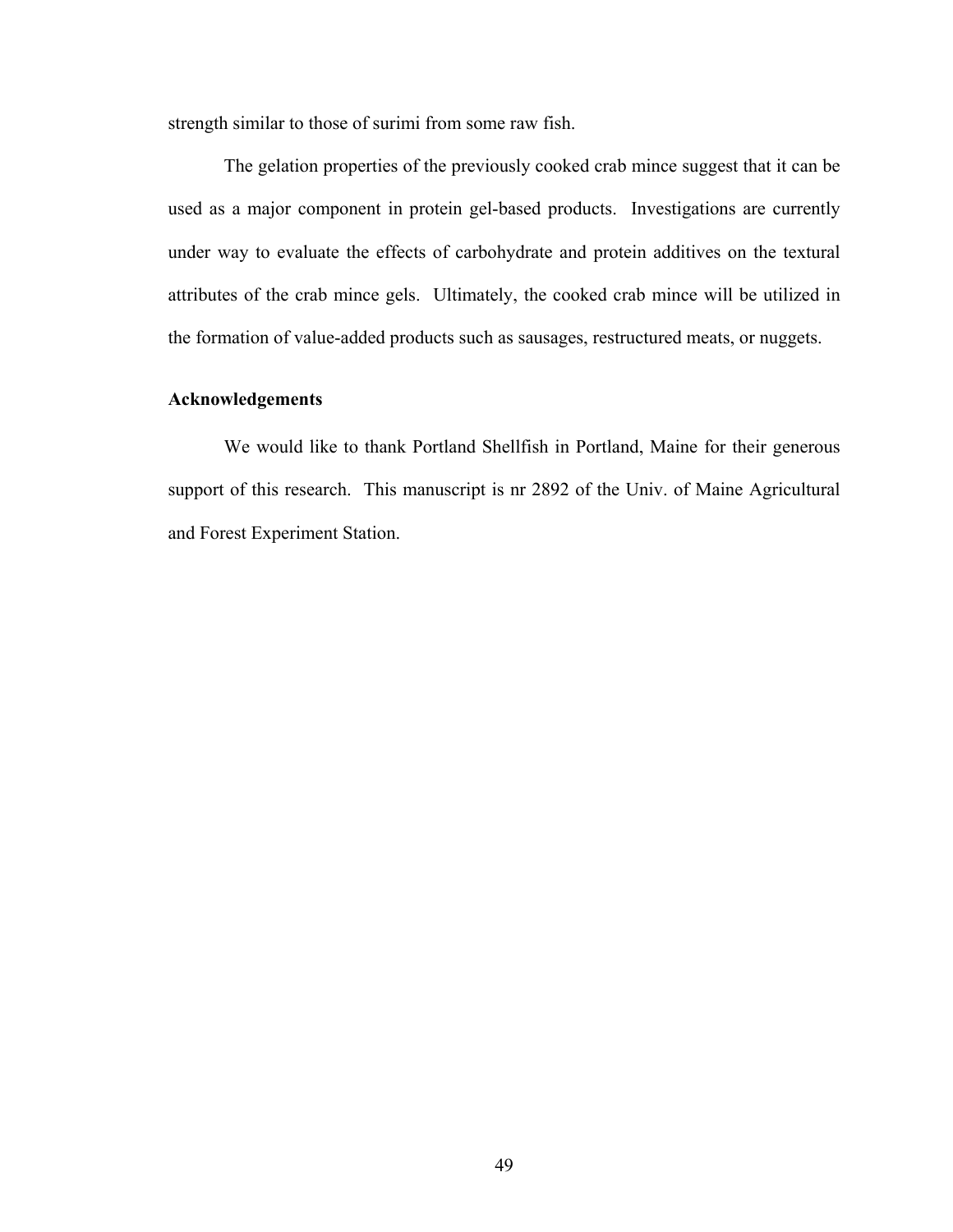strength similar to those of surimi from some raw fish.

The gelation properties of the previously cooked crab mince suggest that it can be used as a major component in protein gel-based products. Investigations are currently under way to evaluate the effects of carbohydrate and protein additives on the textural attributes of the crab mince gels. Ultimately, the cooked crab mince will be utilized in the formation of value-added products such as sausages, restructured meats, or nuggets.

### Acknowledgements

We would like to thank Portland Shellfish in Portland, Maine for their generous support of this research. This manuscript is nr 2892 of the Univ. of Maine Agricultural and Forest Experiment Station.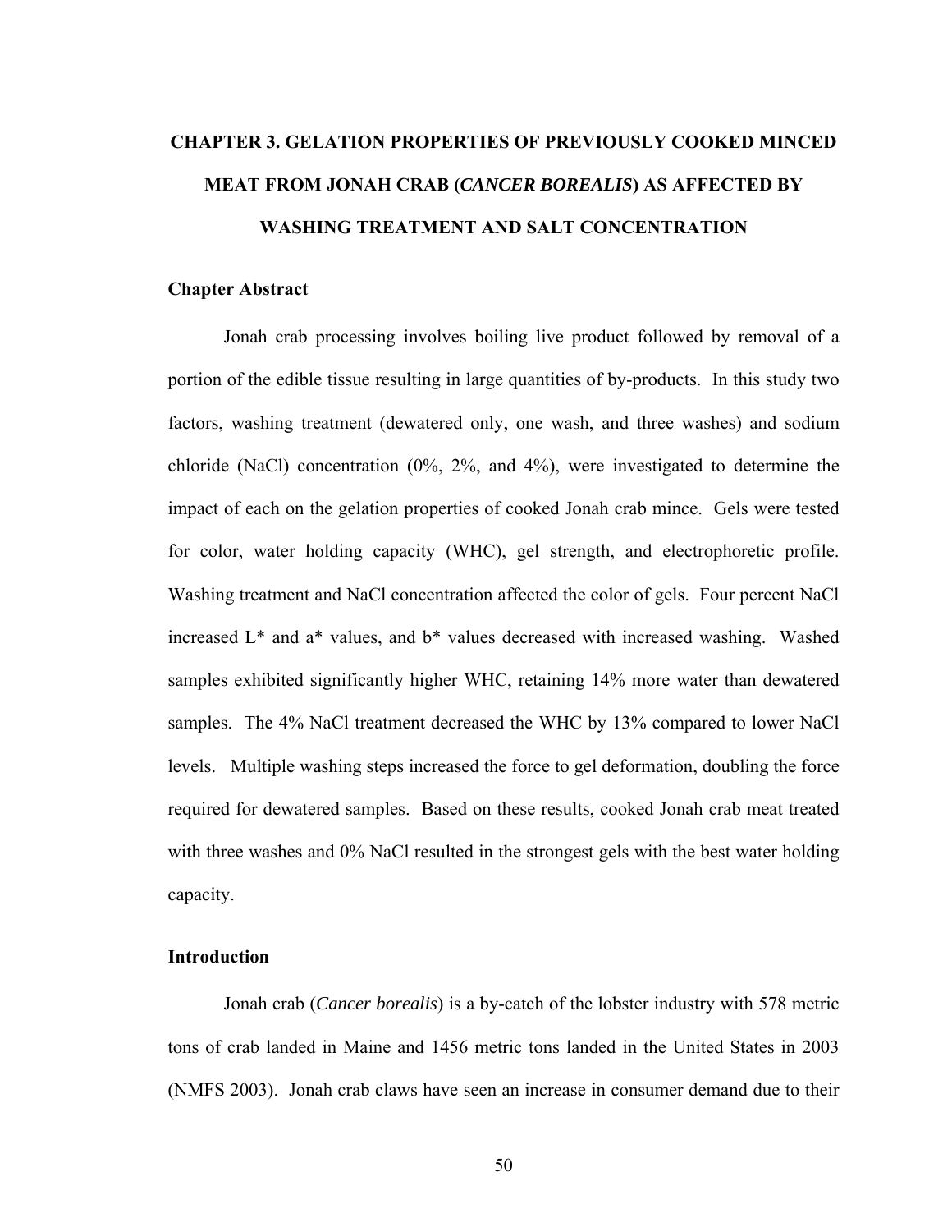# CHAPTER 3. GELATION PROPERTIES OF PREVIOUSLY COOKED MINCED MEAT FROM JONAH CRAB (*CANCER BOREALIS*) AS AFFECTED BY WASHING TREATMENT AND SALT CONCENTRATION

## Chapter Abstract

Jonah crab processing involves boiling live product followed by removal of a portion of the edible tissue resulting in large quantities of by-products. In this study two factors, washing treatment (dewatered only, one wash, and three washes) and sodium chloride (NaCl) concentration (0%, 2%, and 4%), were investigated to determine the impact of each on the gelation properties of cooked Jonah crab mince. Gels were tested for color, water holding capacity (WHC), gel strength, and electrophoretic profile. Washing treatment and NaCl concentration affected the color of gels. Four percent NaCl increased L* and a* values, and b* values decreased with increased washing. Washed samples exhibited significantly higher WHC, retaining 14% more water than dewatered samples. The 4% NaCl treatment decreased the WHC by 13% compared to lower NaCl levels. Multiple washing steps increased the force to gel deformation, doubling the force required for dewatered samples. Based on these results, cooked Jonah crab meat treated with three washes and 0% NaCl resulted in the strongest gels with the best water holding capacity.

## Introduction

Jonah crab (*Cancer borealis*) is a by-catch of the lobster industry with 578 metric tons of crab landed in Maine and 1456 metric tons landed in the United States in 2003 (NMFS 2003). Jonah crab claws have seen an increase in consumer demand due to their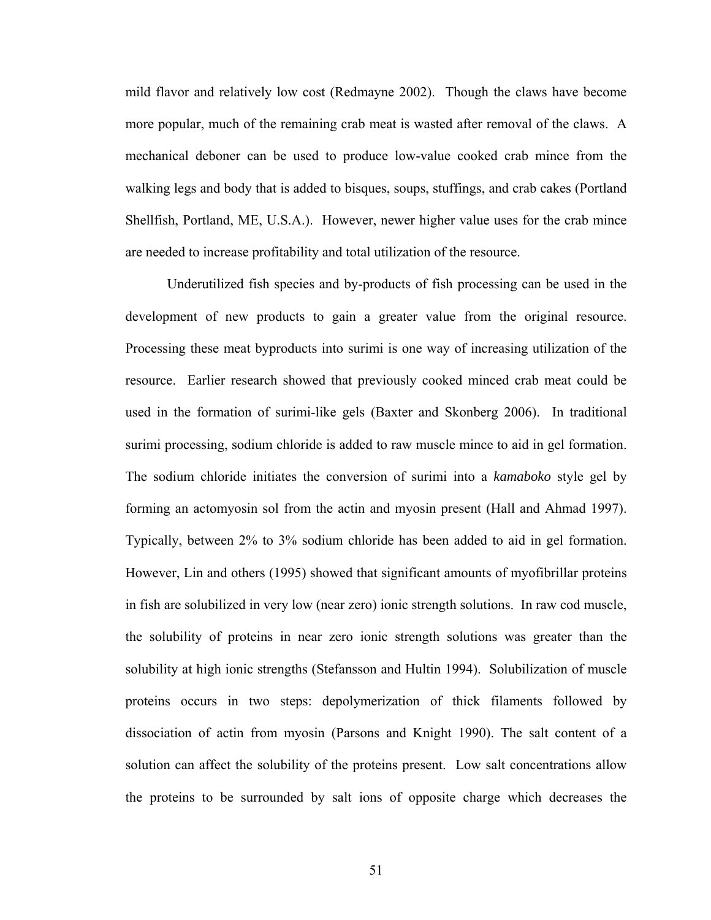mild flavor and relatively low cost (Redmayne 2002). Though the claws have become more popular, much of the remaining crab meat is wasted after removal of the claws. A mechanical deboner can be used to produce low-value cooked crab mince from the walking legs and body that is added to bisques, soups, stuffings, and crab cakes (Portland Shellfish, Portland, ME, U.S.A.). However, newer higher value uses for the crab mince are needed to increase profitability and total utilization of the resource.

Underutilized fish species and by-products of fish processing can be used in the development of new products to gain a greater value from the original resource. Processing these meat byproducts into surimi is one way of increasing utilization of the resource. Earlier research showed that previously cooked minced crab meat could be used in the formation of surimi-like gels (Baxter and Skonberg 2006). In traditional surimi processing, sodium chloride is added to raw muscle mince to aid in gel formation. The sodium chloride initiates the conversion of surimi into a *kamaboko* style gel by forming an actomyosin sol from the actin and myosin present (Hall and Ahmad 1997). Typically, between 2% to 3% sodium chloride has been added to aid in gel formation. However, Lin and others (1995) showed that significant amounts of myofibrillar proteins in fish are solubilized in very low (near zero) ionic strength solutions. In raw cod muscle, the solubility of proteins in near zero ionic strength solutions was greater than the solubility at high ionic strengths (Stefansson and Hultin 1994). Solubilization of muscle proteins occurs in two steps: depolymerization of thick filaments followed by dissociation of actin from myosin (Parsons and Knight 1990). The salt content of a solution can affect the solubility of the proteins present. Low salt concentrations allow the proteins to be surrounded by salt ions of opposite charge which decreases the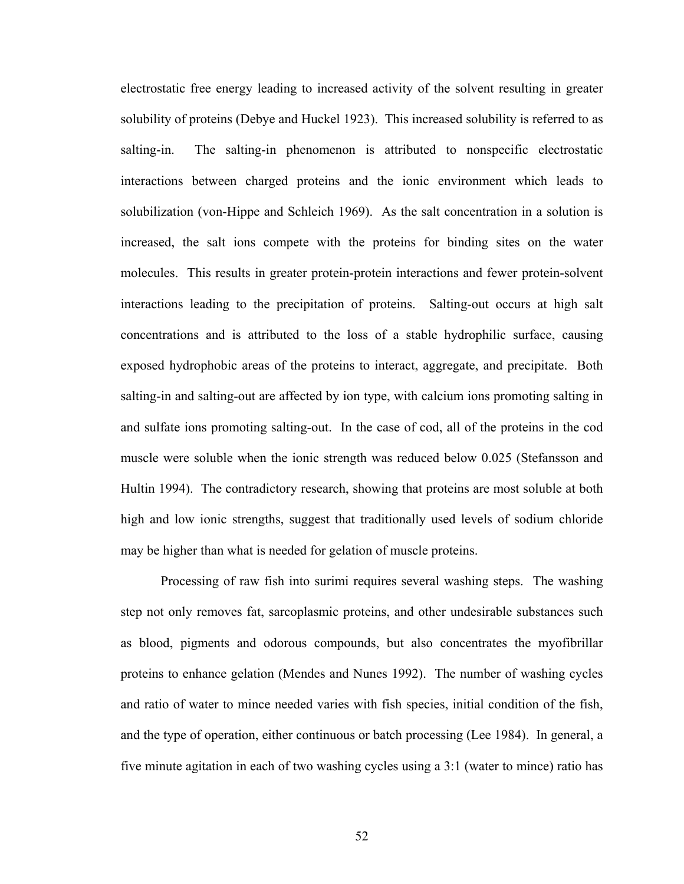electrostatic free energy leading to increased activity of the solvent resulting in greater solubility of proteins (Debye and Huckel 1923). This increased solubility is referred to as salting-in. The salting-in phenomenon is attributed to nonspecific electrostatic interactions between charged proteins and the ionic environment which leads to solubilization (von-Hippe and Schleich 1969). As the salt concentration in a solution is increased, the salt ions compete with the proteins for binding sites on the water molecules. This results in greater protein-protein interactions and fewer protein-solvent interactions leading to the precipitation of proteins. Salting-out occurs at high salt concentrations and is attributed to the loss of a stable hydrophilic surface, causing exposed hydrophobic areas of the proteins to interact, aggregate, and precipitate. Both salting-in and salting-out are affected by ion type, with calcium ions promoting salting in and sulfate ions promoting salting-out. In the case of cod, all of the proteins in the cod muscle were soluble when the ionic strength was reduced below 0.025 (Stefansson and Hultin 1994). The contradictory research, showing that proteins are most soluble at both high and low ionic strengths, suggest that traditionally used levels of sodium chloride may be higher than what is needed for gelation of muscle proteins.

Processing of raw fish into surimi requires several washing steps. The washing step not only removes fat, sarcoplasmic proteins, and other undesirable substances such as blood, pigments and odorous compounds, but also concentrates the myofibrillar proteins to enhance gelation (Mendes and Nunes 1992). The number of washing cycles and ratio of water to mince needed varies with fish species, initial condition of the fish, and the type of operation, either continuous or batch processing (Lee 1984). In general, a five minute agitation in each of two washing cycles using a 3:1 (water to mince) ratio has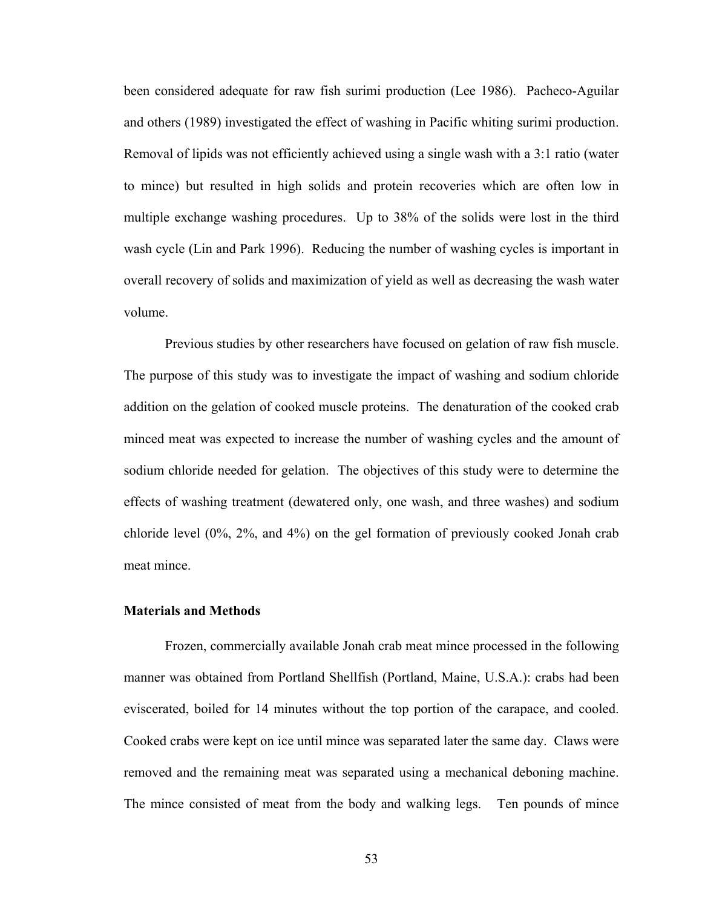been considered adequate for raw fish surimi production (Lee 1986). Pacheco-Aguilar and others (1989) investigated the effect of washing in Pacific whiting surimi production. Removal of lipids was not efficiently achieved using a single wash with a 3:1 ratio (water to mince) but resulted in high solids and protein recoveries which are often low in multiple exchange washing procedures. Up to 38% of the solids were lost in the third wash cycle (Lin and Park 1996). Reducing the number of washing cycles is important in overall recovery of solids and maximization of yield as well as decreasing the wash water volume.

Previous studies by other researchers have focused on gelation of raw fish muscle. The purpose of this study was to investigate the impact of washing and sodium chloride addition on the gelation of cooked muscle proteins. The denaturation of the cooked crab minced meat was expected to increase the number of washing cycles and the amount of sodium chloride needed for gelation. The objectives of this study were to determine the effects of washing treatment (dewatered only, one wash, and three washes) and sodium chloride level (0%, 2%, and 4%) on the gel formation of previously cooked Jonah crab meat mince.

## Materials and Methods

Frozen, commercially available Jonah crab meat mince processed in the following manner was obtained from Portland Shellfish (Portland, Maine, U.S.A.): crabs had been eviscerated, boiled for 14 minutes without the top portion of the carapace, and cooled. Cooked crabs were kept on ice until mince was separated later the same day. Claws were removed and the remaining meat was separated using a mechanical deboning machine. The mince consisted of meat from the body and walking legs. Ten pounds of mince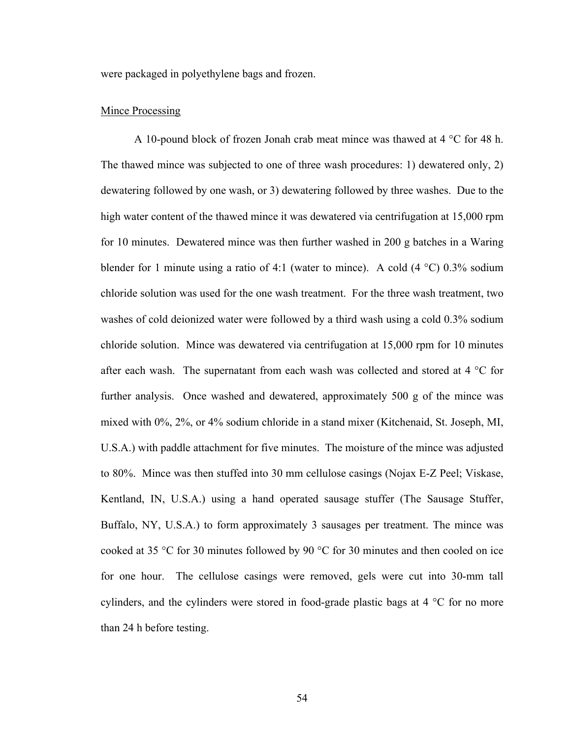were packaged in polyethylene bags and frozen.

Mince Processing

A 10-pound block of frozen Jonah crab meat mince was thawed at 4 °C for 48 h. The thawed mince was subjected to one of three wash procedures: 1) dewatered only, 2) dewatering followed by one wash, or 3) dewatering followed by three washes. Due to the high water content of the thawed mince it was dewatered via centrifugation at 15,000 rpm for 10 minutes. Dewatered mince was then further washed in 200 g batches in a Waring blender for 1 minute using a ratio of 4:1 (water to mince). A cold (4 °C) 0.3% sodium chloride solution was used for the one wash treatment. For the three wash treatment, two washes of cold deionized water were followed by a third wash using a cold 0.3% sodium chloride solution. Mince was dewatered via centrifugation at 15,000 rpm for 10 minutes after each wash. The supernatant from each wash was collected and stored at 4 °C for further analysis. Once washed and dewatered, approximately 500 g of the mince was mixed with 0%, 2%, or 4% sodium chloride in a stand mixer (Kitchenaid, St. Joseph, MI, U.S.A.) with paddle attachment for five minutes. The moisture of the mince was adjusted to 80%. Mince was then stuffed into 30 mm cellulose casings (Nojax E-Z Peel; Viskase, Kentland, IN, U.S.A.) using a hand operated sausage stuffer (The Sausage Stuffer, Buffalo, NY, U.S.A.) to form approximately 3 sausages per treatment. The mince was cooked at 35 °C for 30 minutes followed by 90 °C for 30 minutes and then cooled on ice for one hour. The cellulose casings were removed, gels were cut into 30-mm tall cylinders, and the cylinders were stored in food-grade plastic bags at 4 °C for no more than 24 h before testing.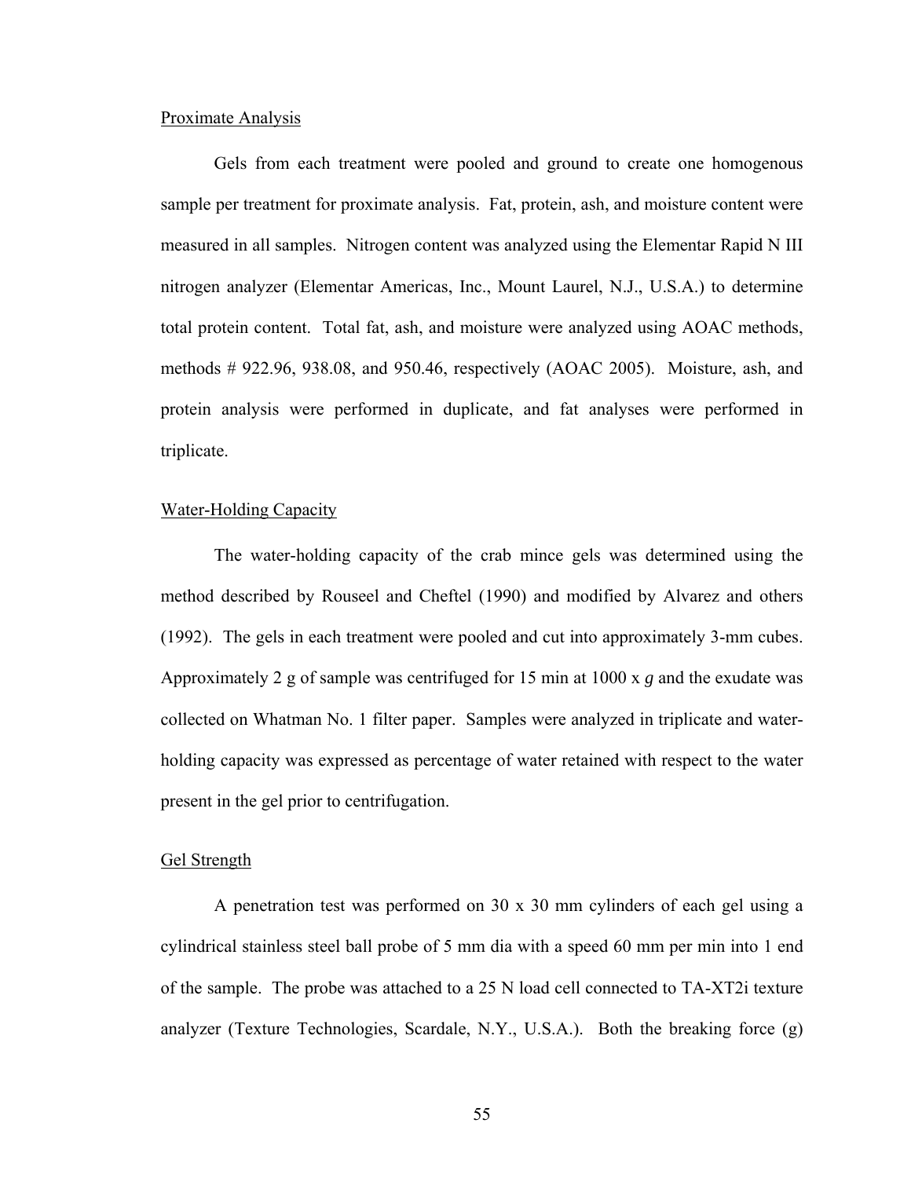## Proximate Analysis

Gels from each treatment were pooled and ground to create one homogenous sample per treatment for proximate analysis. Fat, protein, ash, and moisture content were measured in all samples. Nitrogen content was analyzed using the Elementar Rapid N III nitrogen analyzer (Elementar Americas, Inc., Mount Laurel, N.J., U.S.A.) to determine total protein content. Total fat, ash, and moisture were analyzed using AOAC methods, methods # 922.96, 938.08, and 950.46, respectively (AOAC 2005). Moisture, ash, and protein analysis were performed in duplicate, and fat analyses were performed in triplicate.

## Water-Holding Capacity

The water-holding capacity of the crab mince gels was determined using the method described by Rouseel and Cheftel (1990) and modified by Alvarez and others (1992). The gels in each treatment were pooled and cut into approximately 3-mm cubes. Approximately 2 g of sample was centrifuged for 15 min at 1000 x *g* and the exudate was collected on Whatman No. 1 filter paper. Samples were analyzed in triplicate and water-holding capacity was expressed as percentage of water retained with respect to the water present in the gel prior to centrifugation.

## Gel Strength

A penetration test was performed on 30 x 30 mm cylinders of each gel using a cylindrical stainless steel ball probe of 5 mm dia with a speed 60 mm per min into 1 end of the sample. The probe was attached to a 25 N load cell connected to TA-XT2i texture analyzer (Texture Technologies, Scardale, N.Y., U.S.A.). Both the breaking force (g)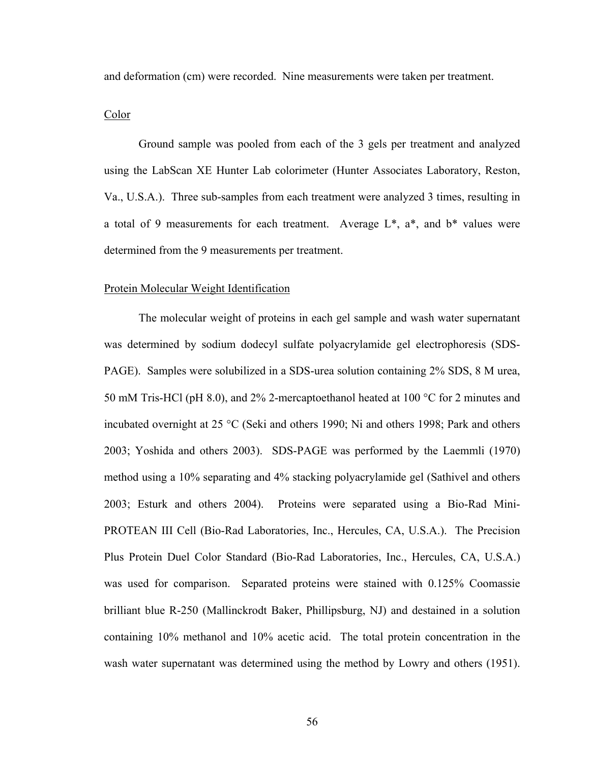and deformation (cm) were recorded. Nine measurements were taken per treatment.

Color

Ground sample was pooled from each of the 3 gels per treatment and analyzed using the LabScan XE Hunter Lab colorimeter (Hunter Associates Laboratory, Reston, Va., U.S.A.). Three sub-samples from each treatment were analyzed 3 times, resulting in a total of 9 measurements for each treatment. Average L*, a*, and b* values were determined from the 9 measurements per treatment.

Protein Molecular Weight Identification

The molecular weight of proteins in each gel sample and wash water supernatant was determined by sodium dodecyl sulfate polyacrylamide gel electrophoresis (SDS-PAGE). Samples were solubilized in a SDS-urea solution containing 2% SDS, 8 M urea, 50 mM Tris-HCl (pH 8.0), and 2% 2-mercaptoethanol heated at 100 °C for 2 minutes and incubated overnight at 25 °C (Seki and others 1990; Ni and others 1998; Park and others 2003; Yoshida and others 2003). SDS-PAGE was performed by the Laemmli (1970) method using a 10% separating and 4% stacking polyacrylamide gel (Sathivel and others 2003; Esturk and others 2004). Proteins were separated using a Bio-Rad Mini-PROTEAN III Cell (Bio-Rad Laboratories, Inc., Hercules, CA, U.S.A.). The Precision Plus Protein Duel Color Standard (Bio-Rad Laboratories, Inc., Hercules, CA, U.S.A.) was used for comparison. Separated proteins were stained with 0.125% Coomassie brilliant blue R-250 (Mallinckrodt Baker, Phillipsburg, NJ) and destained in a solution containing 10% methanol and 10% acetic acid. The total protein concentration in the wash water supernatant was determined using the method by Lowry and others (1951).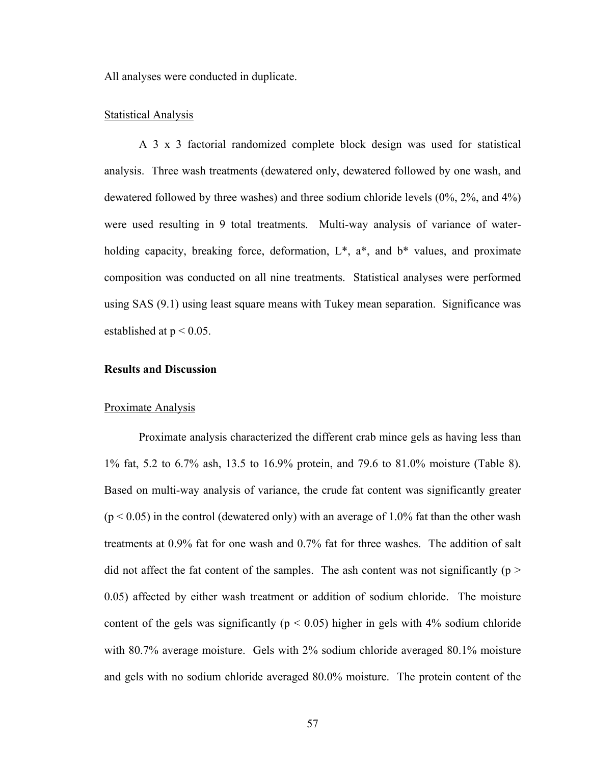All analyses were conducted in duplicate.

Statistical Analysis

A 3 x 3 factorial randomized complete block design was used for statistical analysis. Three wash treatments (dewatered only, dewatered followed by one wash, and dewatered followed by three washes) and three sodium chloride levels (0%, 2%, and 4%) were used resulting in 9 total treatments. Multi-way analysis of variance of water-holding capacity, breaking force, deformation, L*, a*, and b* values, and proximate composition was conducted on all nine treatments. Statistical analyses were performed using SAS (9.1) using least square means with Tukey mean separation. Significance was established at $p < 0.05$.

## Results and Discussion

Proximate Analysis

Proximate analysis characterized the different crab mince gels as having less than 1% fat, 5.2 to 6.7% ash, 13.5 to 16.9% protein, and 79.6 to 81.0% moisture (Table 8). Based on multi-way analysis of variance, the crude fat content was significantly greater ($p < 0.05$) in the control (dewatered only) with an average of 1.0% fat than the other wash treatments at 0.9% fat for one wash and 0.7% fat for three washes. The addition of salt did not affect the fat content of the samples. The ash content was not significantly ($p > 0.05$) affected by either wash treatment or addition of sodium chloride. The moisture content of the gels was significantly ($p < 0.05$) higher in gels with 4% sodium chloride with 80.7% average moisture. Gels with 2% sodium chloride averaged 80.1% moisture and gels with no sodium chloride averaged 80.0% moisture. The protein content of the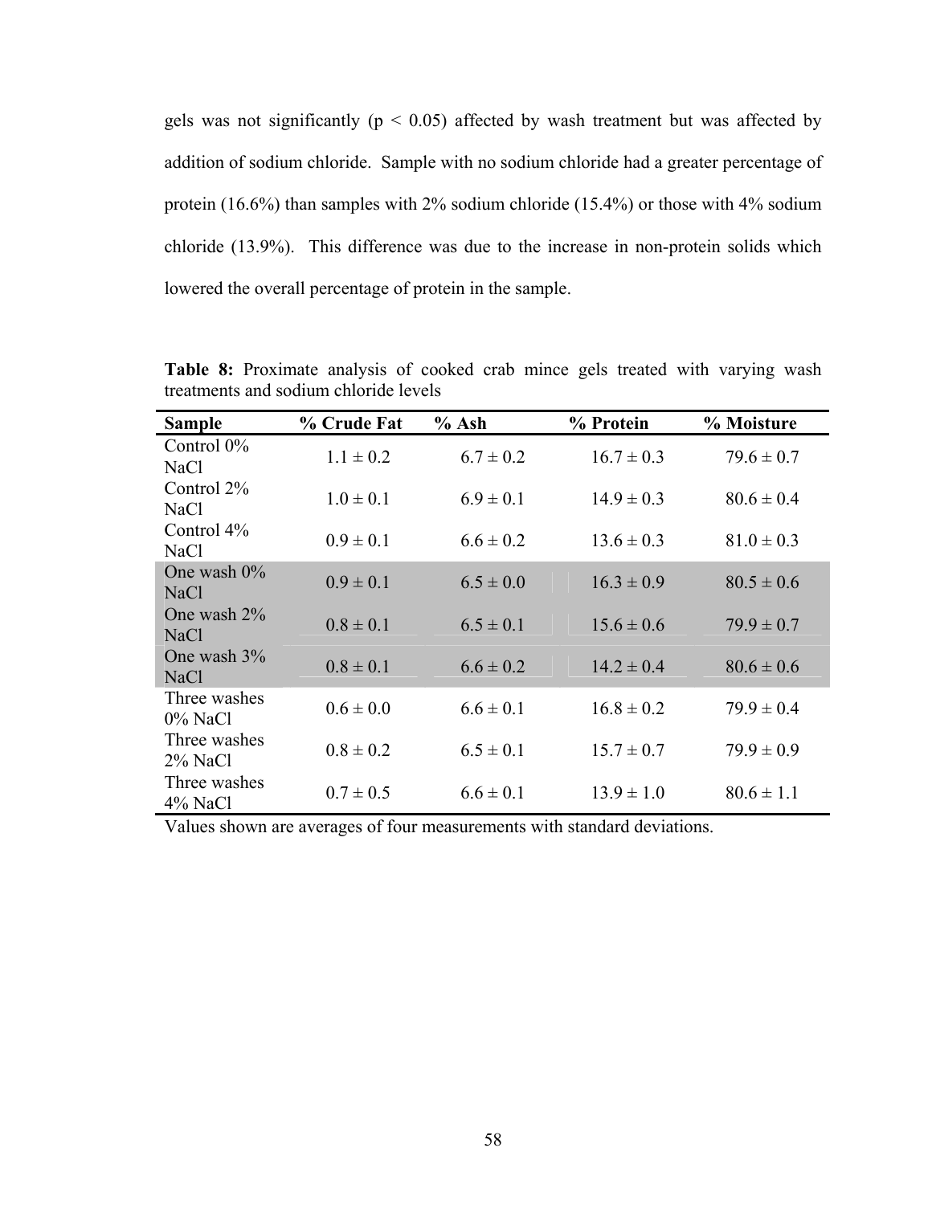gels was not significantly ($p < 0.05$) affected by wash treatment but was affected by addition of sodium chloride. Sample with no sodium chloride had a greater percentage of protein (16.6%) than samples with 2% sodium chloride (15.4%) or those with 4% sodium chloride (13.9%). This difference was due to the increase in non-protein solids which lowered the overall percentage of protein in the sample.

**Table 8:** Proximate analysis of cooked crab mince gels treated with varying wash treatments and sodium chloride levels

| Sample | % Crude Fat | % Ash | % Protein | % Moisture |
|---|---|---|---|---|
| Control 0% NaCl | 1.1 ± 0.2 | 6.7 ± 0.2 | 16.7 ± 0.3 | 79.6 ± 0.7 |
| Control 2% NaCl | 1.0 ± 0.1 | 6.9 ± 0.1 | 14.9 ± 0.3 | 80.6 ± 0.4 |
| Control 4% NaCl | 0.9 ± 0.1 | 6.6 ± 0.2 | 13.6 ± 0.3 | 81.0 ± 0.3 |
| One wash 0% NaCl | 0.9 ± 0.1 | 6.5 ± 0.0 | 16.3 ± 0.9 | 80.5 ± 0.6 |
| One wash 2% NaCl | 0.8 ± 0.1 | 6.5 ± 0.1 | 15.6 ± 0.6 | 79.9 ± 0.7 |
| One wash 3% NaCl | 0.8 ± 0.1 | 6.6 ± 0.2 | 14.2 ± 0.4 | 80.6 ± 0.6 |
| Three washes 0% NaCl | 0.6 ± 0.0 | 6.6 ± 0.1 | 16.8 ± 0.2 | 79.9 ± 0.4 |
| Three washes 2% NaCl | 0.8 ± 0.2 | 6.5 ± 0.1 | 15.7 ± 0.7 | 79.9 ± 0.9 |
| Three washes 4% NaCl | 0.7 ± 0.5 | 6.6 ± 0.1 | 13.9 ± 1.0 | 80.6 ± 1.1 |

Values shown are averages of four measurements with standard deviations.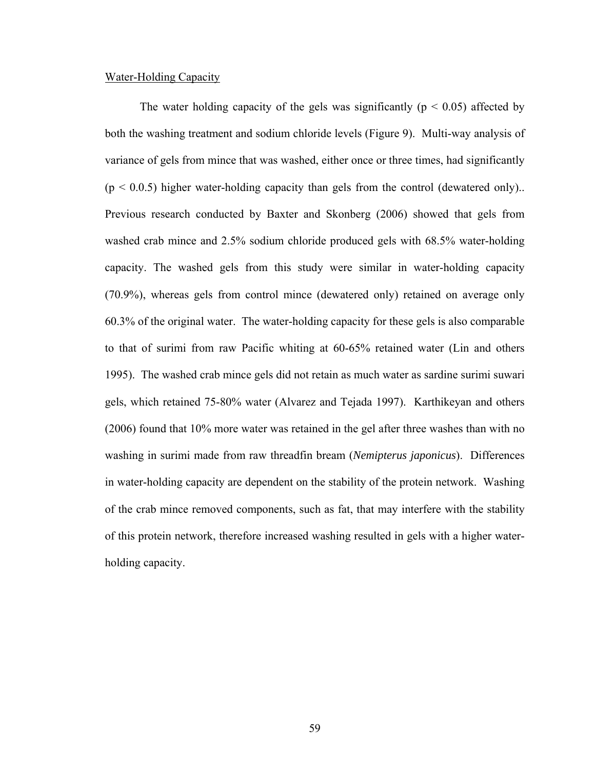Water-Holding Capacity

The water holding capacity of the gels was significantly ($p < 0.05$) affected by both the washing treatment and sodium chloride levels (Figure 9). Multi-way analysis of variance of gels from mince that was washed, either once or three times, had significantly ($p < 0.0.5$) higher water-holding capacity than gels from the control (dewatered only).. Previous research conducted by Baxter and Skonberg (2006) showed that gels from washed crab mince and 2.5% sodium chloride produced gels with 68.5% water-holding capacity. The washed gels from this study were similar in water-holding capacity (70.9%), whereas gels from control mince (dewatered only) retained on average only 60.3% of the original water. The water-holding capacity for these gels is also comparable to that of surimi from raw Pacific whiting at 60-65% retained water (Lin and others 1995). The washed crab mince gels did not retain as much water as sardine surimi suwari gels, which retained 75-80% water (Alvarez and Tejada 1997). Karthikeyan and others (2006) found that 10% more water was retained in the gel after three washes than with no washing in surimi made from raw threadfin bream (*Nemipterus japonicus*). Differences in water-holding capacity are dependent on the stability of the protein network. Washing of the crab mince removed components, such as fat, that may interfere with the stability of this protein network, therefore increased washing resulted in gels with a higher water-holding capacity.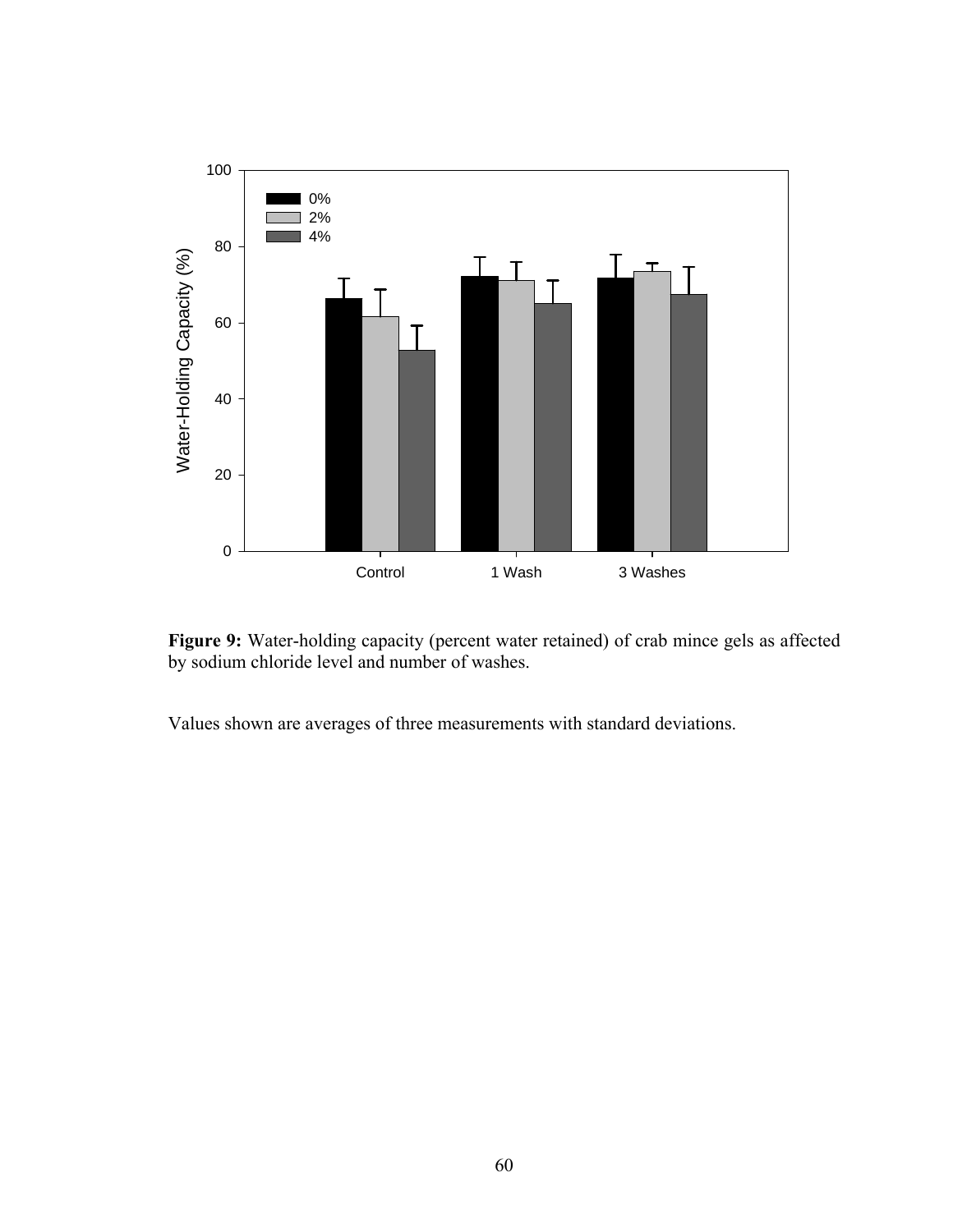**Figure 9:** Water-holding capacity (percent water retained) of crab mince gels as affected by sodium chloride level and number of washes.

Values shown are averages of three measurements with standard deviations.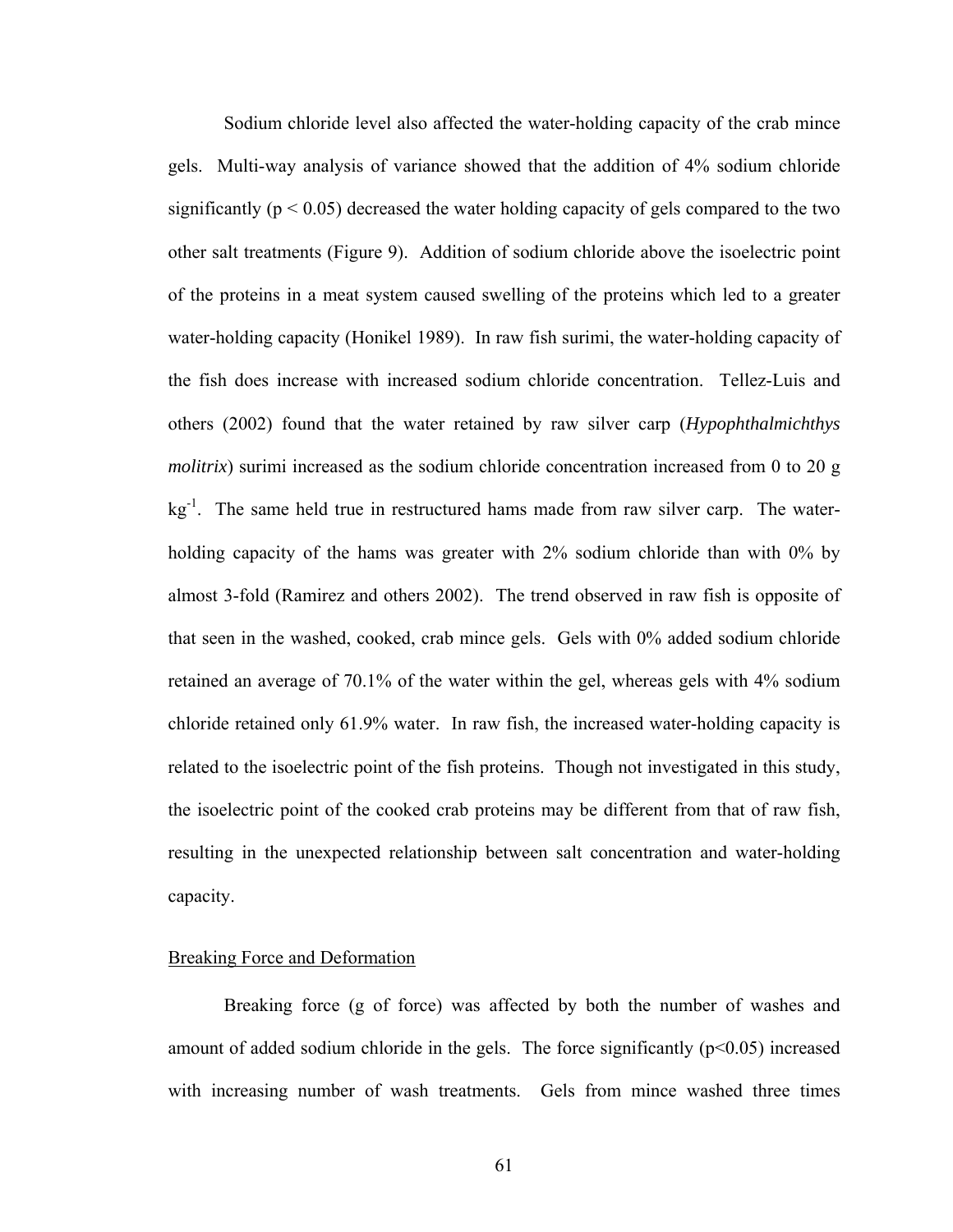Sodium chloride level also affected the water-holding capacity of the crab mince gels. Multi-way analysis of variance showed that the addition of 4% sodium chloride significantly ($p < 0.05$) decreased the water holding capacity of gels compared to the two other salt treatments (Figure 9). Addition of sodium chloride above the isoelectric point of the proteins in a meat system caused swelling of the proteins which led to a greater water-holding capacity (Honikel 1989). In raw fish surimi, the water-holding capacity of the fish does increase with increased sodium chloride concentration. Tellez-Luis and others (2002) found that the water retained by raw silver carp (***Hypophthalmichthys molitrix***) surimi increased as the sodium chloride concentration increased from 0 to 20 g $kg^{-1}$. The same held true in restructured hams made from raw silver carp. The water-holding capacity of the hams was greater with 2% sodium chloride than with 0% by almost 3-fold (Ramirez and others 2002). The trend observed in raw fish is opposite of that seen in the washed, cooked, crab mince gels. Gels with 0% added sodium chloride retained an average of 70.1% of the water within the gel, whereas gels with 4% sodium chloride retained only 61.9% water. In raw fish, the increased water-holding capacity is related to the isoelectric point of the fish proteins. Though not investigated in this study, the isoelectric point of the cooked crab proteins may be different from that of raw fish, resulting in the unexpected relationship between salt concentration and water-holding capacity.

Breaking Force and Deformation

Breaking force (g of force) was affected by both the number of washes and amount of added sodium chloride in the gels. The force significantly ($p<0.05$) increased with increasing number of wash treatments. Gels from mince washed three times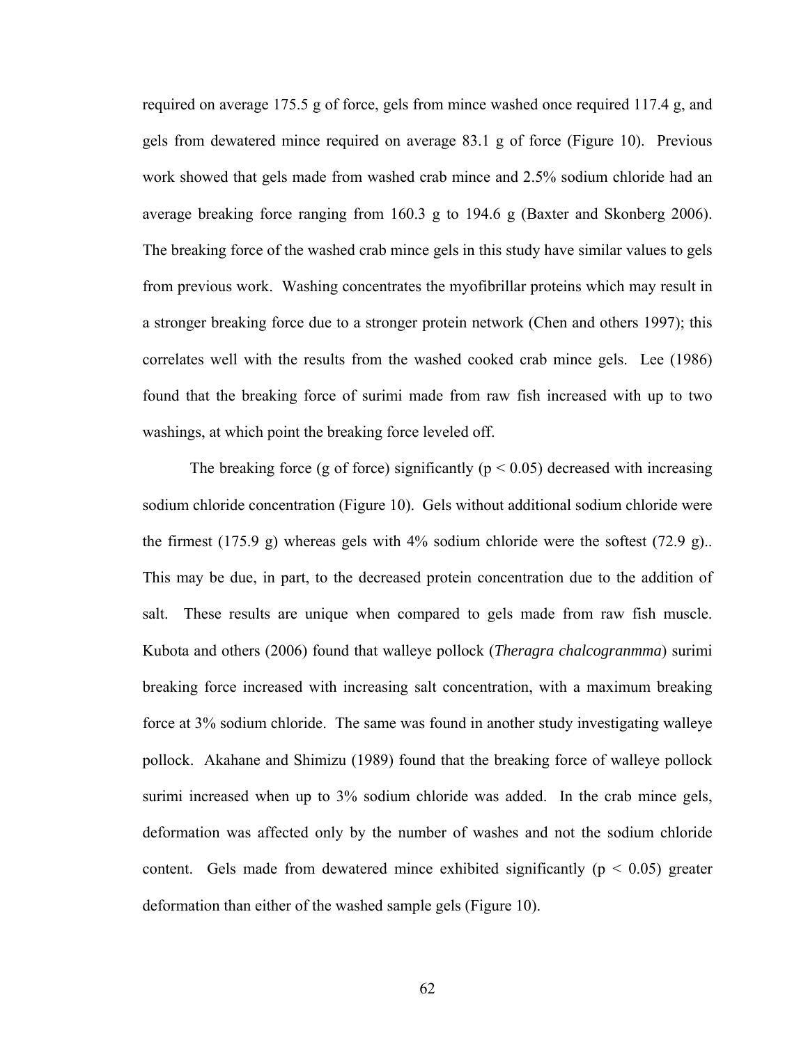required on average 175.5 g of force, gels from mince washed once required 117.4 g, and gels from dewatered mince required on average 83.1 g of force (Figure 10). Previous work showed that gels made from washed crab mince and 2.5% sodium chloride had an average breaking force ranging from 160.3 g to 194.6 g (Baxter and Skonberg 2006). The breaking force of the washed crab mince gels in this study have similar values to gels from previous work. Washing concentrates the myofibrillar proteins which may result in a stronger breaking force due to a stronger protein network (Chen and others 1997); this correlates well with the results from the washed cooked crab mince gels. Lee (1986) found that the breaking force of surimi made from raw fish increased with up to two washings, at which point the breaking force leveled off.

The breaking force (g of force) significantly ($p < 0.05$) decreased with increasing sodium chloride concentration (Figure 10). Gels without additional sodium chloride were the firmest (175.9 g) whereas gels with 4% sodium chloride were the softest (72.9 g).. This may be due, in part, to the decreased protein concentration due to the addition of salt. These results are unique when compared to gels made from raw fish muscle. Kubota and others (2006) found that walleye pollock (*Theragra chalcogranmma*) surimi breaking force increased with increasing salt concentration, with a maximum breaking force at 3% sodium chloride. The same was found in another study investigating walleye pollock. Akahane and Shimizu (1989) found that the breaking force of walleye pollock surimi increased when up to 3% sodium chloride was added. In the crab mince gels, deformation was affected only by the number of washes and not the sodium chloride content. Gels made from dewatered mince exhibited significantly ($p < 0.05$) greater deformation than either of the washed sample gels (Figure 10).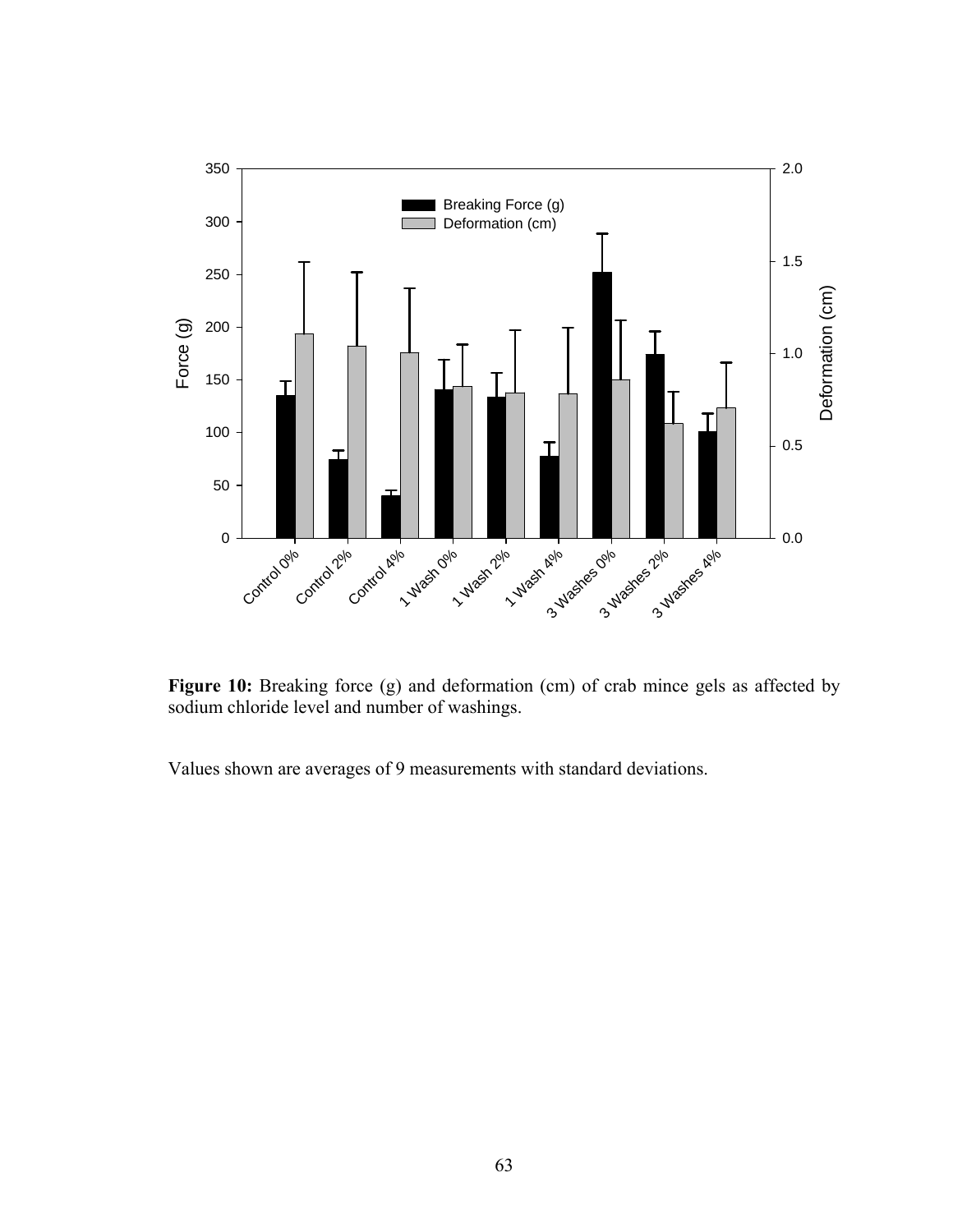**Figure 10:** Breaking force (g) and deformation (cm) of crab mince gels as affected by sodium chloride level and number of washings.

Values shown are averages of 9 measurements with standard deviations.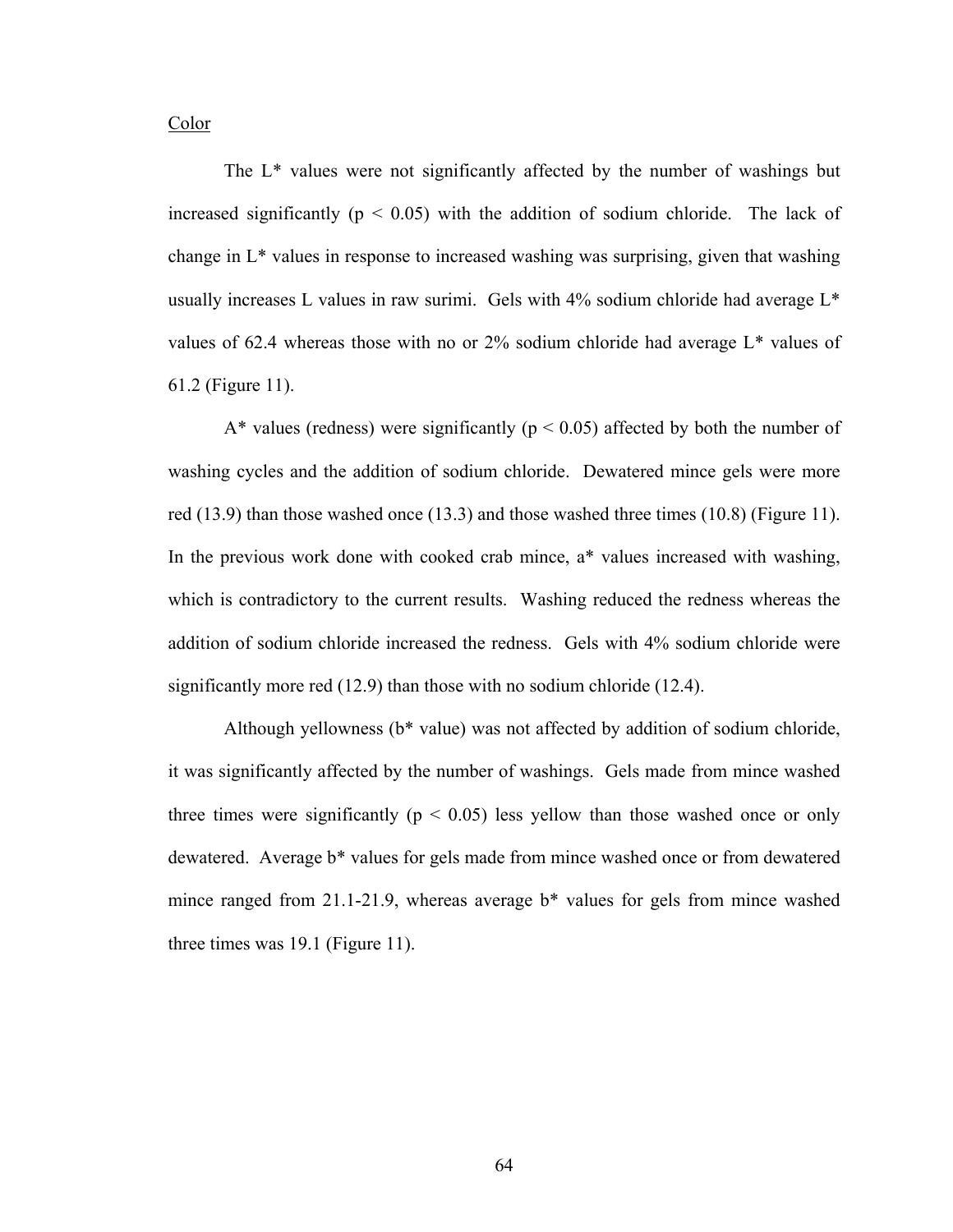Color

The L* values were not significantly affected by the number of washings but increased significantly ($p < 0.05$) with the addition of sodium chloride. The lack of change in L* values in response to increased washing was surprising, given that washing usually increases L values in raw surimi. Gels with 4% sodium chloride had average L* values of 62.4 whereas those with no or 2% sodium chloride had average L* values of 61.2 (Figure 11).

A* values (redness) were significantly ($p < 0.05$) affected by both the number of washing cycles and the addition of sodium chloride. Dewatered mince gels were more red (13.9) than those washed once (13.3) and those washed three times (10.8) (Figure 11). In the previous work done with cooked crab mince, a* values increased with washing, which is contradictory to the current results. Washing reduced the redness whereas the addition of sodium chloride increased the redness. Gels with 4% sodium chloride were significantly more red (12.9) than those with no sodium chloride (12.4).

Although yellowness (b* value) was not affected by addition of sodium chloride, it was significantly affected by the number of washings. Gels made from mince washed three times were significantly ($p < 0.05$) less yellow than those washed once or only dewatered. Average b* values for gels made from mince washed once or from dewatered mince ranged from 21.1-21.9, whereas average b* values for gels from mince washed three times was 19.1 (Figure 11).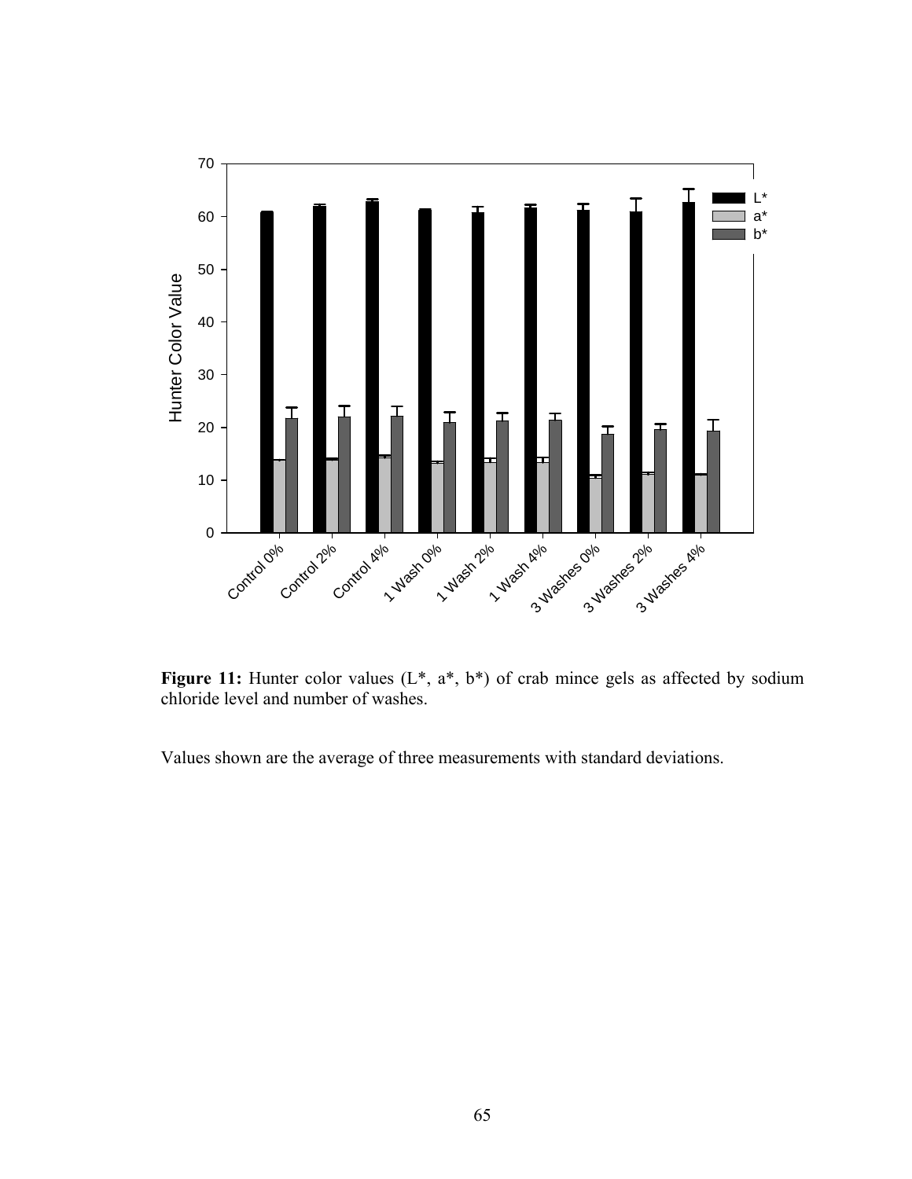**Figure 11:** Hunter color values (L*, a*, b*) of crab mince gels as affected by sodium chloride level and number of washes.

Values shown are the average of three measurements with standard deviations.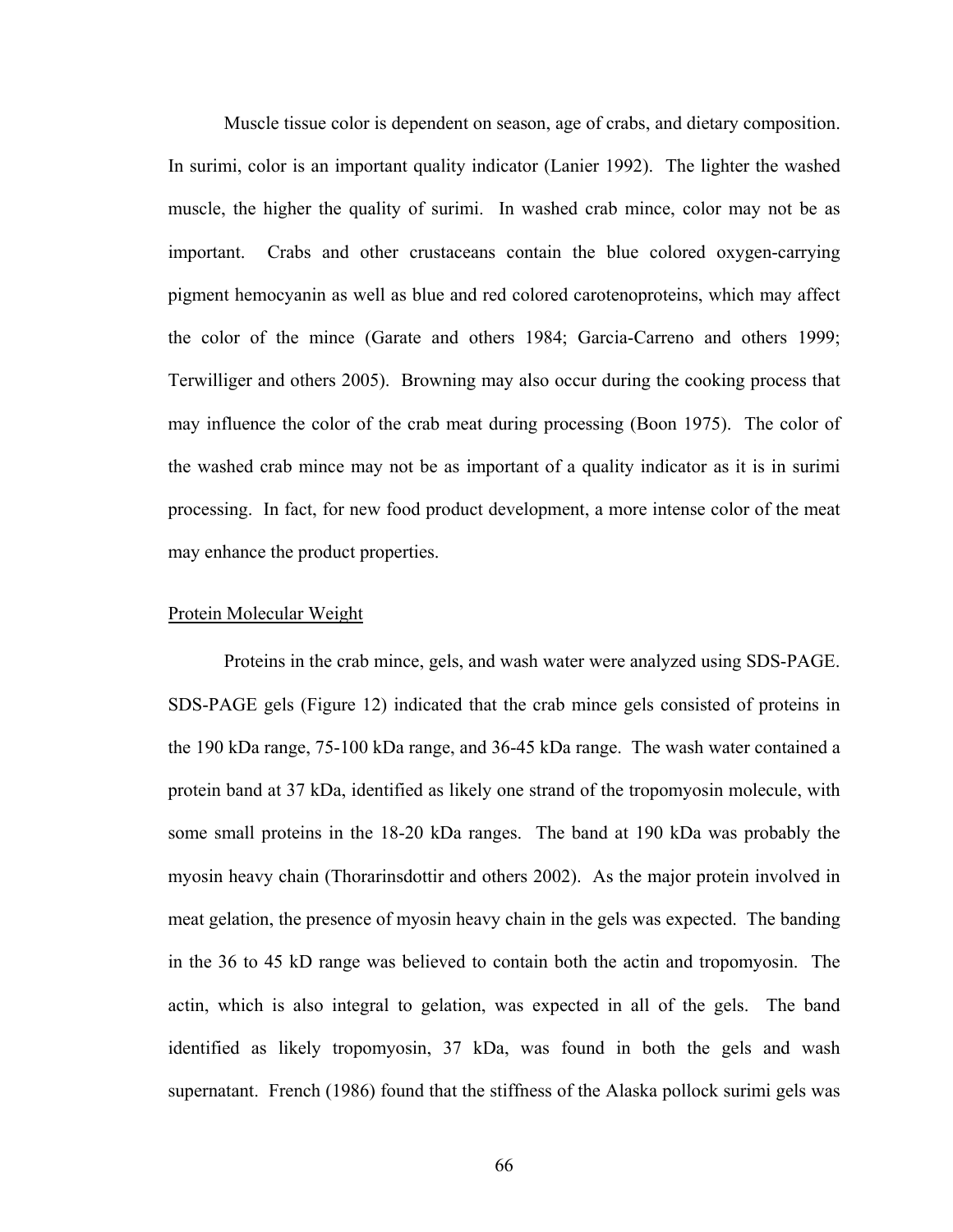Muscle tissue color is dependent on season, age of crabs, and dietary composition. In surimi, color is an important quality indicator (Lanier 1992). The lighter the washed muscle, the higher the quality of surimi. In washed crab mince, color may not be as important. Crabs and other crustaceans contain the blue colored oxygen-carrying pigment hemocyanin as well as blue and red colored carotenoproteins, which may affect the color of the mince (Garate and others 1984; Garcia-Carreno and others 1999; Terwilliger and others 2005). Browning may also occur during the cooking process that may influence the color of the crab meat during processing (Boon 1975). The color of the washed crab mince may not be as important of a quality indicator as it is in surimi processing. In fact, for new food product development, a more intense color of the meat may enhance the product properties.

## Protein Molecular Weight

Proteins in the crab mince, gels, and wash water were analyzed using SDS-PAGE. SDS-PAGE gels (Figure 12) indicated that the crab mince gels consisted of proteins in the 190 kDa range, 75-100 kDa range, and 36-45 kDa range. The wash water contained a protein band at 37 kDa, identified as likely one strand of the tropomyosin molecule, with some small proteins in the 18-20 kDa ranges. The band at 190 kDa was probably the myosin heavy chain (Thorarinsdottir and others 2002). As the major protein involved in meat gelation, the presence of myosin heavy chain in the gels was expected. The banding in the 36 to 45 kD range was believed to contain both the actin and tropomyosin. The actin, which is also integral to gelation, was expected in all of the gels. The band identified as likely tropomyosin, 37 kDa, was found in both the gels and wash supernatant. French (1986) found that the stiffness of the Alaska pollock surimi gels was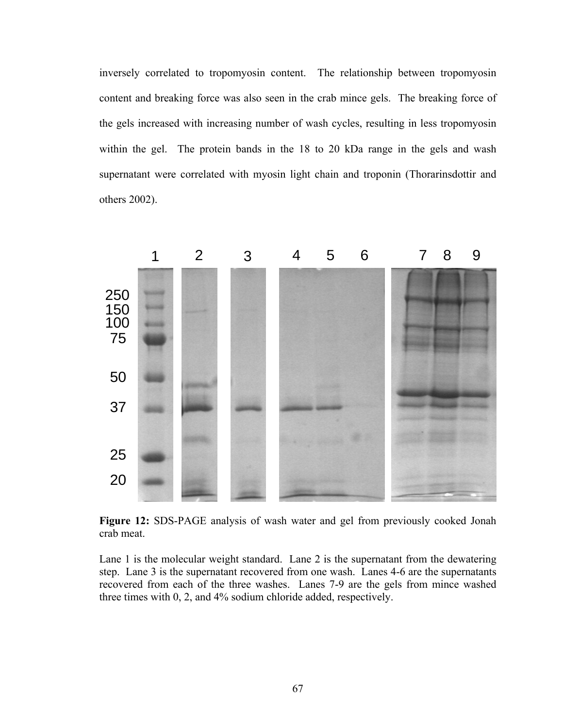inversely correlated to tropomyosin content. The relationship between tropomyosin content and breaking force was also seen in the crab mince gels. The breaking force of the gels increased with increasing number of wash cycles, resulting in less tropomyosin within the gel. The protein bands in the 18 to 20 kDa range in the gels and wash supernatant were correlated with myosin light chain and troponin (Thorarinsdottir and others 2002).

**Figure 12:** SDS-PAGE analysis of wash water and gel from previously cooked Jonah crab meat.

Lane 1 is the molecular weight standard. Lane 2 is the supernatant from the dewatering step. Lane 3 is the supernatant recovered from one wash. Lanes 4-6 are the supernatants recovered from each of the three washes. Lanes 7-9 are the gels from mince washed three times with 0, 2, and 4% sodium chloride added, respectively.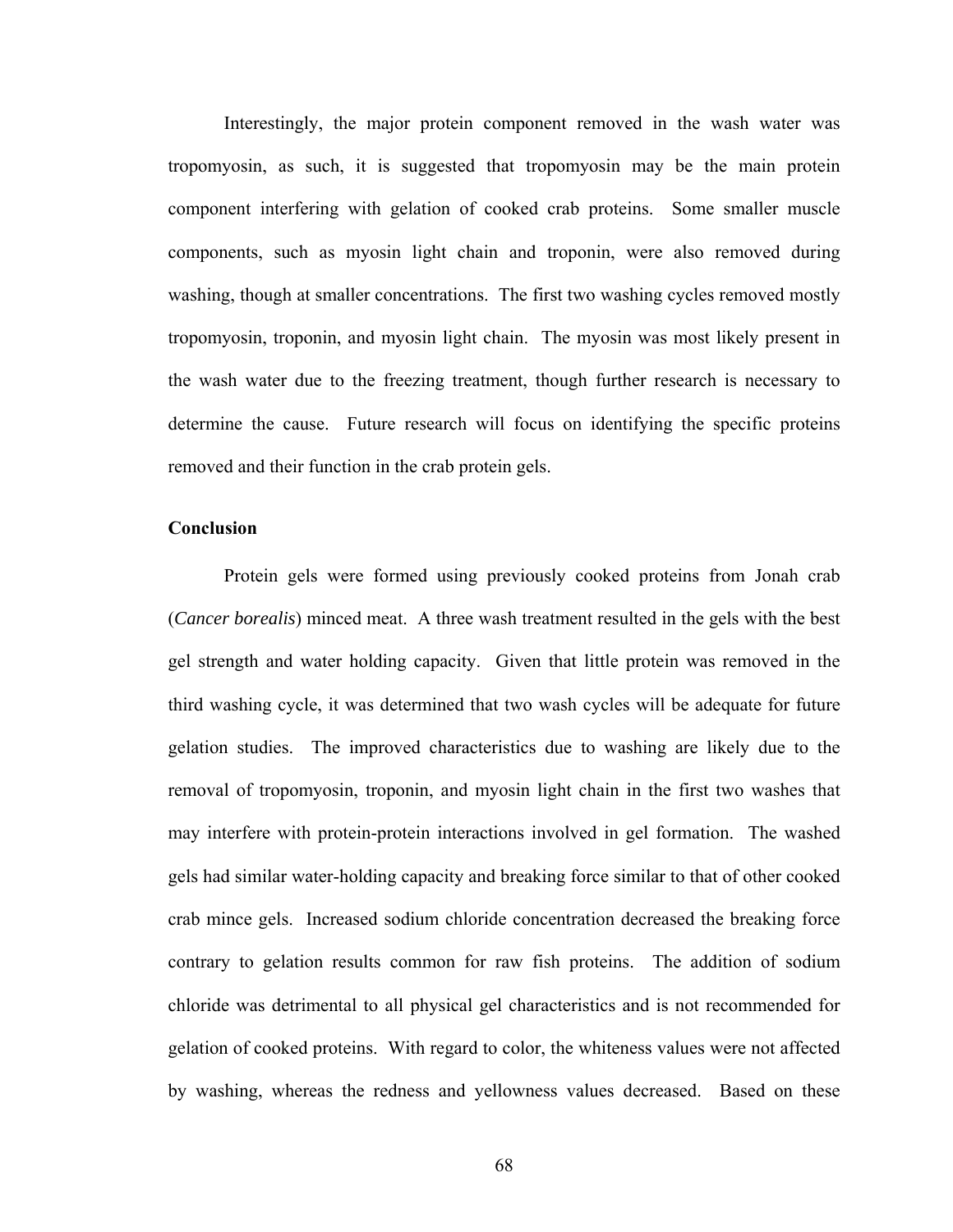Interestingly, the major protein component removed in the wash water was tropomyosin, as such, it is suggested that tropomyosin may be the main protein component interfering with gelation of cooked crab proteins. Some smaller muscle components, such as myosin light chain and troponin, were also removed during washing, though at smaller concentrations. The first two washing cycles removed mostly tropomyosin, troponin, and myosin light chain. The myosin was most likely present in the wash water due to the freezing treatment, though further research is necessary to determine the cause. Future research will focus on identifying the specific proteins removed and their function in the crab protein gels.

**Conclusion**

Protein gels were formed using previously cooked proteins from Jonah crab (*Cancer borealis*) minced meat. A three wash treatment resulted in the gels with the best gel strength and water holding capacity. Given that little protein was removed in the third washing cycle, it was determined that two wash cycles will be adequate for future gelation studies. The improved characteristics due to washing are likely due to the removal of tropomyosin, troponin, and myosin light chain in the first two washes that may interfere with protein-protein interactions involved in gel formation. The washed gels had similar water-holding capacity and breaking force similar to that of other cooked crab mince gels. Increased sodium chloride concentration decreased the breaking force contrary to gelation results common for raw fish proteins. The addition of sodium chloride was detrimental to all physical gel characteristics and is not recommended for gelation of cooked proteins. With regard to color, the whiteness values were not affected by washing, whereas the redness and yellowness values decreased. Based on these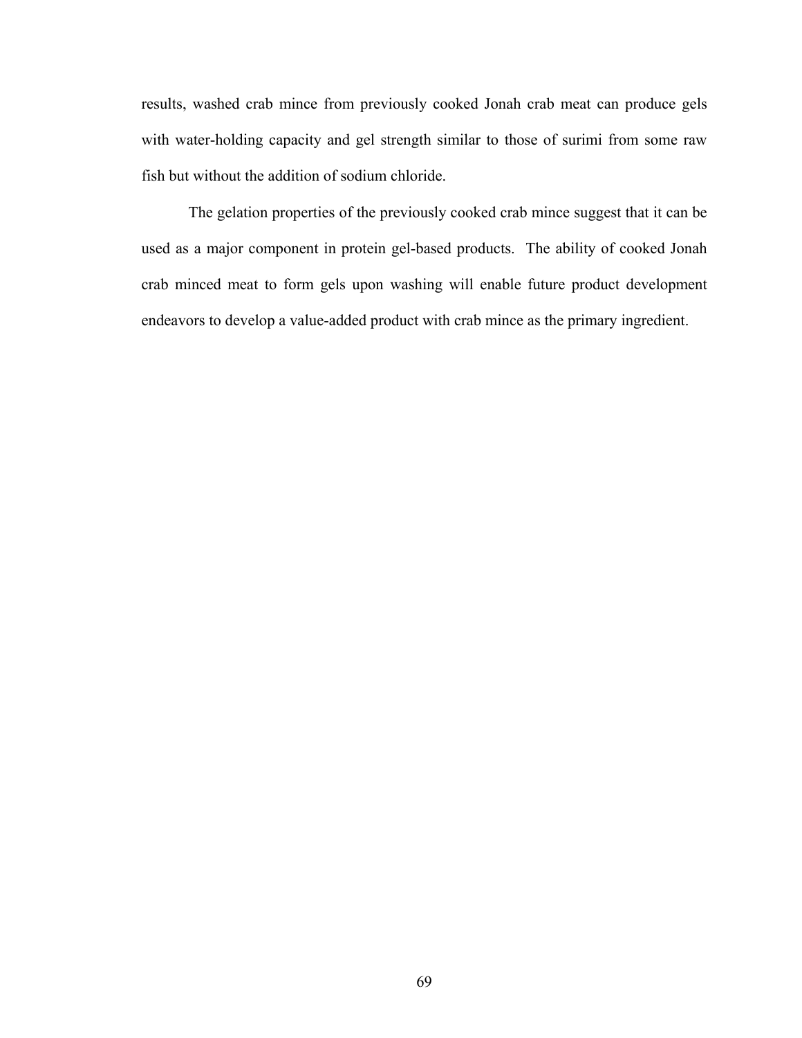results, washed crab mince from previously cooked Jonah crab meat can produce gels with water-holding capacity and gel strength similar to those of surimi from some raw fish but without the addition of sodium chloride.

The gelation properties of the previously cooked crab mince suggest that it can be used as a major component in protein gel-based products. The ability of cooked Jonah crab minced meat to form gels upon washing will enable future product development endeavors to develop a value-added product with crab mince as the primary ingredient.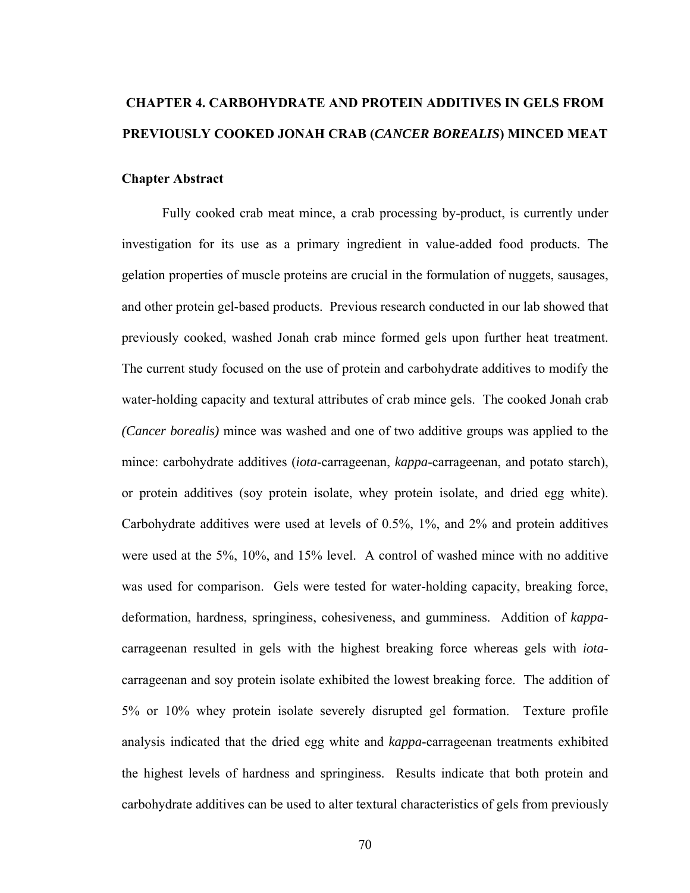# CHAPTER 4. CARBOHYDRATE AND PROTEIN ADDITIVES IN GELS FROM PREVIOUSLY COOKED JONAH CRAB (*CANCER BOREALIS*) MINCED MEAT

## Chapter Abstract

Fully cooked crab meat mince, a crab processing by-product, is currently under investigation for its use as a primary ingredient in value-added food products. The gelation properties of muscle proteins are crucial in the formulation of nuggets, sausages, and other protein gel-based products. Previous research conducted in our lab showed that previously cooked, washed Jonah crab mince formed gels upon further heat treatment. The current study focused on the use of protein and carbohydrate additives to modify the water-holding capacity and textural attributes of crab mince gels. The cooked Jonah crab *(Cancer borealis)* mince was washed and one of two additive groups was applied to the mince: carbohydrate additives (*iota*-carrageenan, *kappa*-carrageenan, and potato starch), or protein additives (soy protein isolate, whey protein isolate, and dried egg white). Carbohydrate additives were used at levels of 0.5%, 1%, and 2% and protein additives were used at the 5%, 10%, and 15% level. A control of washed mince with no additive was used for comparison. Gels were tested for water-holding capacity, breaking force, deformation, hardness, springiness, cohesiveness, and gumminess. Addition of *kappa*-carrageenan resulted in gels with the highest breaking force whereas gels with *iota*-carrageenan and soy protein isolate exhibited the lowest breaking force. The addition of 5% or 10% whey protein isolate severely disrupted gel formation. Texture profile analysis indicated that the dried egg white and *kappa*-carrageenan treatments exhibited the highest levels of hardness and springiness. Results indicate that both protein and carbohydrate additives can be used to alter textural characteristics of gels from previously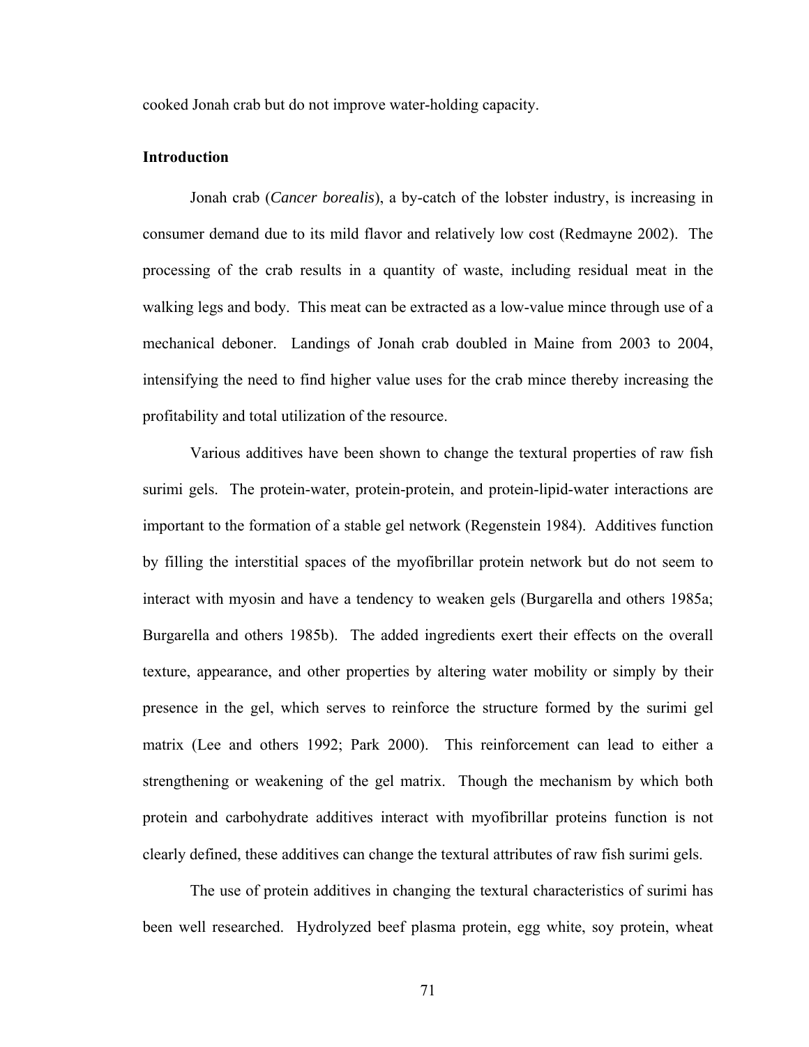cooked Jonah crab but do not improve water-holding capacity.

**Introduction**

Jonah crab (*Cancer borealis*), a by-catch of the lobster industry, is increasing in consumer demand due to its mild flavor and relatively low cost (Redmayne 2002). The processing of the crab results in a quantity of waste, including residual meat in the walking legs and body. This meat can be extracted as a low-value mince through use of a mechanical deboner. Landings of Jonah crab doubled in Maine from 2003 to 2004, intensifying the need to find higher value uses for the crab mince thereby increasing the profitability and total utilization of the resource.

Various additives have been shown to change the textural properties of raw fish surimi gels. The protein-water, protein-protein, and protein-lipid-water interactions are important to the formation of a stable gel network (Regenstein 1984). Additives function by filling the interstitial spaces of the myofibrillar protein network but do not seem to interact with myosin and have a tendency to weaken gels (Burgarella and others 1985a; Burgarella and others 1985b). The added ingredients exert their effects on the overall texture, appearance, and other properties by altering water mobility or simply by their presence in the gel, which serves to reinforce the structure formed by the surimi gel matrix (Lee and others 1992; Park 2000). This reinforcement can lead to either a strengthening or weakening of the gel matrix. Though the mechanism by which both protein and carbohydrate additives interact with myofibrillar proteins function is not clearly defined, these additives can change the textural attributes of raw fish surimi gels.

The use of protein additives in changing the textural characteristics of surimi has been well researched. Hydrolyzed beef plasma protein, egg white, soy protein, wheat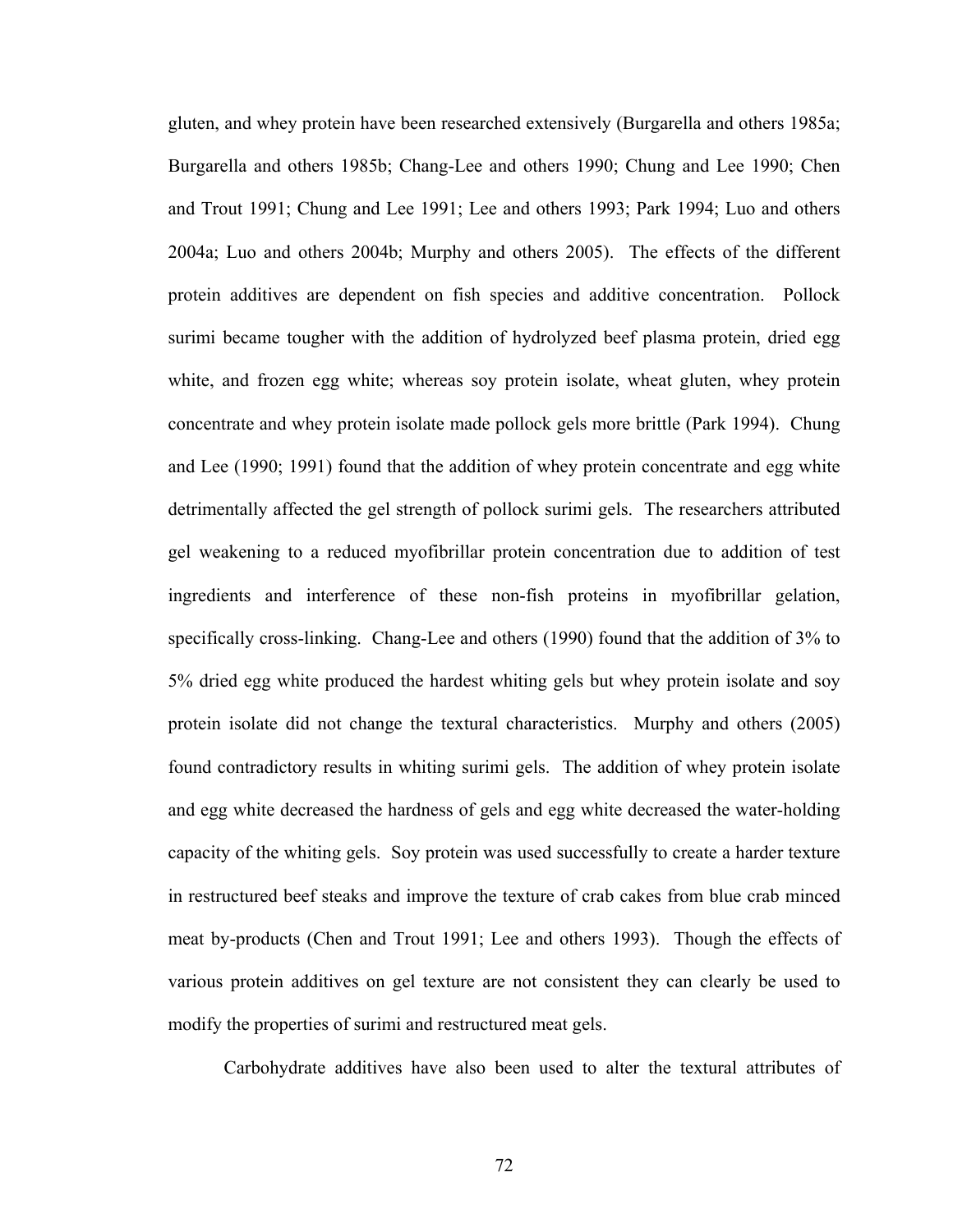gluten, and whey protein have been researched extensively (Burgarella and others 1985a; Burgarella and others 1985b; Chang-Lee and others 1990; Chung and Lee 1990; Chen and Trout 1991; Chung and Lee 1991; Lee and others 1993; Park 1994; Luo and others 2004a; Luo and others 2004b; Murphy and others 2005). The effects of the different protein additives are dependent on fish species and additive concentration. Pollock surimi became tougher with the addition of hydrolyzed beef plasma protein, dried egg white, and frozen egg white; whereas soy protein isolate, wheat gluten, whey protein concentrate and whey protein isolate made pollock gels more brittle (Park 1994). Chung and Lee (1990; 1991) found that the addition of whey protein concentrate and egg white detrimentally affected the gel strength of pollock surimi gels. The researchers attributed gel weakening to a reduced myofibrillar protein concentration due to addition of test ingredients and interference of these non-fish proteins in myofibrillar gelation, specifically cross-linking. Chang-Lee and others (1990) found that the addition of 3% to 5% dried egg white produced the hardest whiting gels but whey protein isolate and soy protein isolate did not change the textural characteristics. Murphy and others (2005) found contradictory results in whiting surimi gels. The addition of whey protein isolate and egg white decreased the hardness of gels and egg white decreased the water-holding capacity of the whiting gels. Soy protein was used successfully to create a harder texture in restructured beef steaks and improve the texture of crab cakes from blue crab minced meat by-products (Chen and Trout 1991; Lee and others 1993). Though the effects of various protein additives on gel texture are not consistent they can clearly be used to modify the properties of surimi and restructured meat gels.

Carbohydrate additives have also been used to alter the textural attributes of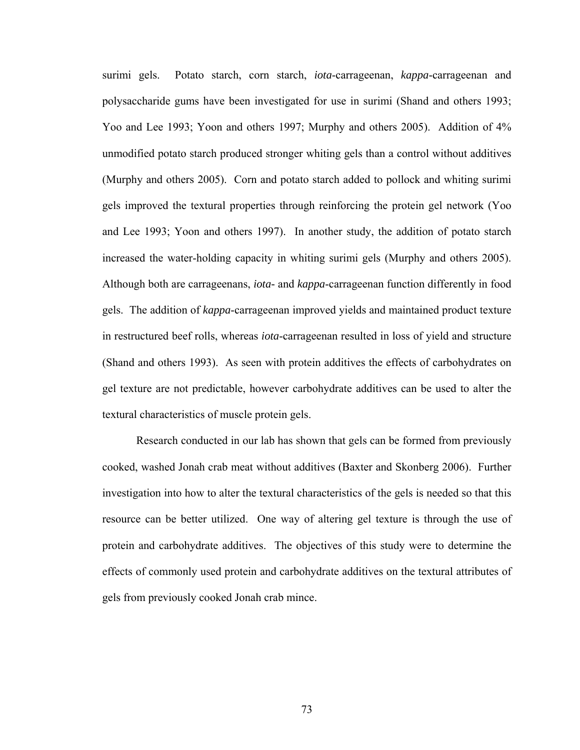surimi gels. Potato starch, corn starch, *iota*-carrageenan, *kappa*-carrageenan and polysaccharide gums have been investigated for use in surimi (Shand and others 1993; Yoo and Lee 1993; Yoon and others 1997; Murphy and others 2005). Addition of 4% unmodified potato starch produced stronger whiting gels than a control without additives (Murphy and others 2005). Corn and potato starch added to pollock and whiting surimi gels improved the textural properties through reinforcing the protein gel network (Yoo and Lee 1993; Yoon and others 1997). In another study, the addition of potato starch increased the water-holding capacity in whiting surimi gels (Murphy and others 2005). Although both are carrageenans, *iota*- and *kappa*-carrageenan function differently in food gels. The addition of *kappa*-carrageenan improved yields and maintained product texture in restructured beef rolls, whereas *iota*-carrageenan resulted in loss of yield and structure (Shand and others 1993). As seen with protein additives the effects of carbohydrates on gel texture are not predictable, however carbohydrate additives can be used to alter the textural characteristics of muscle protein gels.

Research conducted in our lab has shown that gels can be formed from previously cooked, washed Jonah crab meat without additives (Baxter and Skonberg 2006). Further investigation into how to alter the textural characteristics of the gels is needed so that this resource can be better utilized. One way of altering gel texture is through the use of protein and carbohydrate additives. The objectives of this study were to determine the effects of commonly used protein and carbohydrate additives on the textural attributes of gels from previously cooked Jonah crab mince.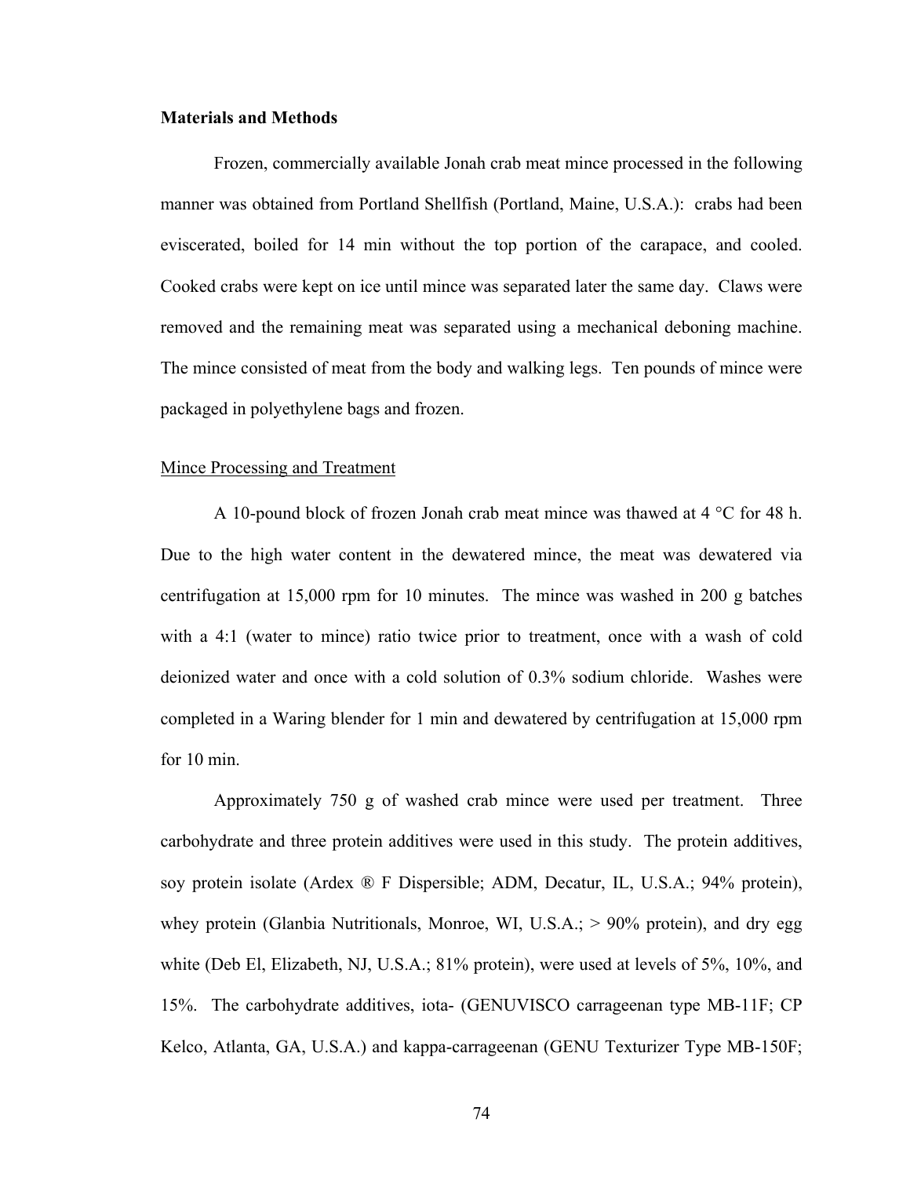**Materials and Methods**

Frozen, commercially available Jonah crab meat mince processed in the following manner was obtained from Portland Shellfish (Portland, Maine, U.S.A.): crabs had been eviscerated, boiled for 14 min without the top portion of the carapace, and cooled. Cooked crabs were kept on ice until mince was separated later the same day. Claws were removed and the remaining meat was separated using a mechanical deboning machine. The mince consisted of meat from the body and walking legs. Ten pounds of mince were packaged in polyethylene bags and frozen.

Mince Processing and Treatment

A 10-pound block of frozen Jonah crab meat mince was thawed at 4 °C for 48 h. Due to the high water content in the dewatered mince, the meat was dewatered via centrifugation at 15,000 rpm for 10 minutes. The mince was washed in 200 g batches with a 4:1 (water to mince) ratio twice prior to treatment, once with a wash of cold deionized water and once with a cold solution of 0.3% sodium chloride. Washes were completed in a Waring blender for 1 min and dewatered by centrifugation at 15,000 rpm for 10 min.

Approximately 750 g of washed crab mince were used per treatment. Three carbohydrate and three protein additives were used in this study. The protein additives, soy protein isolate (Ardex ® F Dispersible; ADM, Decatur, IL, U.S.A.; 94% protein), whey protein (Glanbia Nutritionals, Monroe, WI, U.S.A.; > 90% protein), and dry egg white (Deb El, Elizabeth, NJ, U.S.A.; 81% protein), were used at levels of 5%, 10%, and 15%. The carbohydrate additives, iota- (GENUVISCO carrageenan type MB-11F; CP Kelco, Atlanta, GA, U.S.A.) and kappa-carrageenan (GENU Texturizer Type MB-150F;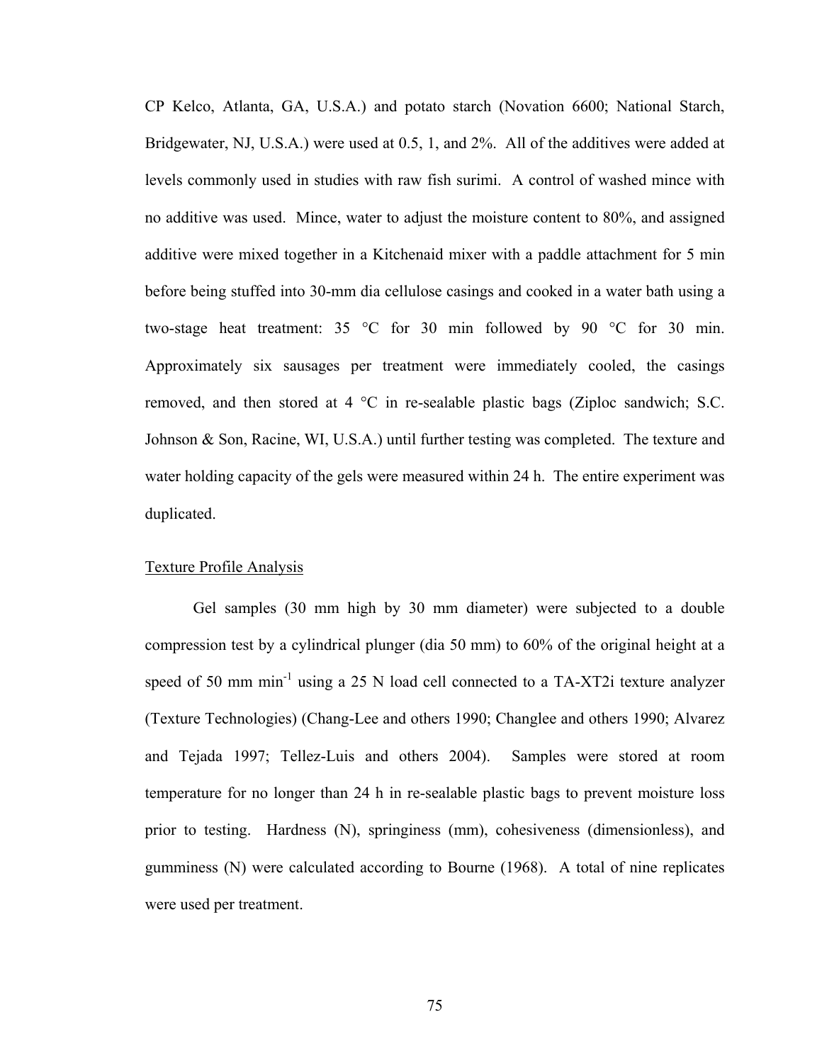CP Kelco, Atlanta, GA, U.S.A.) and potato starch (Novation 6600; National Starch, Bridgewater, NJ, U.S.A.) were used at 0.5, 1, and 2%. All of the additives were added at levels commonly used in studies with raw fish surimi. A control of washed mince with no additive was used. Mince, water to adjust the moisture content to 80%, and assigned additive were mixed together in a Kitchenaid mixer with a paddle attachment for 5 min before being stuffed into 30-mm dia cellulose casings and cooked in a water bath using a two-stage heat treatment: 35 °C for 30 min followed by 90 °C for 30 min. Approximately six sausages per treatment were immediately cooled, the casings removed, and then stored at 4 °C in re-sealable plastic bags (Ziploc sandwich; S.C. Johnson & Son, Racine, WI, U.S.A.) until further testing was completed. The texture and water holding capacity of the gels were measured within 24 h. The entire experiment was duplicated.

Texture Profile Analysis

Gel samples (30 mm high by 30 mm diameter) were subjected to a double compression test by a cylindrical plunger (dia 50 mm) to 60% of the original height at a speed of 50 mm $min^{-1}$ using a 25 N load cell connected to a TA-XT2i texture analyzer (Texture Technologies) (Chang-Lee and others 1990; Changlee and others 1990; Alvarez and Tejada 1997; Tellez-Luis and others 2004). Samples were stored at room temperature for no longer than 24 h in re-sealable plastic bags to prevent moisture loss prior to testing. Hardness (N), springiness (mm), cohesiveness (dimensionless), and gumminess (N) were calculated according to Bourne (1968). A total of nine replicates were used per treatment.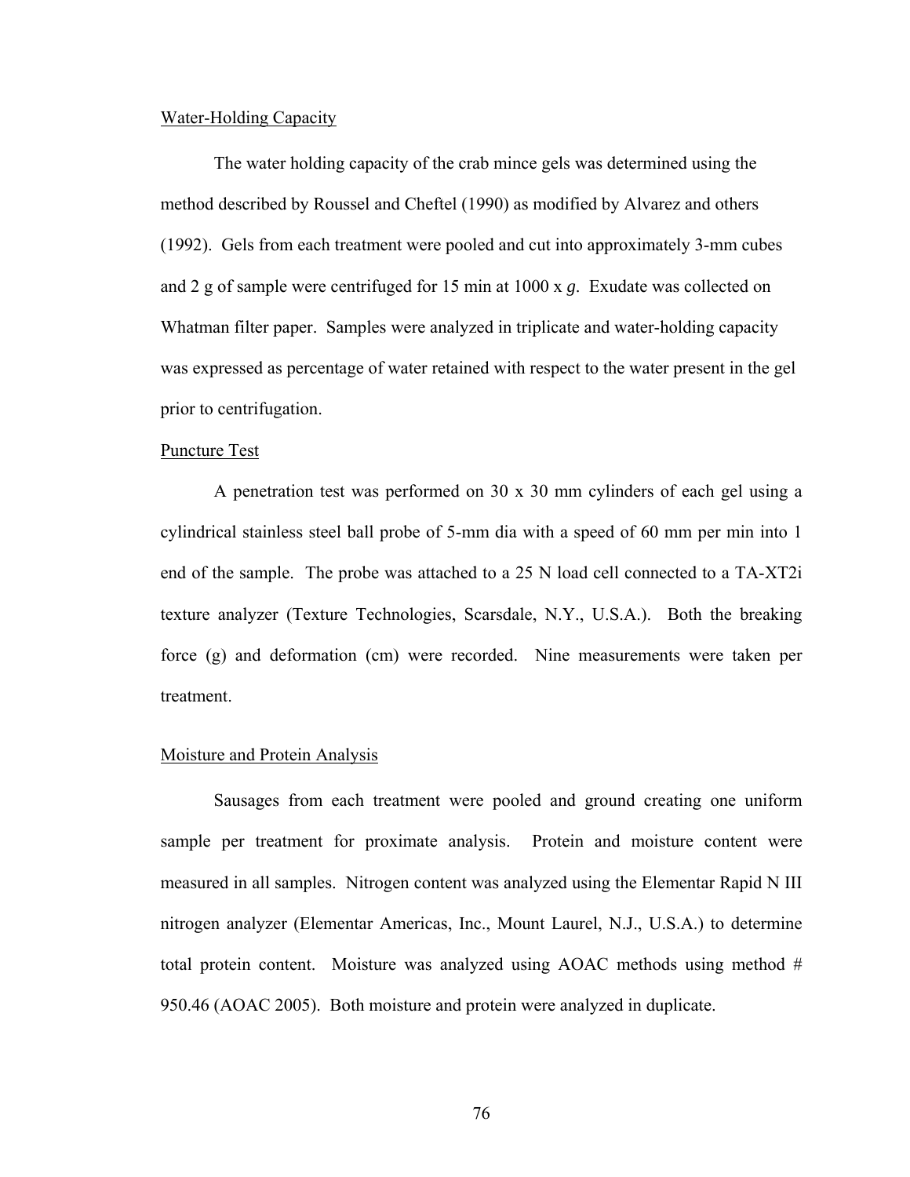<u>Water-Holding Capacity</u>

The water holding capacity of the crab mince gels was determined using the method described by Roussel and Cheftel (1990) as modified by Alvarez and others (1992). Gels from each treatment were pooled and cut into approximately 3-mm cubes and 2 g of sample were centrifuged for 15 min at 1000 x *g*. Exudate was collected on Whatman filter paper. Samples were analyzed in triplicate and water-holding capacity was expressed as percentage of water retained with respect to the water present in the gel prior to centrifugation.

<u>Puncture Test</u>

A penetration test was performed on 30 x 30 mm cylinders of each gel using a cylindrical stainless steel ball probe of 5-mm dia with a speed of 60 mm per min into 1 end of the sample. The probe was attached to a 25 N load cell connected to a TA-XT2i texture analyzer (Texture Technologies, Scarsdale, N.Y., U.S.A.). Both the breaking force (g) and deformation (cm) were recorded. Nine measurements were taken per treatment.

<u>Moisture and Protein Analysis</u>

Sausages from each treatment were pooled and ground creating one uniform sample per treatment for proximate analysis. Protein and moisture content were measured in all samples. Nitrogen content was analyzed using the Elementar Rapid N III nitrogen analyzer (Elementar Americas, Inc., Mount Laurel, N.J., U.S.A.) to determine total protein content. Moisture was analyzed using AOAC methods using method # 950.46 (AOAC 2005). Both moisture and protein were analyzed in duplicate.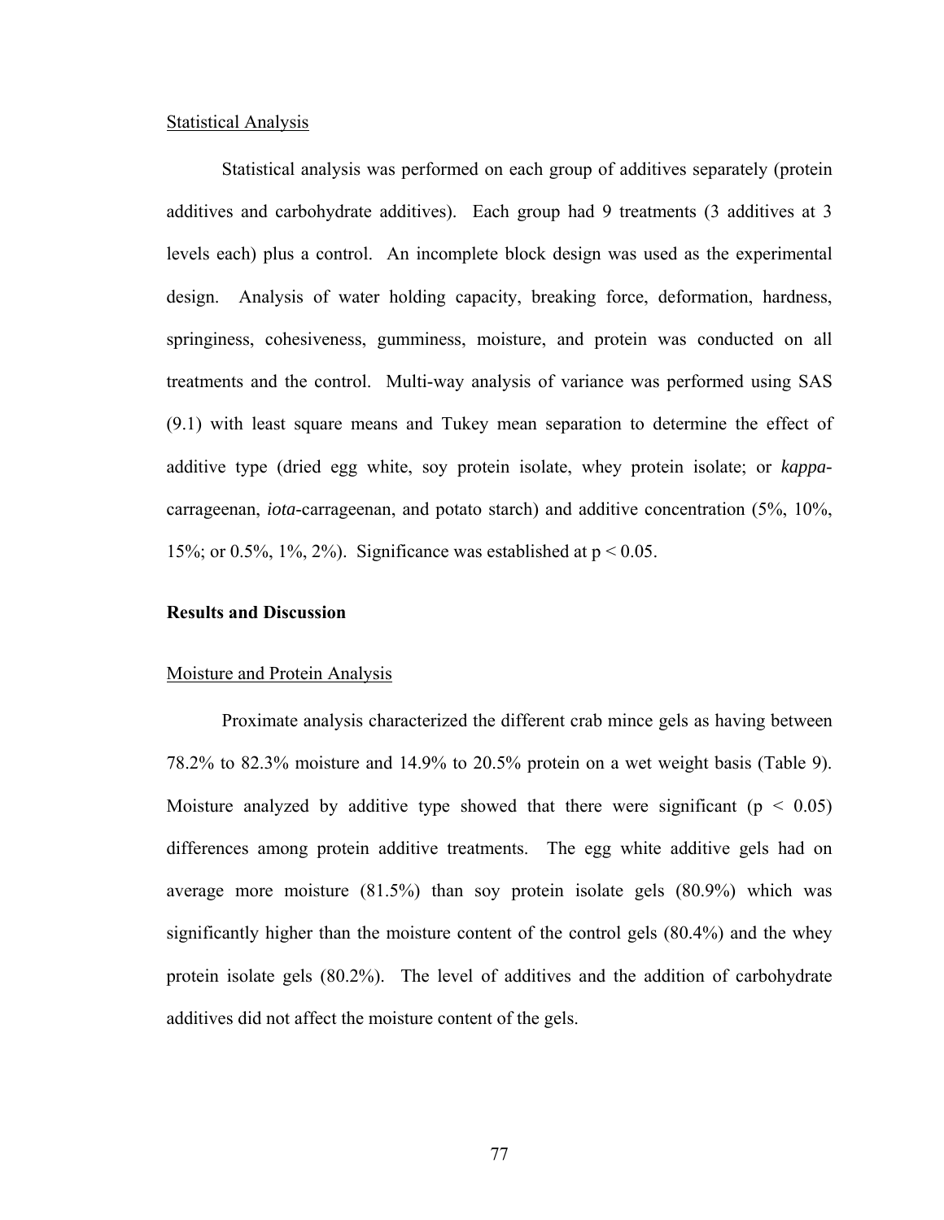Statistical Analysis

Statistical analysis was performed on each group of additives separately (protein additives and carbohydrate additives). Each group had 9 treatments (3 additives at 3 levels each) plus a control. An incomplete block design was used as the experimental design. Analysis of water holding capacity, breaking force, deformation, hardness, springiness, cohesiveness, gumminess, moisture, and protein was conducted on all treatments and the control. Multi-way analysis of variance was performed using SAS (9.1) with least square means and Tukey mean separation to determine the effect of additive type (dried egg white, soy protein isolate, whey protein isolate; or *kappa*-carrageenan, *iota*-carrageenan, and potato starch) and additive concentration (5%, 10%, 15%; or 0.5%, 1%, 2%). Significance was established at $p < 0.05$.

**Results and Discussion**

Moisture and Protein Analysis

Proximate analysis characterized the different crab mince gels as having between 78.2% to 82.3% moisture and 14.9% to 20.5% protein on a wet weight basis (Table 9). Moisture analyzed by additive type showed that there were significant ($p < 0.05$) differences among protein additive treatments. The egg white additive gels had on average more moisture (81.5%) than soy protein isolate gels (80.9%) which was significantly higher than the moisture content of the control gels (80.4%) and the whey protein isolate gels (80.2%). The level of additives and the addition of carbohydrate additives did not affect the moisture content of the gels.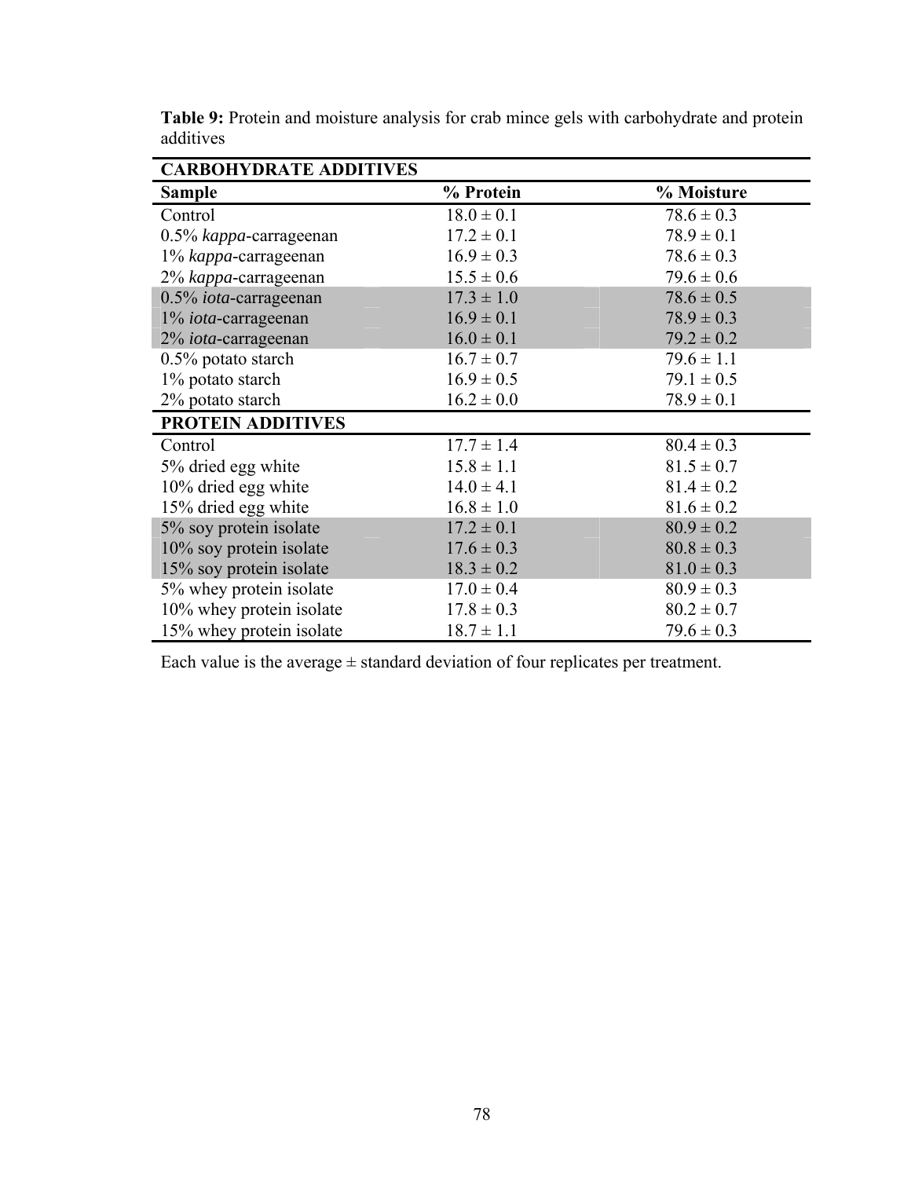**Table 9:** Protein and moisture analysis for crab mince gels with carbohydrate and protein additives

| **CARBOHYDRATE ADDITIVES** | | |
|---|---|---|
| **Sample** | **% Protein** | **% Moisture** |
| Control | 18.0 ± 0.1 | 78.6 ± 0.3 |
| 0.5% *kappa*-carrageenan | 17.2 ± 0.1 | 78.9 ± 0.1 |
| 1% *kappa*-carrageenan | 16.9 ± 0.3 | 78.6 ± 0.3 |
| 2% *kappa*-carrageenan | 15.5 ± 0.6 | 79.6 ± 0.6 |
| 0.5% *iota*-carrageenan | 17.3 ± 1.0 | 78.6 ± 0.5 |
| 1% *iota*-carrageenan | 16.9 ± 0.1 | 78.9 ± 0.3 |
| 2% *iota*-carrageenan | 16.0 ± 0.1 | 79.2 ± 0.2 |
| 0.5% potato starch | 16.7 ± 0.7 | 79.6 ± 1.1 |
| 1% potato starch | 16.9 ± 0.5 | 79.1 ± 0.5 |
| 2% potato starch | 16.2 ± 0.0 | 78.9 ± 0.1 |
| **PROTEIN ADDITIVES** | | |
| Control | 17.7 ± 1.4 | 80.4 ± 0.3 |
| 5% dried egg white | 15.8 ± 1.1 | 81.5 ± 0.7 |
| 10% dried egg white | 14.0 ± 4.1 | 81.4 ± 0.2 |
| 15% dried egg white | 16.8 ± 1.0 | 81.6 ± 0.2 |
| 5% soy protein isolate | 17.2 ± 0.1 | 80.9 ± 0.2 |
| 10% soy protein isolate | 17.6 ± 0.3 | 80.8 ± 0.3 |
| 15% soy protein isolate | 18.3 ± 0.2 | 81.0 ± 0.3 |
| 5% whey protein isolate | 17.0 ± 0.4 | 80.9 ± 0.3 |
| 10% whey protein isolate | 17.8 ± 0.3 | 80.2 ± 0.7 |
| 15% whey protein isolate | 18.7 ± 1.1 | 79.6 ± 0.3 |

Each value is the average ± standard deviation of four replicates per treatment.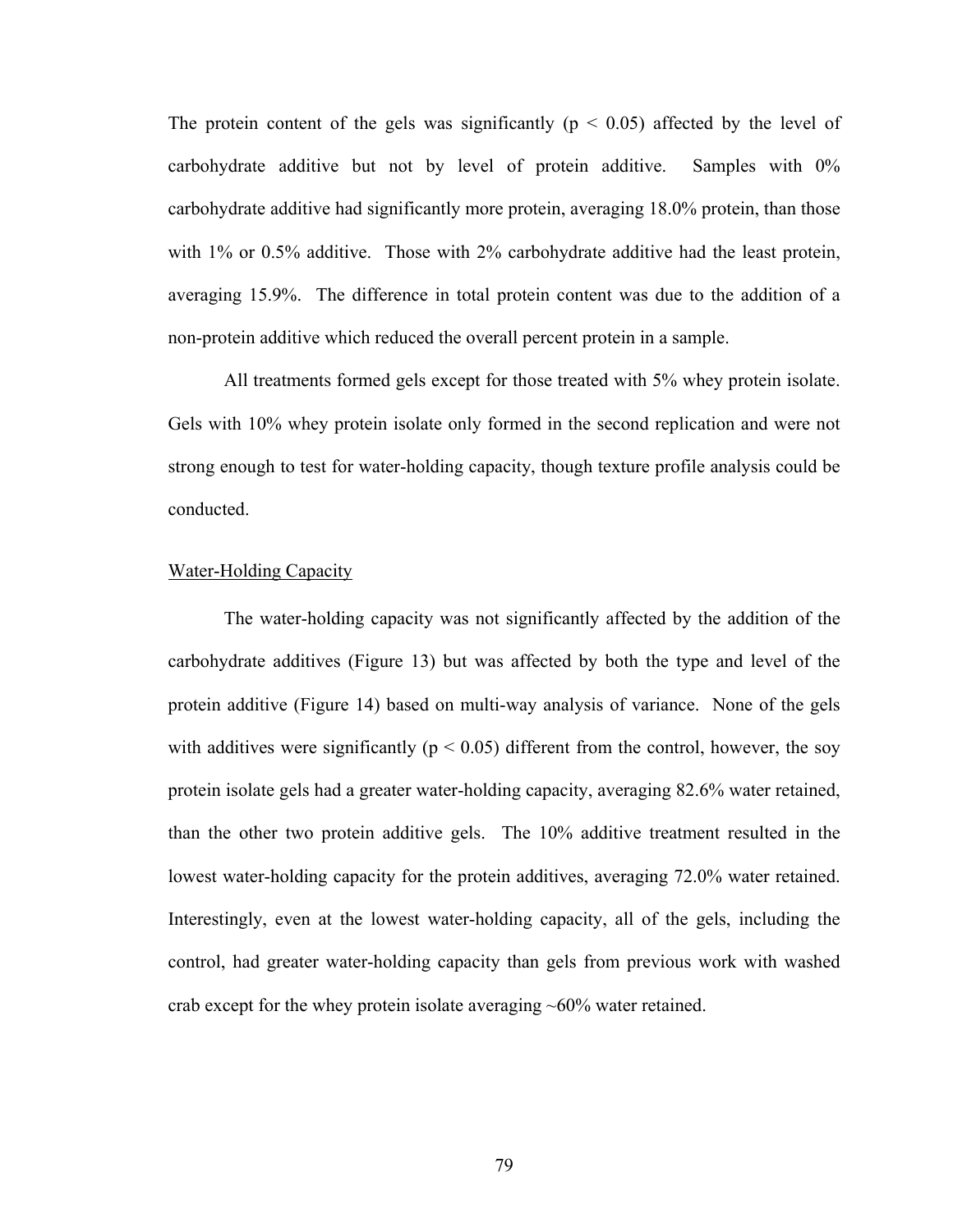The protein content of the gels was significantly ($p < 0.05$) affected by the level of carbohydrate additive but not by level of protein additive. Samples with 0% carbohydrate additive had significantly more protein, averaging 18.0% protein, than those with 1% or 0.5% additive. Those with 2% carbohydrate additive had the least protein, averaging 15.9%. The difference in total protein content was due to the addition of a non-protein additive which reduced the overall percent protein in a sample.

All treatments formed gels except for those treated with 5% whey protein isolate. Gels with 10% whey protein isolate only formed in the second replication and were not strong enough to test for water-holding capacity, though texture profile analysis could be conducted.

Water-Holding Capacity

The water-holding capacity was not significantly affected by the addition of the carbohydrate additives (Figure 13) but was affected by both the type and level of the protein additive (Figure 14) based on multi-way analysis of variance. None of the gels with additives were significantly ($p < 0.05$) different from the control, however, the soy protein isolate gels had a greater water-holding capacity, averaging 82.6% water retained, than the other two protein additive gels. The 10% additive treatment resulted in the lowest water-holding capacity for the protein additives, averaging 72.0% water retained. Interestingly, even at the lowest water-holding capacity, all of the gels, including the control, had greater water-holding capacity than gels from previous work with washed crab except for the whey protein isolate averaging ~60% water retained.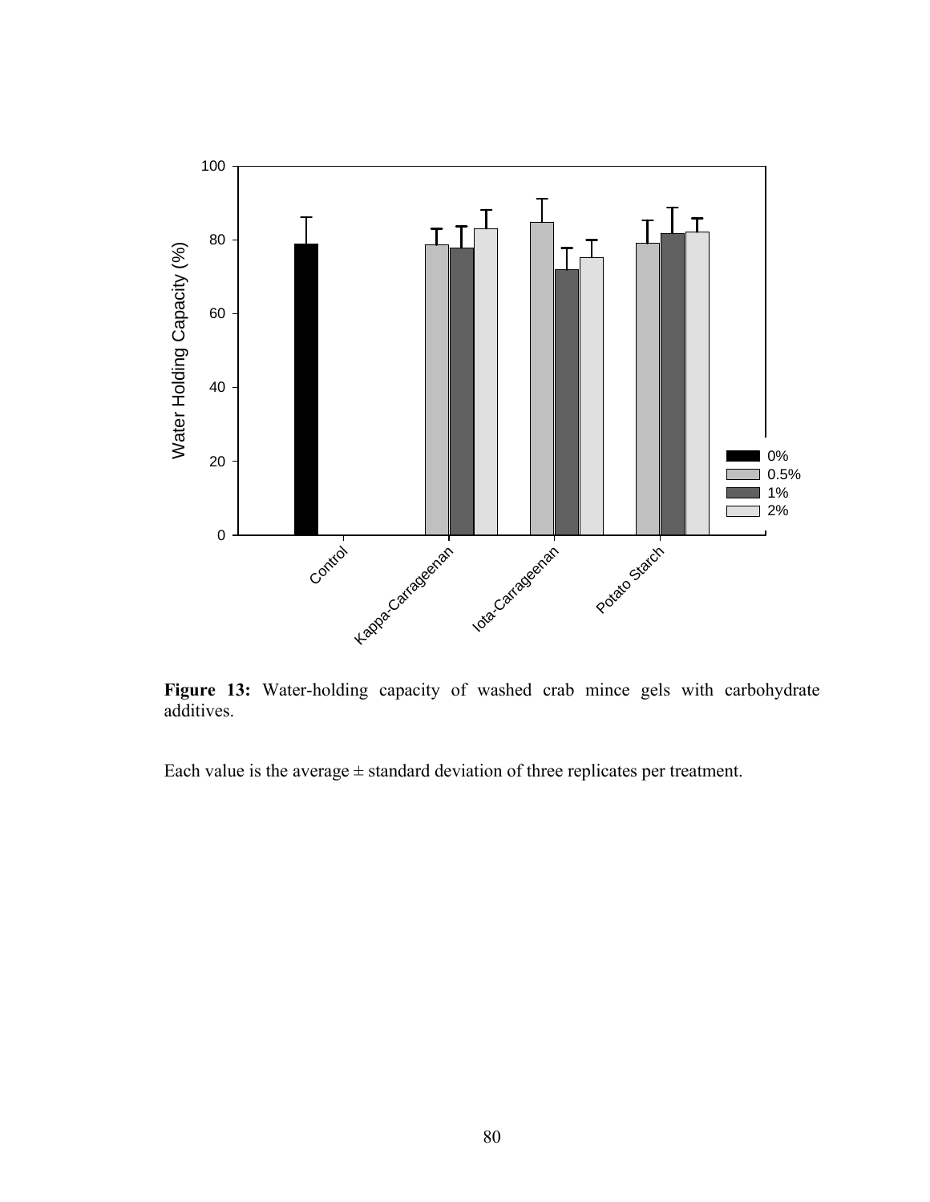**Figure 13:** Water-holding capacity of washed crab mince gels with carbohydrate additives.

Each value is the average ± standard deviation of three replicates per treatment.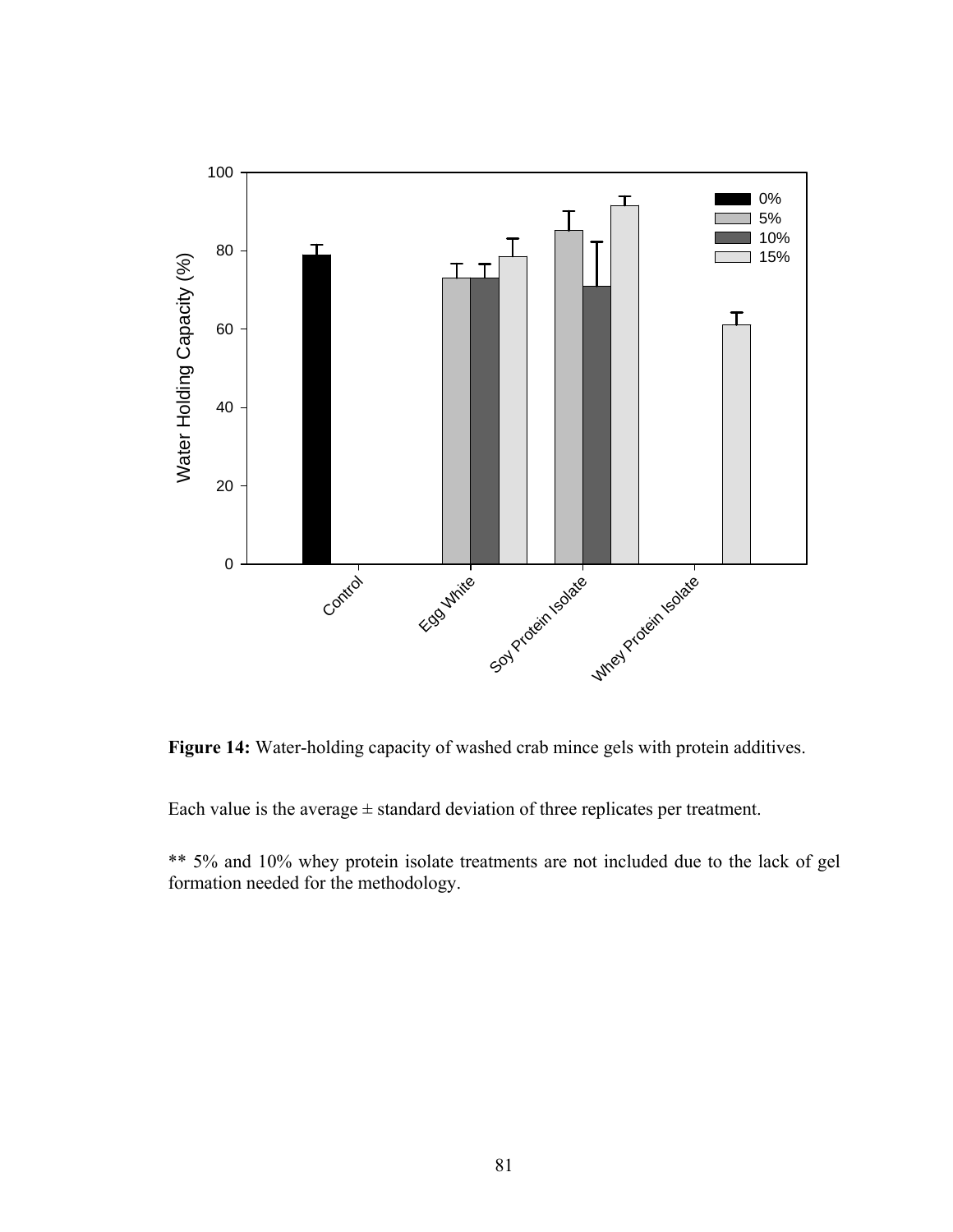**Figure 14:** Water-holding capacity of washed crab mince gels with protein additives.

Each value is the average ± standard deviation of three replicates per treatment.

** 5% and 10% whey protein isolate treatments are not included due to the lack of gel formation needed for the methodology.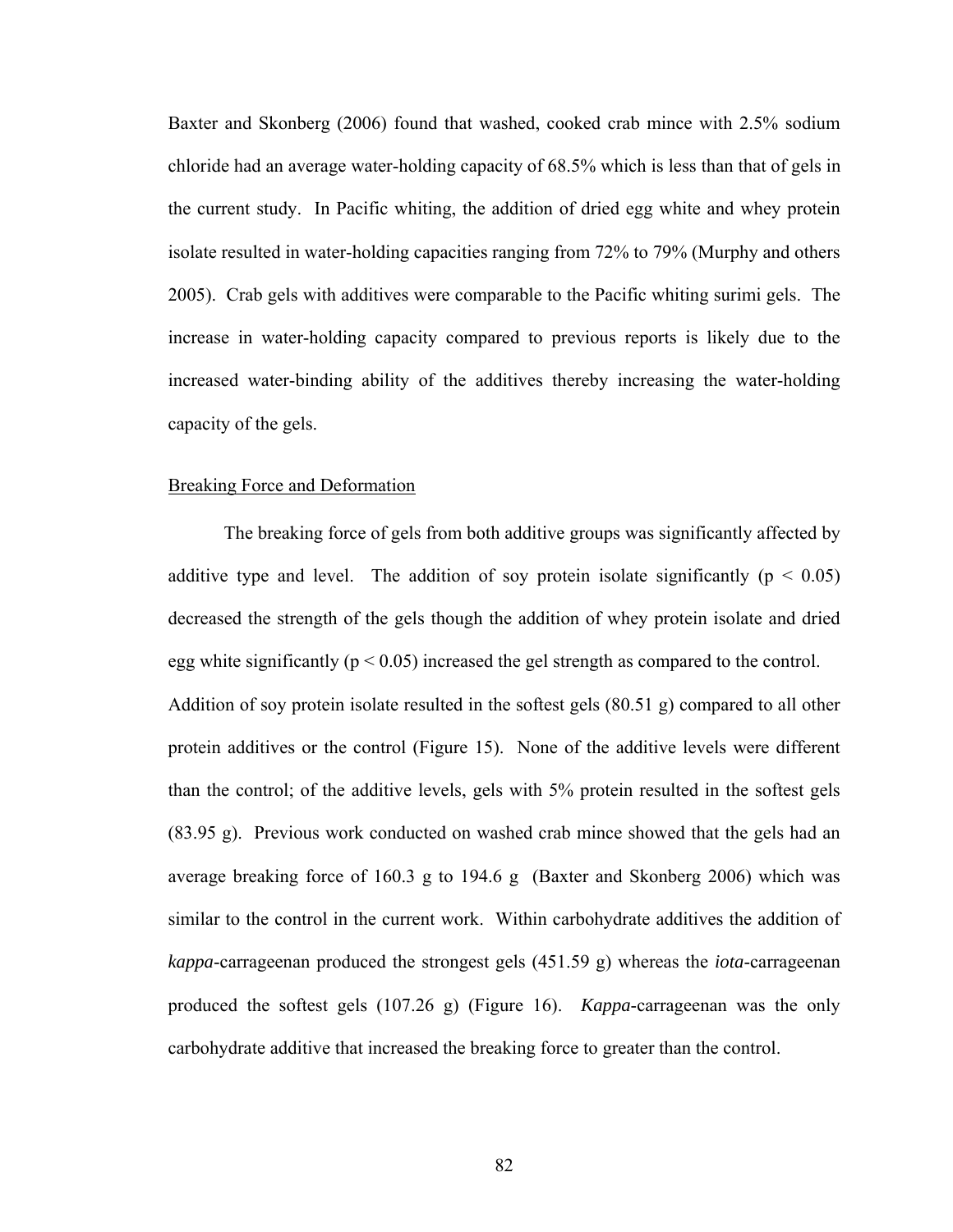Baxter and Skonberg (2006) found that washed, cooked crab mince with 2.5% sodium chloride had an average water-holding capacity of 68.5% which is less than that of gels in the current study. In Pacific whiting, the addition of dried egg white and whey protein isolate resulted in water-holding capacities ranging from 72% to 79% (Murphy and others 2005). Crab gels with additives were comparable to the Pacific whiting surimi gels. The increase in water-holding capacity compared to previous reports is likely due to the increased water-binding ability of the additives thereby increasing the water-holding capacity of the gels.

<u>Breaking Force and Deformation</u>

The breaking force of gels from both additive groups was significantly affected by additive type and level. The addition of soy protein isolate significantly ($p < 0.05$) decreased the strength of the gels though the addition of whey protein isolate and dried egg white significantly ($p < 0.05$) increased the gel strength as compared to the control. Addition of soy protein isolate resulted in the softest gels (80.51 g) compared to all other protein additives or the control (Figure 15). None of the additive levels were different than the control; of the additive levels, gels with 5% protein resulted in the softest gels (83.95 g). Previous work conducted on washed crab mince showed that the gels had an average breaking force of 160.3 g to 194.6 g (Baxter and Skonberg 2006) which was similar to the control in the current work. Within carbohydrate additives the addition of *kappa*-carrageenan produced the strongest gels (451.59 g) whereas the *iota*-carrageenan produced the softest gels (107.26 g) (Figure 16). *Kappa*-carrageenan was the only carbohydrate additive that increased the breaking force to greater than the control.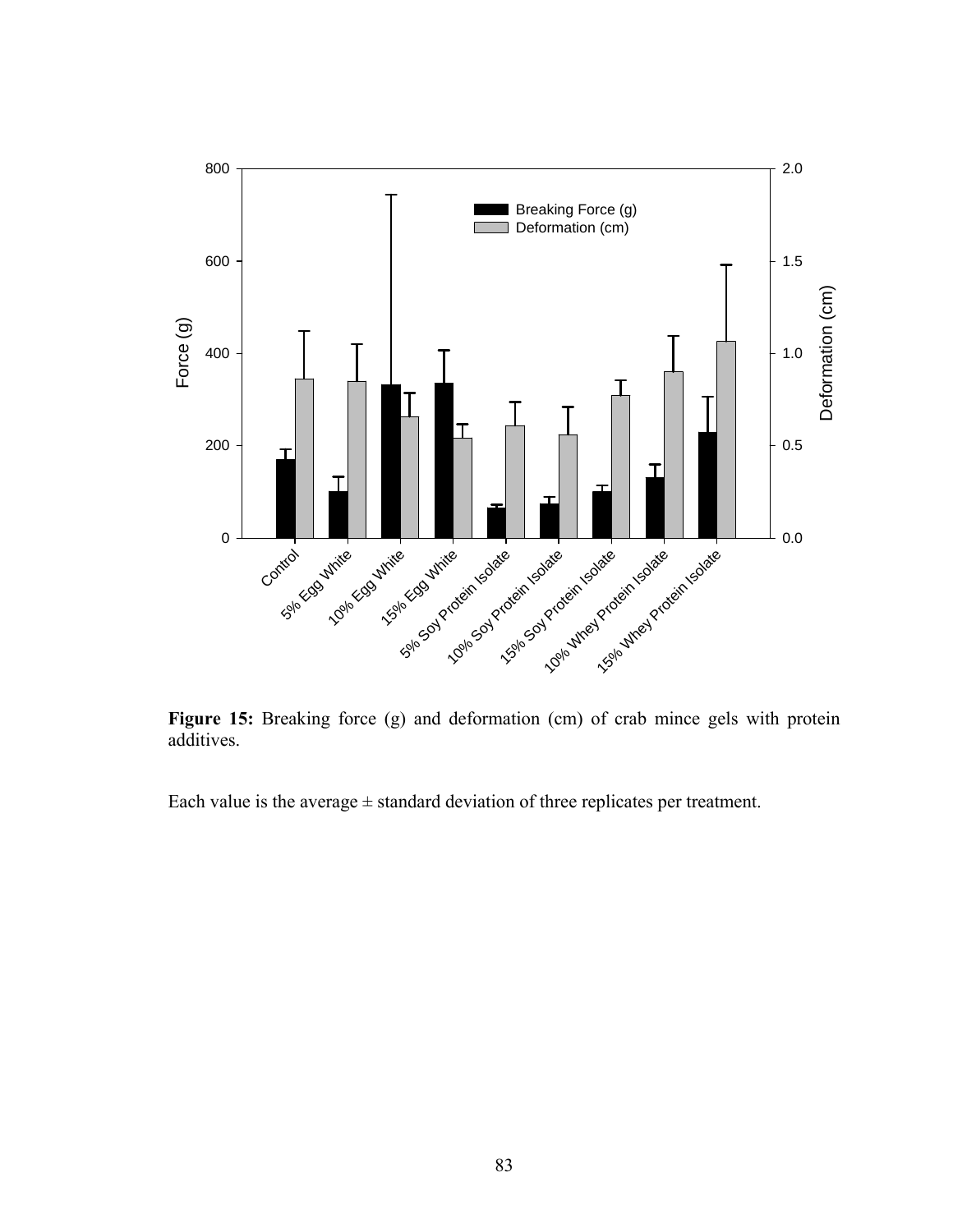**Figure 15:** Breaking force (g) and deformation (cm) of crab mince gels with protein additives.

Each value is the average ± standard deviation of three replicates per treatment.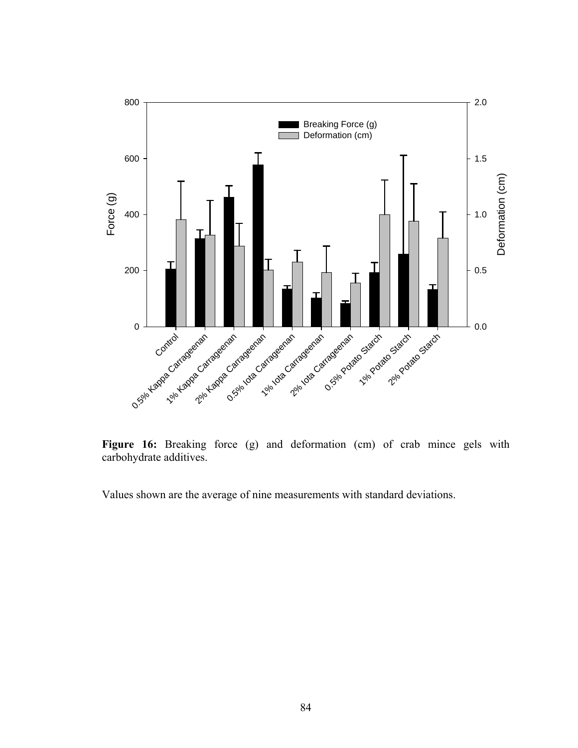**Figure 16:** Breaking force (g) and deformation (cm) of crab mince gels with carbohydrate additives.

Values shown are the average of nine measurements with standard deviations.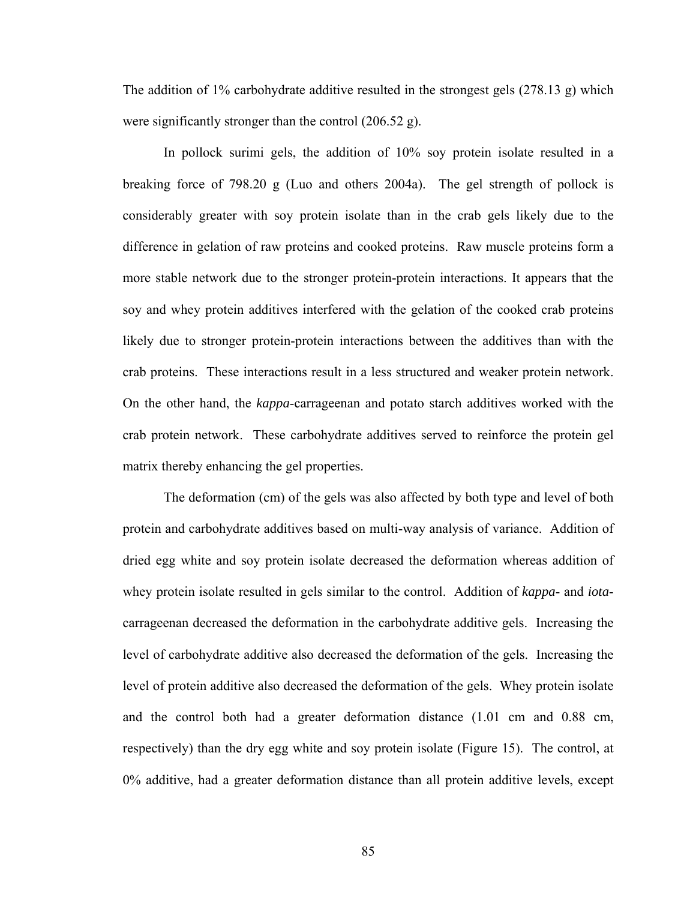The addition of 1% carbohydrate additive resulted in the strongest gels (278.13 g) which were significantly stronger than the control (206.52 g).

In pollock surimi gels, the addition of 10% soy protein isolate resulted in a breaking force of 798.20 g (Luo and others 2004a). The gel strength of pollock is considerably greater with soy protein isolate than in the crab gels likely due to the difference in gelation of raw proteins and cooked proteins. Raw muscle proteins form a more stable network due to the stronger protein-protein interactions. It appears that the soy and whey protein additives interfered with the gelation of the cooked crab proteins likely due to stronger protein-protein interactions between the additives than with the crab proteins. These interactions result in a less structured and weaker protein network. On the other hand, the *kappa*-carrageenan and potato starch additives worked with the crab protein network. These carbohydrate additives served to reinforce the protein gel matrix thereby enhancing the gel properties.

The deformation (cm) of the gels was also affected by both type and level of both protein and carbohydrate additives based on multi-way analysis of variance. Addition of dried egg white and soy protein isolate decreased the deformation whereas addition of whey protein isolate resulted in gels similar to the control. Addition of *kappa*- and *iota*-carrageenan decreased the deformation in the carbohydrate additive gels. Increasing the level of carbohydrate additive also decreased the deformation of the gels. Increasing the level of protein additive also decreased the deformation of the gels. Whey protein isolate and the control both had a greater deformation distance (1.01 cm and 0.88 cm, respectively) than the dry egg white and soy protein isolate (Figure 15). The control, at 0% additive, had a greater deformation distance than all protein additive levels, except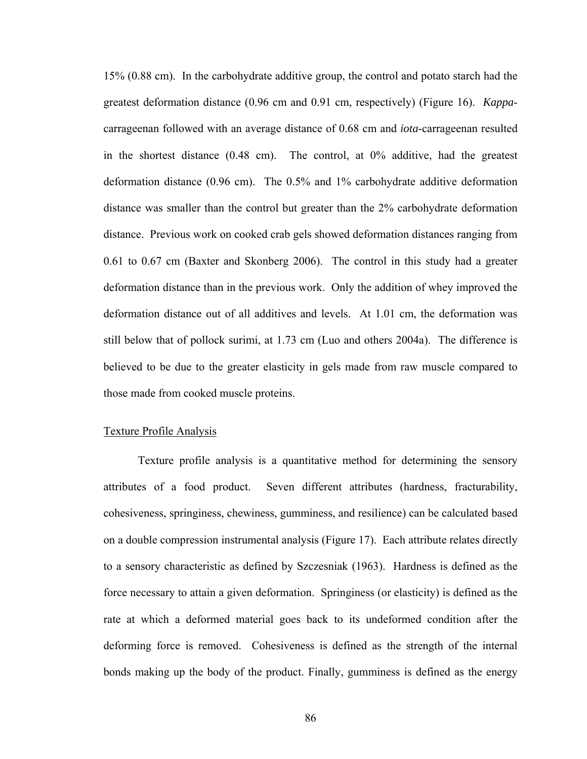15% (0.88 cm). In the carbohydrate additive group, the control and potato starch had the greatest deformation distance (0.96 cm and 0.91 cm, respectively) (Figure 16). *Kappa*-carrageenan followed with an average distance of 0.68 cm and *iota*-carrageenan resulted in the shortest distance (0.48 cm). The control, at 0% additive, had the greatest deformation distance (0.96 cm). The 0.5% and 1% carbohydrate additive deformation distance was smaller than the control but greater than the 2% carbohydrate deformation distance. Previous work on cooked crab gels showed deformation distances ranging from 0.61 to 0.67 cm (Baxter and Skonberg 2006). The control in this study had a greater deformation distance than in the previous work. Only the addition of whey improved the deformation distance out of all additives and levels. At 1.01 cm, the deformation was still below that of pollock surimi, at 1.73 cm (Luo and others 2004a). The difference is believed to be due to the greater elasticity in gels made from raw muscle compared to those made from cooked muscle proteins.

## Texture Profile Analysis

Texture profile analysis is a quantitative method for determining the sensory attributes of a food product. Seven different attributes (hardness, fracturability, cohesiveness, springiness, chewiness, gumminess, and resilience) can be calculated based on a double compression instrumental analysis (Figure 17). Each attribute relates directly to a sensory characteristic as defined by Szczesniak (1963). Hardness is defined as the force necessary to attain a given deformation. Springiness (or elasticity) is defined as the rate at which a deformed material goes back to its undeformed condition after the deforming force is removed. Cohesiveness is defined as the strength of the internal bonds making up the body of the product. Finally, gumminess is defined as the energy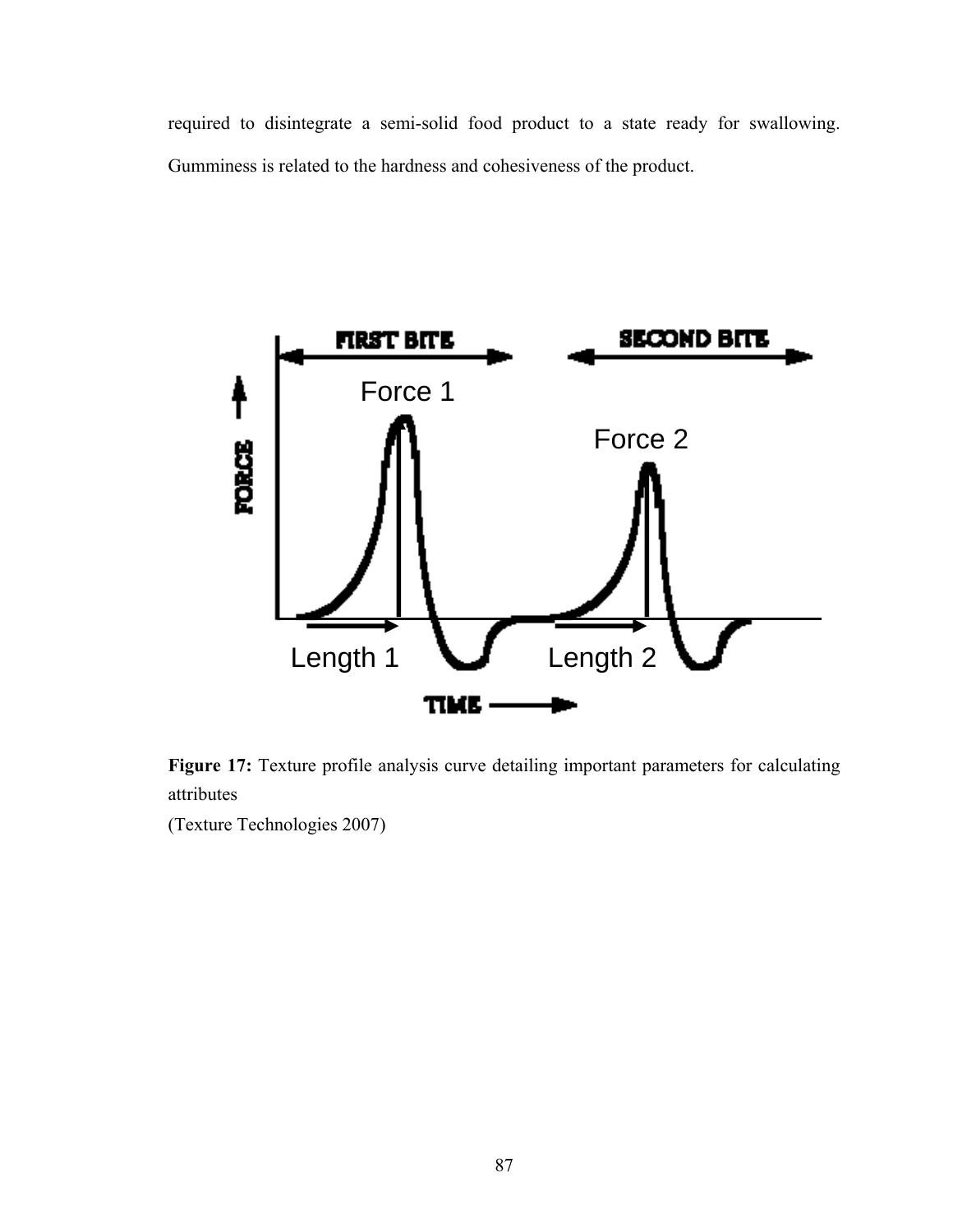required to disintegrate a semi-solid food product to a state ready for swallowing. Gumminess is related to the hardness and cohesiveness of the product.

**Figure 17:** Texture profile analysis curve detailing important parameters for calculating attributes
(Texture Technologies 2007)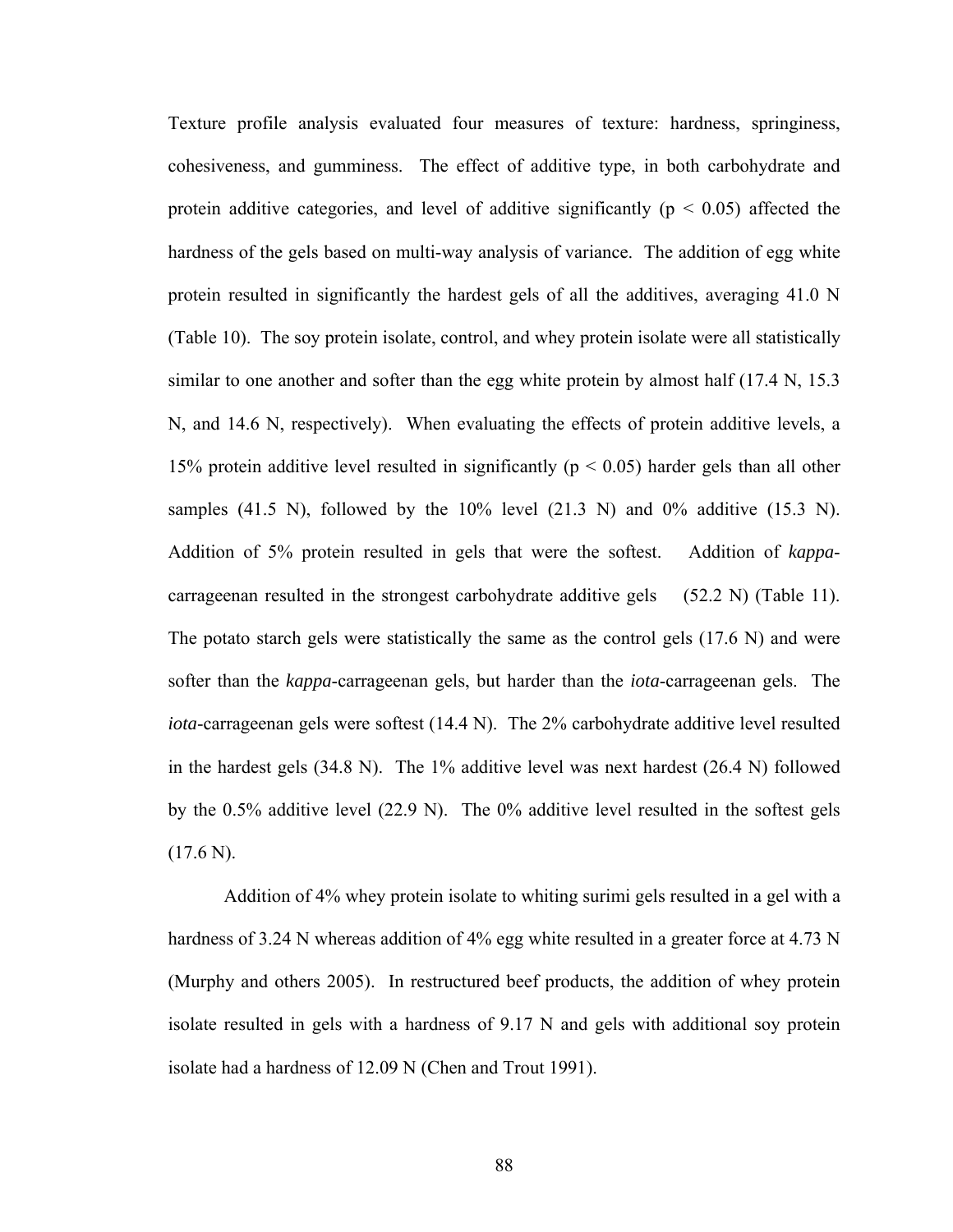Texture profile analysis evaluated four measures of texture: hardness, springiness, cohesiveness, and gumminess. The effect of additive type, in both carbohydrate and protein additive categories, and level of additive significantly ($p < 0.05$) affected the hardness of the gels based on multi-way analysis of variance. The addition of egg white protein resulted in significantly the hardest gels of all the additives, averaging 41.0 N (Table 10). The soy protein isolate, control, and whey protein isolate were all statistically similar to one another and softer than the egg white protein by almost half (17.4 N, 15.3 N, and 14.6 N, respectively). When evaluating the effects of protein additive levels, a 15% protein additive level resulted in significantly ($p < 0.05$) harder gels than all other samples (41.5 N), followed by the 10% level (21.3 N) and 0% additive (15.3 N). Addition of 5% protein resulted in gels that were the softest. Addition of *kappa*-carrageenan resulted in the strongest carbohydrate additive gels (52.2 N) (Table 11). The potato starch gels were statistically the same as the control gels (17.6 N) and were softer than the *kappa*-carrageenan gels, but harder than the *iota*-carrageenan gels. The *iota*-carrageenan gels were softest (14.4 N). The 2% carbohydrate additive level resulted in the hardest gels (34.8 N). The 1% additive level was next hardest (26.4 N) followed by the 0.5% additive level (22.9 N). The 0% additive level resulted in the softest gels (17.6 N).

Addition of 4% whey protein isolate to whiting surimi gels resulted in a gel with a hardness of 3.24 N whereas addition of 4% egg white resulted in a greater force at 4.73 N (Murphy and others 2005). In restructured beef products, the addition of whey protein isolate resulted in gels with a hardness of 9.17 N and gels with additional soy protein isolate had a hardness of 12.09 N (Chen and Trout 1991).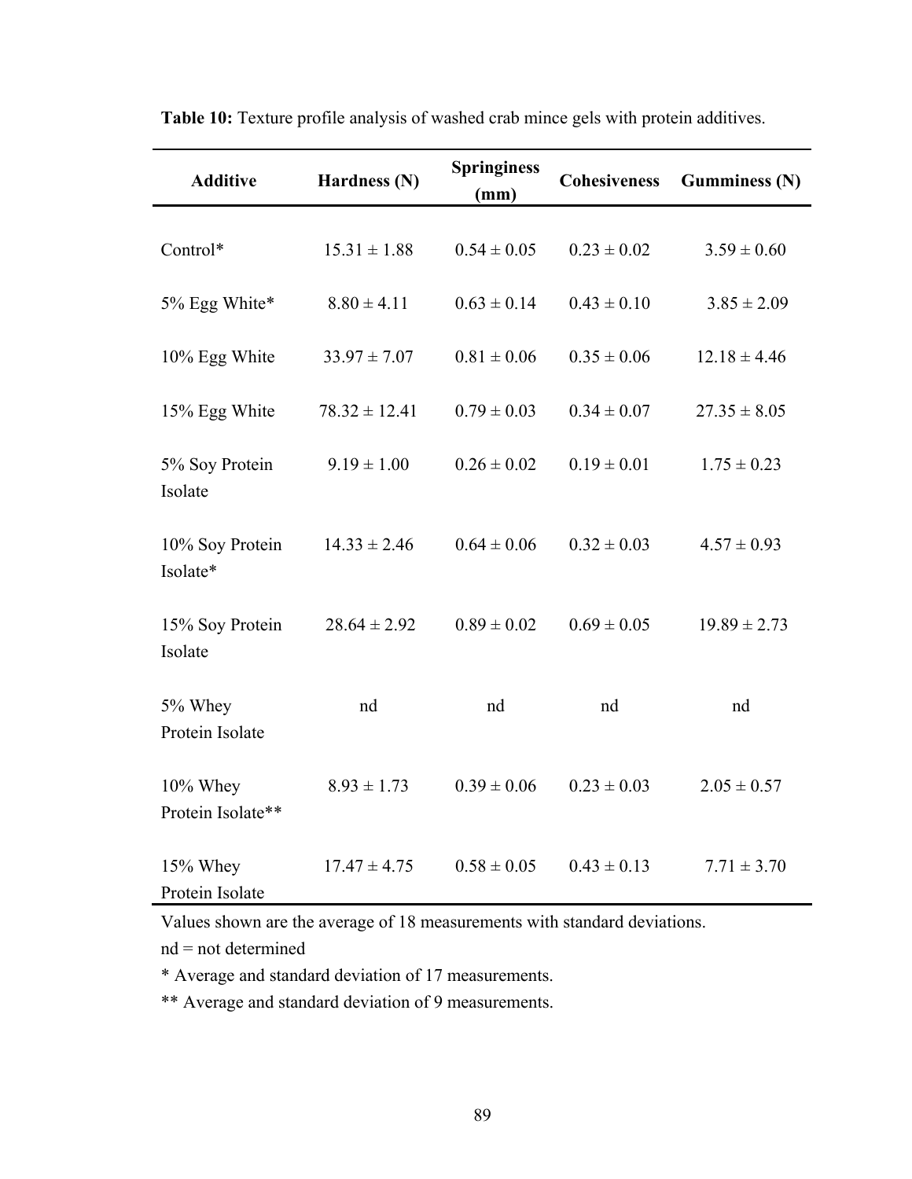**Table 10:** Texture profile analysis of washed crab mince gels with protein additives.

| Additive | Hardness (N) | Springiness (mm) | Cohesiveness | Gumminess (N) |
|---|---|---|---|---|
| Control* | 15.31 ± 1.88 | 0.54 ± 0.05 | 0.23 ± 0.02 | 3.59 ± 0.60 |
| 5% Egg White* | 8.80 ± 4.11 | 0.63 ± 0.14 | 0.43 ± 0.10 | 3.85 ± 2.09 |
| 10% Egg White | 33.97 ± 7.07 | 0.81 ± 0.06 | 0.35 ± 0.06 | 12.18 ± 4.46 |
| 15% Egg White | 78.32 ± 12.41 | 0.79 ± 0.03 | 0.34 ± 0.07 | 27.35 ± 8.05 |
| 5% Soy Protein Isolate | 9.19 ± 1.00 | 0.26 ± 0.02 | 0.19 ± 0.01 | 1.75 ± 0.23 |
| 10% Soy Protein Isolate* | 14.33 ± 2.46 | 0.64 ± 0.06 | 0.32 ± 0.03 | 4.57 ± 0.93 |
| 15% Soy Protein Isolate | 28.64 ± 2.92 | 0.89 ± 0.02 | 0.69 ± 0.05 | 19.89 ± 2.73 |
| 5% Whey Protein Isolate | nd | nd | nd | nd |
| 10% Whey Protein Isolate** | 8.93 ± 1.73 | 0.39 ± 0.06 | 0.23 ± 0.03 | 2.05 ± 0.57 |
| 15% Whey Protein Isolate | 17.47 ± 4.75 | 0.58 ± 0.05 | 0.43 ± 0.13 | 7.71 ± 3.70 |

Values shown are the average of 18 measurements with standard deviations.

nd = not determined

* Average and standard deviation of 17 measurements.

** Average and standard deviation of 9 measurements.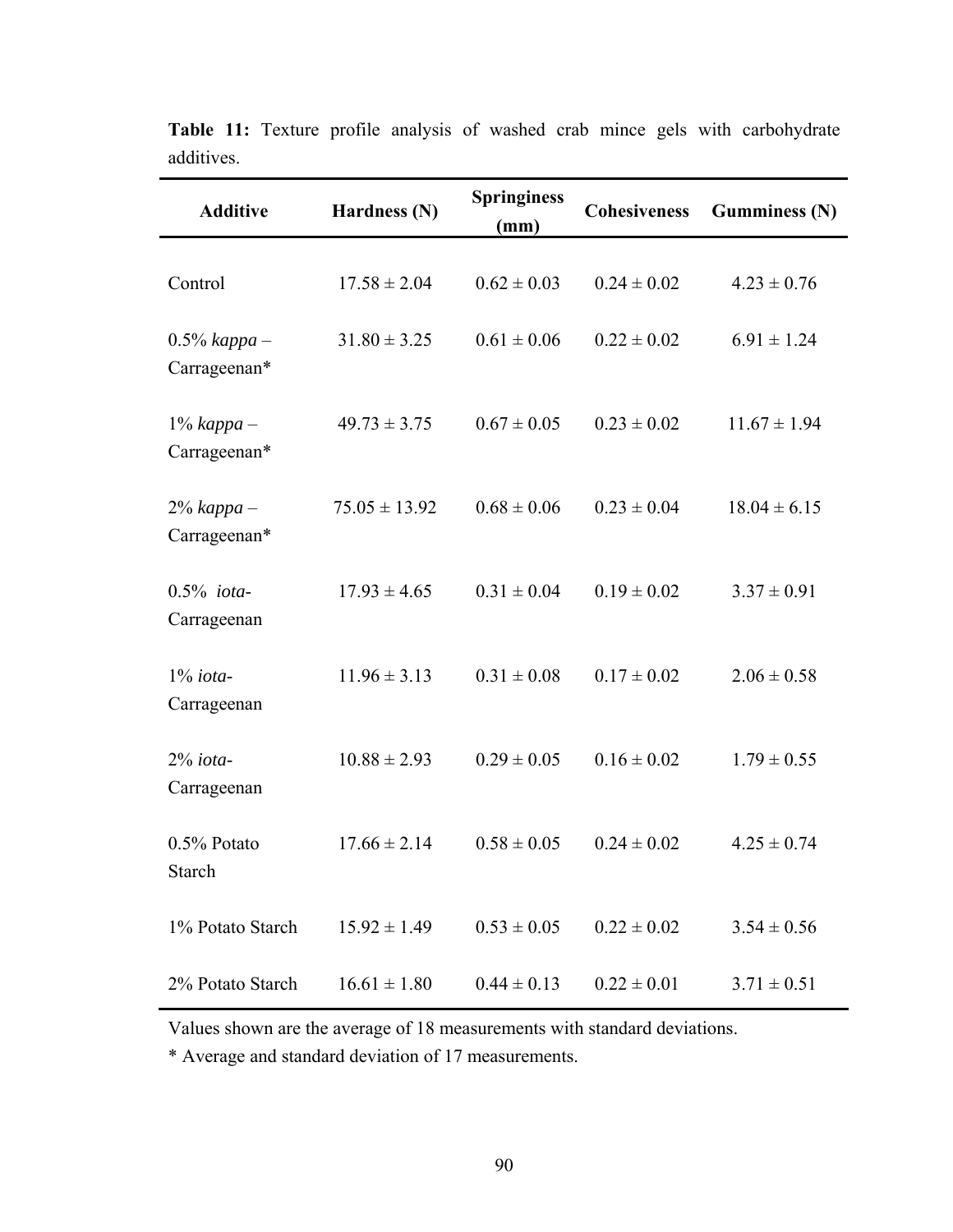**Table 11:** Texture profile analysis of washed crab mince gels with carbohydrate additives.

| Additive | Hardness (N) | Springiness (mm) | Cohesiveness | Gumminess (N) |
|---|---|---|---|---|
| Control | 17.58 ± 2.04 | 0.62 ± 0.03 | 0.24 ± 0.02 | 4.23 ± 0.76 |
| 0.5% *kappa* – Carrageenan* | 31.80 ± 3.25 | 0.61 ± 0.06 | 0.22 ± 0.02 | 6.91 ± 1.24 |
| 1% *kappa* – Carrageenan* | 49.73 ± 3.75 | 0.67 ± 0.05 | 0.23 ± 0.02 | 11.67 ± 1.94 |
| 2% *kappa* – Carrageenan* | 75.05 ± 13.92 | 0.68 ± 0.06 | 0.23 ± 0.04 | 18.04 ± 6.15 |
| 0.5% *iota*-Carrageenan | 17.93 ± 4.65 | 0.31 ± 0.04 | 0.19 ± 0.02 | 3.37 ± 0.91 |
| 1% *iota*-Carrageenan | 11.96 ± 3.13 | 0.31 ± 0.08 | 0.17 ± 0.02 | 2.06 ± 0.58 |
| 2% *iota*-Carrageenan | 10.88 ± 2.93 | 0.29 ± 0.05 | 0.16 ± 0.02 | 1.79 ± 0.55 |
| 0.5% Potato Starch | 17.66 ± 2.14 | 0.58 ± 0.05 | 0.24 ± 0.02 | 4.25 ± 0.74 |
| 1% Potato Starch | 15.92 ± 1.49 | 0.53 ± 0.05 | 0.22 ± 0.02 | 3.54 ± 0.56 |
| 2% Potato Starch | 16.61 ± 1.80 | 0.44 ± 0.13 | 0.22 ± 0.01 | 3.71 ± 0.51 |

Values shown are the average of 18 measurements with standard deviations.

* Average and standard deviation of 17 measurements.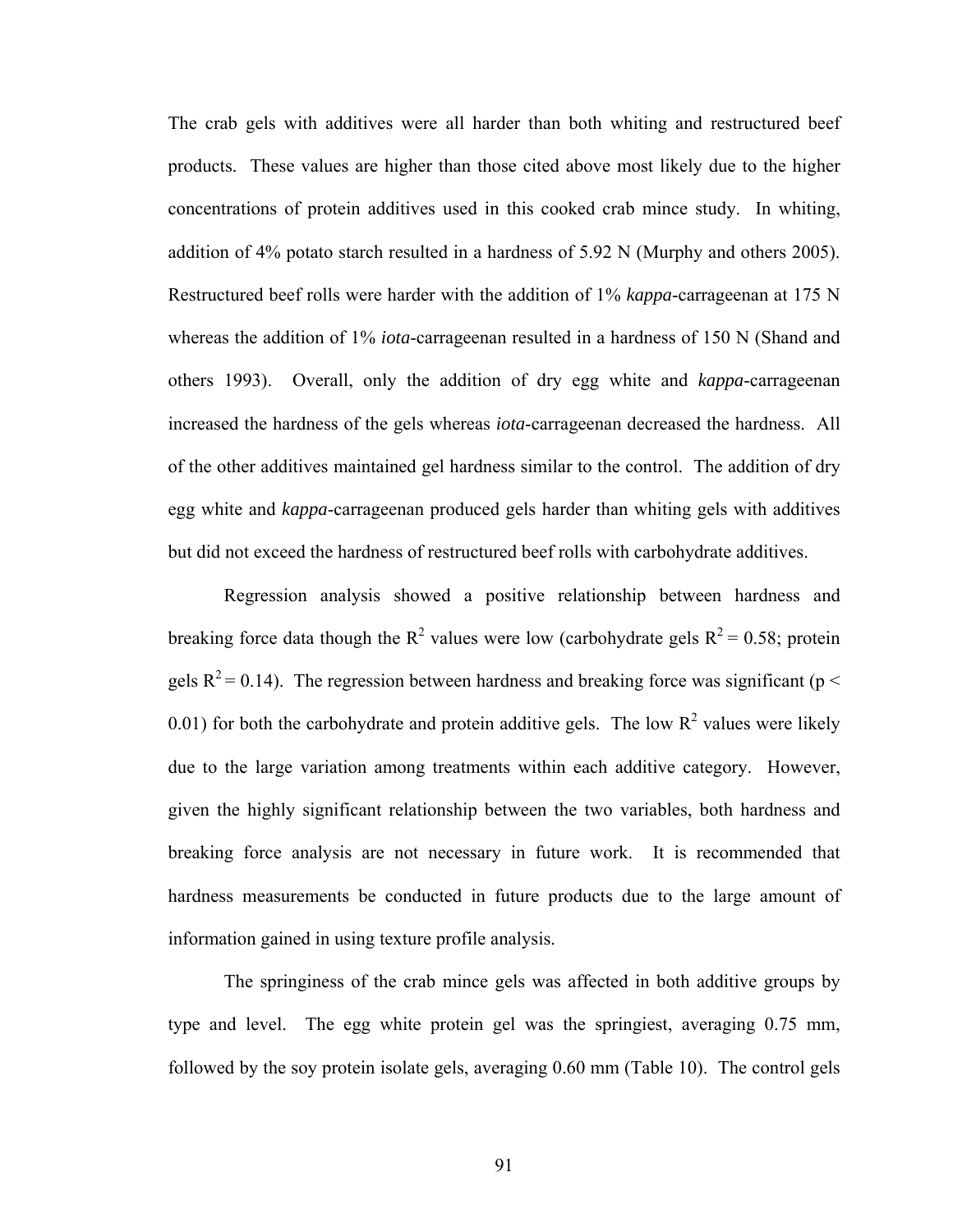The crab gels with additives were all harder than both whiting and restructured beef products. These values are higher than those cited above most likely due to the higher concentrations of protein additives used in this cooked crab mince study. In whiting, addition of 4% potato starch resulted in a hardness of 5.92 N (Murphy and others 2005). Restructured beef rolls were harder with the addition of 1% *kappa*-carrageenan at 175 N whereas the addition of 1% *iota*-carrageenan resulted in a hardness of 150 N (Shand and others 1993). Overall, only the addition of dry egg white and *kappa*-carrageenan increased the hardness of the gels whereas *iota*-carrageenan decreased the hardness. All of the other additives maintained gel hardness similar to the control. The addition of dry egg white and *kappa*-carrageenan produced gels harder than whiting gels with additives but did not exceed the hardness of restructured beef rolls with carbohydrate additives.

Regression analysis showed a positive relationship between hardness and breaking force data though the $R^2$ values were low (carbohydrate gels $R^2 = 0.58$; protein gels $R^2 = 0.14$). The regression between hardness and breaking force was significant ($p < 0.01$) for both the carbohydrate and protein additive gels. The low $R^2$ values were likely due to the large variation among treatments within each additive category. However, given the highly significant relationship between the two variables, both hardness and breaking force analysis are not necessary in future work. It is recommended that hardness measurements be conducted in future products due to the large amount of information gained in using texture profile analysis.

The springiness of the crab mince gels was affected in both additive groups by type and level. The egg white protein gel was the springiest, averaging 0.75 mm, followed by the soy protein isolate gels, averaging 0.60 mm (Table 10). The control gels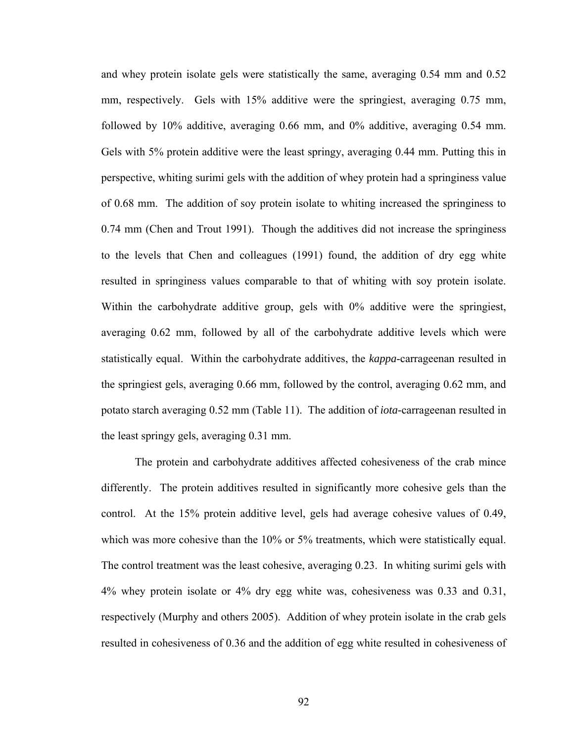and whey protein isolate gels were statistically the same, averaging 0.54 mm and 0.52 mm, respectively. Gels with 15% additive were the springiest, averaging 0.75 mm, followed by 10% additive, averaging 0.66 mm, and 0% additive, averaging 0.54 mm. Gels with 5% protein additive were the least springy, averaging 0.44 mm. Putting this in perspective, whiting surimi gels with the addition of whey protein had a springiness value of 0.68 mm. The addition of soy protein isolate to whiting increased the springiness to 0.74 mm (Chen and Trout 1991). Though the additives did not increase the springiness to the levels that Chen and colleagues (1991) found, the addition of dry egg white resulted in springiness values comparable to that of whiting with soy protein isolate. Within the carbohydrate additive group, gels with 0% additive were the springiest, averaging 0.62 mm, followed by all of the carbohydrate additive levels which were statistically equal. Within the carbohydrate additives, the *kappa*-carrageenan resulted in the springiest gels, averaging 0.66 mm, followed by the control, averaging 0.62 mm, and potato starch averaging 0.52 mm (Table 11). The addition of *iota*-carrageenan resulted in the least springy gels, averaging 0.31 mm.

The protein and carbohydrate additives affected cohesiveness of the crab mince differently. The protein additives resulted in significantly more cohesive gels than the control. At the 15% protein additive level, gels had average cohesive values of 0.49, which was more cohesive than the 10% or 5% treatments, which were statistically equal. The control treatment was the least cohesive, averaging 0.23. In whiting surimi gels with 4% whey protein isolate or 4% dry egg white was, cohesiveness was 0.33 and 0.31, respectively (Murphy and others 2005). Addition of whey protein isolate in the crab gels resulted in cohesiveness of 0.36 and the addition of egg white resulted in cohesiveness of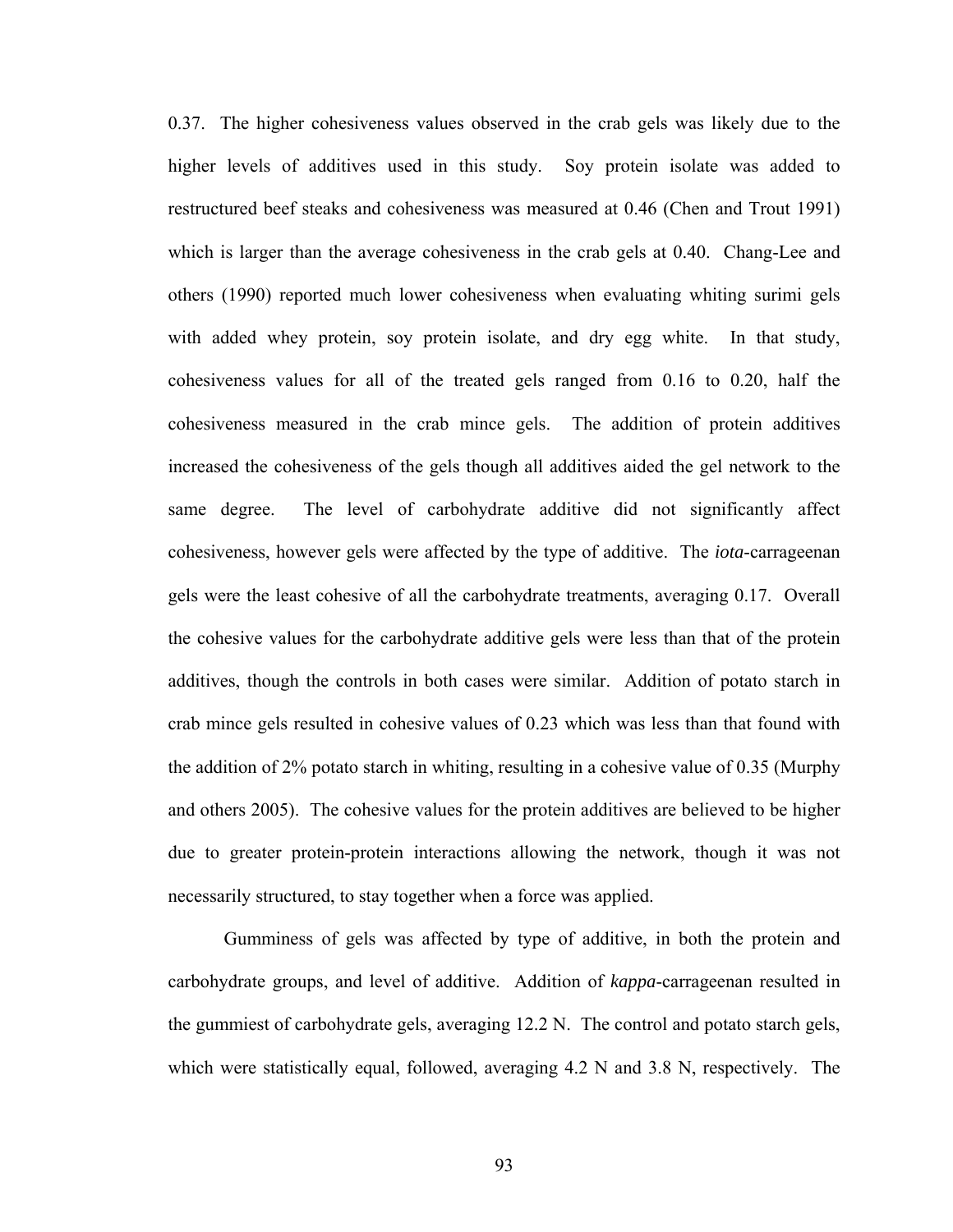0.37. The higher cohesiveness values observed in the crab gels was likely due to the higher levels of additives used in this study. Soy protein isolate was added to restructured beef steaks and cohesiveness was measured at 0.46 (Chen and Trout 1991) which is larger than the average cohesiveness in the crab gels at 0.40. Chang-Lee and others (1990) reported much lower cohesiveness when evaluating whiting surimi gels with added whey protein, soy protein isolate, and dry egg white. In that study, cohesiveness values for all of the treated gels ranged from 0.16 to 0.20, half the cohesiveness measured in the crab mince gels. The addition of protein additives increased the cohesiveness of the gels though all additives aided the gel network to the same degree. The level of carbohydrate additive did not significantly affect cohesiveness, however gels were affected by the type of additive. The *iota*-carrageenan gels were the least cohesive of all the carbohydrate treatments, averaging 0.17. Overall the cohesive values for the carbohydrate additive gels were less than that of the protein additives, though the controls in both cases were similar. Addition of potato starch in crab mince gels resulted in cohesive values of 0.23 which was less than that found with the addition of 2% potato starch in whiting, resulting in a cohesive value of 0.35 (Murphy and others 2005). The cohesive values for the protein additives are believed to be higher due to greater protein-protein interactions allowing the network, though it was not necessarily structured, to stay together when a force was applied.

Gumminess of gels was affected by type of additive, in both the protein and carbohydrate groups, and level of additive. Addition of *kappa*-carrageenan resulted in the gummiest of carbohydrate gels, averaging 12.2 N. The control and potato starch gels, which were statistically equal, followed, averaging 4.2 N and 3.8 N, respectively. The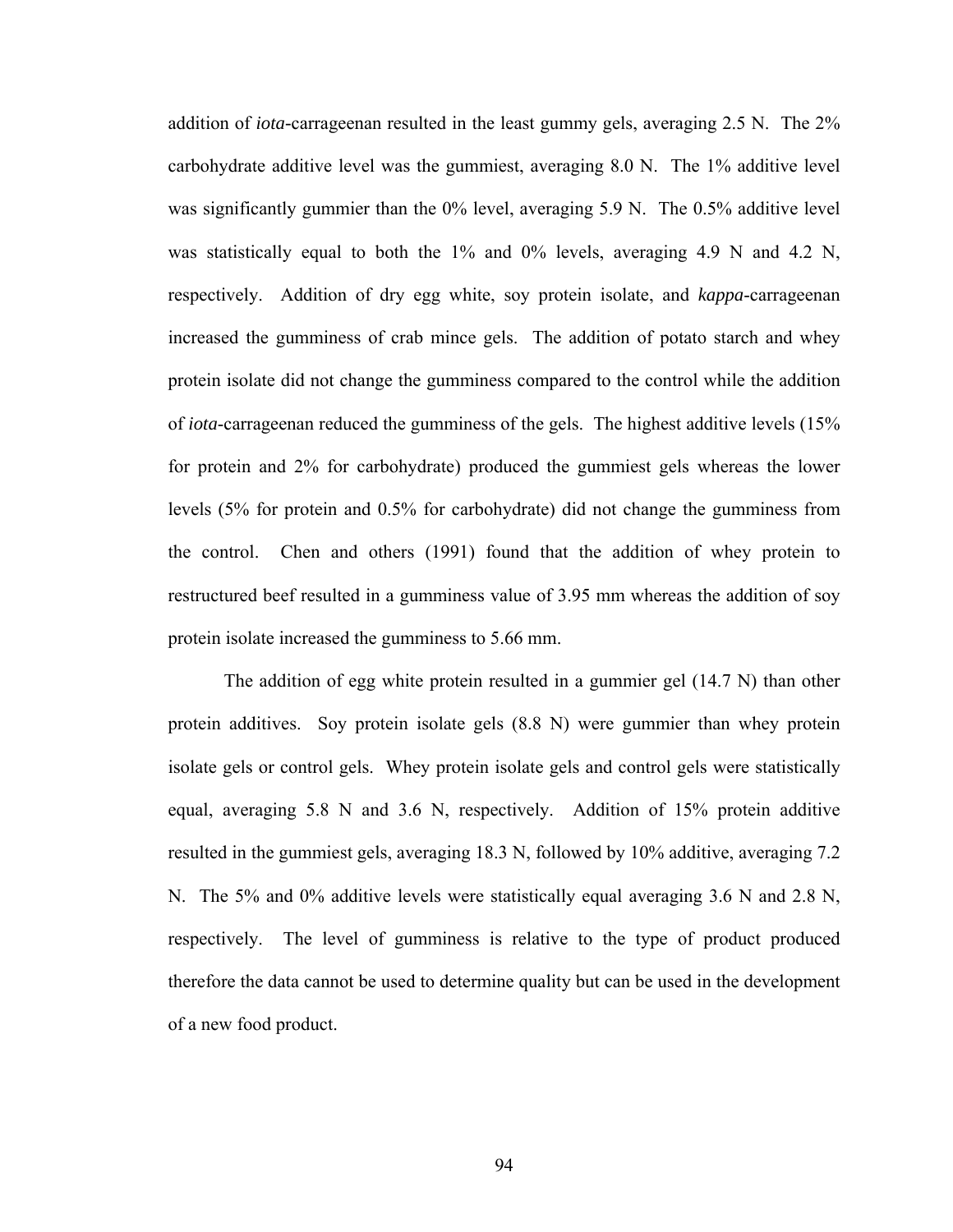addition of *iota*-carrageenan resulted in the least gummy gels, averaging 2.5 N. The 2% carbohydrate additive level was the gummiest, averaging 8.0 N. The 1% additive level was significantly gummier than the 0% level, averaging 5.9 N. The 0.5% additive level was statistically equal to both the 1% and 0% levels, averaging 4.9 N and 4.2 N, respectively. Addition of dry egg white, soy protein isolate, and *kappa*-carrageenan increased the gumminess of crab mince gels. The addition of potato starch and whey protein isolate did not change the gumminess compared to the control while the addition of *iota*-carrageenan reduced the gumminess of the gels. The highest additive levels (15% for protein and 2% for carbohydrate) produced the gummiest gels whereas the lower levels (5% for protein and 0.5% for carbohydrate) did not change the gumminess from the control. Chen and others (1991) found that the addition of whey protein to restructured beef resulted in a gumminess value of 3.95 mm whereas the addition of soy protein isolate increased the gumminess to 5.66 mm.

The addition of egg white protein resulted in a gummier gel (14.7 N) than other protein additives. Soy protein isolate gels (8.8 N) were gummier than whey protein isolate gels or control gels. Whey protein isolate gels and control gels were statistically equal, averaging 5.8 N and 3.6 N, respectively. Addition of 15% protein additive resulted in the gummiest gels, averaging 18.3 N, followed by 10% additive, averaging 7.2 N. The 5% and 0% additive levels were statistically equal averaging 3.6 N and 2.8 N, respectively. The level of gumminess is relative to the type of product produced therefore the data cannot be used to determine quality but can be used in the development of a new food product.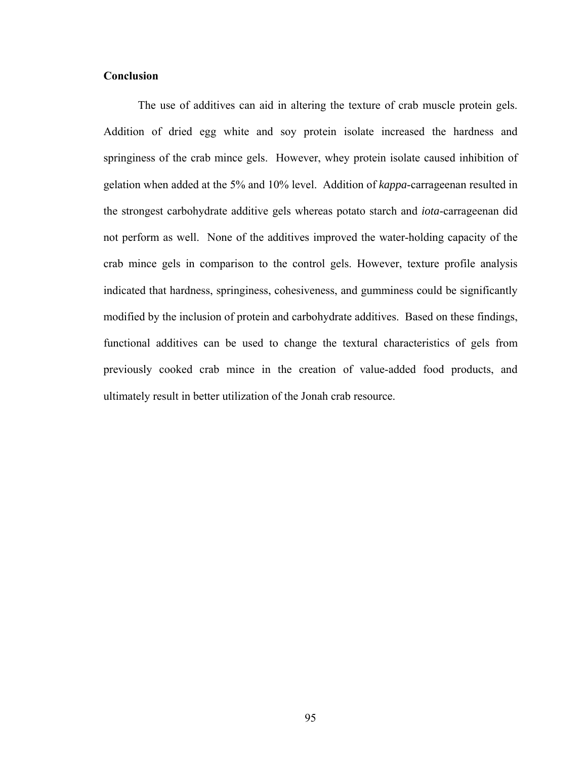## Conclusion

The use of additives can aid in altering the texture of crab muscle protein gels. Addition of dried egg white and soy protein isolate increased the hardness and springiness of the crab mince gels. However, whey protein isolate caused inhibition of gelation when added at the 5% and 10% level. Addition of *kappa*-carrageenan resulted in the strongest carbohydrate additive gels whereas potato starch and *iota*-carrageenan did not perform as well. None of the additives improved the water-holding capacity of the crab mince gels in comparison to the control gels. However, texture profile analysis indicated that hardness, springiness, cohesiveness, and gumminess could be significantly modified by the inclusion of protein and carbohydrate additives. Based on these findings, functional additives can be used to change the textural characteristics of gels from previously cooked crab mince in the creation of value-added food products, and ultimately result in better utilization of the Jonah crab resource.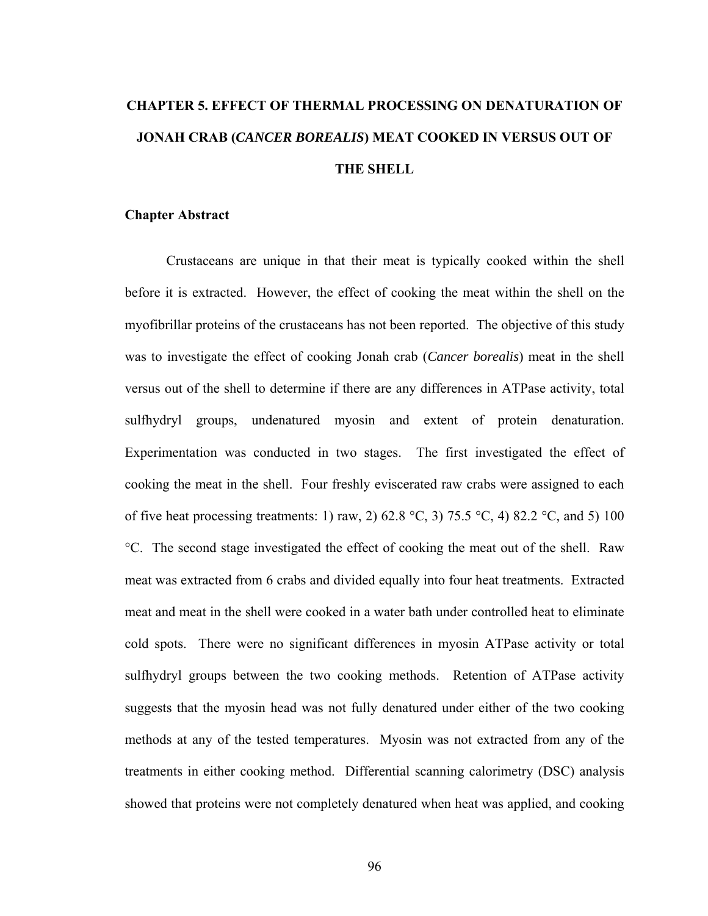# CHAPTER 5. EFFECT OF THERMAL PROCESSING ON DENATURATION OF JONAH CRAB (*CANCER BOREALIS*) MEAT COOKED IN VERSUS OUT OF THE SHELL

## Chapter Abstract

Crustaceans are unique in that their meat is typically cooked within the shell before it is extracted. However, the effect of cooking the meat within the shell on the myofibrillar proteins of the crustaceans has not been reported. The objective of this study was to investigate the effect of cooking Jonah crab (*Cancer borealis*) meat in the shell versus out of the shell to determine if there are any differences in ATPase activity, total sulfhydryl groups, undenatured myosin and extent of protein denaturation. Experimentation was conducted in two stages. The first investigated the effect of cooking the meat in the shell. Four freshly eviscerated raw crabs were assigned to each of five heat processing treatments: 1) raw, 2) 62.8 °C, 3) 75.5 °C, 4) 82.2 °C, and 5) 100 °C. The second stage investigated the effect of cooking the meat out of the shell. Raw meat was extracted from 6 crabs and divided equally into four heat treatments. Extracted meat and meat in the shell were cooked in a water bath under controlled heat to eliminate cold spots. There were no significant differences in myosin ATPase activity or total sulfhydryl groups between the two cooking methods. Retention of ATPase activity suggests that the myosin head was not fully denatured under either of the two cooking methods at any of the tested temperatures. Myosin was not extracted from any of the treatments in either cooking method. Differential scanning calorimetry (DSC) analysis showed that proteins were not completely denatured when heat was applied, and cooking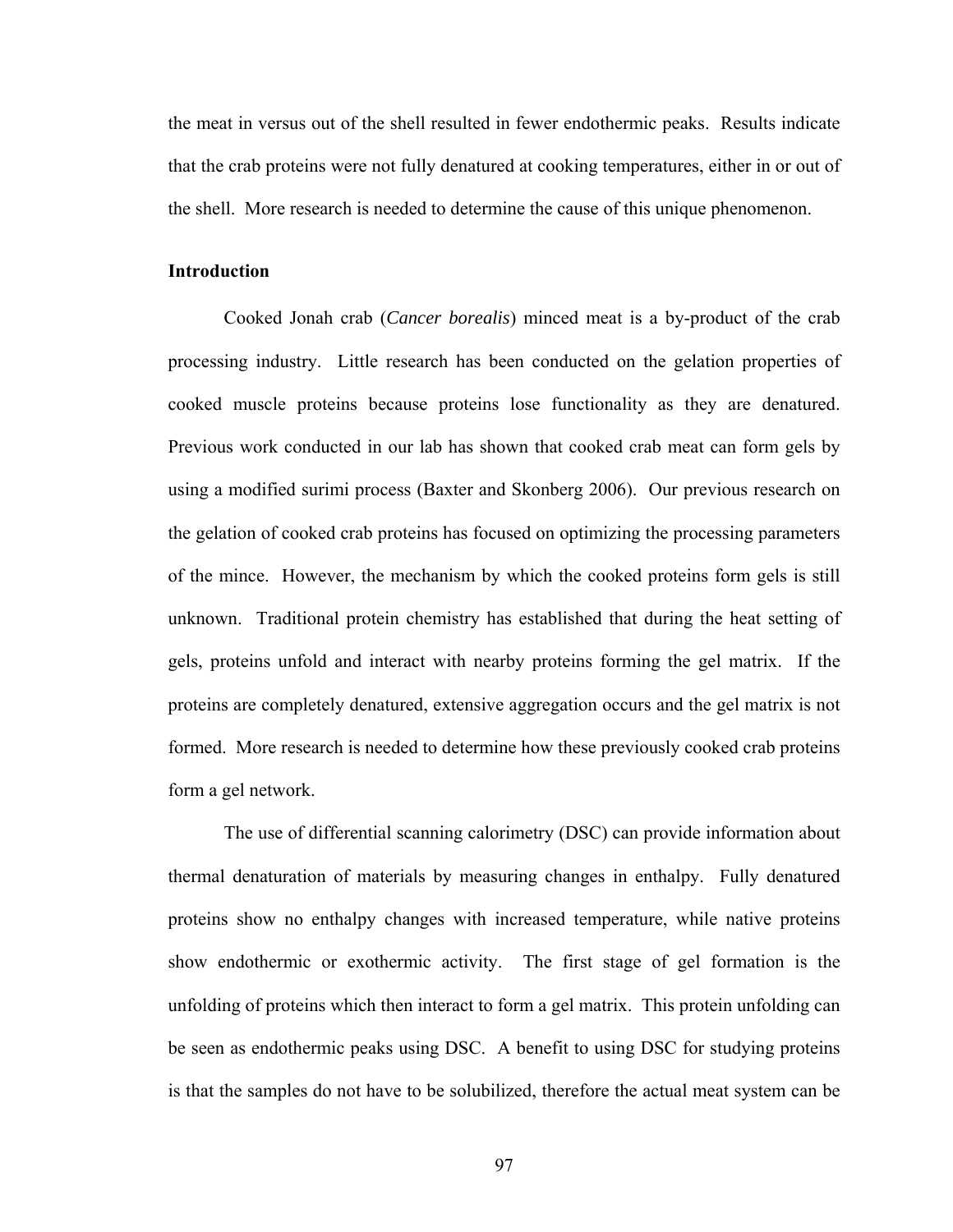the meat in versus out of the shell resulted in fewer endothermic peaks. Results indicate that the crab proteins were not fully denatured at cooking temperatures, either in or out of the shell. More research is needed to determine the cause of this unique phenomenon.

**Introduction**

Cooked Jonah crab (*Cancer borealis*) minced meat is a by-product of the crab processing industry. Little research has been conducted on the gelation properties of cooked muscle proteins because proteins lose functionality as they are denatured. Previous work conducted in our lab has shown that cooked crab meat can form gels by using a modified surimi process (Baxter and Skonberg 2006). Our previous research on the gelation of cooked crab proteins has focused on optimizing the processing parameters of the mince. However, the mechanism by which the cooked proteins form gels is still unknown. Traditional protein chemistry has established that during the heat setting of gels, proteins unfold and interact with nearby proteins forming the gel matrix. If the proteins are completely denatured, extensive aggregation occurs and the gel matrix is not formed. More research is needed to determine how these previously cooked crab proteins form a gel network.

The use of differential scanning calorimetry (DSC) can provide information about thermal denaturation of materials by measuring changes in enthalpy. Fully denatured proteins show no enthalpy changes with increased temperature, while native proteins show endothermic or exothermic activity. The first stage of gel formation is the unfolding of proteins which then interact to form a gel matrix. This protein unfolding can be seen as endothermic peaks using DSC. A benefit to using DSC for studying proteins is that the samples do not have to be solubilized, therefore the actual meat system can be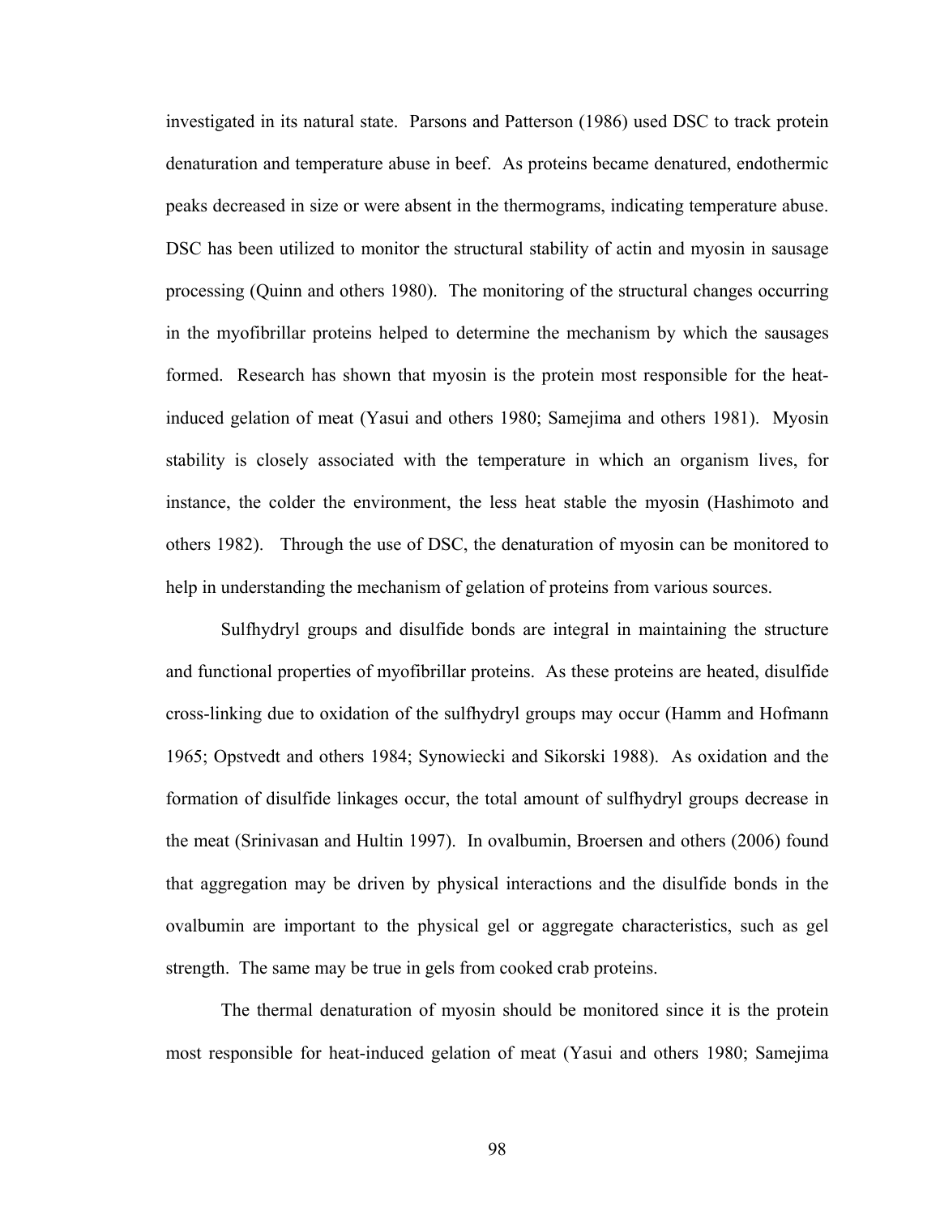investigated in its natural state. Parsons and Patterson (1986) used DSC to track protein denaturation and temperature abuse in beef. As proteins became denatured, endothermic peaks decreased in size or were absent in the thermograms, indicating temperature abuse. DSC has been utilized to monitor the structural stability of actin and myosin in sausage processing (Quinn and others 1980). The monitoring of the structural changes occurring in the myofibrillar proteins helped to determine the mechanism by which the sausages formed. Research has shown that myosin is the protein most responsible for the heat-induced gelation of meat (Yasui and others 1980; Samejima and others 1981). Myosin stability is closely associated with the temperature in which an organism lives, for instance, the colder the environment, the less heat stable the myosin (Hashimoto and others 1982). Through the use of DSC, the denaturation of myosin can be monitored to help in understanding the mechanism of gelation of proteins from various sources.

Sulfhydryl groups and disulfide bonds are integral in maintaining the structure and functional properties of myofibrillar proteins. As these proteins are heated, disulfide cross-linking due to oxidation of the sulfhydryl groups may occur (Hamm and Hofmann 1965; Opstvedt and others 1984; Synowiecki and Sikorski 1988). As oxidation and the formation of disulfide linkages occur, the total amount of sulfhydryl groups decrease in the meat (Srinivasan and Hultin 1997). In ovalbumin, Broersen and others (2006) found that aggregation may be driven by physical interactions and the disulfide bonds in the ovalbumin are important to the physical gel or aggregate characteristics, such as gel strength. The same may be true in gels from cooked crab proteins.

The thermal denaturation of myosin should be monitored since it is the protein most responsible for heat-induced gelation of meat (Yasui and others 1980; Samejima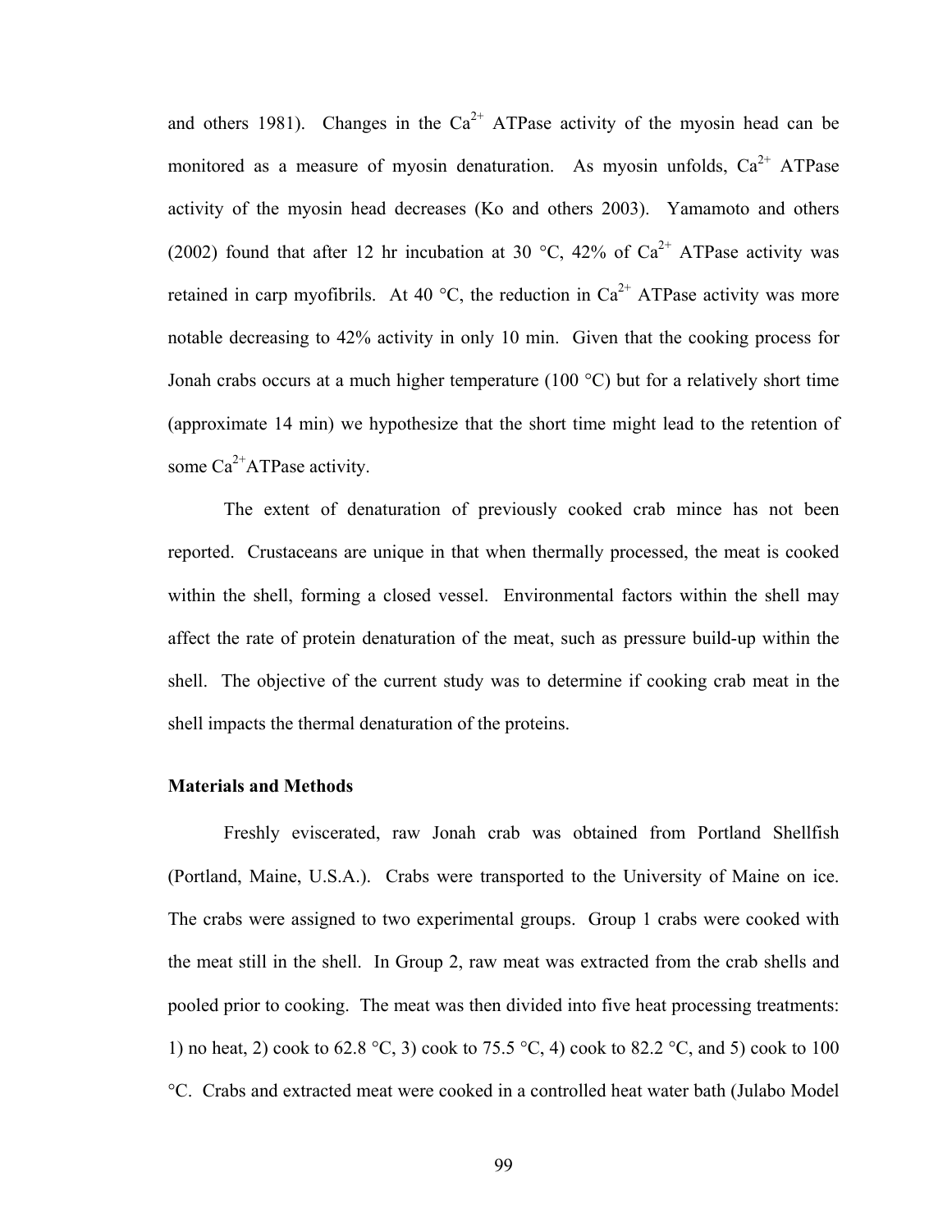and others 1981). Changes in the $Ca^{2+}$ ATPase activity of the myosin head can be monitored as a measure of myosin denaturation. As myosin unfolds, $Ca^{2+}$ ATPase activity of the myosin head decreases (Ko and others 2003). Yamamoto and others (2002) found that after 12 hr incubation at 30 °C, 42% of $Ca^{2+}$ ATPase activity was retained in carp myofibrils. At 40 °C, the reduction in $Ca^{2+}$ ATPase activity was more notable decreasing to 42% activity in only 10 min. Given that the cooking process for Jonah crabs occurs at a much higher temperature (100 °C) but for a relatively short time (approximate 14 min) we hypothesize that the short time might lead to the retention of some $Ca^{2+}$ATPase activity.

The extent of denaturation of previously cooked crab mince has not been reported. Crustaceans are unique in that when thermally processed, the meat is cooked within the shell, forming a closed vessel. Environmental factors within the shell may affect the rate of protein denaturation of the meat, such as pressure build-up within the shell. The objective of the current study was to determine if cooking crab meat in the shell impacts the thermal denaturation of the proteins.

**Materials and Methods**

Freshly eviscerated, raw Jonah crab was obtained from Portland Shellfish (Portland, Maine, U.S.A.). Crabs were transported to the University of Maine on ice. The crabs were assigned to two experimental groups. Group 1 crabs were cooked with the meat still in the shell. In Group 2, raw meat was extracted from the crab shells and pooled prior to cooking. The meat was then divided into five heat processing treatments: 1) no heat, 2) cook to 62.8 °C, 3) cook to 75.5 °C, 4) cook to 82.2 °C, and 5) cook to 100 °C. Crabs and extracted meat were cooked in a controlled heat water bath (Julabo Model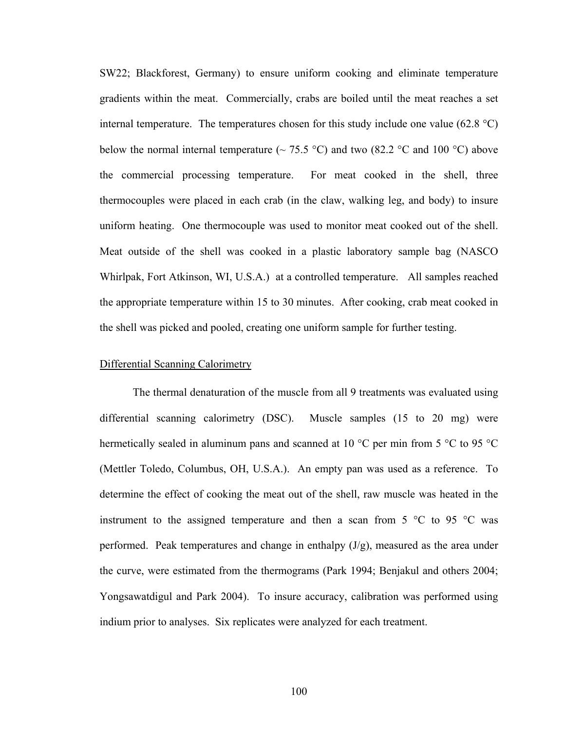SW22; Blackforest, Germany) to ensure uniform cooking and eliminate temperature gradients within the meat. Commercially, crabs are boiled until the meat reaches a set internal temperature. The temperatures chosen for this study include one value (62.8 °C) below the normal internal temperature (~ 75.5 °C) and two (82.2 °C and 100 °C) above the commercial processing temperature. For meat cooked in the shell, three thermocouples were placed in each crab (in the claw, walking leg, and body) to insure uniform heating. One thermocouple was used to monitor meat cooked out of the shell. Meat outside of the shell was cooked in a plastic laboratory sample bag (NASCO Whirlpak, Fort Atkinson, WI, U.S.A.) at a controlled temperature. All samples reached the appropriate temperature within 15 to 30 minutes. After cooking, crab meat cooked in the shell was picked and pooled, creating one uniform sample for further testing.

### Differential Scanning Calorimetry

The thermal denaturation of the muscle from all 9 treatments was evaluated using differential scanning calorimetry (DSC). Muscle samples (15 to 20 mg) were hermetically sealed in aluminum pans and scanned at 10 °C per min from 5 °C to 95 °C (Mettler Toledo, Columbus, OH, U.S.A.). An empty pan was used as a reference. To determine the effect of cooking the meat out of the shell, raw muscle was heated in the instrument to the assigned temperature and then a scan from 5 °C to 95 °C was performed. Peak temperatures and change in enthalpy (J/g), measured as the area under the curve, were estimated from the thermograms (Park 1994; Benjakul and others 2004; Yongsawatdigul and Park 2004). To insure accuracy, calibration was performed using indium prior to analyses. Six replicates were analyzed for each treatment.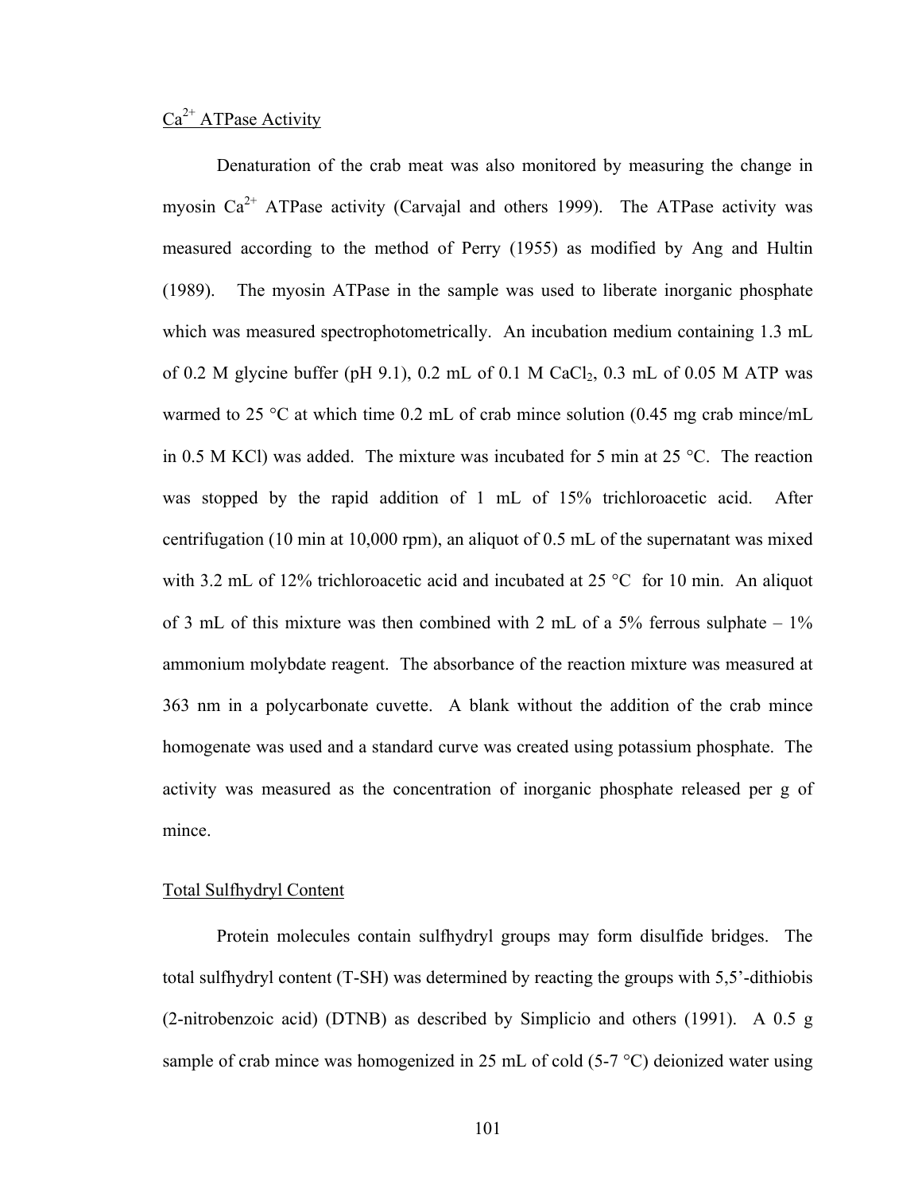## $Ca^{2+}$ ATPase Activity

Denaturation of the crab meat was also monitored by measuring the change in myosin $Ca^{2+}$ ATPase activity (Carvajal and others 1999). The ATPase activity was measured according to the method of Perry (1955) as modified by Ang and Hultin (1989). The myosin ATPase in the sample was used to liberate inorganic phosphate which was measured spectrophotometrically. An incubation medium containing 1.3 mL of 0.2 M glycine buffer (pH 9.1), 0.2 mL of 0.1 M $CaCl_2$, 0.3 mL of 0.05 M ATP was warmed to 25 °C at which time 0.2 mL of crab mince solution (0.45 mg crab mince/mL in 0.5 M KCl) was added. The mixture was incubated for 5 min at 25 °C. The reaction was stopped by the rapid addition of 1 mL of 15% trichloroacetic acid. After centrifugation (10 min at 10,000 rpm), an aliquot of 0.5 mL of the supernatant was mixed with 3.2 mL of 12% trichloroacetic acid and incubated at 25 °C for 10 min. An aliquot of 3 mL of this mixture was then combined with 2 mL of a 5% ferrous sulphate – 1% ammonium molybdate reagent. The absorbance of the reaction mixture was measured at 363 nm in a polycarbonate cuvette. A blank without the addition of the crab mince homogenate was used and a standard curve was created using potassium phosphate. The activity was measured as the concentration of inorganic phosphate released per g of mince.

## Total Sulfhydryl Content

Protein molecules contain sulfhydryl groups may form disulfide bridges. The total sulfhydryl content (T-SH) was determined by reacting the groups with 5,5'-dithiobis (2-nitrobenzoic acid) (DTNB) as described by Simplicio and others (1991). A 0.5 g sample of crab mince was homogenized in 25 mL of cold (5-7 °C) deionized water using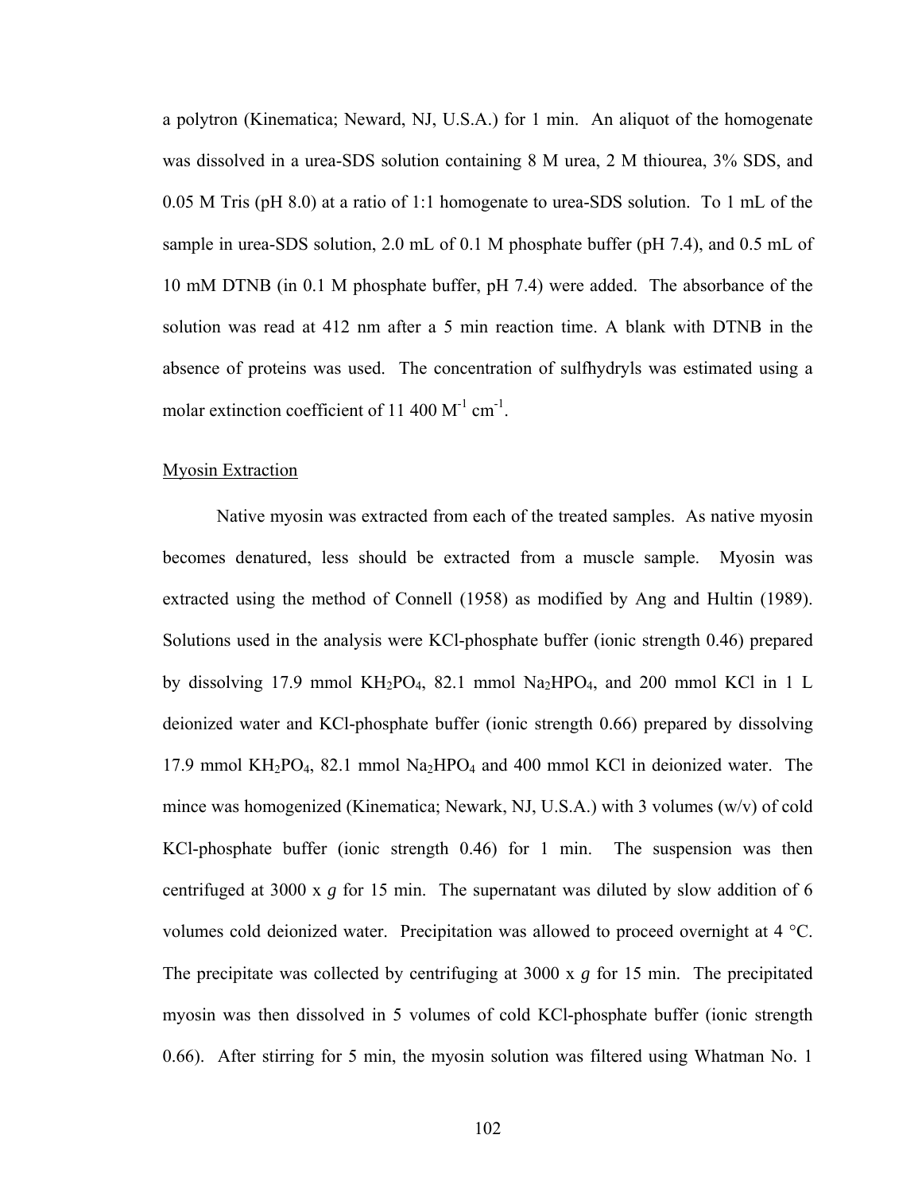a polytron (Kinematica; Neward, NJ, U.S.A.) for 1 min. An aliquot of the homogenate was dissolved in a urea-SDS solution containing 8 M urea, 2 M thiourea, 3% SDS, and 0.05 M Tris (pH 8.0) at a ratio of 1:1 homogenate to urea-SDS solution. To 1 mL of the sample in urea-SDS solution, 2.0 mL of 0.1 M phosphate buffer (pH 7.4), and 0.5 mL of 10 mM DTNB (in 0.1 M phosphate buffer, pH 7.4) were added. The absorbance of the solution was read at 412 nm after a 5 min reaction time. A blank with DTNB in the absence of proteins was used. The concentration of sulfhydryls was estimated using a molar extinction coefficient of 11 400 $M^{-1}$ $cm^{-1}$.

### Myosin Extraction

Native myosin was extracted from each of the treated samples. As native myosin becomes denatured, less should be extracted from a muscle sample. Myosin was extracted using the method of Connell (1958) as modified by Ang and Hultin (1989). Solutions used in the analysis were KCl-phosphate buffer (ionic strength 0.46) prepared by dissolving 17.9 mmol $KH_2PO_4$, 82.1 mmol $Na_2HPO_4$, and 200 mmol KCl in 1 L deionized water and KCl-phosphate buffer (ionic strength 0.66) prepared by dissolving 17.9 mmol $KH_2PO_4$, 82.1 mmol $Na_2HPO_4$ and 400 mmol KCl in deionized water. The mince was homogenized (Kinematica; Newark, NJ, U.S.A.) with 3 volumes (w/v) of cold KCl-phosphate buffer (ionic strength 0.46) for 1 min. The suspension was then centrifuged at 3000 x *g* for 15 min. The supernatant was diluted by slow addition of 6 volumes cold deionized water. Precipitation was allowed to proceed overnight at 4 °C. The precipitate was collected by centrifuging at 3000 x *g* for 15 min. The precipitated myosin was then dissolved in 5 volumes of cold KCl-phosphate buffer (ionic strength 0.66). After stirring for 5 min, the myosin solution was filtered using Whatman No. 1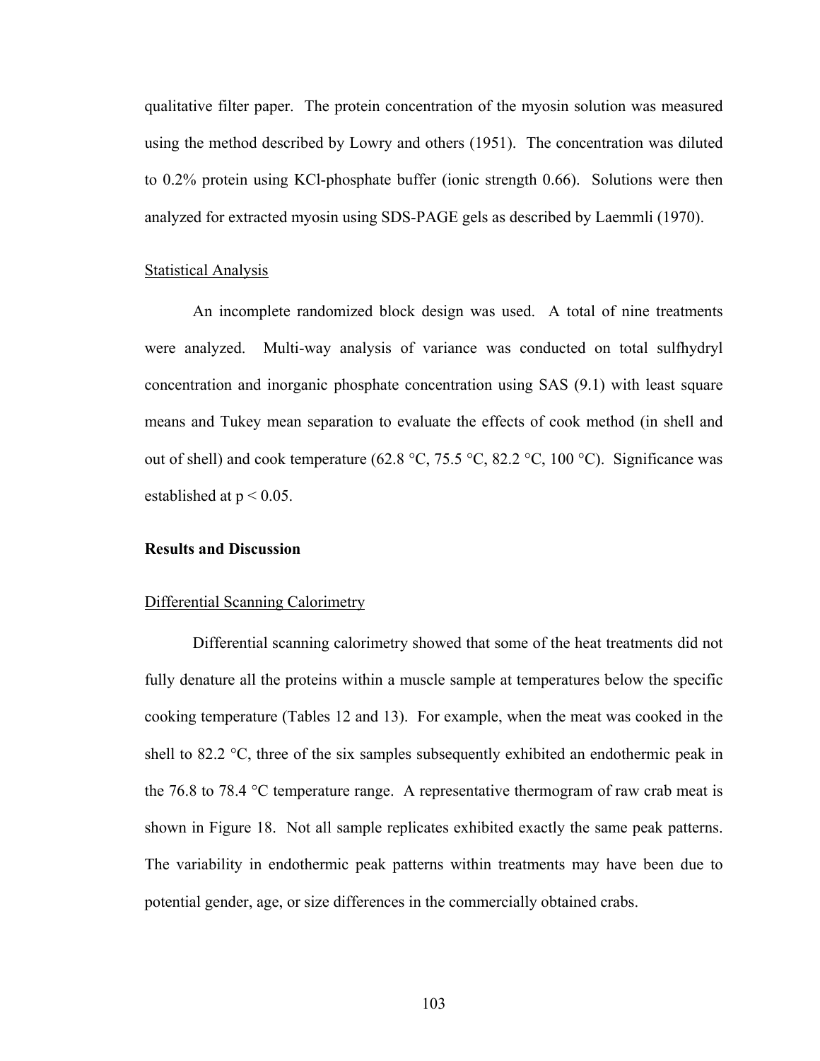qualitative filter paper. The protein concentration of the myosin solution was measured using the method described by Lowry and others (1951). The concentration was diluted to 0.2% protein using KCl-phosphate buffer (ionic strength 0.66). Solutions were then analyzed for extracted myosin using SDS-PAGE gels as described by Laemmli (1970).

### Statistical Analysis

An incomplete randomized block design was used. A total of nine treatments were analyzed. Multi-way analysis of variance was conducted on total sulfhydryl concentration and inorganic phosphate concentration using SAS (9.1) with least square means and Tukey mean separation to evaluate the effects of cook method (in shell and out of shell) and cook temperature (62.8 °C, 75.5 °C, 82.2 °C, 100 °C). Significance was established at $p < 0.05$.

## Results and Discussion

### Differential Scanning Calorimetry

Differential scanning calorimetry showed that some of the heat treatments did not fully denature all the proteins within a muscle sample at temperatures below the specific cooking temperature (Tables 12 and 13). For example, when the meat was cooked in the shell to 82.2 °C, three of the six samples subsequently exhibited an endothermic peak in the 76.8 to 78.4 °C temperature range. A representative thermogram of raw crab meat is shown in Figure 18. Not all sample replicates exhibited exactly the same peak patterns. The variability in endothermic peak patterns within treatments may have been due to potential gender, age, or size differences in the commercially obtained crabs.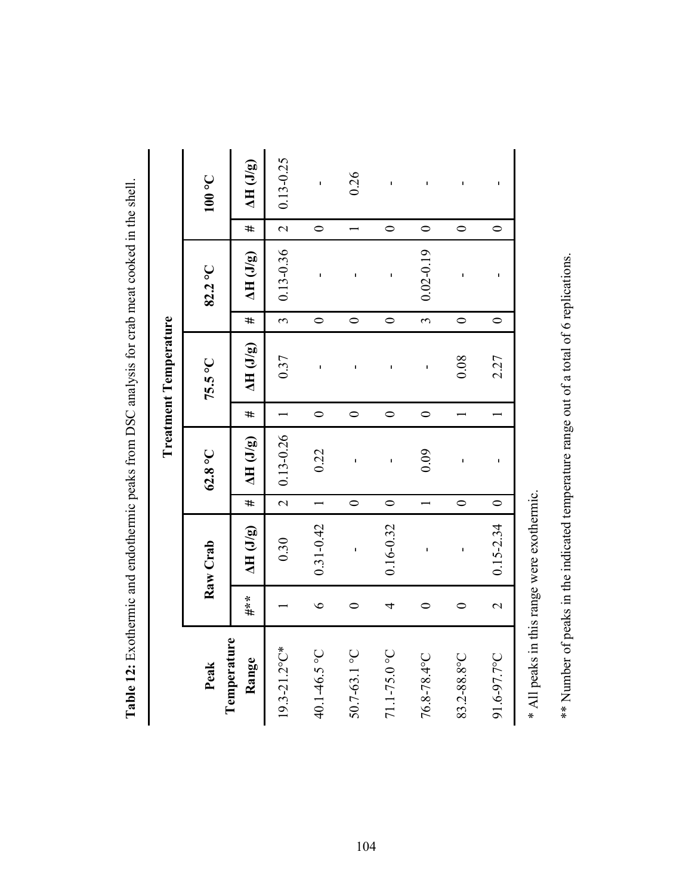**Table 12:** Exothermic and endothermic peaks from DSC analysis for crab meat cooked in the shell.

| Peak Temperature Range | Treatment Temperature | | | | | | | | | |
|---|---|---|---|---|---|---|---|---|---|---|
| | Raw Crab | | 62.8 °C | | 75.5 °C | | 82.2 °C | | 100 °C | |
| | #** | ΔH (J/g) | # | ΔH (J/g) | # | ΔH (J/g) | # | ΔH (J/g) | # | ΔH (J/g) |
| 19.3-21.2°C* | 1 | 0.30 | 2 | 0.13-0.26 | 1 | 0.37 | 3 | 0.13-0.36 | 2 | 0.13-0.25 |
| 40.1-46.5 °C | 6 | 0.31-0.42 | 1 | 0.22 | 0 | - | 0 | - | 0 | - |
| 50.7-63.1 °C | 0 | - | 0 | - | 0 | - | 0 | - | 1 | 0.26 |
| 71.1-75.0 °C | 4 | 0.16-0.32 | 0 | - | 0 | - | 0 | - | 0 | - |
| 76.8-78.4°C | 0 | - | 1 | 0.09 | 0 | - | 3 | 0.02-0.19 | 0 | - |
| 83.2-88.8°C | 0 | - | 0 | - | 1 | 0.08 | 0 | - | 0 | - |
| 91.6-97.7°C | 2 | 0.15-2.34 | 0 | - | 1 | 2.27 | 0 | - | 0 | - |

\* All peaks in this range were exothermic.

\*\* Number of peaks in the indicated temperature range out of a total of 6 replications.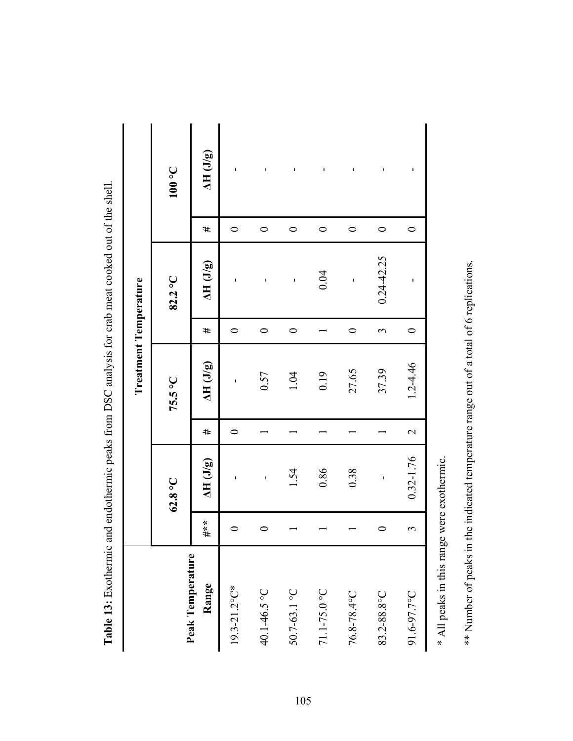**Table 13:** Exothermic and endothermic peaks from DSC analysis for crab meat cooked out of the shell.

| Peak Temperature Range | Treatment Temperature | | | | | | | |
|---|---|---|---|---|---|---|---|---|
| | 62.8 °C | | 75.5 °C | | 82.2 °C | | 100 °C | |
| | #** | ΔH (J/g) | # | ΔH (J/g) | # | ΔH (J/g) | # | ΔH (J/g) |
| 19.3-21.2°C* | 0 | - | 0 | - | 0 | - | 0 | - |
| 40.1-46.5 °C | 0 | - | 1 | 0.57 | 0 | - | 0 | - |
| 50.7-63.1 °C | 1 | 1.54 | 1 | 1.04 | 0 | - | 0 | - |
| 71.1-75.0 °C | 1 | 0.86 | 1 | 0.19 | 1 | 0.04 | 0 | - |
| 76.8-78.4°C | 1 | 0.38 | 1 | 27.65 | 0 | - | 0 | - |
| 83.2-88.8°C | 0 | - | 1 | 37.39 | 3 | 0.24-42.25 | 0 | - |
| 91.6-97.7°C | 3 | 0.32-1.76 | 2 | 1.2-4.46 | 0 | - | 0 | - |

* All peaks in this range were exothermic.

** Number of peaks in the indicated temperature range out of a total of 6 replications.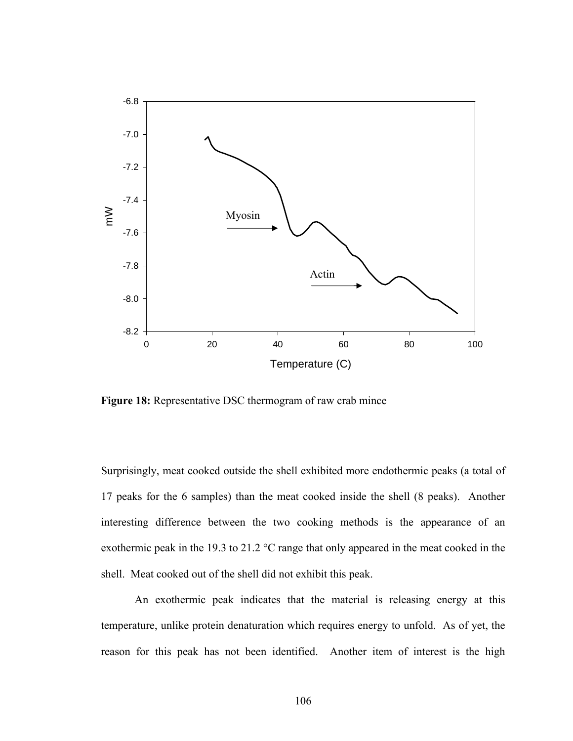**Figure 18:** Representative DSC thermogram of raw crab mince

Surprisingly, meat cooked outside the shell exhibited more endothermic peaks (a total of 17 peaks for the 6 samples) than the meat cooked inside the shell (8 peaks). Another interesting difference between the two cooking methods is the appearance of an exothermic peak in the 19.3 to 21.2 °C range that only appeared in the meat cooked in the shell. Meat cooked out of the shell did not exhibit this peak.

An exothermic peak indicates that the material is releasing energy at this temperature, unlike protein denaturation which requires energy to unfold. As of yet, the reason for this peak has not been identified. Another item of interest is the high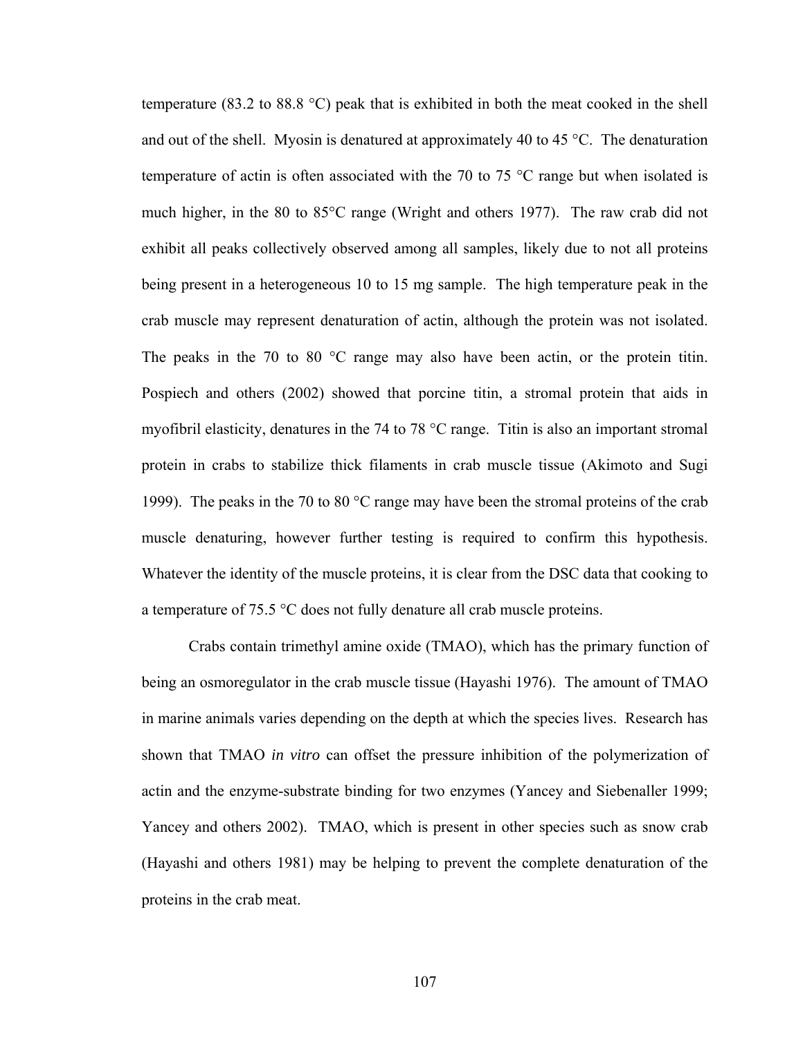temperature (83.2 to 88.8 °C) peak that is exhibited in both the meat cooked in the shell and out of the shell. Myosin is denatured at approximately 40 to 45 °C. The denaturation temperature of actin is often associated with the 70 to 75 °C range but when isolated is much higher, in the 80 to 85°C range (Wright and others 1977). The raw crab did not exhibit all peaks collectively observed among all samples, likely due to not all proteins being present in a heterogeneous 10 to 15 mg sample. The high temperature peak in the crab muscle may represent denaturation of actin, although the protein was not isolated. The peaks in the 70 to 80 °C range may also have been actin, or the protein titin. Pospiech and others (2002) showed that porcine titin, a stromal protein that aids in myofibril elasticity, denatures in the 74 to 78 °C range. Titin is also an important stromal protein in crabs to stabilize thick filaments in crab muscle tissue (Akimoto and Sugi 1999). The peaks in the 70 to 80 °C range may have been the stromal proteins of the crab muscle denaturing, however further testing is required to confirm this hypothesis. Whatever the identity of the muscle proteins, it is clear from the DSC data that cooking to a temperature of 75.5 °C does not fully denature all crab muscle proteins.

Crabs contain trimethyl amine oxide (TMAO), which has the primary function of being an osmoregulator in the crab muscle tissue (Hayashi 1976). The amount of TMAO in marine animals varies depending on the depth at which the species lives. Research has shown that TMAO *in vitro* can offset the pressure inhibition of the polymerization of actin and the enzyme-substrate binding for two enzymes (Yancey and Siebenaller 1999; Yancey and others 2002). TMAO, which is present in other species such as snow crab (Hayashi and others 1981) may be helping to prevent the complete denaturation of the proteins in the crab meat.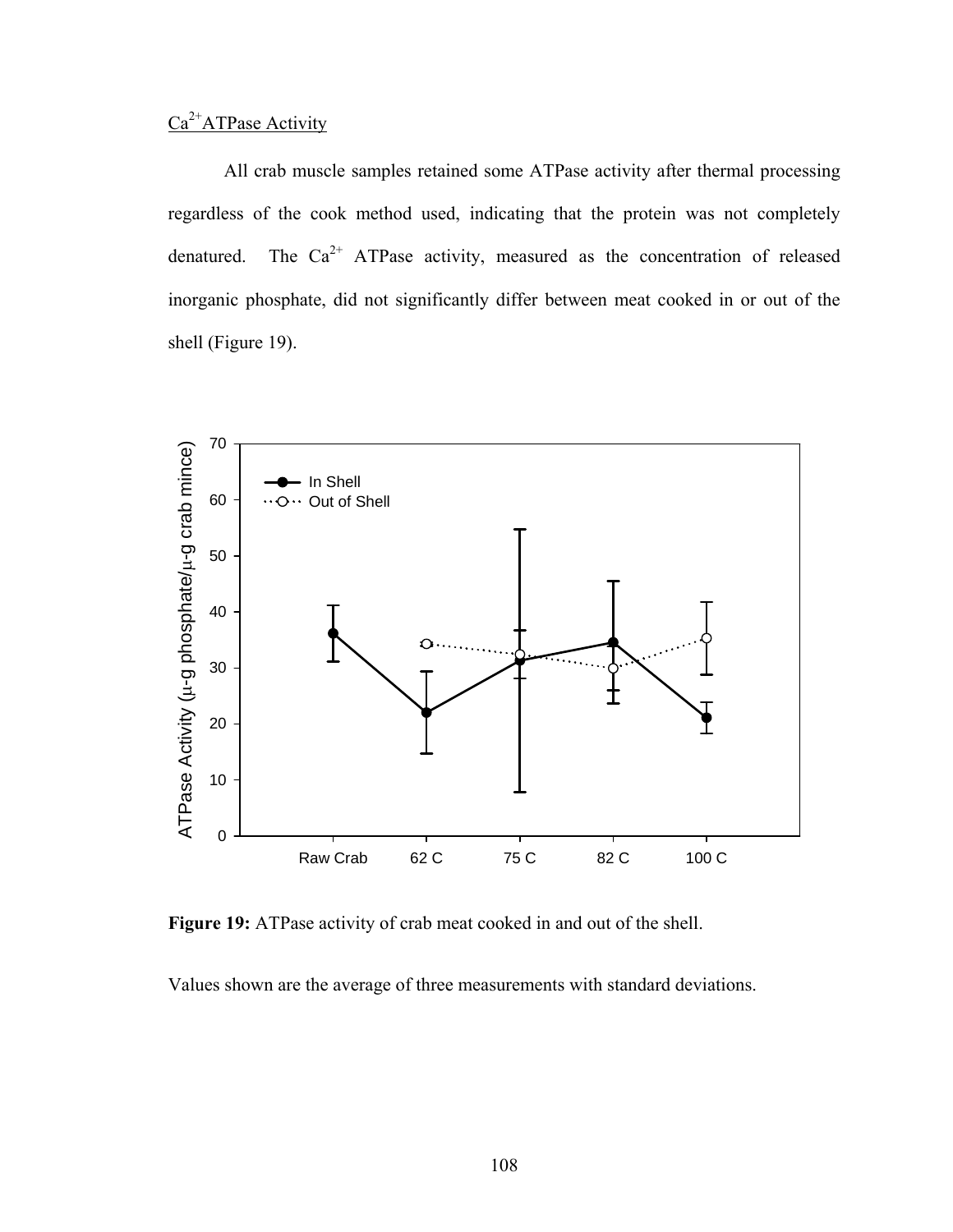$Ca^{2+}$ATPase Activity

All crab muscle samples retained some ATPase activity after thermal processing regardless of the cook method used, indicating that the protein was not completely denatured. The $Ca^{2+}$ ATPase activity, measured as the concentration of released inorganic phosphate, did not significantly differ between meat cooked in or out of the shell (Figure 19).

**Figure 19:** ATPase activity of crab meat cooked in and out of the shell.

Values shown are the average of three measurements with standard deviations.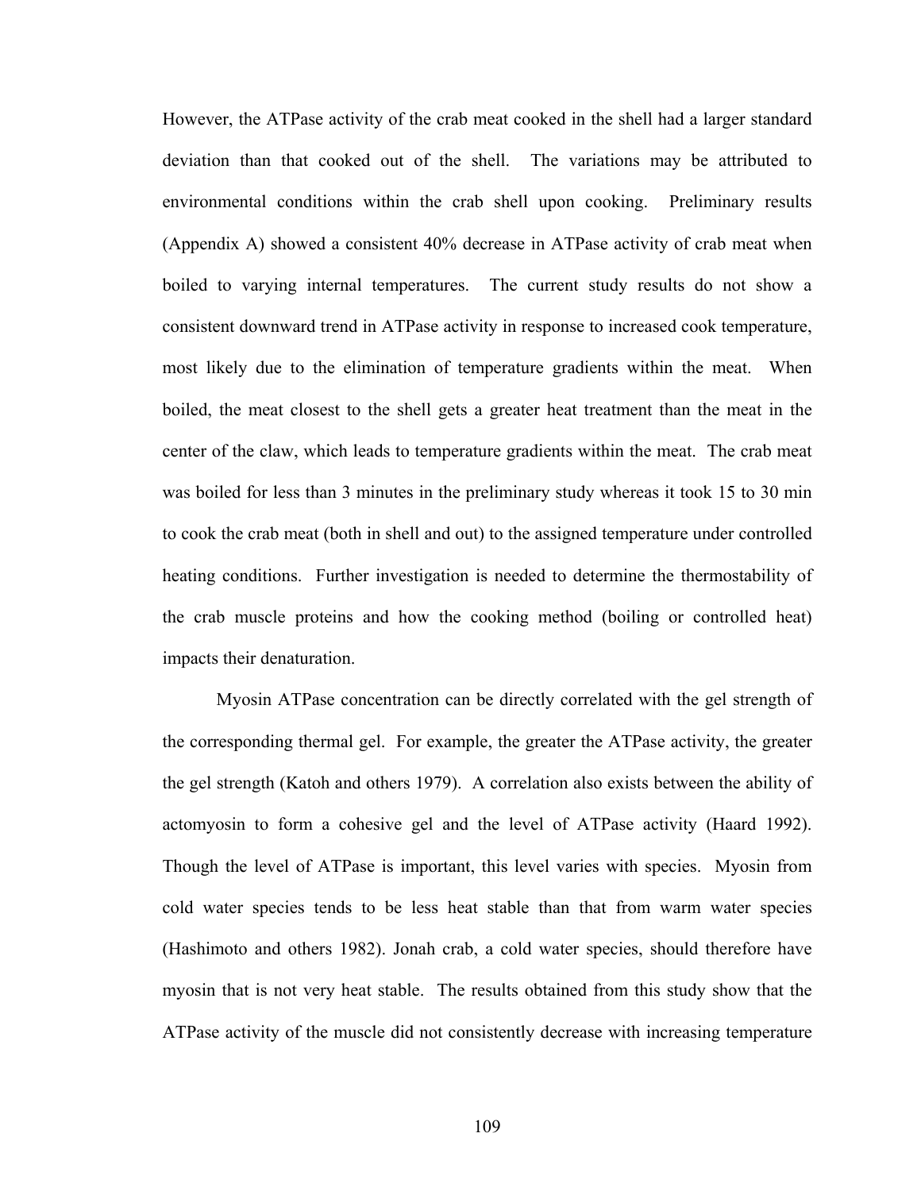However, the ATPase activity of the crab meat cooked in the shell had a larger standard deviation than that cooked out of the shell. The variations may be attributed to environmental conditions within the crab shell upon cooking. Preliminary results (Appendix A) showed a consistent 40% decrease in ATPase activity of crab meat when boiled to varying internal temperatures. The current study results do not show a consistent downward trend in ATPase activity in response to increased cook temperature, most likely due to the elimination of temperature gradients within the meat. When boiled, the meat closest to the shell gets a greater heat treatment than the meat in the center of the claw, which leads to temperature gradients within the meat. The crab meat was boiled for less than 3 minutes in the preliminary study whereas it took 15 to 30 min to cook the crab meat (both in shell and out) to the assigned temperature under controlled heating conditions. Further investigation is needed to determine the thermostability of the crab muscle proteins and how the cooking method (boiling or controlled heat) impacts their denaturation.

Myosin ATPase concentration can be directly correlated with the gel strength of the corresponding thermal gel. For example, the greater the ATPase activity, the greater the gel strength (Katoh and others 1979). A correlation also exists between the ability of actomyosin to form a cohesive gel and the level of ATPase activity (Haard 1992). Though the level of ATPase is important, this level varies with species. Myosin from cold water species tends to be less heat stable than that from warm water species (Hashimoto and others 1982). Jonah crab, a cold water species, should therefore have myosin that is not very heat stable. The results obtained from this study show that the ATPase activity of the muscle did not consistently decrease with increasing temperature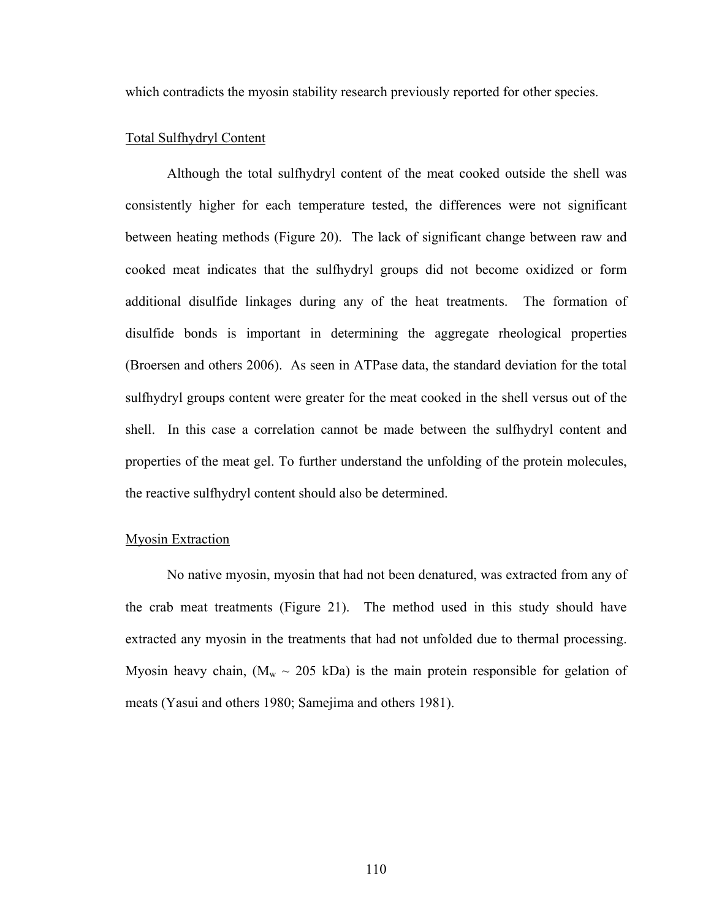which contradicts the myosin stability research previously reported for other species.

## Total Sulfhydryl Content

Although the total sulfhydryl content of the meat cooked outside the shell was consistently higher for each temperature tested, the differences were not significant between heating methods (Figure 20). The lack of significant change between raw and cooked meat indicates that the sulfhydryl groups did not become oxidized or form additional disulfide linkages during any of the heat treatments. The formation of disulfide bonds is important in determining the aggregate rheological properties (Broersen and others 2006). As seen in ATPase data, the standard deviation for the total sulfhydryl groups content were greater for the meat cooked in the shell versus out of the shell. In this case a correlation cannot be made between the sulfhydryl content and properties of the meat gel. To further understand the unfolding of the protein molecules, the reactive sulfhydryl content should also be determined.

## Myosin Extraction

No native myosin, myosin that had not been denatured, was extracted from any of the crab meat treatments (Figure 21). The method used in this study should have extracted any myosin in the treatments that had not unfolded due to thermal processing. Myosin heavy chain, ($M_w$ ~ 205 kDa) is the main protein responsible for gelation of meats (Yasui and others 1980; Samejima and others 1981).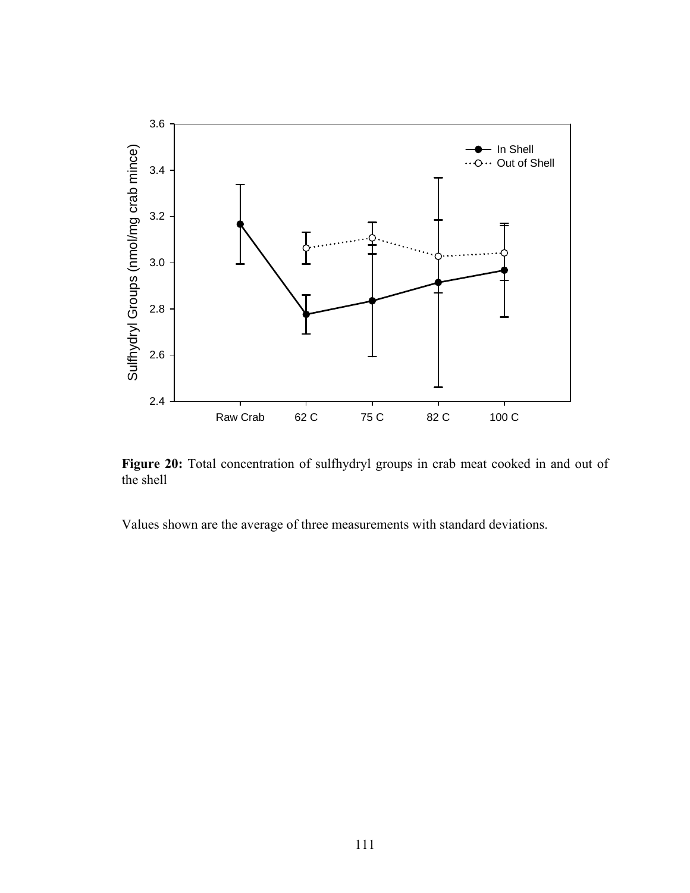**Figure 20:** Total concentration of sulfhydryl groups in crab meat cooked in and out of the shell

Values shown are the average of three measurements with standard deviations.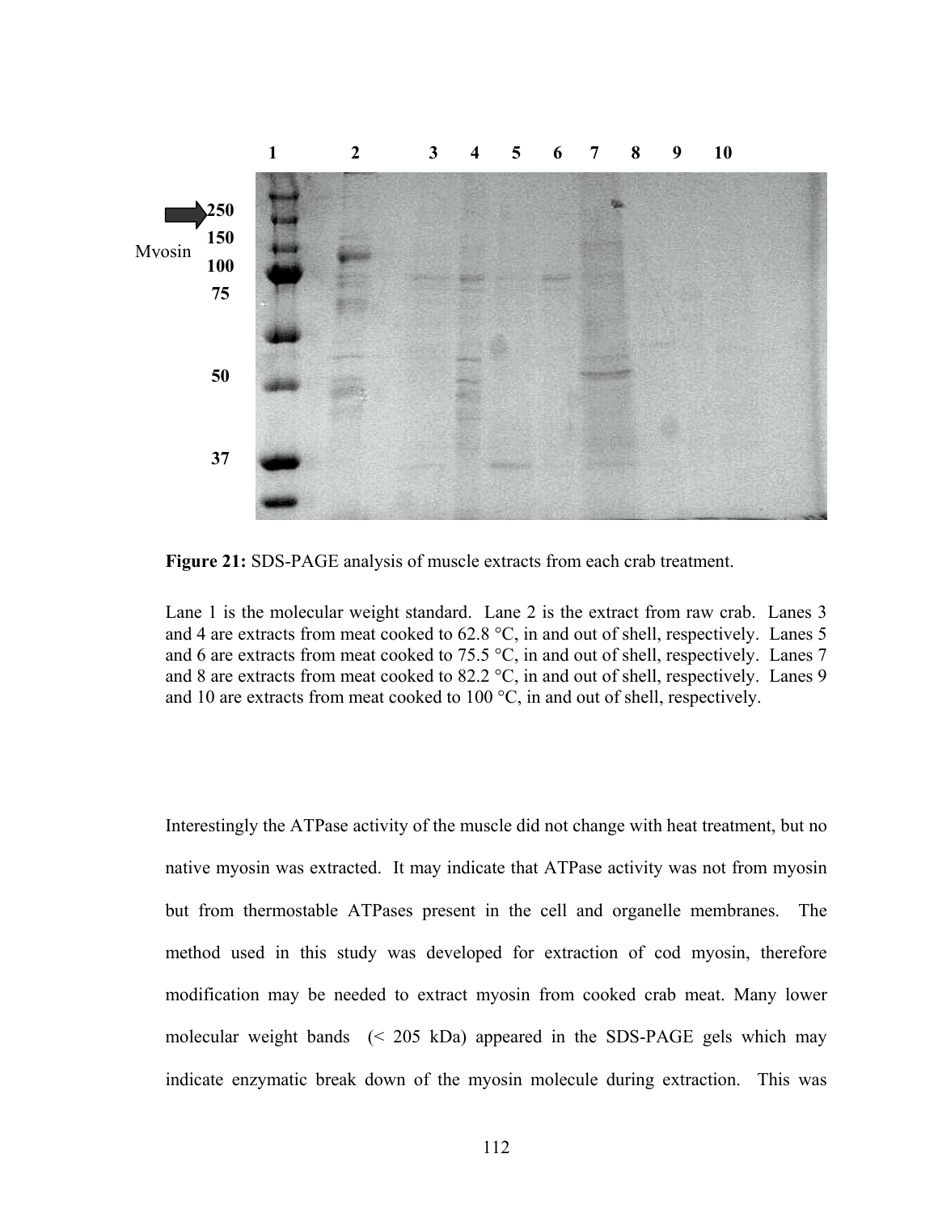**Figure 21:** SDS-PAGE analysis of muscle extracts from each crab treatment.

Lane 1 is the molecular weight standard. Lane 2 is the extract from raw crab. Lanes 3 and 4 are extracts from meat cooked to 62.8 °C, in and out of shell, respectively. Lanes 5 and 6 are extracts from meat cooked to 75.5 °C, in and out of shell, respectively. Lanes 7 and 8 are extracts from meat cooked to 82.2 °C, in and out of shell, respectively. Lanes 9 and 10 are extracts from meat cooked to 100 °C, in and out of shell, respectively.

Interestingly the ATPase activity of the muscle did not change with heat treatment, but no native myosin was extracted. It may indicate that ATPase activity was not from myosin but from thermostable ATPases present in the cell and organelle membranes. The method used in this study was developed for extraction of cod myosin, therefore modification may be needed to extract myosin from cooked crab meat. Many lower molecular weight bands (< 205 kDa) appeared in the SDS-PAGE gels which may indicate enzymatic break down of the myosin molecule during extraction. This was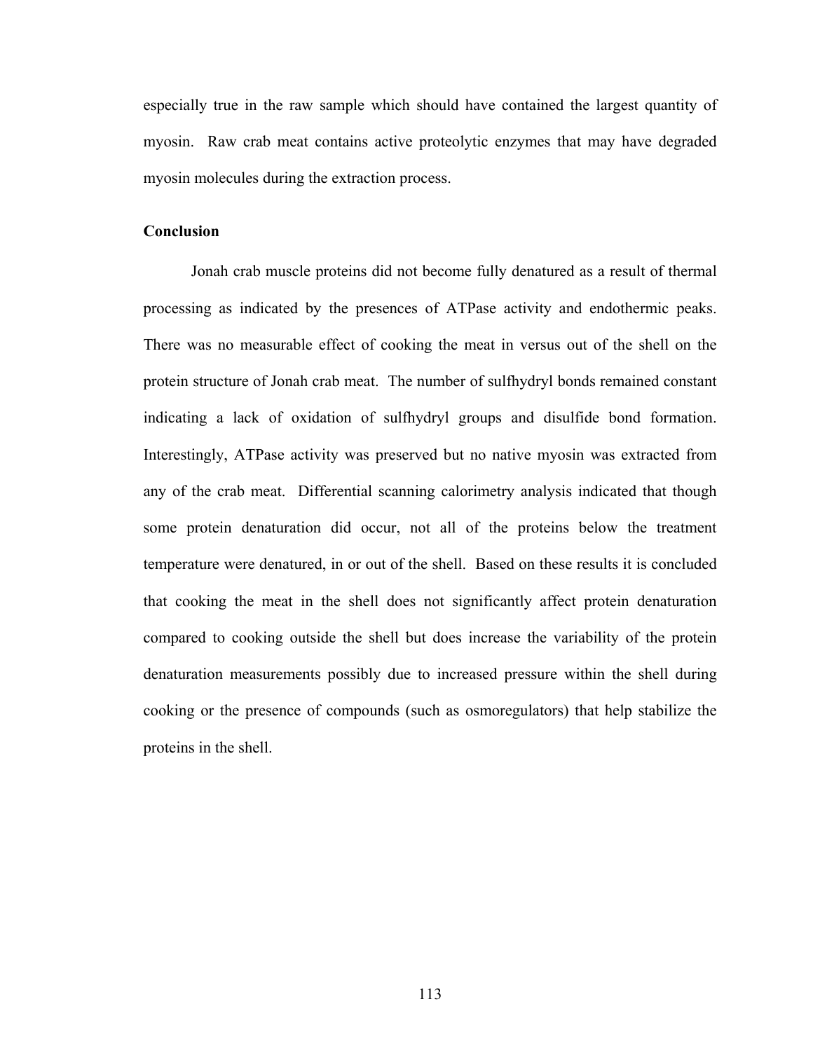especially true in the raw sample which should have contained the largest quantity of myosin. Raw crab meat contains active proteolytic enzymes that may have degraded myosin molecules during the extraction process.

## Conclusion

Jonah crab muscle proteins did not become fully denatured as a result of thermal processing as indicated by the presences of ATPase activity and endothermic peaks. There was no measurable effect of cooking the meat in versus out of the shell on the protein structure of Jonah crab meat. The number of sulfhydryl bonds remained constant indicating a lack of oxidation of sulfhydryl groups and disulfide bond formation. Interestingly, ATPase activity was preserved but no native myosin was extracted from any of the crab meat. Differential scanning calorimetry analysis indicated that though some protein denaturation did occur, not all of the proteins below the treatment temperature were denatured, in or out of the shell. Based on these results it is concluded that cooking the meat in the shell does not significantly affect protein denaturation compared to cooking outside the shell but does increase the variability of the protein denaturation measurements possibly due to increased pressure within the shell during cooking or the presence of compounds (such as osmoregulators) that help stabilize the proteins in the shell.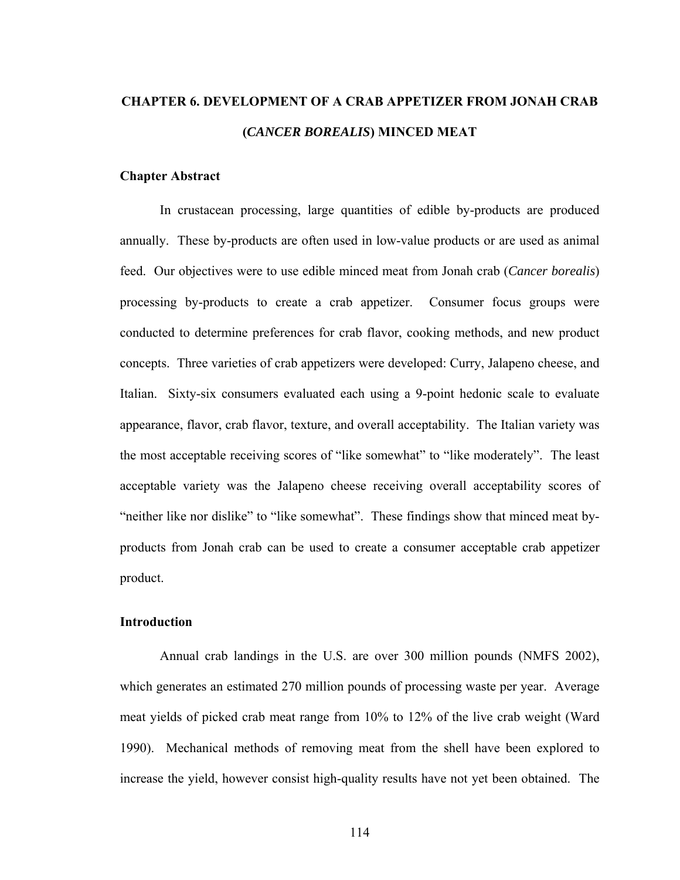# CHAPTER 6. DEVELOPMENT OF A CRAB APPETIZER FROM JONAH CRAB (*CANCER BOREALIS*) MINCED MEAT

## Chapter Abstract

In crustacean processing, large quantities of edible by-products are produced annually. These by-products are often used in low-value products or are used as animal feed. Our objectives were to use edible minced meat from Jonah crab (*Cancer borealis*) processing by-products to create a crab appetizer. Consumer focus groups were conducted to determine preferences for crab flavor, cooking methods, and new product concepts. Three varieties of crab appetizers were developed: Curry, Jalapeno cheese, and Italian. Sixty-six consumers evaluated each using a 9-point hedonic scale to evaluate appearance, flavor, crab flavor, texture, and overall acceptability. The Italian variety was the most acceptable receiving scores of "like somewhat" to "like moderately". The least acceptable variety was the Jalapeno cheese receiving overall acceptability scores of "neither like nor dislike" to "like somewhat". These findings show that minced meat by-products from Jonah crab can be used to create a consumer acceptable crab appetizer product.

## Introduction

Annual crab landings in the U.S. are over 300 million pounds (NMFS 2002), which generates an estimated 270 million pounds of processing waste per year. Average meat yields of picked crab meat range from 10% to 12% of the live crab weight (Ward 1990). Mechanical methods of removing meat from the shell have been explored to increase the yield, however consist high-quality results have not yet been obtained. The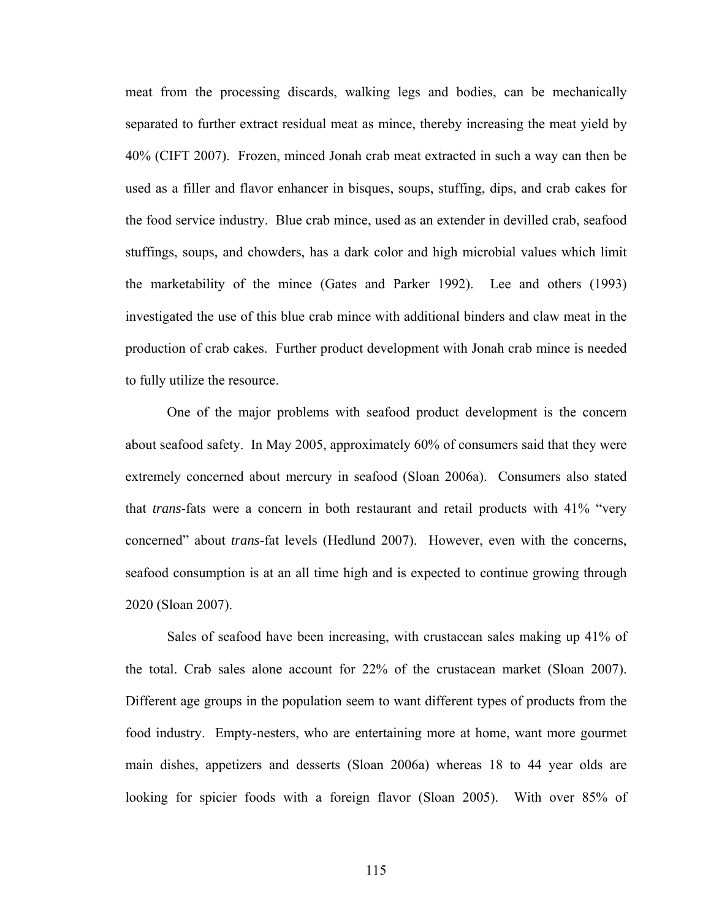meat from the processing discards, walking legs and bodies, can be mechanically separated to further extract residual meat as mince, thereby increasing the meat yield by 40% (CIFT 2007). Frozen, minced Jonah crab meat extracted in such a way can then be used as a filler and flavor enhancer in bisques, soups, stuffing, dips, and crab cakes for the food service industry. Blue crab mince, used as an extender in devilled crab, seafood stuffings, soups, and chowders, has a dark color and high microbial values which limit the marketability of the mince (Gates and Parker 1992). Lee and others (1993) investigated the use of this blue crab mince with additional binders and claw meat in the production of crab cakes. Further product development with Jonah crab mince is needed to fully utilize the resource.

One of the major problems with seafood product development is the concern about seafood safety. In May 2005, approximately 60% of consumers said that they were extremely concerned about mercury in seafood (Sloan 2006a). Consumers also stated that *trans*-fats were a concern in both restaurant and retail products with 41% "very concerned" about *trans*-fat levels (Hedlund 2007). However, even with the concerns, seafood consumption is at an all time high and is expected to continue growing through 2020 (Sloan 2007).

Sales of seafood have been increasing, with crustacean sales making up 41% of the total. Crab sales alone account for 22% of the crustacean market (Sloan 2007). Different age groups in the population seem to want different types of products from the food industry. Empty-nesters, who are entertaining more at home, want more gourmet main dishes, appetizers and desserts (Sloan 2006a) whereas 18 to 44 year olds are looking for spicier foods with a foreign flavor (Sloan 2005). With over 85% of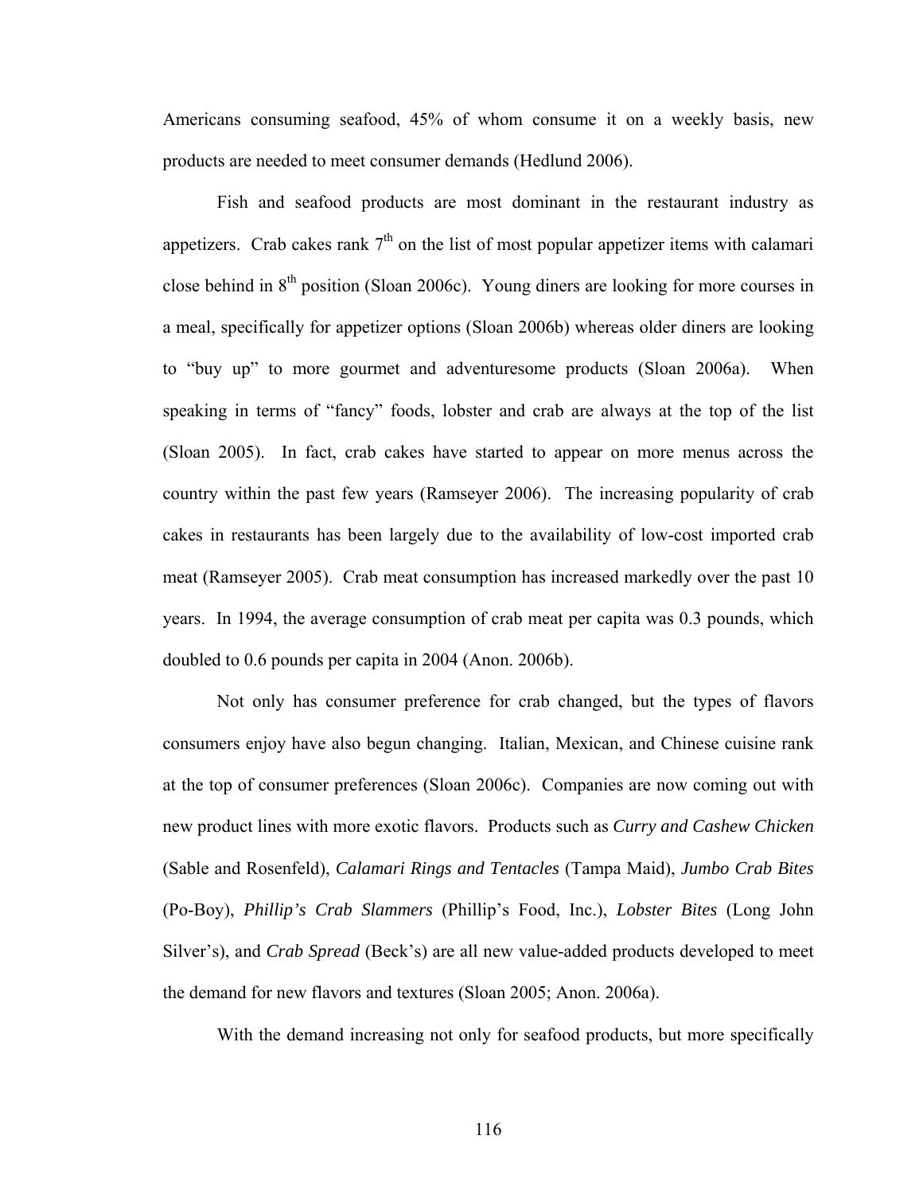Americans consuming seafood, 45% of whom consume it on a weekly basis, new products are needed to meet consumer demands (Hedlund 2006).

Fish and seafood products are most dominant in the restaurant industry as appetizers. Crab cakes rank 7th on the list of most popular appetizer items with calamari close behind in 8th position (Sloan 2006c). Young diners are looking for more courses in a meal, specifically for appetizer options (Sloan 2006b) whereas older diners are looking to "buy up" to more gourmet and adventuresome products (Sloan 2006a). When speaking in terms of "fancy" foods, lobster and crab are always at the top of the list (Sloan 2005). In fact, crab cakes have started to appear on more menus across the country within the past few years (Ramseyer 2006). The increasing popularity of crab cakes in restaurants has been largely due to the availability of low-cost imported crab meat (Ramseyer 2005). Crab meat consumption has increased markedly over the past 10 years. In 1994, the average consumption of crab meat per capita was 0.3 pounds, which doubled to 0.6 pounds per capita in 2004 (Anon. 2006b).

Not only has consumer preference for crab changed, but the types of flavors consumers enjoy have also begun changing. Italian, Mexican, and Chinese cuisine rank at the top of consumer preferences (Sloan 2006c). Companies are now coming out with new product lines with more exotic flavors. Products such as *Curry and Cashew Chicken* (Sable and Rosenfeld), *Calamari Rings and Tentacles* (Tampa Maid), *Jumbo Crab Bites* (Po-Boy), *Phillip's Crab Slammers* (Phillip's Food, Inc.), *Lobster Bites* (Long John Silver's), and *Crab Spread* (Beck's) are all new value-added products developed to meet the demand for new flavors and textures (Sloan 2005; Anon. 2006a).

With the demand increasing not only for seafood products, but more specifically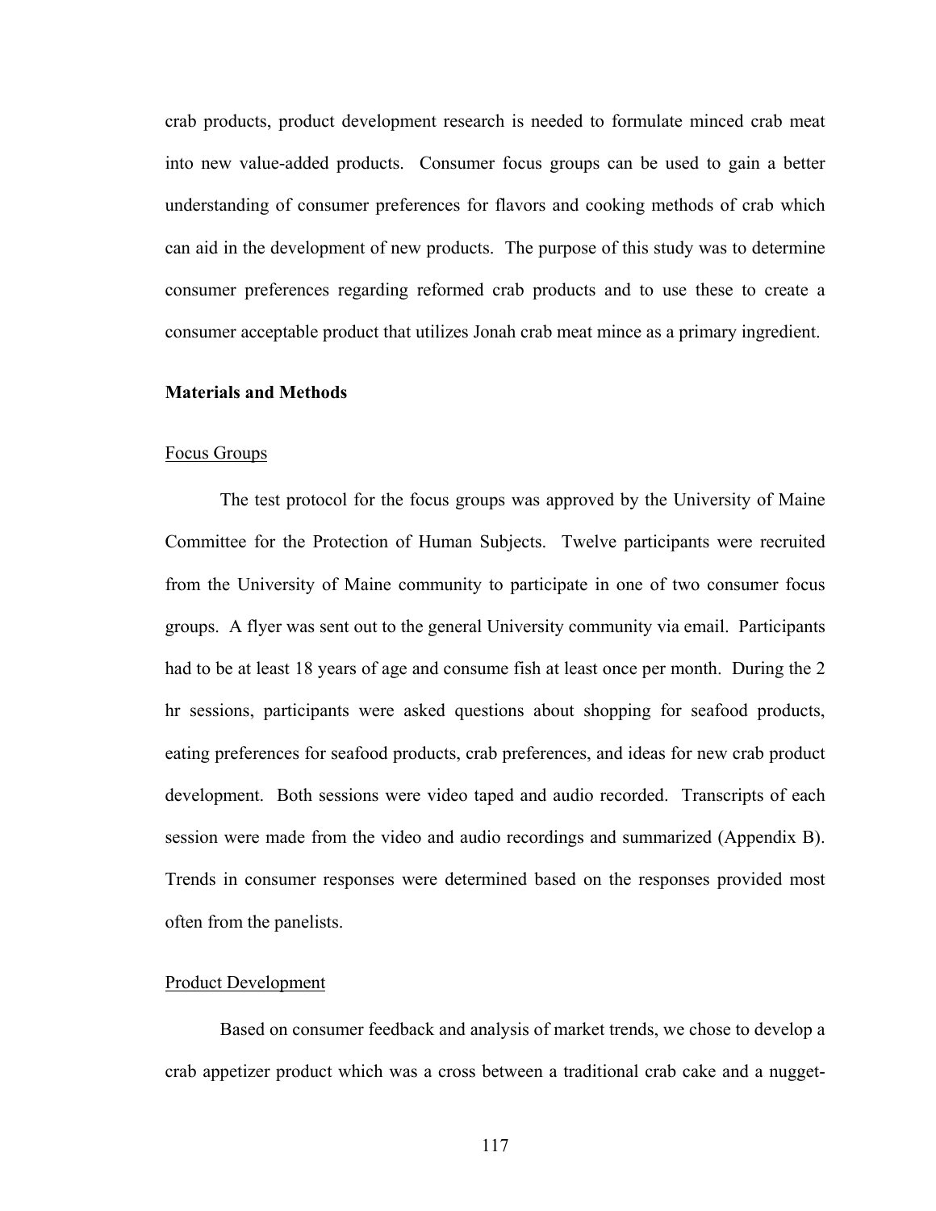crab products, product development research is needed to formulate minced crab meat into new value-added products. Consumer focus groups can be used to gain a better understanding of consumer preferences for flavors and cooking methods of crab which can aid in the development of new products. The purpose of this study was to determine consumer preferences regarding reformed crab products and to use these to create a consumer acceptable product that utilizes Jonah crab meat mince as a primary ingredient.

## Materials and Methods

### Focus Groups

The test protocol for the focus groups was approved by the University of Maine Committee for the Protection of Human Subjects. Twelve participants were recruited from the University of Maine community to participate in one of two consumer focus groups. A flyer was sent out to the general University community via email. Participants had to be at least 18 years of age and consume fish at least once per month. During the 2 hr sessions, participants were asked questions about shopping for seafood products, eating preferences for seafood products, crab preferences, and ideas for new crab product development. Both sessions were video taped and audio recorded. Transcripts of each session were made from the video and audio recordings and summarized (Appendix B). Trends in consumer responses were determined based on the responses provided most often from the panelists.

### Product Development

Based on consumer feedback and analysis of market trends, we chose to develop a crab appetizer product which was a cross between a traditional crab cake and a nugget-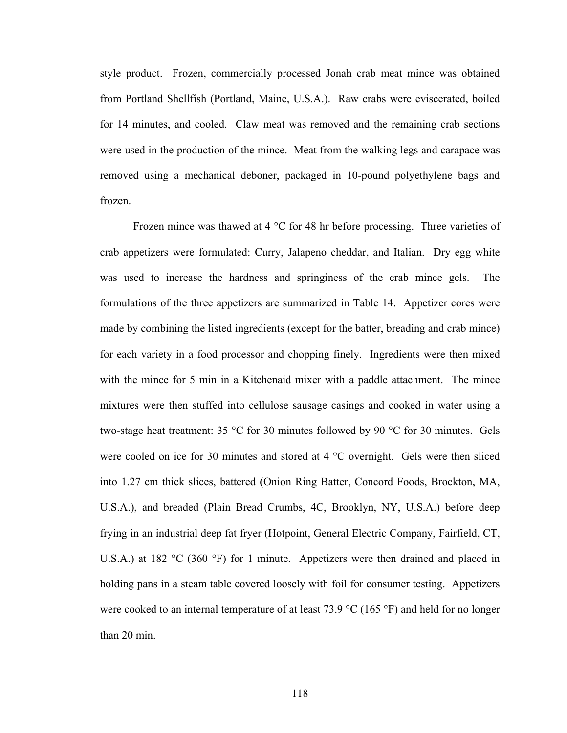style product. Frozen, commercially processed Jonah crab meat mince was obtained from Portland Shellfish (Portland, Maine, U.S.A.). Raw crabs were eviscerated, boiled for 14 minutes, and cooled. Claw meat was removed and the remaining crab sections were used in the production of the mince. Meat from the walking legs and carapace was removed using a mechanical deboner, packaged in 10-pound polyethylene bags and frozen.

Frozen mince was thawed at 4 °C for 48 hr before processing. Three varieties of crab appetizers were formulated: Curry, Jalapeno cheddar, and Italian. Dry egg white was used to increase the hardness and springiness of the crab mince gels. The formulations of the three appetizers are summarized in Table 14. Appetizer cores were made by combining the listed ingredients (except for the batter, breading and crab mince) for each variety in a food processor and chopping finely. Ingredients were then mixed with the mince for 5 min in a Kitchenaid mixer with a paddle attachment. The mince mixtures were then stuffed into cellulose sausage casings and cooked in water using a two-stage heat treatment: 35 °C for 30 minutes followed by 90 °C for 30 minutes. Gels were cooled on ice for 30 minutes and stored at 4 °C overnight. Gels were then sliced into 1.27 cm thick slices, battered (Onion Ring Batter, Concord Foods, Brockton, MA, U.S.A.), and breaded (Plain Bread Crumbs, 4C, Brooklyn, NY, U.S.A.) before deep frying in an industrial deep fat fryer (Hotpoint, General Electric Company, Fairfield, CT, U.S.A.) at 182 °C (360 °F) for 1 minute. Appetizers were then drained and placed in holding pans in a steam table covered loosely with foil for consumer testing. Appetizers were cooked to an internal temperature of at least 73.9 °C (165 °F) and held for no longer than 20 min.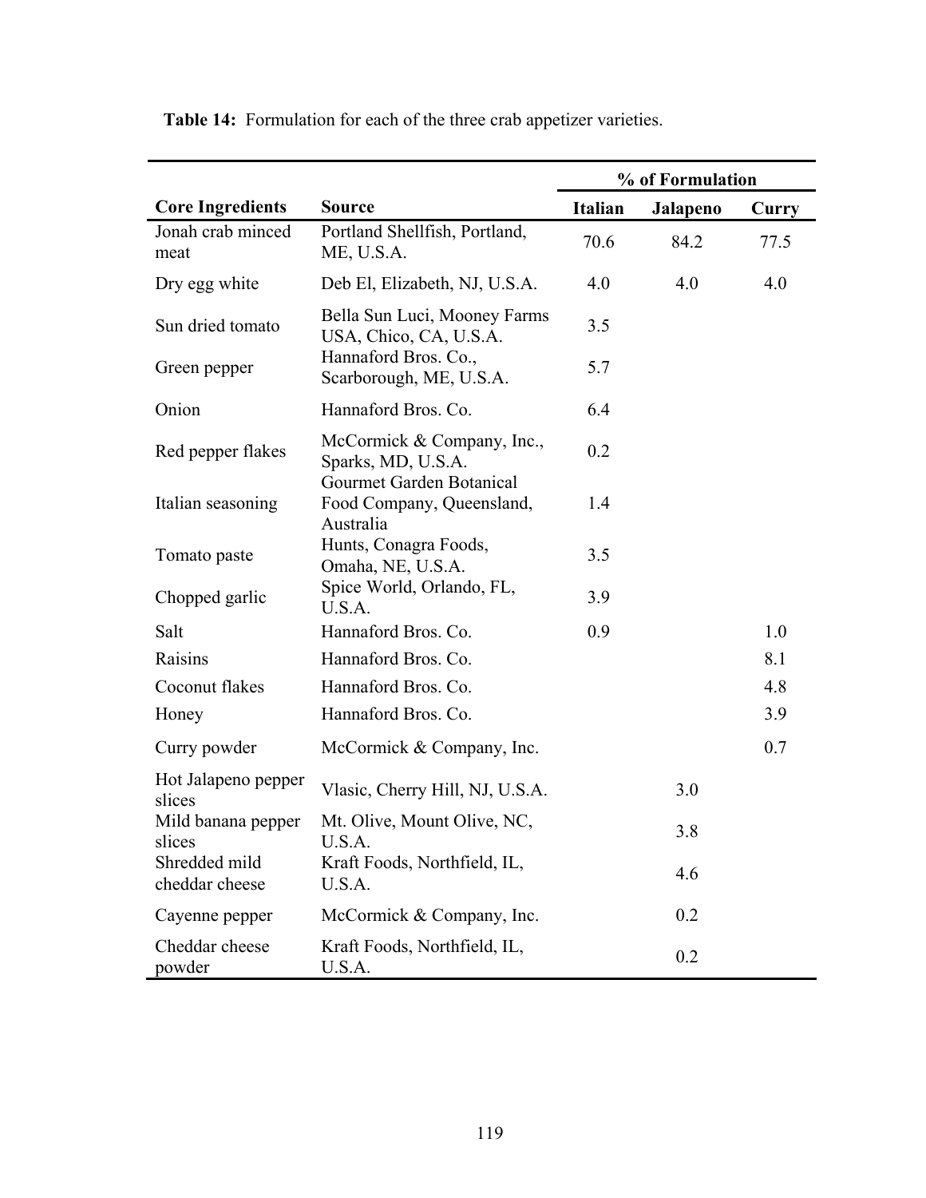**Table 14:** Formulation for each of the three crab appetizer varieties.

| | | % of Formulation | | |
|---|---|---|---|---|
| **Core Ingredients** | **Source** | **Italian** | **Jalapeno** | **Curry** |
| Jonah crab minced meat | Portland Shellfish, Portland, ME, U.S.A. | 70.6 | 84.2 | 77.5 |
| Dry egg white | Deb El, Elizabeth, NJ, U.S.A. | 4.0 | 4.0 | 4.0 |
| Sun dried tomato | Bella Sun Luci, Mooney Farms USA, Chico, CA, U.S.A. | 3.5 | | |
| Green pepper | Hannaford Bros. Co., Scarborough, ME, U.S.A. | 5.7 | | |
| Onion | Hannaford Bros. Co. | 6.4 | | |
| Red pepper flakes | McCormick & Company, Inc., Sparks, MD, U.S.A. | 0.2 | | |
| Italian seasoning | Gourmet Garden Botanical Food Company, Queensland, Australia | 1.4 | | |
| Tomato paste | Hunts, Conagra Foods, Omaha, NE, U.S.A. | 3.5 | | |
| Chopped garlic | Spice World, Orlando, FL, U.S.A. | 3.9 | | |
| Salt | Hannaford Bros. Co. | 0.9 | | 1.0 |
| Raisins | Hannaford Bros. Co. | | | 8.1 |
| Coconut flakes | Hannaford Bros. Co. | | | 4.8 |
| Honey | Hannaford Bros. Co. | | | 3.9 |
| Curry powder | McCormick & Company, Inc. | | | 0.7 |
| Hot Jalapeno pepper slices | Vlasic, Cherry Hill, NJ, U.S.A. | | 3.0 | |
| Mild banana pepper slices | Mt. Olive, Mount Olive, NC, U.S.A. | | 3.8 | |
| Shredded mild cheddar cheese | Kraft Foods, Northfield, IL, U.S.A. | | 4.6 | |
| Cayenne pepper | McCormick & Company, Inc. | | 0.2 | |
| Cheddar cheese powder | Kraft Foods, Northfield, IL, U.S.A. | | 0.2 | |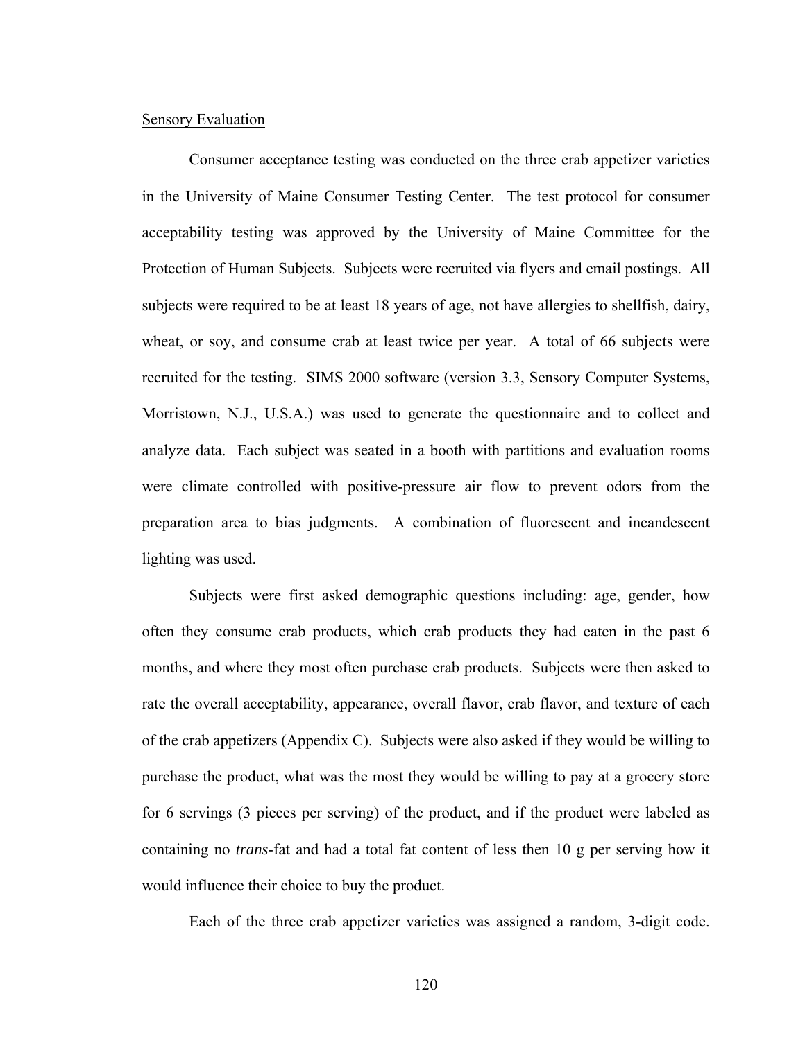Sensory Evaluation

Consumer acceptance testing was conducted on the three crab appetizer varieties in the University of Maine Consumer Testing Center. The test protocol for consumer acceptability testing was approved by the University of Maine Committee for the Protection of Human Subjects. Subjects were recruited via flyers and email postings. All subjects were required to be at least 18 years of age, not have allergies to shellfish, dairy, wheat, or soy, and consume crab at least twice per year. A total of 66 subjects were recruited for the testing. SIMS 2000 software (version 3.3, Sensory Computer Systems, Morristown, N.J., U.S.A.) was used to generate the questionnaire and to collect and analyze data. Each subject was seated in a booth with partitions and evaluation rooms were climate controlled with positive-pressure air flow to prevent odors from the preparation area to bias judgments. A combination of fluorescent and incandescent lighting was used.

Subjects were first asked demographic questions including: age, gender, how often they consume crab products, which crab products they had eaten in the past 6 months, and where they most often purchase crab products. Subjects were then asked to rate the overall acceptability, appearance, overall flavor, crab flavor, and texture of each of the crab appetizers (Appendix C). Subjects were also asked if they would be willing to purchase the product, what was the most they would be willing to pay at a grocery store for 6 servings (3 pieces per serving) of the product, and if the product were labeled as containing no *trans*-fat and had a total fat content of less then 10 g per serving how it would influence their choice to buy the product.

Each of the three crab appetizer varieties was assigned a random, 3-digit code.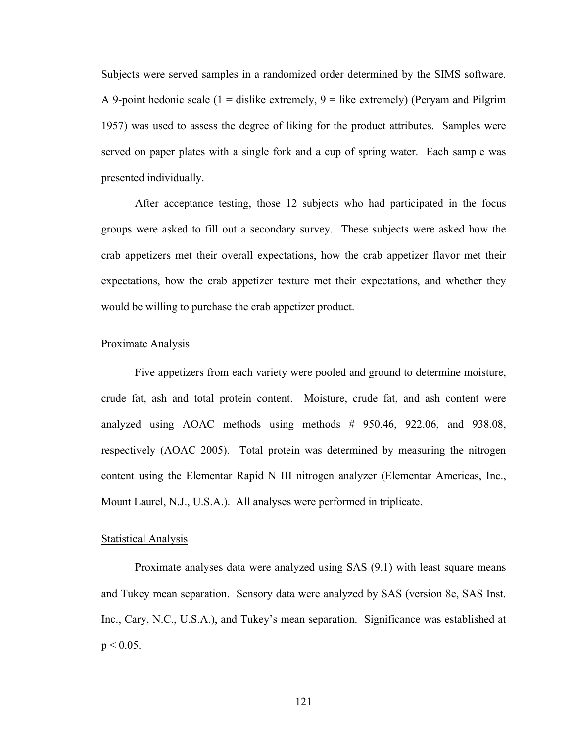Subjects were served samples in a randomized order determined by the SIMS software. A 9-point hedonic scale (1 = dislike extremely, 9 = like extremely) (Peryam and Pilgrim 1957) was used to assess the degree of liking for the product attributes. Samples were served on paper plates with a single fork and a cup of spring water. Each sample was presented individually.

After acceptance testing, those 12 subjects who had participated in the focus groups were asked to fill out a secondary survey. These subjects were asked how the crab appetizers met their overall expectations, how the crab appetizer flavor met their expectations, how the crab appetizer texture met their expectations, and whether they would be willing to purchase the crab appetizer product.

## Proximate Analysis

Five appetizers from each variety were pooled and ground to determine moisture, crude fat, ash and total protein content. Moisture, crude fat, and ash content were analyzed using AOAC methods using methods # 950.46, 922.06, and 938.08, respectively (AOAC 2005). Total protein was determined by measuring the nitrogen content using the Elementar Rapid N III nitrogen analyzer (Elementar Americas, Inc., Mount Laurel, N.J., U.S.A.). All analyses were performed in triplicate.

## Statistical Analysis

Proximate analyses data were analyzed using SAS (9.1) with least square means and Tukey mean separation. Sensory data were analyzed by SAS (version 8e, SAS Inst. Inc., Cary, N.C., U.S.A.), and Tukey's mean separation. Significance was established at $p < 0.05$.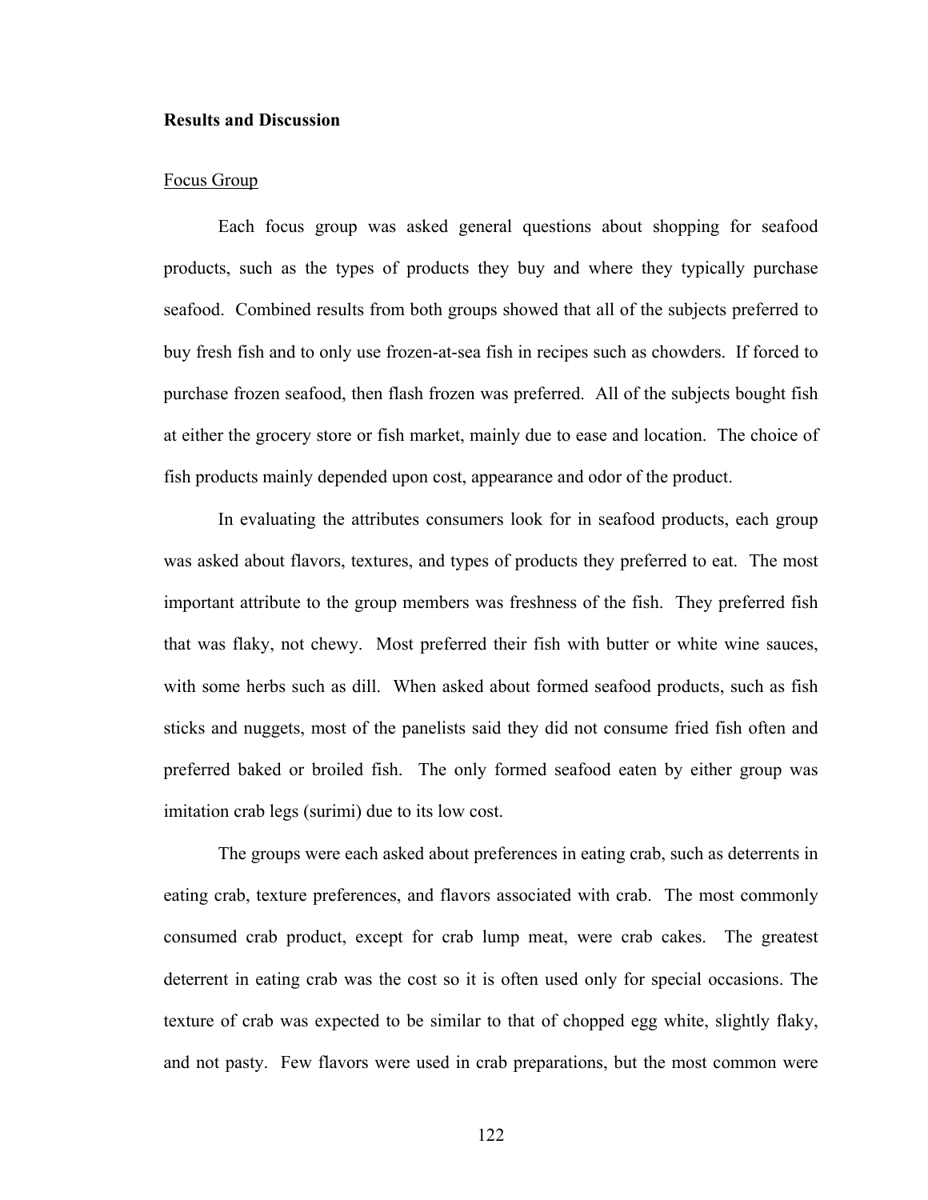## Results and Discussion

### Focus Group

Each focus group was asked general questions about shopping for seafood products, such as the types of products they buy and where they typically purchase seafood. Combined results from both groups showed that all of the subjects preferred to buy fresh fish and to only use frozen-at-sea fish in recipes such as chowders. If forced to purchase frozen seafood, then flash frozen was preferred. All of the subjects bought fish at either the grocery store or fish market, mainly due to ease and location. The choice of fish products mainly depended upon cost, appearance and odor of the product.

In evaluating the attributes consumers look for in seafood products, each group was asked about flavors, textures, and types of products they preferred to eat. The most important attribute to the group members was freshness of the fish. They preferred fish that was flaky, not chewy. Most preferred their fish with butter or white wine sauces, with some herbs such as dill. When asked about formed seafood products, such as fish sticks and nuggets, most of the panelists said they did not consume fried fish often and preferred baked or broiled fish. The only formed seafood eaten by either group was imitation crab legs (surimi) due to its low cost.

The groups were each asked about preferences in eating crab, such as deterrents in eating crab, texture preferences, and flavors associated with crab. The most commonly consumed crab product, except for crab lump meat, were crab cakes. The greatest deterrent in eating crab was the cost so it is often used only for special occasions. The texture of crab was expected to be similar to that of chopped egg white, slightly flaky, and not pasty. Few flavors were used in crab preparations, but the most common were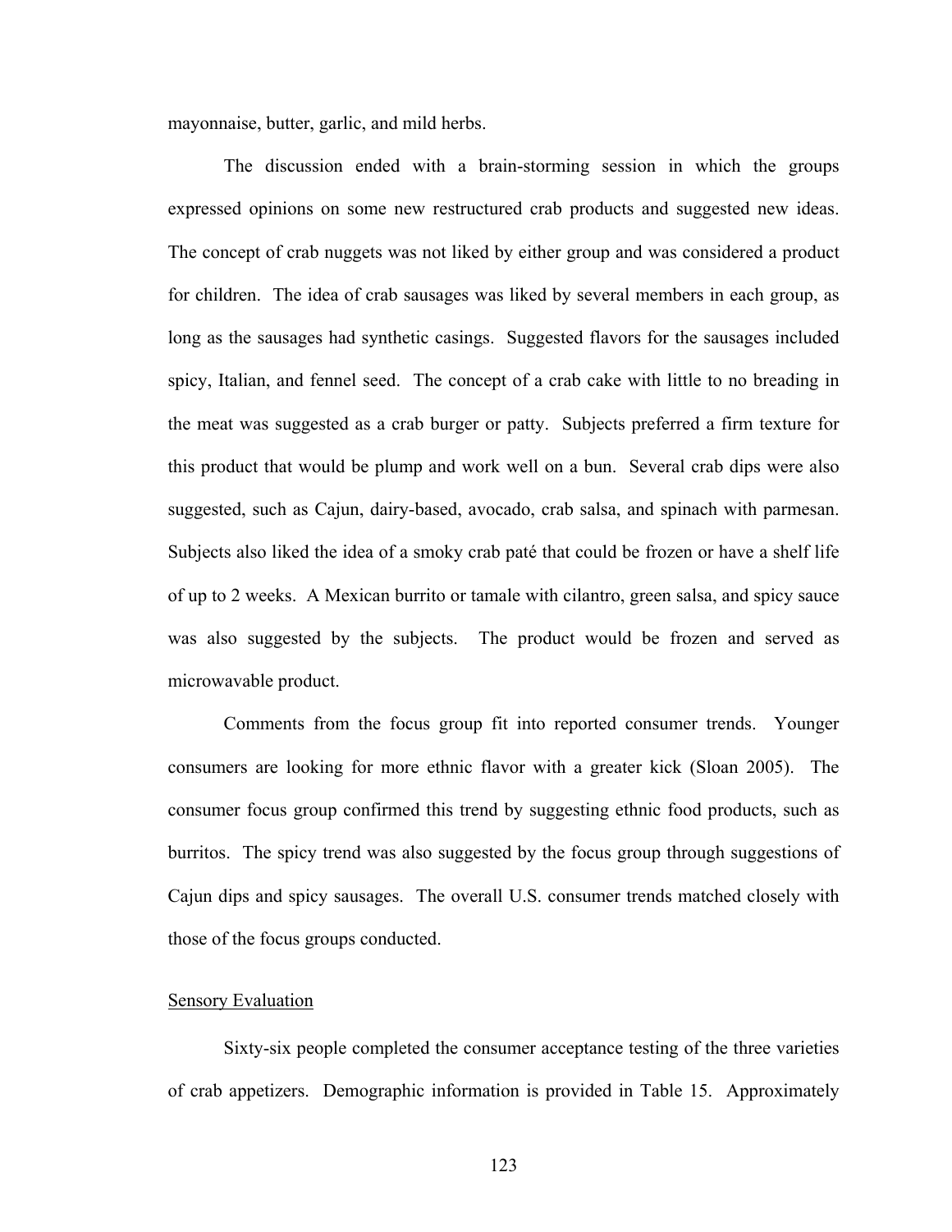mayonnaise, butter, garlic, and mild herbs.

The discussion ended with a brain-storming session in which the groups expressed opinions on some new restructured crab products and suggested new ideas. The concept of crab nuggets was not liked by either group and was considered a product for children. The idea of crab sausages was liked by several members in each group, as long as the sausages had synthetic casings. Suggested flavors for the sausages included spicy, Italian, and fennel seed. The concept of a crab cake with little to no breading in the meat was suggested as a crab burger or patty. Subjects preferred a firm texture for this product that would be plump and work well on a bun. Several crab dips were also suggested, such as Cajun, dairy-based, avocado, crab salsa, and spinach with parmesan. Subjects also liked the idea of a smoky crab paté that could be frozen or have a shelf life of up to 2 weeks. A Mexican burrito or tamale with cilantro, green salsa, and spicy sauce was also suggested by the subjects. The product would be frozen and served as microwavable product.

Comments from the focus group fit into reported consumer trends. Younger consumers are looking for more ethnic flavor with a greater kick (Sloan 2005). The consumer focus group confirmed this trend by suggesting ethnic food products, such as burritos. The spicy trend was also suggested by the focus group through suggestions of Cajun dips and spicy sausages. The overall U.S. consumer trends matched closely with those of the focus groups conducted.

## Sensory Evaluation

Sixty-six people completed the consumer acceptance testing of the three varieties of crab appetizers. Demographic information is provided in Table 15. Approximately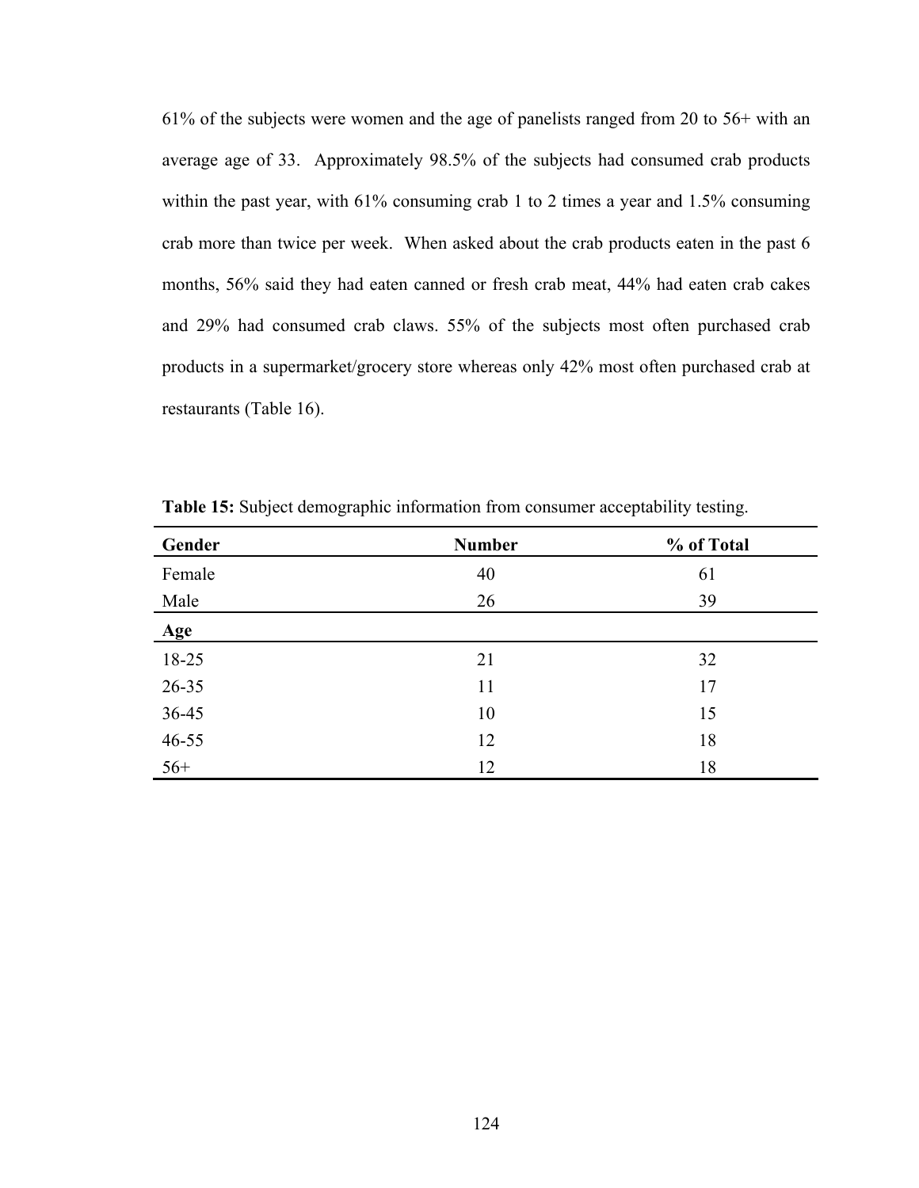61% of the subjects were women and the age of panelists ranged from 20 to 56+ with an average age of 33. Approximately 98.5% of the subjects had consumed crab products within the past year, with 61% consuming crab 1 to 2 times a year and 1.5% consuming crab more than twice per week. When asked about the crab products eaten in the past 6 months, 56% said they had eaten canned or fresh crab meat, 44% had eaten crab cakes and 29% had consumed crab claws. 55% of the subjects most often purchased crab products in a supermarket/grocery store whereas only 42% most often purchased crab at restaurants (Table 16).

**Table 15:** Subject demographic information from consumer acceptability testing.

| Gender | Number | % of Total |
|---|---|---|
| Female | 40 | 61 |
| Male | 26 | 39 |
| **Age** | | |
| 18-25 | 21 | 32 |
| 26-35 | 11 | 17 |
| 36-45 | 10 | 15 |
| 46-55 | 12 | 18 |
| 56+ | 12 | 18 |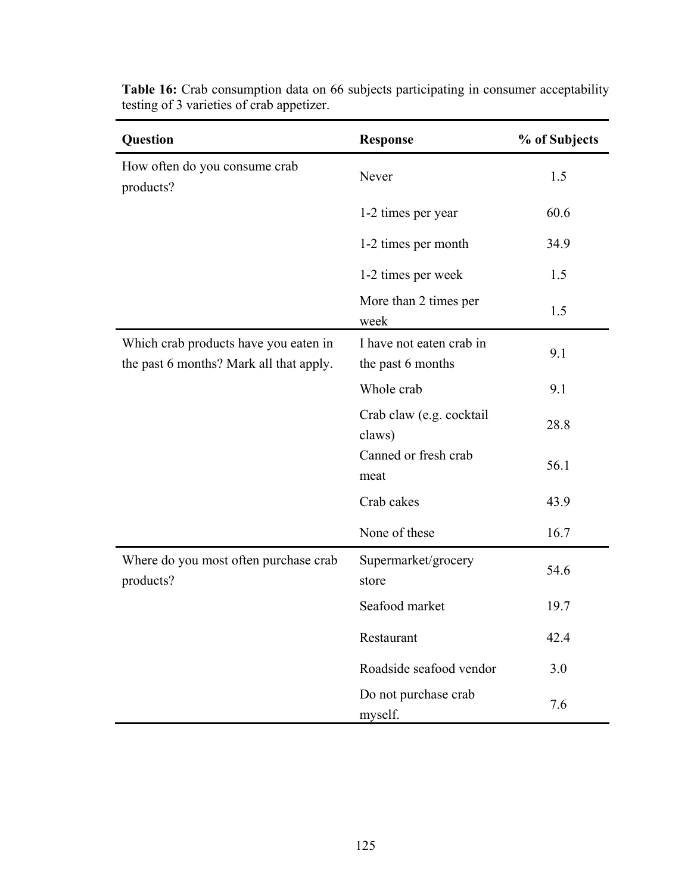**Table 16:** Crab consumption data on 66 subjects participating in consumer acceptability testing of 3 varieties of crab appetizer.

| Question | Response | % of Subjects |
|---|---|---|
| How often do you consume crab products? | Never | 1.5 |
| | 1-2 times per year | 60.6 |
| | 1-2 times per month | 34.9 |
| | 1-2 times per week | 1.5 |
| | More than 2 times per week | 1.5 |
| Which crab products have you eaten in the past 6 months? Mark all that apply. | I have not eaten crab in the past 6 months | 9.1 |
| | Whole crab | 9.1 |
| | Crab claw (e.g. cocktail claws) | 28.8 |
| | Canned or fresh crab meat | 56.1 |
| | Crab cakes | 43.9 |
| | None of these | 16.7 |
| Where do you most often purchase crab products? | Supermarket/grocery store | 54.6 |
| | Seafood market | 19.7 |
| | Restaurant | 42.4 |
| | Roadside seafood vendor | 3.0 |
| | Do not purchase crab myself. | 7.6 |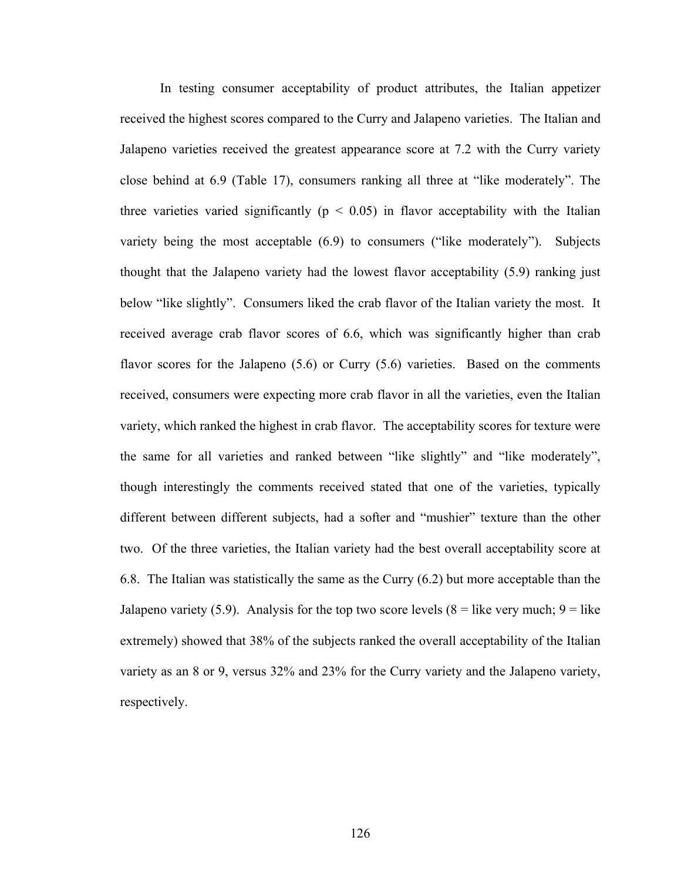In testing consumer acceptability of product attributes, the Italian appetizer received the highest scores compared to the Curry and Jalapeno varieties. The Italian and Jalapeno varieties received the greatest appearance score at 7.2 with the Curry variety close behind at 6.9 (Table 17), consumers ranking all three at "like moderately". The three varieties varied significantly ($p < 0.05$) in flavor acceptability with the Italian variety being the most acceptable (6.9) to consumers ("like moderately"). Subjects thought that the Jalapeno variety had the lowest flavor acceptability (5.9) ranking just below "like slightly". Consumers liked the crab flavor of the Italian variety the most. It received average crab flavor scores of 6.6, which was significantly higher than crab flavor scores for the Jalapeno (5.6) or Curry (5.6) varieties. Based on the comments received, consumers were expecting more crab flavor in all the varieties, even the Italian variety, which ranked the highest in crab flavor. The acceptability scores for texture were the same for all varieties and ranked between "like slightly" and "like moderately", though interestingly the comments received stated that one of the varieties, typically different between different subjects, had a softer and "mushier" texture than the other two. Of the three varieties, the Italian variety had the best overall acceptability score at 6.8. The Italian was statistically the same as the Curry (6.2) but more acceptable than the Jalapeno variety (5.9). Analysis for the top two score levels (8 = like very much; 9 = like extremely) showed that 38% of the subjects ranked the overall acceptability of the Italian variety as an 8 or 9, versus 32% and 23% for the Curry variety and the Jalapeno variety, respectively.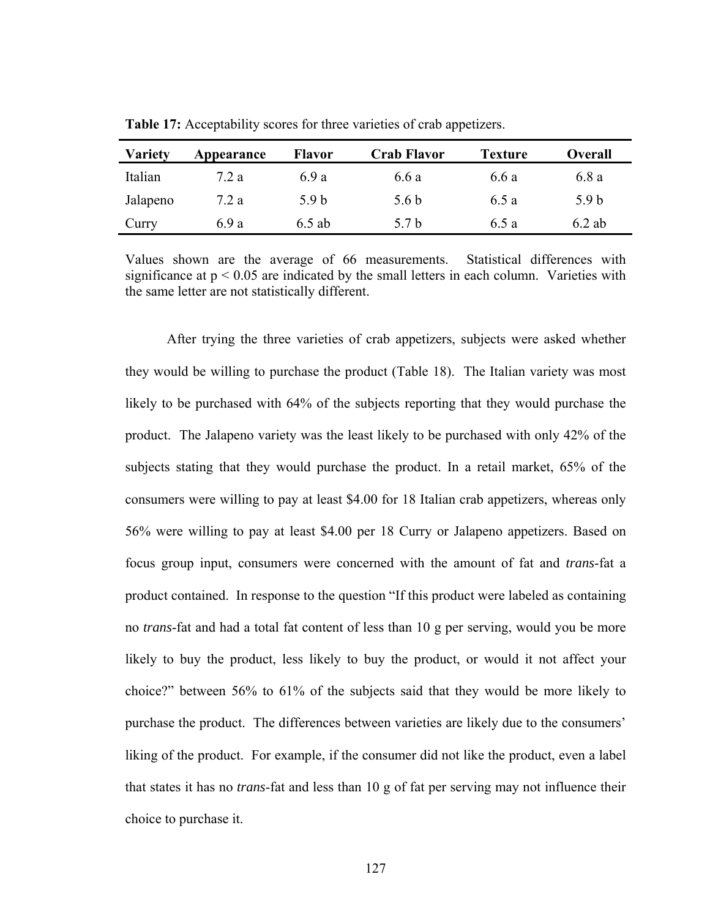**Table 17:** Acceptability scores for three varieties of crab appetizers.

| Variety | Appearance | Flavor | Crab Flavor | Texture | Overall |
|---|---|---|---|---|---|
| Italian | 7.2 a | 6.9 a | 6.6 a | 6.6 a | 6.8 a |
| Jalapeno | 7.2 a | 5.9 b | 5.6 b | 6.5 a | 5.9 b |
| Curry | 6.9 a | 6.5 ab | 5.7 b | 6.5 a | 6.2 ab |

Values shown are the average of 66 measurements. Statistical differences with significance at $p < 0.05$ are indicated by the small letters in each column. Varieties with the same letter are not statistically different.

After trying the three varieties of crab appetizers, subjects were asked whether they would be willing to purchase the product (Table 18). The Italian variety was most likely to be purchased with 64% of the subjects reporting that they would purchase the product. The Jalapeno variety was the least likely to be purchased with only 42% of the subjects stating that they would purchase the product. In a retail market, 65% of the consumers were willing to pay at least $4.00 for 18 Italian crab appetizers, whereas only 56% were willing to pay at least $4.00 per 18 Curry or Jalapeno appetizers. Based on focus group input, consumers were concerned with the amount of fat and *trans*-fat a product contained. In response to the question "If this product were labeled as containing no *trans*-fat and had a total fat content of less than 10 g per serving, would you be more likely to buy the product, less likely to buy the product, or would it not affect your choice?" between 56% to 61% of the subjects said that they would be more likely to purchase the product. The differences between varieties are likely due to the consumers' liking of the product. For example, if the consumer did not like the product, even a label that states it has no *trans*-fat and less than 10 g of fat per serving may not influence their choice to purchase it.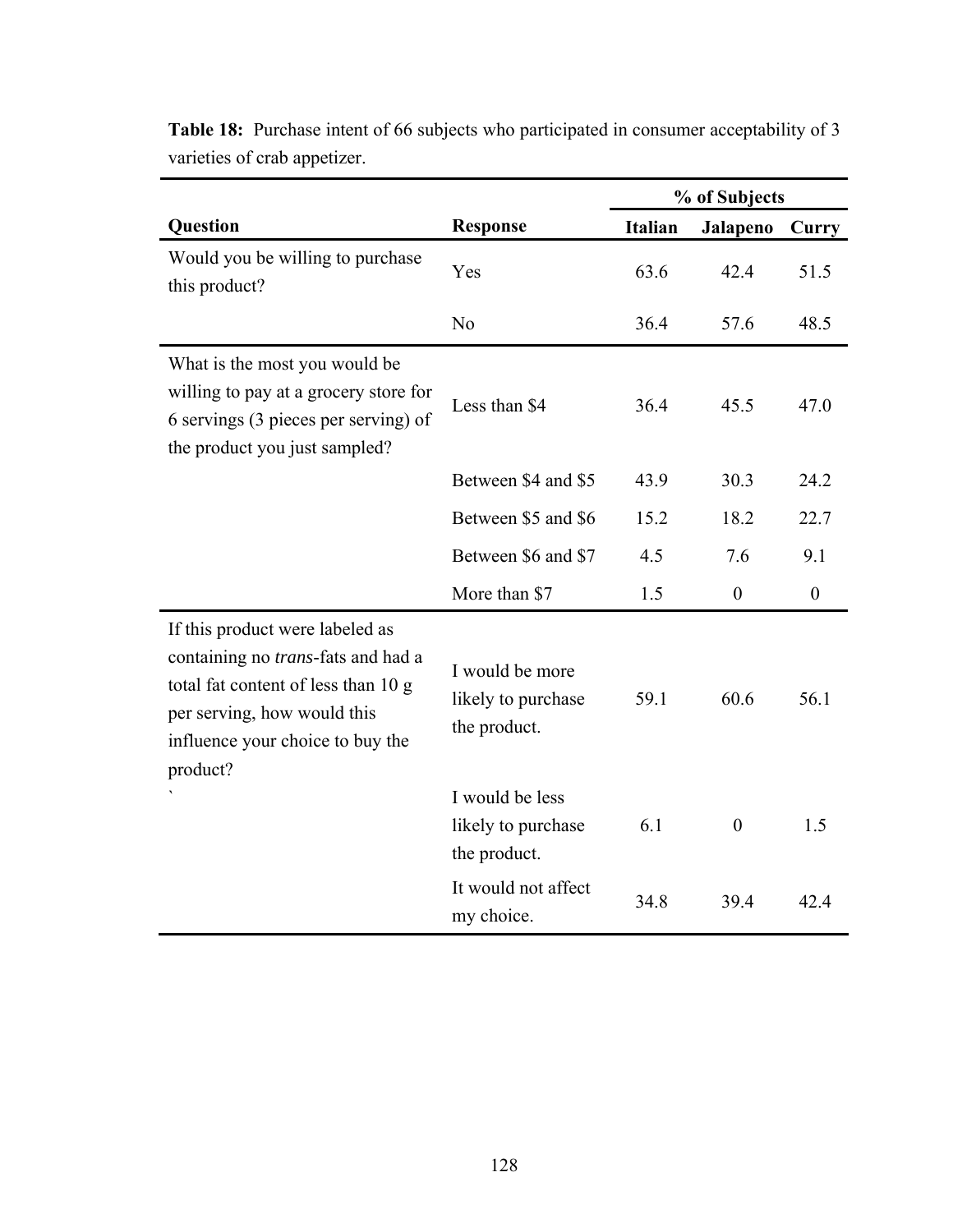**Table 18:** Purchase intent of 66 subjects who participated in consumer acceptability of 3 varieties of crab appetizer.

| Question | Response | % of Subjects | | |
|---|---|---|---|---|
| | | **Italian** | **Jalapeno** | **Curry** |
| Would you be willing to purchase this product? | Yes | 63.6 | 42.4 | 51.5 |
| | No | 36.4 | 57.6 | 48.5 |
| What is the most you would be willing to pay at a grocery store for 6 servings (3 pieces per serving) of the product you just sampled? | Less than $4 | 36.4 | 45.5 | 47.0 |
| | Between $4 and $5 | 43.9 | 30.3 | 24.2 |
| | Between $5 and $6 | 15.2 | 18.2 | 22.7 |
| | Between $6 and $7 | 4.5 | 7.6 | 9.1 |
| | More than $7 | 1.5 | 0 | 0 |
| If this product were labeled as containing no *trans*-fats and had a total fat content of less than 10 g per serving, how would this influence your choice to buy the product? | I would be more likely to purchase the product. | 59.1 | 60.6 | 56.1 |
| ` | I would be less likely to purchase the product. | 6.1 | 0 | 1.5 |
| | It would not affect my choice. | 34.8 | 39.4 | 42.4 |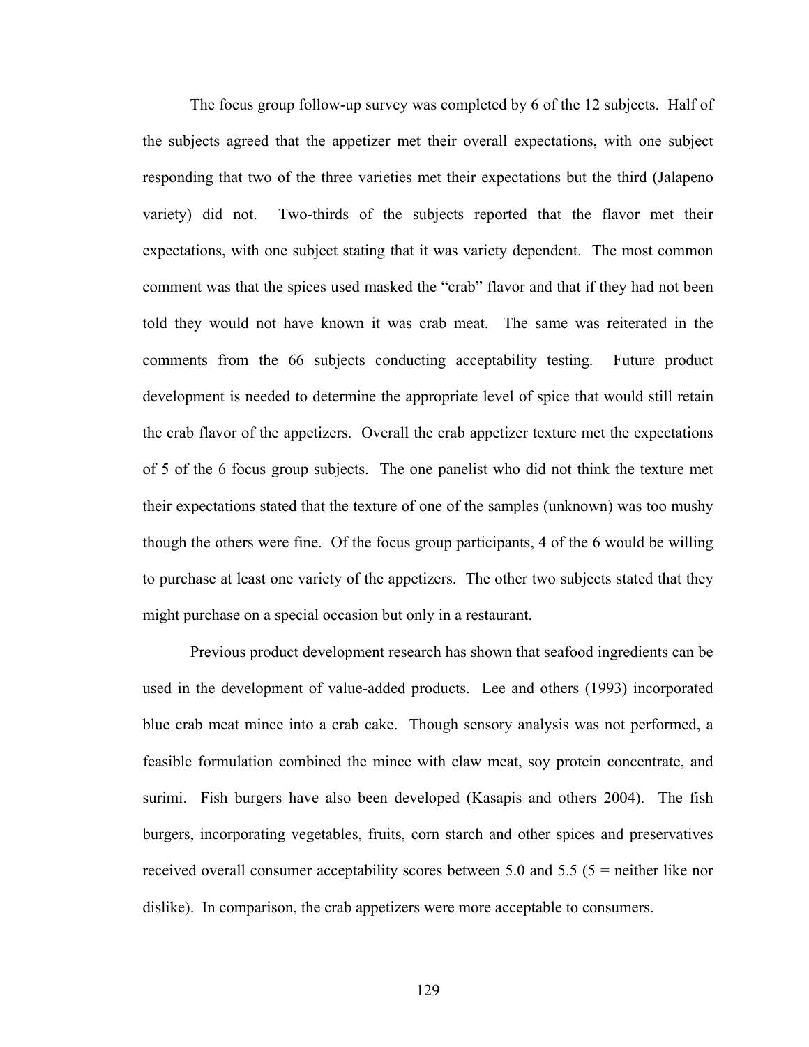The focus group follow-up survey was completed by 6 of the 12 subjects. Half of the subjects agreed that the appetizer met their overall expectations, with one subject responding that two of the three varieties met their expectations but the third (Jalapeno variety) did not. Two-thirds of the subjects reported that the flavor met their expectations, with one subject stating that it was variety dependent. The most common comment was that the spices used masked the "crab" flavor and that if they had not been told they would not have known it was crab meat. The same was reiterated in the comments from the 66 subjects conducting acceptability testing. Future product development is needed to determine the appropriate level of spice that would still retain the crab flavor of the appetizers. Overall the crab appetizer texture met the expectations of 5 of the 6 focus group subjects. The one panelist who did not think the texture met their expectations stated that the texture of one of the samples (unknown) was too mushy though the others were fine. Of the focus group participants, 4 of the 6 would be willing to purchase at least one variety of the appetizers. The other two subjects stated that they might purchase on a special occasion but only in a restaurant.

Previous product development research has shown that seafood ingredients can be used in the development of value-added products. Lee and others (1993) incorporated blue crab meat mince into a crab cake. Though sensory analysis was not performed, a feasible formulation combined the mince with claw meat, soy protein concentrate, and surimi. Fish burgers have also been developed (Kasapis and others 2004). The fish burgers, incorporating vegetables, fruits, corn starch and other spices and preservatives received overall consumer acceptability scores between 5.0 and 5.5 (5 = neither like nor dislike). In comparison, the crab appetizers were more acceptable to consumers.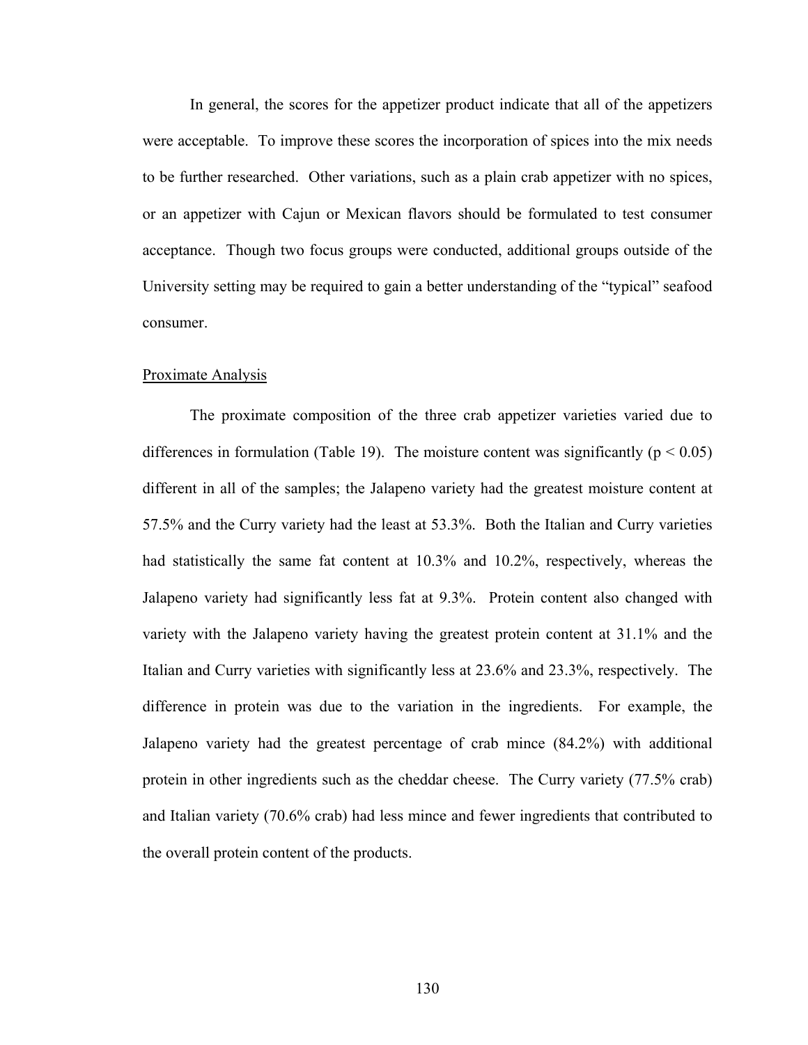In general, the scores for the appetizer product indicate that all of the appetizers were acceptable. To improve these scores the incorporation of spices into the mix needs to be further researched. Other variations, such as a plain crab appetizer with no spices, or an appetizer with Cajun or Mexican flavors should be formulated to test consumer acceptance. Though two focus groups were conducted, additional groups outside of the University setting may be required to gain a better understanding of the "typical" seafood consumer.

<u>Proximate Analysis</u>

The proximate composition of the three crab appetizer varieties varied due to differences in formulation (Table 19). The moisture content was significantly ($p < 0.05$) different in all of the samples; the Jalapeno variety had the greatest moisture content at 57.5% and the Curry variety had the least at 53.3%. Both the Italian and Curry varieties had statistically the same fat content at 10.3% and 10.2%, respectively, whereas the Jalapeno variety had significantly less fat at 9.3%. Protein content also changed with variety with the Jalapeno variety having the greatest protein content at 31.1% and the Italian and Curry varieties with significantly less at 23.6% and 23.3%, respectively. The difference in protein was due to the variation in the ingredients. For example, the Jalapeno variety had the greatest percentage of crab mince (84.2%) with additional protein in other ingredients such as the cheddar cheese. The Curry variety (77.5% crab) and Italian variety (70.6% crab) had less mince and fewer ingredients that contributed to the overall protein content of the products.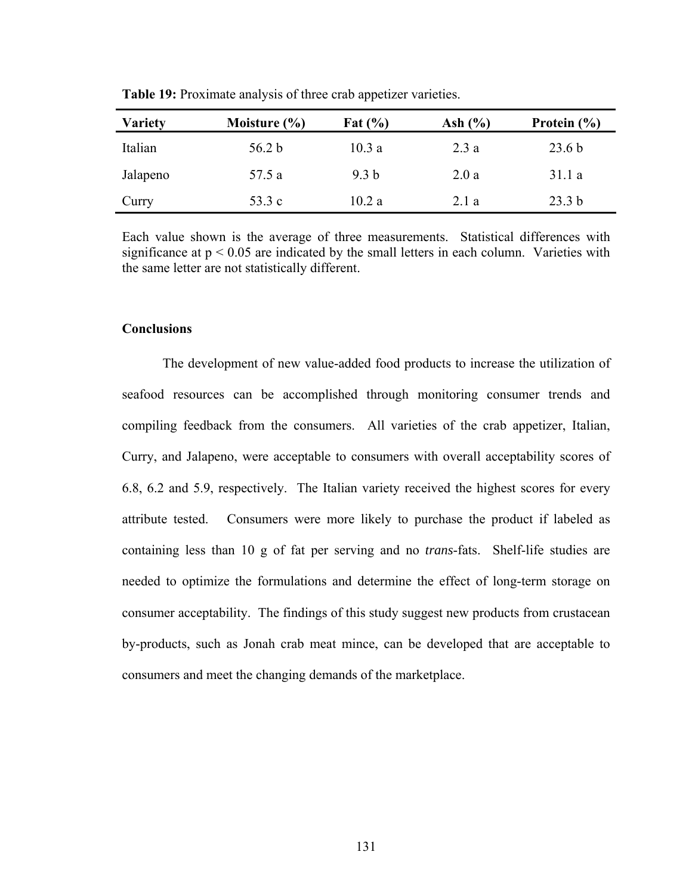**Table 19:** Proximate analysis of three crab appetizer varieties.

| Variety | Moisture (%) | Fat (%) | Ash (%) | Protein (%) |
|---|---|---|---|---|
| Italian | 56.2 b | 10.3 a | 2.3 a | 23.6 b |
| Jalapeno | 57.5 a | 9.3 b | 2.0 a | 31.1 a |
| Curry | 53.3 c | 10.2 a | 2.1 a | 23.3 b |

Each value shown is the average of three measurements. Statistical differences with significance at $p < 0.05$ are indicated by the small letters in each column. Varieties with the same letter are not statistically different.

### Conclusions

The development of new value-added food products to increase the utilization of seafood resources can be accomplished through monitoring consumer trends and compiling feedback from the consumers. All varieties of the crab appetizer, Italian, Curry, and Jalapeno, were acceptable to consumers with overall acceptability scores of 6.8, 6.2 and 5.9, respectively. The Italian variety received the highest scores for every attribute tested. Consumers were more likely to purchase the product if labeled as containing less than 10 g of fat per serving and no *trans*-fats. Shelf-life studies are needed to optimize the formulations and determine the effect of long-term storage on consumer acceptability. The findings of this study suggest new products from crustacean by-products, such as Jonah crab meat mince, can be developed that are acceptable to consumers and meet the changing demands of the marketplace.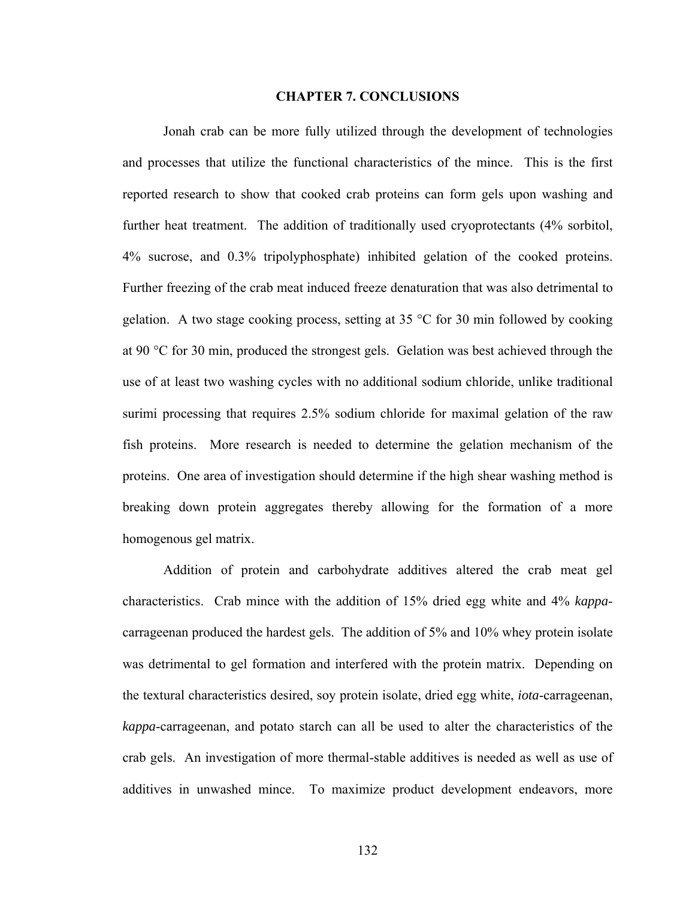# CHAPTER 7. CONCLUSIONS

Jonah crab can be more fully utilized through the development of technologies and processes that utilize the functional characteristics of the mince. This is the first reported research to show that cooked crab proteins can form gels upon washing and further heat treatment. The addition of traditionally used cryoprotectants (4% sorbitol, 4% sucrose, and 0.3% tripolyphosphate) inhibited gelation of the cooked proteins. Further freezing of the crab meat induced freeze denaturation that was also detrimental to gelation. A two stage cooking process, setting at 35 °C for 30 min followed by cooking at 90 °C for 30 min, produced the strongest gels. Gelation was best achieved through the use of at least two washing cycles with no additional sodium chloride, unlike traditional surimi processing that requires 2.5% sodium chloride for maximal gelation of the raw fish proteins. More research is needed to determine the gelation mechanism of the proteins. One area of investigation should determine if the high shear washing method is breaking down protein aggregates thereby allowing for the formation of a more homogenous gel matrix.

Addition of protein and carbohydrate additives altered the crab meat gel characteristics. Crab mince with the addition of 15% dried egg white and 4% *kappa*-carrageenan produced the hardest gels. The addition of 5% and 10% whey protein isolate was detrimental to gel formation and interfered with the protein matrix. Depending on the textural characteristics desired, soy protein isolate, dried egg white, *iota*-carrageenan, *kappa*-carrageenan, and potato starch can all be used to alter the characteristics of the crab gels. An investigation of more thermal-stable additives is needed as well as use of additives in unwashed mince. To maximize product development endeavors, more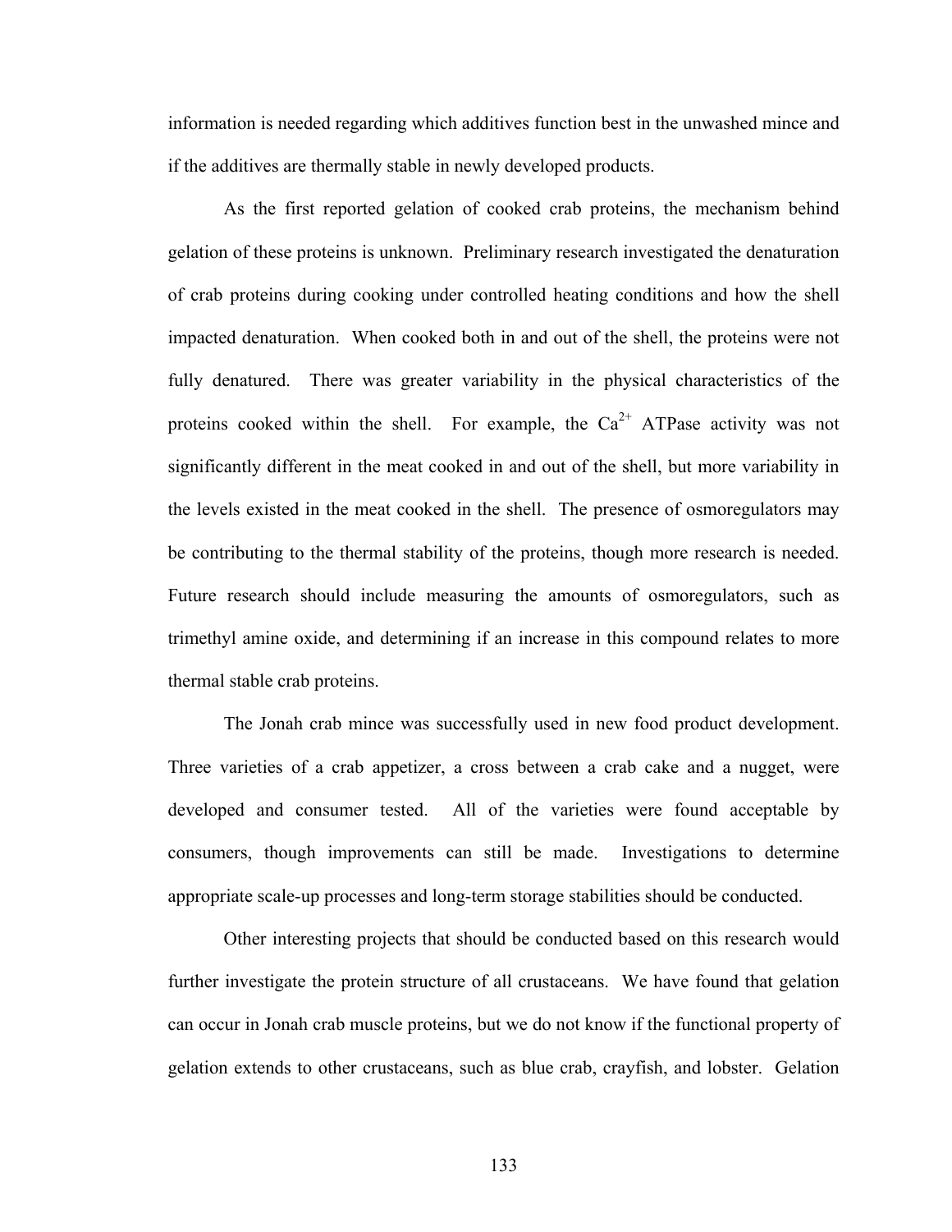information is needed regarding which additives function best in the unwashed mince and if the additives are thermally stable in newly developed products.

As the first reported gelation of cooked crab proteins, the mechanism behind gelation of these proteins is unknown. Preliminary research investigated the denaturation of crab proteins during cooking under controlled heating conditions and how the shell impacted denaturation. When cooked both in and out of the shell, the proteins were not fully denatured. There was greater variability in the physical characteristics of the proteins cooked within the shell. For example, the $Ca^{2+}$ ATPase activity was not significantly different in the meat cooked in and out of the shell, but more variability in the levels existed in the meat cooked in the shell. The presence of osmoregulators may be contributing to the thermal stability of the proteins, though more research is needed. Future research should include measuring the amounts of osmoregulators, such as trimethyl amine oxide, and determining if an increase in this compound relates to more thermal stable crab proteins.

The Jonah crab mince was successfully used in new food product development. Three varieties of a crab appetizer, a cross between a crab cake and a nugget, were developed and consumer tested. All of the varieties were found acceptable by consumers, though improvements can still be made. Investigations to determine appropriate scale-up processes and long-term storage stabilities should be conducted.

Other interesting projects that should be conducted based on this research would further investigate the protein structure of all crustaceans. We have found that gelation can occur in Jonah crab muscle proteins, but we do not know if the functional property of gelation extends to other crustaceans, such as blue crab, crayfish, and lobster. Gelation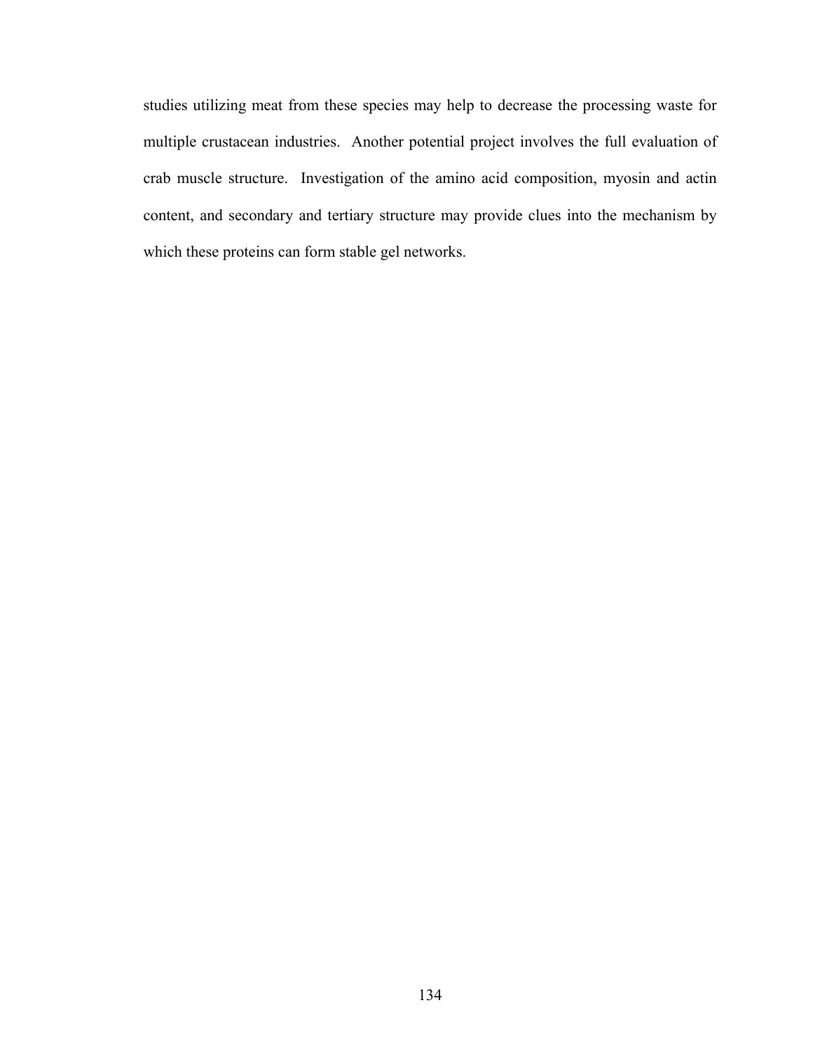studies utilizing meat from these species may help to decrease the processing waste for multiple crustacean industries. Another potential project involves the full evaluation of crab muscle structure. Investigation of the amino acid composition, myosin and actin content, and secondary and tertiary structure may provide clues into the mechanism by which these proteins can form stable gel networks.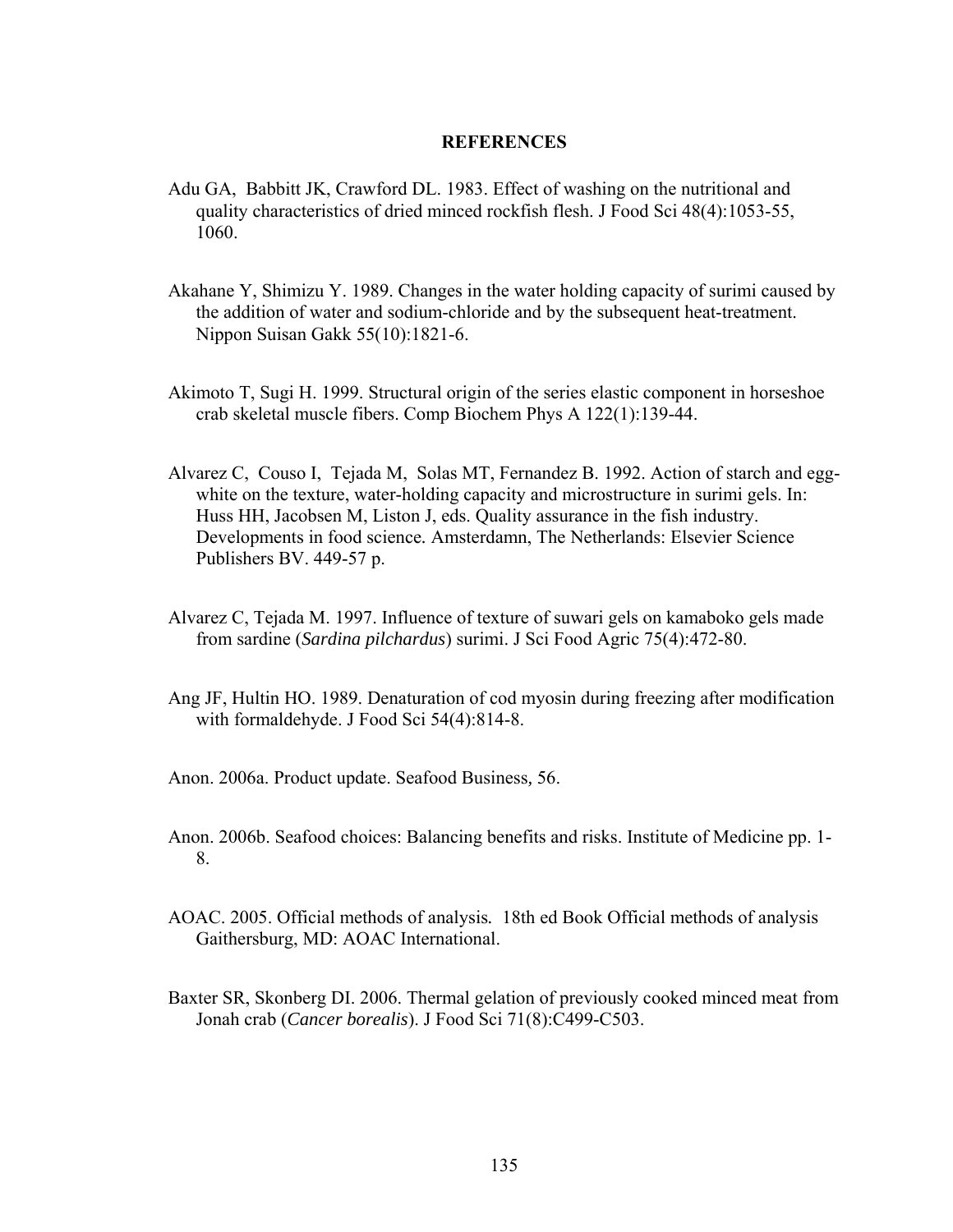# REFERENCES

Adu GA, Babbitt JK, Crawford DL. 1983. Effect of washing on the nutritional and quality characteristics of dried minced rockfish flesh. J Food Sci 48(4):1053-55, 1060.

Akahane Y, Shimizu Y. 1989. Changes in the water holding capacity of surimi caused by the addition of water and sodium-chloride and by the subsequent heat-treatment. Nippon Suisan Gakk 55(10):1821-6.

Akimoto T, Sugi H. 1999. Structural origin of the series elastic component in horseshoe crab skeletal muscle fibers. Comp Biochem Phys A 122(1):139-44.

Alvarez C, Couso I, Tejada M, Solas MT, Fernandez B. 1992. Action of starch and egg-white on the texture, water-holding capacity and microstructure in surimi gels. In: Huss HH, Jacobsen M, Liston J, eds. Quality assurance in the fish industry. Developments in food science. Amsterdamn, The Netherlands: Elsevier Science Publishers BV. 449-57 p.

Alvarez C, Tejada M. 1997. Influence of texture of suwari gels on kamaboko gels made from sardine (*Sardina pilchardus*) surimi. J Sci Food Agric 75(4):472-80.

Ang JF, Hultin HO. 1989. Denaturation of cod myosin during freezing after modification with formaldehyde. J Food Sci 54(4):814-8.

Anon. 2006a. Product update. Seafood Business, 56.

Anon. 2006b. Seafood choices: Balancing benefits and risks. Institute of Medicine pp. 1-8.

AOAC. 2005. Official methods of analysis. 18th ed Book Official methods of analysis Gaithersburg, MD: AOAC International.

Baxter SR, Skonberg DI. 2006. Thermal gelation of previously cooked minced meat from Jonah crab (*Cancer borealis*). J Food Sci 71(8):C499-C503.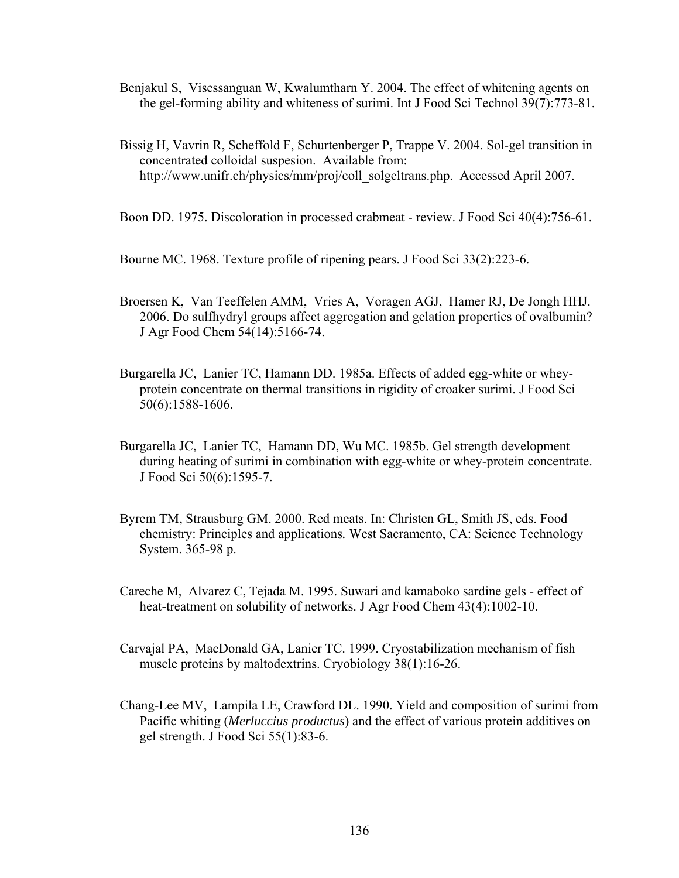Benjakul S, Visessanguan W, Kwalumtharn Y. 2004. The effect of whitening agents on the gel-forming ability and whiteness of surimi. Int J Food Sci Technol 39(7):773-81.

Bissig H, Vavrin R, Scheffold F, Schurtenberger P, Trappe V. 2004. Sol-gel transition in concentrated colloidal suspesion. Available from: http://www.unifr.ch/physics/mm/proj/coll_solgeltrans.php. Accessed April 2007.

Boon DD. 1975. Discoloration in processed crabmeat - review. J Food Sci 40(4):756-61.

Bourne MC. 1968. Texture profile of ripening pears. J Food Sci 33(2):223-6.

Broersen K, Van Teeffelen AMM, Vries A, Voragen AGJ, Hamer RJ, De Jongh HHJ. 2006. Do sulfhydryl groups affect aggregation and gelation properties of ovalbumin? J Agr Food Chem 54(14):5166-74.

Burgarella JC, Lanier TC, Hamann DD. 1985a. Effects of added egg-white or whey-protein concentrate on thermal transitions in rigidity of croaker surimi. J Food Sci 50(6):1588-1606.

Burgarella JC, Lanier TC, Hamann DD, Wu MC. 1985b. Gel strength development during heating of surimi in combination with egg-white or whey-protein concentrate. J Food Sci 50(6):1595-7.

Byrem TM, Strausburg GM. 2000. Red meats. In: Christen GL, Smith JS, eds. Food chemistry: Principles and applications*.* West Sacramento, CA: Science Technology System. 365-98 p.

Careche M, Alvarez C, Tejada M. 1995. Suwari and kamaboko sardine gels - effect of heat-treatment on solubility of networks. J Agr Food Chem 43(4):1002-10.

Carvajal PA, MacDonald GA, Lanier TC. 1999. Cryostabilization mechanism of fish muscle proteins by maltodextrins. Cryobiology 38(1):16-26.

Chang-Lee MV, Lampila LE, Crawford DL. 1990. Yield and composition of surimi from Pacific whiting (*Merluccius productus*) and the effect of various protein additives on gel strength. J Food Sci 55(1):83-6.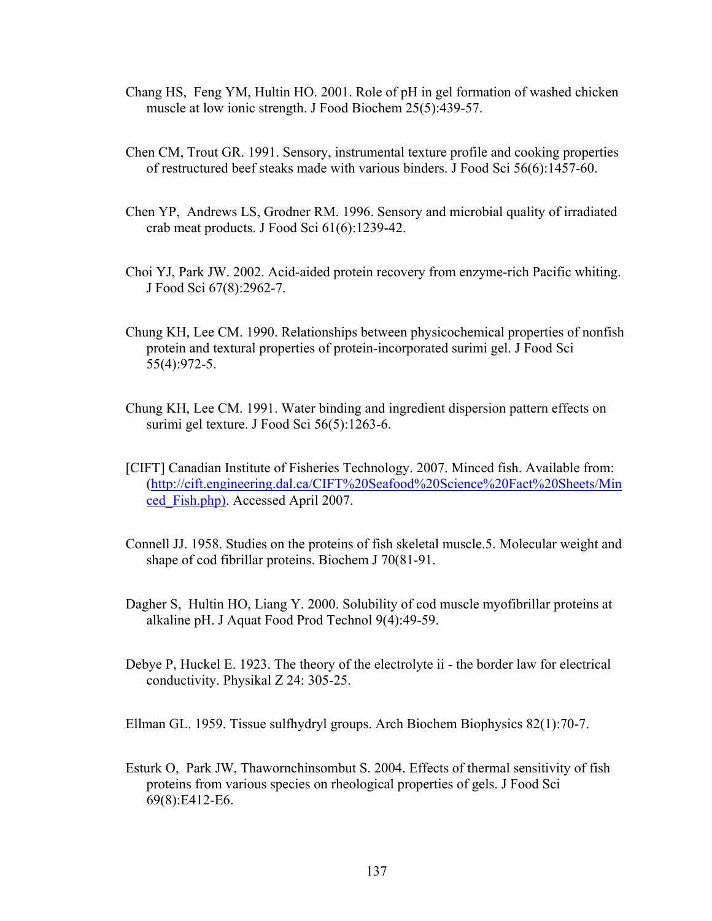Chang HS, Feng YM, Hultin HO. 2001. Role of pH in gel formation of washed chicken muscle at low ionic strength. J Food Biochem 25(5):439-57.

Chen CM, Trout GR. 1991. Sensory, instrumental texture profile and cooking properties of restructured beef steaks made with various binders. J Food Sci 56(6):1457-60.

Chen YP, Andrews LS, Grodner RM. 1996. Sensory and microbial quality of irradiated crab meat products. J Food Sci 61(6):1239-42.

Choi YJ, Park JW. 2002. Acid-aided protein recovery from enzyme-rich Pacific whiting. J Food Sci 67(8):2962-7.

Chung KH, Lee CM. 1990. Relationships between physicochemical properties of nonfish protein and textural properties of protein-incorporated surimi gel. J Food Sci 55(4):972-5.

Chung KH, Lee CM. 1991. Water binding and ingredient dispersion pattern effects on surimi gel texture. J Food Sci 56(5):1263-6.

[CIFT] Canadian Institute of Fisheries Technology. 2007. Minced fish. Available from: (http://cift.engineering.dal.ca/CIFT%20Seafood%20Science%20Fact%20Sheets/Minced_Fish.php). Accessed April 2007.

Connell JJ. 1958. Studies on the proteins of fish skeletal muscle.5. Molecular weight and shape of cod fibrillar proteins. Biochem J 70(81-91.

Dagher S, Hultin HO, Liang Y. 2000. Solubility of cod muscle myofibrillar proteins at alkaline pH. J Aquat Food Prod Technol 9(4):49-59.

Debye P, Huckel E. 1923. The theory of the electrolyte ii - the border law for electrical conductivity. Physikal Z 24: 305-25.

Ellman GL. 1959. Tissue sulfhydryl groups. Arch Biochem Biophysics 82(1):70-7.

Esturk O, Park JW, Thawornchinsombut S. 2004. Effects of thermal sensitivity of fish proteins from various species on rheological properties of gels. J Food Sci 69(8):E412-E6.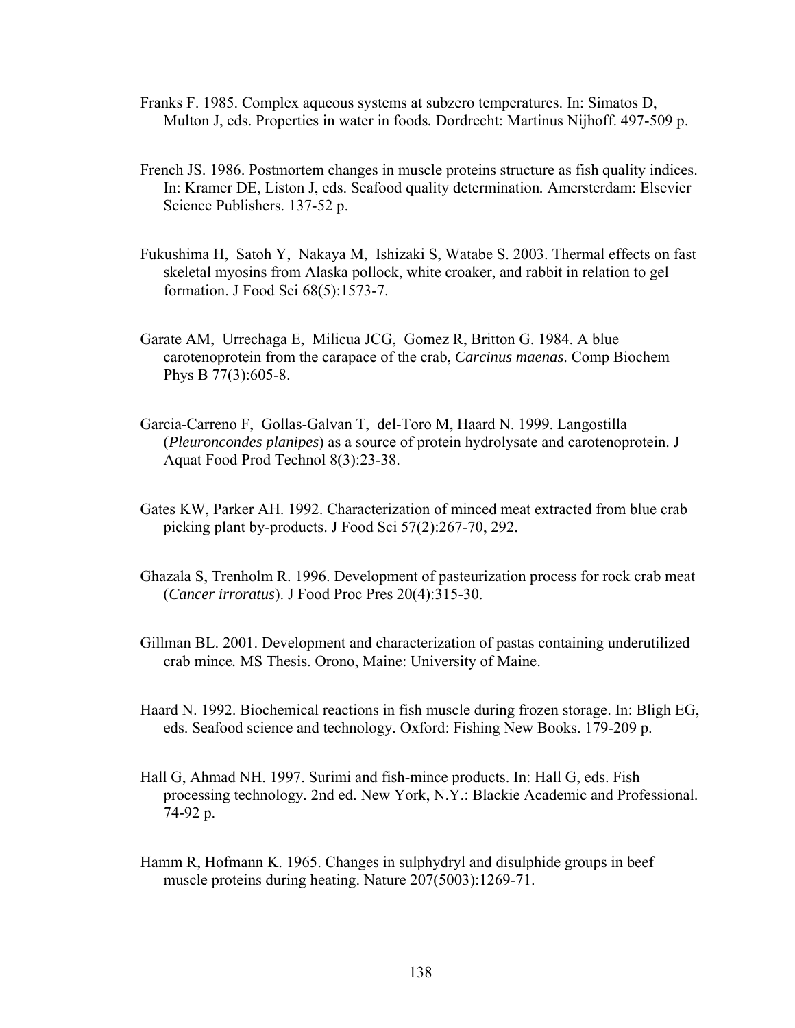Franks F. 1985. Complex aqueous systems at subzero temperatures. In: Simatos D, Multon J, eds. Properties in water in foods. Dordrecht: Martinus Nijhoff. 497-509 p.

French JS. 1986. Postmortem changes in muscle proteins structure as fish quality indices. In: Kramer DE, Liston J, eds. Seafood quality determination. Amersterdam: Elsevier Science Publishers. 137-52 p.

Fukushima H, Satoh Y, Nakaya M, Ishizaki S, Watabe S. 2003. Thermal effects on fast skeletal myosins from Alaska pollock, white croaker, and rabbit in relation to gel formation. J Food Sci 68(5):1573-7.

Garate AM, Urrechaga E, Milicua JCG, Gomez R, Britton G. 1984. A blue carotenoprotein from the carapace of the crab, *Carcinus maenas*. Comp Biochem Phys B 77(3):605-8.

Garcia-Carreno F, Gollas-Galvan T, del-Toro M, Haard N. 1999. Langostilla (*Pleuroncondes planipes*) as a source of protein hydrolysate and carotenoprotein. J Aquat Food Prod Technol 8(3):23-38.

Gates KW, Parker AH. 1992. Characterization of minced meat extracted from blue crab picking plant by-products. J Food Sci 57(2):267-70, 292.

Ghazala S, Trenholm R. 1996. Development of pasteurization process for rock crab meat (*Cancer irroratus*). J Food Proc Pres 20(4):315-30.

Gillman BL. 2001. Development and characterization of pastas containing underutilized crab mince. MS Thesis. Orono, Maine: University of Maine.

Haard N. 1992. Biochemical reactions in fish muscle during frozen storage. In: Bligh EG, eds. Seafood science and technology. Oxford: Fishing New Books. 179-209 p.

Hall G, Ahmad NH. 1997. Surimi and fish-mince products. In: Hall G, eds. Fish processing technology. 2nd ed. New York, N.Y.: Blackie Academic and Professional. 74-92 p.

Hamm R, Hofmann K. 1965. Changes in sulphydryl and disulphide groups in beef muscle proteins during heating. Nature 207(5003):1269-71.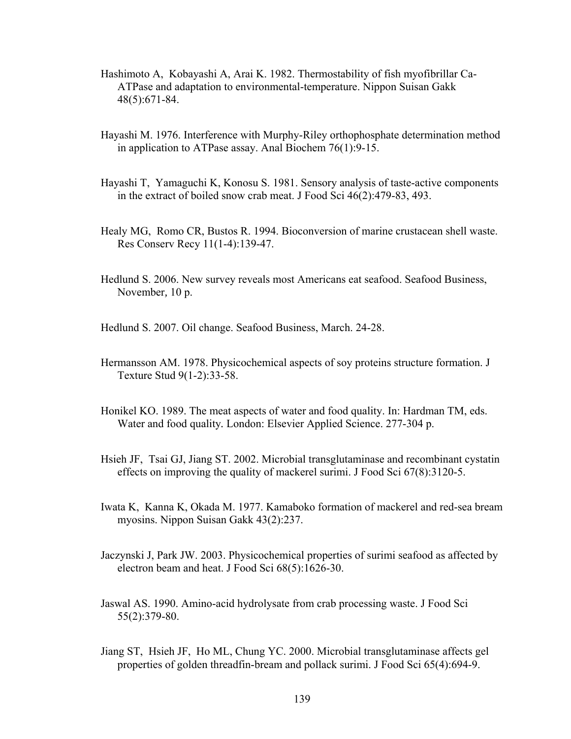Hashimoto A, Kobayashi A, Arai K. 1982. Thermostability of fish myofibrillar Ca-ATPase and adaptation to environmental-temperature. Nippon Suisan Gakk 48(5):671-84.

Hayashi M. 1976. Interference with Murphy-Riley orthophosphate determination method in application to ATPase assay. Anal Biochem 76(1):9-15.

Hayashi T, Yamaguchi K, Konosu S. 1981. Sensory analysis of taste-active components in the extract of boiled snow crab meat. J Food Sci 46(2):479-83, 493.

Healy MG, Romo CR, Bustos R. 1994. Bioconversion of marine crustacean shell waste. Res Conserv Recy 11(1-4):139-47.

Hedlund S. 2006. New survey reveals most Americans eat seafood. Seafood Business, November, 10 p.

Hedlund S. 2007. Oil change. Seafood Business, March. 24-28.

Hermansson AM. 1978. Physicochemical aspects of soy proteins structure formation. J Texture Stud 9(1-2):33-58.

Honikel KO. 1989. The meat aspects of water and food quality. In: Hardman TM, eds. Water and food quality. London: Elsevier Applied Science. 277-304 p.

Hsieh JF, Tsai GJ, Jiang ST. 2002. Microbial transglutaminase and recombinant cystatin effects on improving the quality of mackerel surimi. J Food Sci 67(8):3120-5.

Iwata K, Kanna K, Okada M. 1977. Kamaboko formation of mackerel and red-sea bream myosins. Nippon Suisan Gakk 43(2):237.

Jaczynski J, Park JW. 2003. Physicochemical properties of surimi seafood as affected by electron beam and heat. J Food Sci 68(5):1626-30.

Jaswal AS. 1990. Amino-acid hydrolysate from crab processing waste. J Food Sci 55(2):379-80.

Jiang ST, Hsieh JF, Ho ML, Chung YC. 2000. Microbial transglutaminase affects gel properties of golden threadfin-bream and pollack surimi. J Food Sci 65(4):694-9.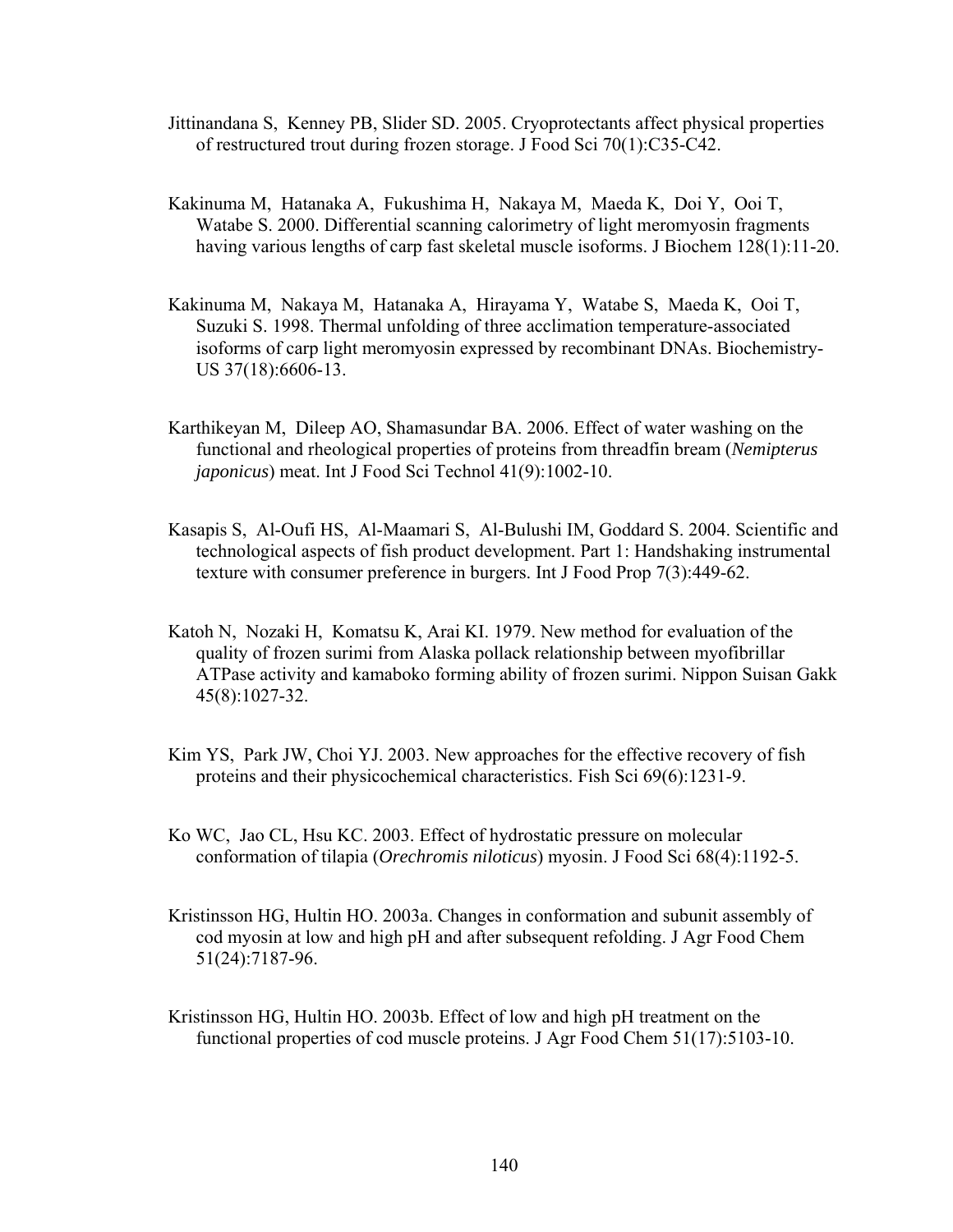Jittinandana S, Kenney PB, Slider SD. 2005. Cryoprotectants affect physical properties of restructured trout during frozen storage. J Food Sci 70(1):C35-C42.

Kakinuma M, Hatanaka A, Fukushima H, Nakaya M, Maeda K, Doi Y, Ooi T, Watabe S. 2000. Differential scanning calorimetry of light meromyosin fragments having various lengths of carp fast skeletal muscle isoforms. J Biochem 128(1):11-20.

Kakinuma M, Nakaya M, Hatanaka A, Hirayama Y, Watabe S, Maeda K, Ooi T, Suzuki S. 1998. Thermal unfolding of three acclimation temperature-associated isoforms of carp light meromyosin expressed by recombinant DNAs. Biochemistry-US 37(18):6606-13.

Karthikeyan M, Dileep AO, Shamasundar BA. 2006. Effect of water washing on the functional and rheological properties of proteins from threadfin bream (*Nemipterus japonicus*) meat. Int J Food Sci Technol 41(9):1002-10.

Kasapis S, Al-Oufi HS, Al-Maamari S, Al-Bulushi IM, Goddard S. 2004. Scientific and technological aspects of fish product development. Part 1: Handshaking instrumental texture with consumer preference in burgers. Int J Food Prop 7(3):449-62.

Katoh N, Nozaki H, Komatsu K, Arai KI. 1979. New method for evaluation of the quality of frozen surimi from Alaska pollack relationship between myofibrillar ATPase activity and kamaboko forming ability of frozen surimi. Nippon Suisan Gakk 45(8):1027-32.

Kim YS, Park JW, Choi YJ. 2003. New approaches for the effective recovery of fish proteins and their physicochemical characteristics. Fish Sci 69(6):1231-9.

Ko WC, Jao CL, Hsu KC. 2003. Effect of hydrostatic pressure on molecular conformation of tilapia (*Orechromis niloticus*) myosin. J Food Sci 68(4):1192-5.

Kristinsson HG, Hultin HO. 2003a. Changes in conformation and subunit assembly of cod myosin at low and high pH and after subsequent refolding. J Agr Food Chem 51(24):7187-96.

Kristinsson HG, Hultin HO. 2003b. Effect of low and high pH treatment on the functional properties of cod muscle proteins. J Agr Food Chem 51(17):5103-10.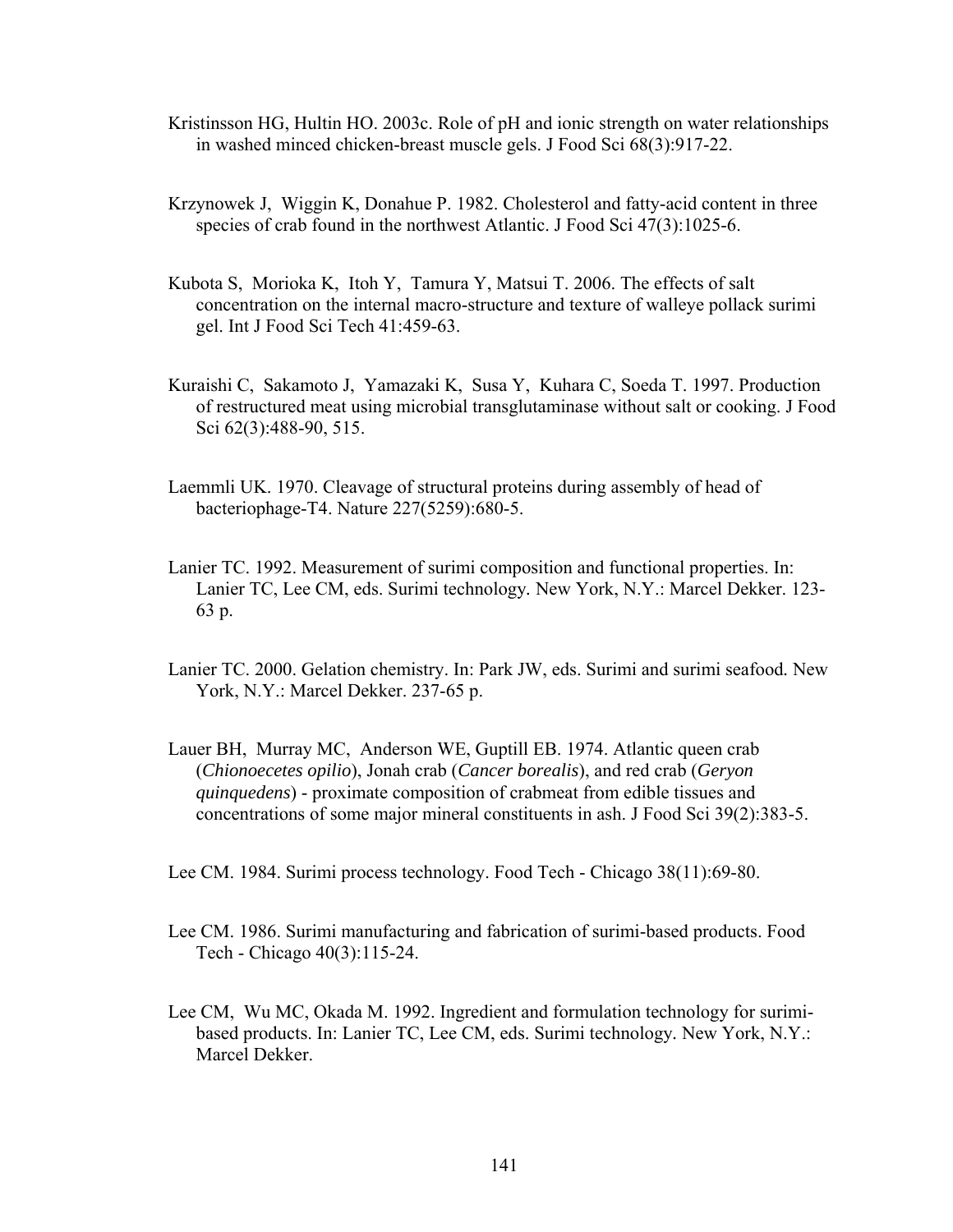Kristinsson HG, Hultin HO. 2003c. Role of pH and ionic strength on water relationships in washed minced chicken-breast muscle gels. J Food Sci 68(3):917-22.

Krzynowek J, Wiggin K, Donahue P. 1982. Cholesterol and fatty-acid content in three species of crab found in the northwest Atlantic. J Food Sci 47(3):1025-6.

Kubota S, Morioka K, Itoh Y, Tamura Y, Matsui T. 2006. The effects of salt concentration on the internal macro-structure and texture of walleye pollack surimi gel. Int J Food Sci Tech 41:459-63.

Kuraishi C, Sakamoto J, Yamazaki K, Susa Y, Kuhara C, Soeda T. 1997. Production of restructured meat using microbial transglutaminase without salt or cooking. J Food Sci 62(3):488-90, 515.

Laemmli UK. 1970. Cleavage of structural proteins during assembly of head of bacteriophage-T4. Nature 227(5259):680-5.

Lanier TC. 1992. Measurement of surimi composition and functional properties. In: Lanier TC, Lee CM, eds. Surimi technology. New York, N.Y.: Marcel Dekker. 123-63 p.

Lanier TC. 2000. Gelation chemistry. In: Park JW, eds. Surimi and surimi seafood. New York, N.Y.: Marcel Dekker. 237-65 p.

Lauer BH, Murray MC, Anderson WE, Guptill EB. 1974. Atlantic queen crab (*Chionoecetes opilio*), Jonah crab (*Cancer borealis*), and red crab (*Geryon quinquedens*) - proximate composition of crabmeat from edible tissues and concentrations of some major mineral constituents in ash. J Food Sci 39(2):383-5.

Lee CM. 1984. Surimi process technology. Food Tech - Chicago 38(11):69-80.

Lee CM. 1986. Surimi manufacturing and fabrication of surimi-based products. Food Tech - Chicago 40(3):115-24.

Lee CM, Wu MC, Okada M. 1992. Ingredient and formulation technology for surimi-based products. In: Lanier TC, Lee CM, eds. Surimi technology. New York, N.Y.: Marcel Dekker.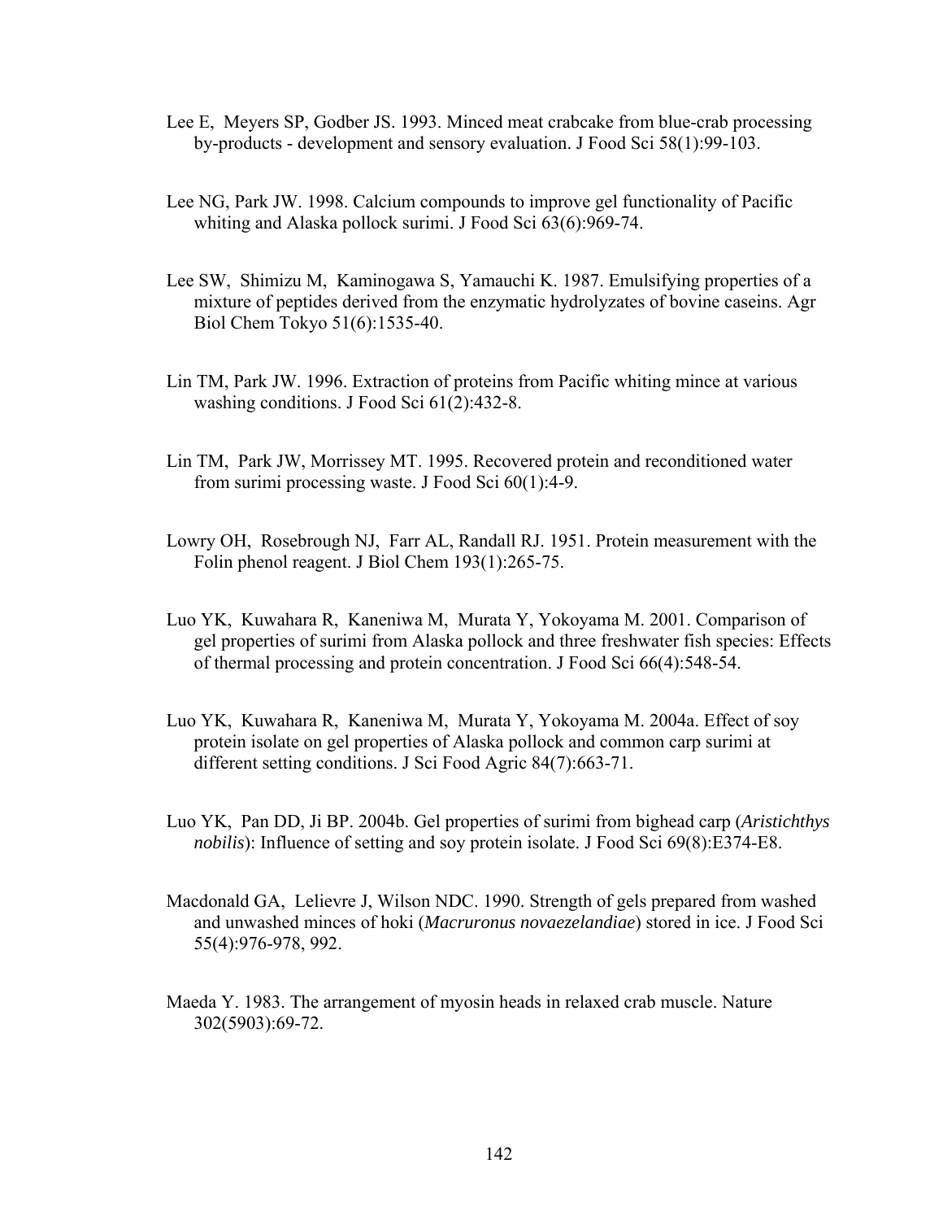Lee E, Meyers SP, Godber JS. 1993. Minced meat crabcake from blue-crab processing by-products - development and sensory evaluation. J Food Sci 58(1):99-103.

Lee NG, Park JW. 1998. Calcium compounds to improve gel functionality of Pacific whiting and Alaska pollock surimi. J Food Sci 63(6):969-74.

Lee SW, Shimizu M, Kaminogawa S, Yamauchi K. 1987. Emulsifying properties of a mixture of peptides derived from the enzymatic hydrolyzates of bovine caseins. Agr Biol Chem Tokyo 51(6):1535-40.

Lin TM, Park JW. 1996. Extraction of proteins from Pacific whiting mince at various washing conditions. J Food Sci 61(2):432-8.

Lin TM, Park JW, Morrissey MT. 1995. Recovered protein and reconditioned water from surimi processing waste. J Food Sci 60(1):4-9.

Lowry OH, Rosebrough NJ, Farr AL, Randall RJ. 1951. Protein measurement with the Folin phenol reagent. J Biol Chem 193(1):265-75.

Luo YK, Kuwahara R, Kaneniwa M, Murata Y, Yokoyama M. 2001. Comparison of gel properties of surimi from Alaska pollock and three freshwater fish species: Effects of thermal processing and protein concentration. J Food Sci 66(4):548-54.

Luo YK, Kuwahara R, Kaneniwa M, Murata Y, Yokoyama M. 2004a. Effect of soy protein isolate on gel properties of Alaska pollock and common carp surimi at different setting conditions. J Sci Food Agric 84(7):663-71.

Luo YK, Pan DD, Ji BP. 2004b. Gel properties of surimi from bighead carp (*Aristichthys nobilis*): Influence of setting and soy protein isolate. J Food Sci 69(8):E374-E8.

Macdonald GA, Lelievre J, Wilson NDC. 1990. Strength of gels prepared from washed and unwashed minces of hoki (*Macruronus novaezelandiae*) stored in ice. J Food Sci 55(4):976-978, 992.

Maeda Y. 1983. The arrangement of myosin heads in relaxed crab muscle. Nature 302(5903):69-72.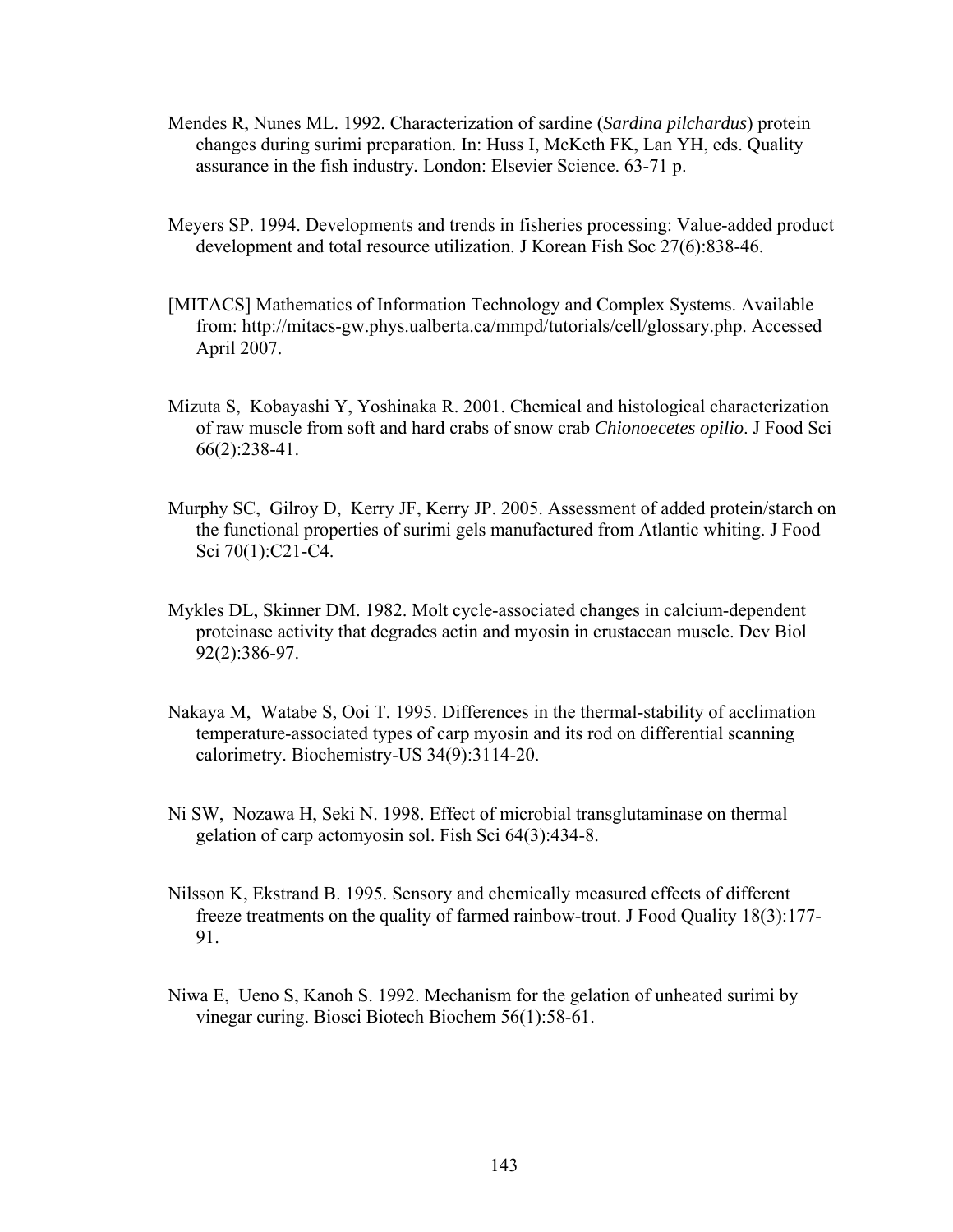Mendes R, Nunes ML. 1992. Characterization of sardine (*Sardina pilchardus*) protein changes during surimi preparation. In: Huss I, McKeth FK, Lan YH, eds. Quality assurance in the fish industry. London: Elsevier Science. 63-71 p.

Meyers SP. 1994. Developments and trends in fisheries processing: Value-added product development and total resource utilization. J Korean Fish Soc 27(6):838-46.

[MITACS] Mathematics of Information Technology and Complex Systems. Available from: http://mitacs-gw.phys.ualberta.ca/mmpd/tutorials/cell/glossary.php. Accessed April 2007.

Mizuta S, Kobayashi Y, Yoshinaka R. 2001. Chemical and histological characterization of raw muscle from soft and hard crabs of snow crab *Chionoecetes opilio*. J Food Sci 66(2):238-41.

Murphy SC, Gilroy D, Kerry JF, Kerry JP. 2005. Assessment of added protein/starch on the functional properties of surimi gels manufactured from Atlantic whiting. J Food Sci 70(1):C21-C4.

Mykles DL, Skinner DM. 1982. Molt cycle-associated changes in calcium-dependent proteinase activity that degrades actin and myosin in crustacean muscle. Dev Biol 92(2):386-97.

Nakaya M, Watabe S, Ooi T. 1995. Differences in the thermal-stability of acclimation temperature-associated types of carp myosin and its rod on differential scanning calorimetry. Biochemistry-US 34(9):3114-20.

Ni SW, Nozawa H, Seki N. 1998. Effect of microbial transglutaminase on thermal gelation of carp actomyosin sol. Fish Sci 64(3):434-8.

Nilsson K, Ekstrand B. 1995. Sensory and chemically measured effects of different freeze treatments on the quality of farmed rainbow-trout. J Food Quality 18(3):177-91.

Niwa E, Ueno S, Kanoh S. 1992. Mechanism for the gelation of unheated surimi by vinegar curing. Biosci Biotech Biochem 56(1):58-61.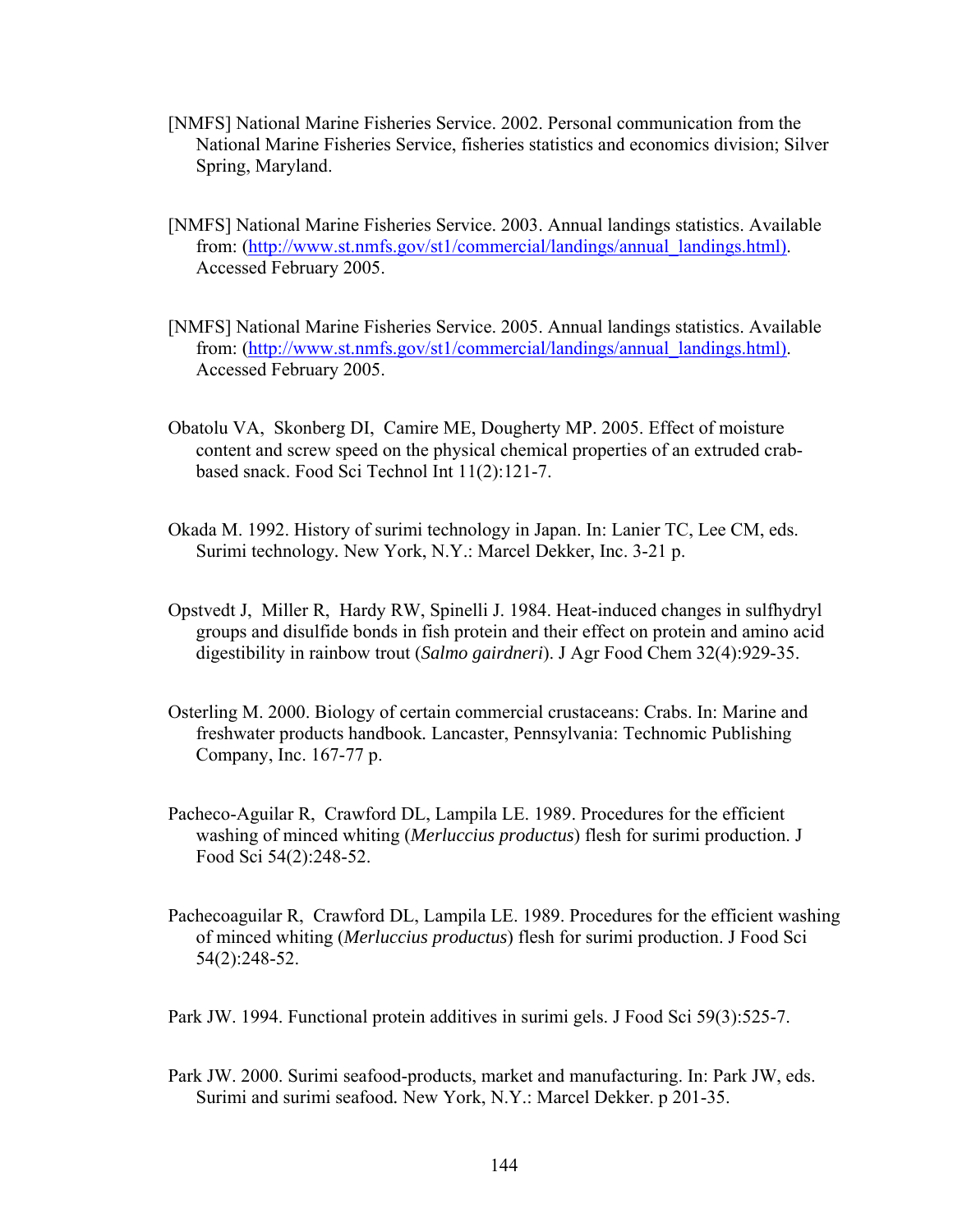[NMFS] National Marine Fisheries Service. 2002. Personal communication from the National Marine Fisheries Service, fisheries statistics and economics division; Silver Spring, Maryland.

[NMFS] National Marine Fisheries Service. 2003. Annual landings statistics. Available from: (http://www.st.nmfs.gov/st1/commercial/landings/annual_landings.html). Accessed February 2005.

[NMFS] National Marine Fisheries Service. 2005. Annual landings statistics. Available from: (http://www.st.nmfs.gov/st1/commercial/landings/annual_landings.html). Accessed February 2005.

Obatolu VA, Skonberg DI, Camire ME, Dougherty MP. 2005. Effect of moisture content and screw speed on the physical chemical properties of an extruded crab-based snack. Food Sci Technol Int 11(2):121-7.

Okada M. 1992. History of surimi technology in Japan. In: Lanier TC, Lee CM, eds. Surimi technology. New York, N.Y.: Marcel Dekker, Inc. 3-21 p.

Opstvedt J, Miller R, Hardy RW, Spinelli J. 1984. Heat-induced changes in sulfhydryl groups and disulfide bonds in fish protein and their effect on protein and amino acid digestibility in rainbow trout (*Salmo gairdneri*). J Agr Food Chem 32(4):929-35.

Osterling M. 2000. Biology of certain commercial crustaceans: Crabs. In: Marine and freshwater products handbook. Lancaster, Pennsylvania: Technomic Publishing Company, Inc. 167-77 p.

Pacheco-Aguilar R, Crawford DL, Lampila LE. 1989. Procedures for the efficient washing of minced whiting (*Merluccius productus*) flesh for surimi production. J Food Sci 54(2):248-52.

Pachecoaguilar R, Crawford DL, Lampila LE. 1989. Procedures for the efficient washing of minced whiting (*Merluccius productus*) flesh for surimi production. J Food Sci 54(2):248-52.

Park JW. 1994. Functional protein additives in surimi gels. J Food Sci 59(3):525-7.

Park JW. 2000. Surimi seafood-products, market and manufacturing. In: Park JW, eds. Surimi and surimi seafood. New York, N.Y.: Marcel Dekker. p 201-35.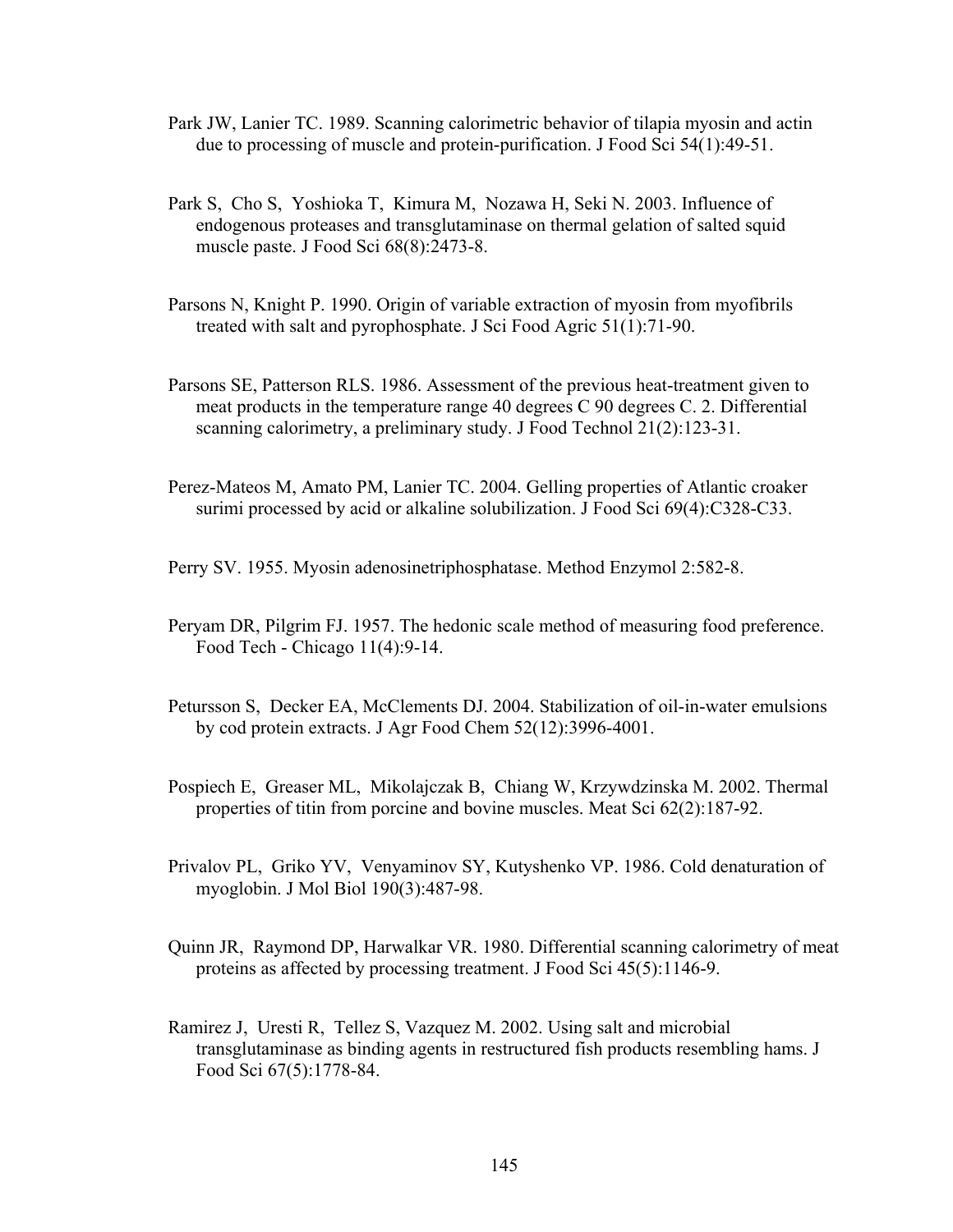Park JW, Lanier TC. 1989. Scanning calorimetric behavior of tilapia myosin and actin due to processing of muscle and protein-purification. J Food Sci 54(1):49-51.

Park S, Cho S, Yoshioka T, Kimura M, Nozawa H, Seki N. 2003. Influence of endogenous proteases and transglutaminase on thermal gelation of salted squid muscle paste. J Food Sci 68(8):2473-8.

Parsons N, Knight P. 1990. Origin of variable extraction of myosin from myofibrils treated with salt and pyrophosphate. J Sci Food Agric 51(1):71-90.

Parsons SE, Patterson RLS. 1986. Assessment of the previous heat-treatment given to meat products in the temperature range 40 degrees C 90 degrees C. 2. Differential scanning calorimetry, a preliminary study. J Food Technol 21(2):123-31.

Perez-Mateos M, Amato PM, Lanier TC. 2004. Gelling properties of Atlantic croaker surimi processed by acid or alkaline solubilization. J Food Sci 69(4):C328-C33.

Perry SV. 1955. Myosin adenosinetriphosphatase. Method Enzymol 2:582-8.

Peryam DR, Pilgrim FJ. 1957. The hedonic scale method of measuring food preference. Food Tech - Chicago 11(4):9-14.

Petursson S, Decker EA, McClements DJ. 2004. Stabilization of oil-in-water emulsions by cod protein extracts. J Agr Food Chem 52(12):3996-4001.

Pospiech E, Greaser ML, Mikolajczak B, Chiang W, Krzywdzinska M. 2002. Thermal properties of titin from porcine and bovine muscles. Meat Sci 62(2):187-92.

Privalov PL, Griko YV, Venyaminov SY, Kutyshenko VP. 1986. Cold denaturation of myoglobin. J Mol Biol 190(3):487-98.

Quinn JR, Raymond DP, Harwalkar VR. 1980. Differential scanning calorimetry of meat proteins as affected by processing treatment. J Food Sci 45(5):1146-9.

Ramirez J, Uresti R, Tellez S, Vazquez M. 2002. Using salt and microbial transglutaminase as binding agents in restructured fish products resembling hams. J Food Sci 67(5):1778-84.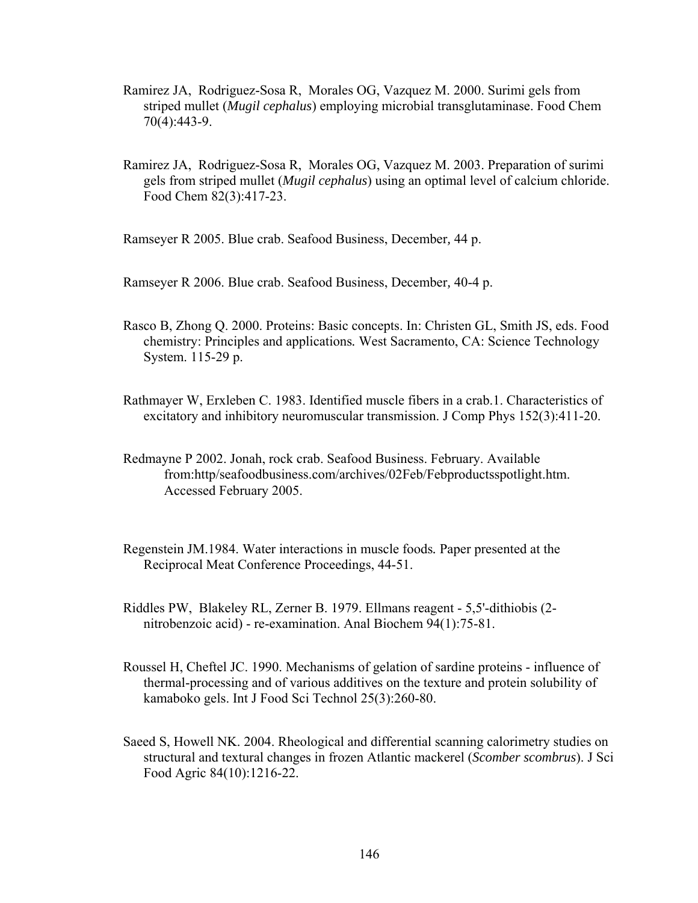Ramirez JA, Rodriguez-Sosa R, Morales OG, Vazquez M. 2000. Surimi gels from striped mullet (*Mugil cephalus*) employing microbial transglutaminase. Food Chem 70(4):443-9.

Ramirez JA, Rodriguez-Sosa R, Morales OG, Vazquez M. 2003. Preparation of surimi gels from striped mullet (*Mugil cephalus*) using an optimal level of calcium chloride. Food Chem 82(3):417-23.

Ramseyer R 2005. Blue crab. Seafood Business, December, 44 p.

Ramseyer R 2006. Blue crab. Seafood Business, December, 40-4 p.

Rasco B, Zhong Q. 2000. Proteins: Basic concepts. In: Christen GL, Smith JS, eds. Food chemistry: Principles and applications. West Sacramento, CA: Science Technology System. 115-29 p.

Rathmayer W, Erxleben C. 1983. Identified muscle fibers in a crab.1. Characteristics of excitatory and inhibitory neuromuscular transmission. J Comp Phys 152(3):411-20.

Redmayne P 2002. Jonah, rock crab. Seafood Business. February. Available from:http/seafoodbusiness.com/archives/02Feb/Febproductsspotlight.htm. Accessed February 2005.

Regenstein JM.1984. Water interactions in muscle foods. Paper presented at the Reciprocal Meat Conference Proceedings, 44-51.

Riddles PW, Blakeley RL, Zerner B. 1979. Ellmans reagent - 5,5'-dithiobis (2-nitrobenzoic acid) - re-examination. Anal Biochem 94(1):75-81.

Roussel H, Cheftel JC. 1990. Mechanisms of gelation of sardine proteins - influence of thermal-processing and of various additives on the texture and protein solubility of kamaboko gels. Int J Food Sci Technol 25(3):260-80.

Saeed S, Howell NK. 2004. Rheological and differential scanning calorimetry studies on structural and textural changes in frozen Atlantic mackerel (*Scomber scombrus*). J Sci Food Agric 84(10):1216-22.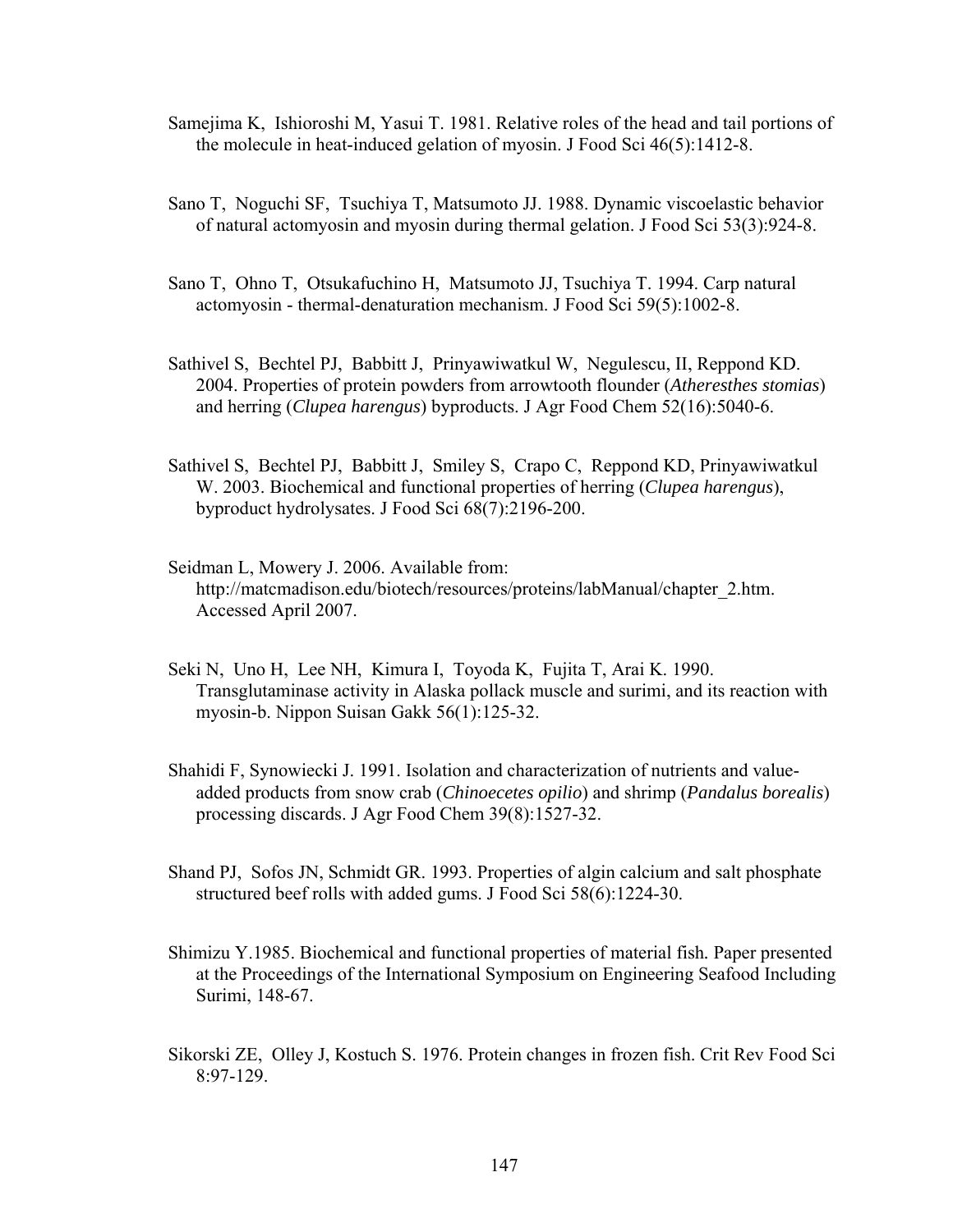Samejima K, Ishioroshi M, Yasui T. 1981. Relative roles of the head and tail portions of the molecule in heat-induced gelation of myosin. J Food Sci 46(5):1412-8.

Sano T, Noguchi SF, Tsuchiya T, Matsumoto JJ. 1988. Dynamic viscoelastic behavior of natural actomyosin and myosin during thermal gelation. J Food Sci 53(3):924-8.

Sano T, Ohno T, Otsukafuchino H, Matsumoto JJ, Tsuchiya T. 1994. Carp natural actomyosin - thermal-denaturation mechanism. J Food Sci 59(5):1002-8.

Sathivel S, Bechtel PJ, Babbitt J, Prinyawiwatkul W, Negulescu, II, Reppond KD. 2004. Properties of protein powders from arrowtooth flounder (*Atheresthes stomias*) and herring (*Clupea harengus*) byproducts. J Agr Food Chem 52(16):5040-6.

Sathivel S, Bechtel PJ, Babbitt J, Smiley S, Crapo C, Reppond KD, Prinyawiwatkul W. 2003. Biochemical and functional properties of herring (*Clupea harengus*), byproduct hydrolysates. J Food Sci 68(7):2196-200.

Seidman L, Mowery J. 2006. Available from: http://matcmadison.edu/biotech/resources/proteins/labManual/chapter_2.htm. Accessed April 2007.

Seki N, Uno H, Lee NH, Kimura I, Toyoda K, Fujita T, Arai K. 1990. Transglutaminase activity in Alaska pollack muscle and surimi, and its reaction with myosin-b. Nippon Suisan Gakk 56(1):125-32.

Shahidi F, Synowiecki J. 1991. Isolation and characterization of nutrients and value-added products from snow crab (*Chinoecetes opilio*) and shrimp (*Pandalus borealis*) processing discards. J Agr Food Chem 39(8):1527-32.

Shand PJ, Sofos JN, Schmidt GR. 1993. Properties of algin calcium and salt phosphate structured beef rolls with added gums. J Food Sci 58(6):1224-30.

Shimizu Y.1985. Biochemical and functional properties of material fish. Paper presented at the Proceedings of the International Symposium on Engineering Seafood Including Surimi, 148-67.

Sikorski ZE, Olley J, Kostuch S. 1976. Protein changes in frozen fish. Crit Rev Food Sci 8:97-129.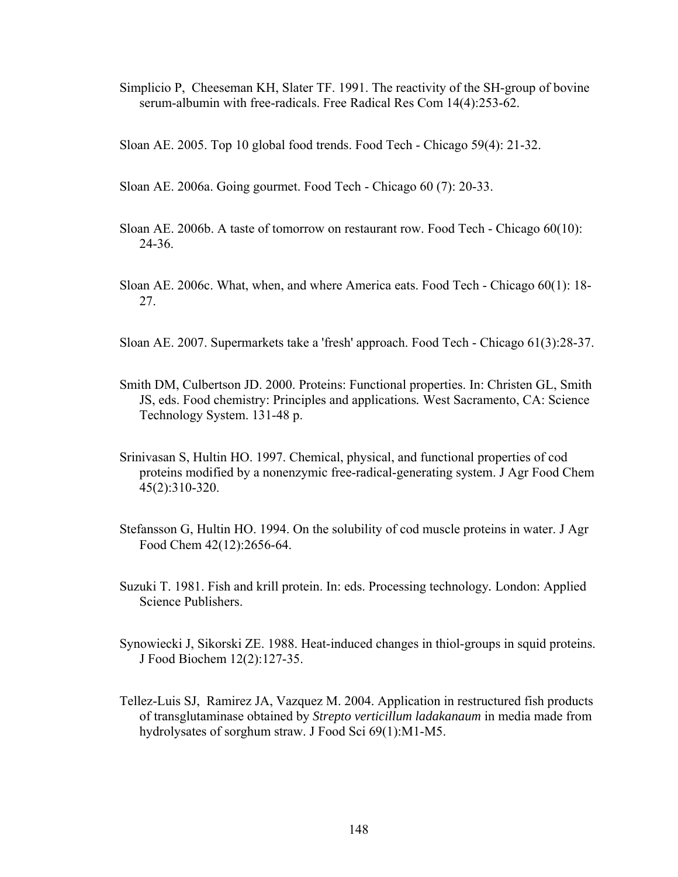Simplicio P, Cheeseman KH, Slater TF. 1991. The reactivity of the SH-group of bovine serum-albumin with free-radicals. Free Radical Res Com 14(4):253-62.

Sloan AE. 2005. Top 10 global food trends. Food Tech - Chicago 59(4): 21-32.

Sloan AE. 2006a. Going gourmet. Food Tech - Chicago 60 (7): 20-33.

Sloan AE. 2006b. A taste of tomorrow on restaurant row. Food Tech - Chicago 60(10): 24-36.

Sloan AE. 2006c. What, when, and where America eats. Food Tech - Chicago 60(1): 18-27.

Sloan AE. 2007. Supermarkets take a 'fresh' approach. Food Tech - Chicago 61(3):28-37.

Smith DM, Culbertson JD. 2000. Proteins: Functional properties. In: Christen GL, Smith JS, eds. Food chemistry: Principles and applications*.* West Sacramento, CA: Science Technology System. 131-48 p.

Srinivasan S, Hultin HO. 1997. Chemical, physical, and functional properties of cod proteins modified by a nonenzymic free-radical-generating system. J Agr Food Chem 45(2):310-320.

Stefansson G, Hultin HO. 1994. On the solubility of cod muscle proteins in water. J Agr Food Chem 42(12):2656-64.

Suzuki T. 1981. Fish and krill protein. In: eds. Processing technology*.* London: Applied Science Publishers.

Synowiecki J, Sikorski ZE. 1988. Heat-induced changes in thiol-groups in squid proteins. J Food Biochem 12(2):127-35.

Tellez-Luis SJ, Ramirez JA, Vazquez M. 2004. Application in restructured fish products of transglutaminase obtained by *Strepto verticillum ladakanaum* in media made from hydrolysates of sorghum straw. J Food Sci 69(1):M1-M5.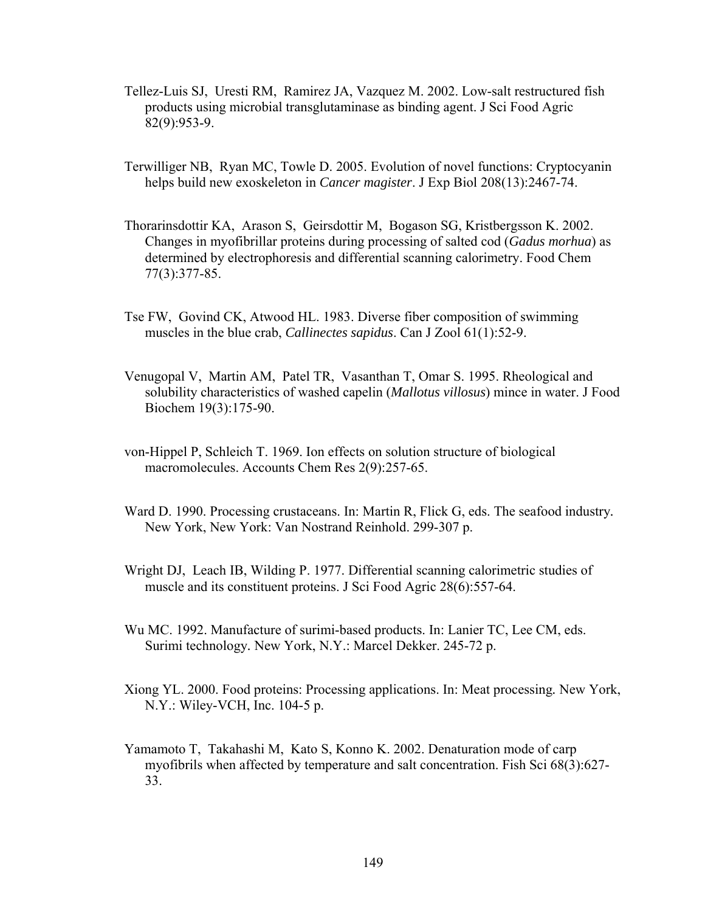Tellez-Luis SJ, Uresti RM, Ramirez JA, Vazquez M. 2002. Low-salt restructured fish products using microbial transglutaminase as binding agent. J Sci Food Agric 82(9):953-9.

Terwilliger NB, Ryan MC, Towle D. 2005. Evolution of novel functions: Cryptocyanin helps build new exoskeleton in *Cancer magister*. J Exp Biol 208(13):2467-74.

Thorarinsdottir KA, Arason S, Geirsdottir M, Bogason SG, Kristbergsson K. 2002. Changes in myofibrillar proteins during processing of salted cod (*Gadus morhua*) as determined by electrophoresis and differential scanning calorimetry. Food Chem 77(3):377-85.

Tse FW, Govind CK, Atwood HL. 1983. Diverse fiber composition of swimming muscles in the blue crab, *Callinectes sapidus*. Can J Zool 61(1):52-9.

Venugopal V, Martin AM, Patel TR, Vasanthan T, Omar S. 1995. Rheological and solubility characteristics of washed capelin (*Mallotus villosus*) mince in water. J Food Biochem 19(3):175-90.

von-Hippel P, Schleich T. 1969. Ion effects on solution structure of biological macromolecules. Accounts Chem Res 2(9):257-65.

Ward D. 1990. Processing crustaceans. In: Martin R, Flick G, eds. The seafood industry. New York, New York: Van Nostrand Reinhold. 299-307 p.

Wright DJ, Leach IB, Wilding P. 1977. Differential scanning calorimetric studies of muscle and its constituent proteins. J Sci Food Agric 28(6):557-64.

Wu MC. 1992. Manufacture of surimi-based products. In: Lanier TC, Lee CM, eds. Surimi technology. New York, N.Y.: Marcel Dekker. 245-72 p.

Xiong YL. 2000. Food proteins: Processing applications. In: Meat processing. New York, N.Y.: Wiley-VCH, Inc. 104-5 p.

Yamamoto T, Takahashi M, Kato S, Konno K. 2002. Denaturation mode of carp myofibrils when affected by temperature and salt concentration. Fish Sci 68(3):627-33.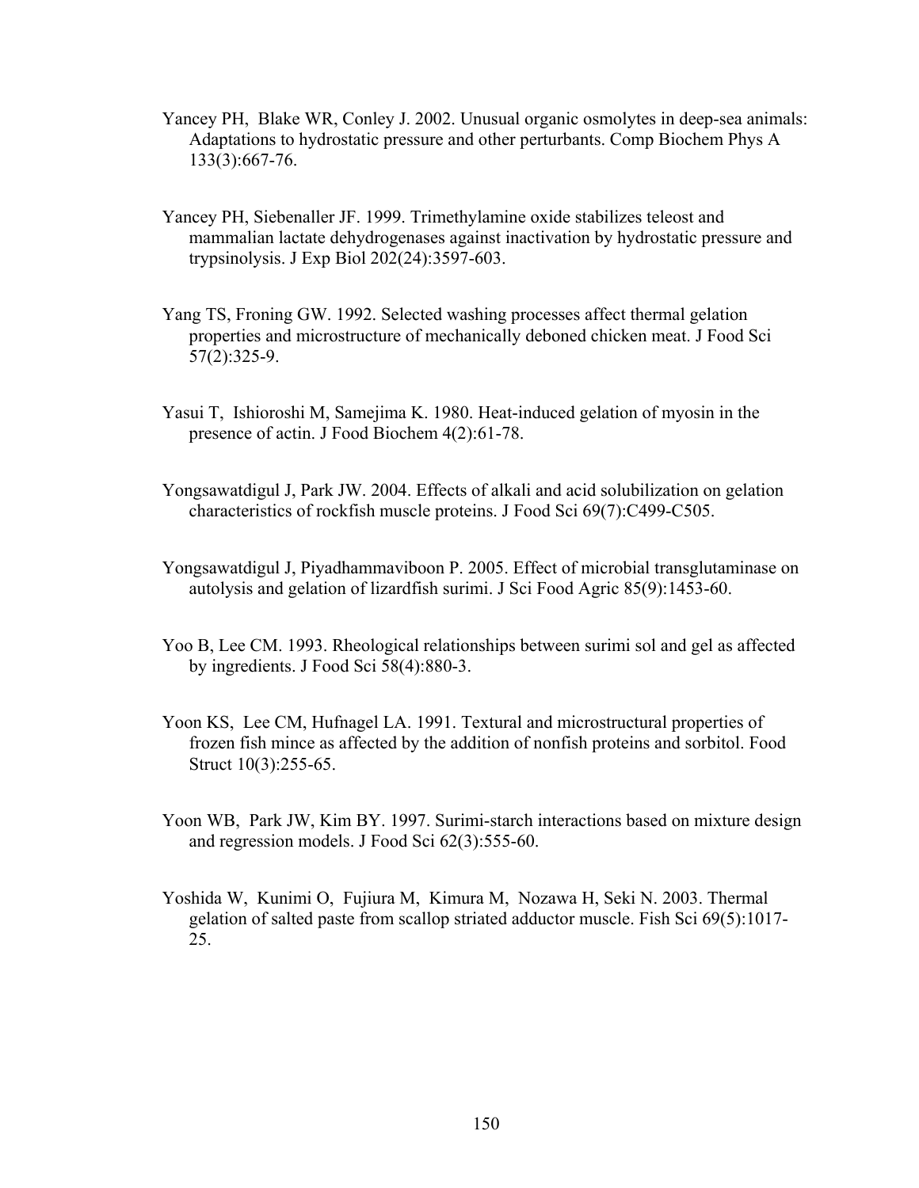Yancey PH, Blake WR, Conley J. 2002. Unusual organic osmolytes in deep-sea animals: Adaptations to hydrostatic pressure and other perturbants. Comp Biochem Phys A 133(3):667-76.

Yancey PH, Siebenaller JF. 1999. Trimethylamine oxide stabilizes teleost and mammalian lactate dehydrogenases against inactivation by hydrostatic pressure and trypsinolysis. J Exp Biol 202(24):3597-603.

Yang TS, Froning GW. 1992. Selected washing processes affect thermal gelation properties and microstructure of mechanically deboned chicken meat. J Food Sci 57(2):325-9.

Yasui T, Ishioroshi M, Samejima K. 1980. Heat-induced gelation of myosin in the presence of actin. J Food Biochem 4(2):61-78.

Yongsawatdigul J, Park JW. 2004. Effects of alkali and acid solubilization on gelation characteristics of rockfish muscle proteins. J Food Sci 69(7):C499-C505.

Yongsawatdigul J, Piyadhammaviboon P. 2005. Effect of microbial transglutaminase on autolysis and gelation of lizardfish surimi. J Sci Food Agric 85(9):1453-60.

Yoo B, Lee CM. 1993. Rheological relationships between surimi sol and gel as affected by ingredients. J Food Sci 58(4):880-3.

Yoon KS, Lee CM, Hufnagel LA. 1991. Textural and microstructural properties of frozen fish mince as affected by the addition of nonfish proteins and sorbitol. Food Struct 10(3):255-65.

Yoon WB, Park JW, Kim BY. 1997. Surimi-starch interactions based on mixture design and regression models. J Food Sci 62(3):555-60.

Yoshida W, Kunimi O, Fujiura M, Kimura M, Nozawa H, Seki N. 2003. Thermal gelation of salted paste from scallop striated adductor muscle. Fish Sci 69(5):1017-25.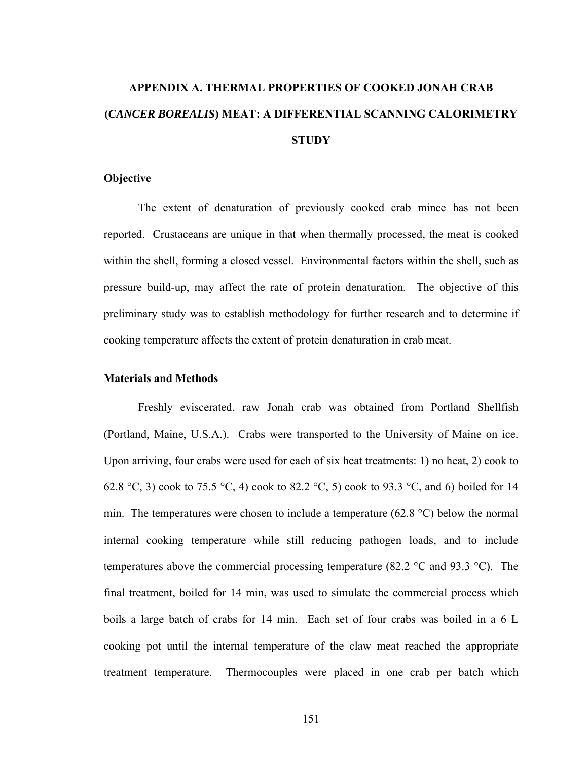# APPENDIX A. THERMAL PROPERTIES OF COOKED JONAH CRAB (*CANCER BOREALIS*) MEAT: A DIFFERENTIAL SCANNING CALORIMETRY STUDY

## Objective

The extent of denaturation of previously cooked crab mince has not been reported. Crustaceans are unique in that when thermally processed, the meat is cooked within the shell, forming a closed vessel. Environmental factors within the shell, such as pressure build-up, may affect the rate of protein denaturation. The objective of this preliminary study was to establish methodology for further research and to determine if cooking temperature affects the extent of protein denaturation in crab meat.

## Materials and Methods

Freshly eviscerated, raw Jonah crab was obtained from Portland Shellfish (Portland, Maine, U.S.A.). Crabs were transported to the University of Maine on ice. Upon arriving, four crabs were used for each of six heat treatments: 1) no heat, 2) cook to 62.8 °C, 3) cook to 75.5 °C, 4) cook to 82.2 °C, 5) cook to 93.3 °C, and 6) boiled for 14 min. The temperatures were chosen to include a temperature (62.8 °C) below the normal internal cooking temperature while still reducing pathogen loads, and to include temperatures above the commercial processing temperature (82.2 °C and 93.3 °C). The final treatment, boiled for 14 min, was used to simulate the commercial process which boils a large batch of crabs for 14 min. Each set of four crabs was boiled in a 6 L cooking pot until the internal temperature of the claw meat reached the appropriate treatment temperature. Thermocouples were placed in one crab per batch which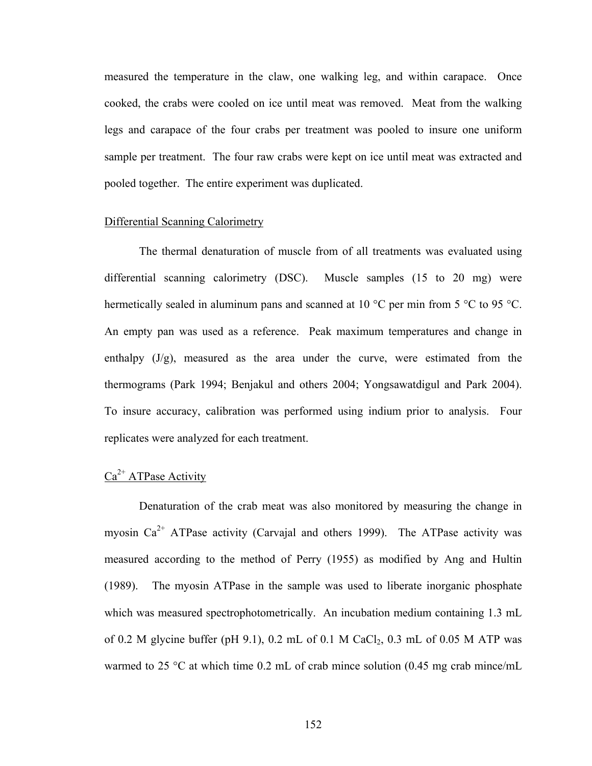measured the temperature in the claw, one walking leg, and within carapace. Once cooked, the crabs were cooled on ice until meat was removed. Meat from the walking legs and carapace of the four crabs per treatment was pooled to insure one uniform sample per treatment. The four raw crabs were kept on ice until meat was extracted and pooled together. The entire experiment was duplicated.

## Differential Scanning Calorimetry

The thermal denaturation of muscle from of all treatments was evaluated using differential scanning calorimetry (DSC). Muscle samples (15 to 20 mg) were hermetically sealed in aluminum pans and scanned at 10 °C per min from 5 °C to 95 °C. An empty pan was used as a reference. Peak maximum temperatures and change in enthalpy (J/g), measured as the area under the curve, were estimated from the thermograms (Park 1994; Benjakul and others 2004; Yongsawatdigul and Park 2004). To insure accuracy, calibration was performed using indium prior to analysis. Four replicates were analyzed for each treatment.

## $Ca^{2+}$ ATPase Activity

Denaturation of the crab meat was also monitored by measuring the change in myosin $Ca^{2+}$ ATPase activity (Carvajal and others 1999). The ATPase activity was measured according to the method of Perry (1955) as modified by Ang and Hultin (1989). The myosin ATPase in the sample was used to liberate inorganic phosphate which was measured spectrophotometrically. An incubation medium containing 1.3 mL of 0.2 M glycine buffer (pH 9.1), 0.2 mL of 0.1 M $CaCl_2$, 0.3 mL of 0.05 M ATP was warmed to 25 °C at which time 0.2 mL of crab mince solution (0.45 mg crab mince/mL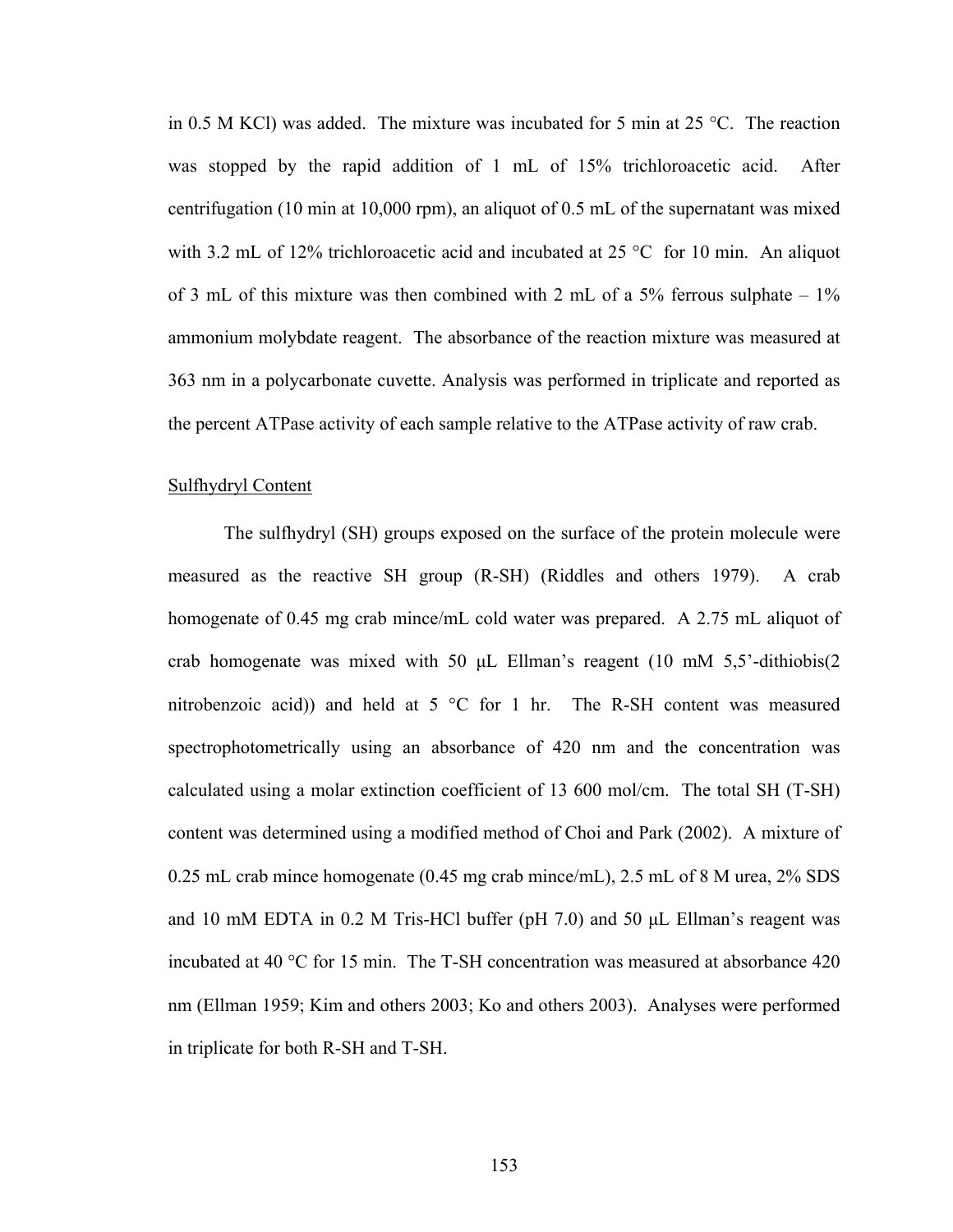in 0.5 M KCl) was added. The mixture was incubated for 5 min at 25 °C. The reaction was stopped by the rapid addition of 1 mL of 15% trichloroacetic acid. After centrifugation (10 min at 10,000 rpm), an aliquot of 0.5 mL of the supernatant was mixed with 3.2 mL of 12% trichloroacetic acid and incubated at 25 °C for 10 min. An aliquot of 3 mL of this mixture was then combined with 2 mL of a 5% ferrous sulphate – 1% ammonium molybdate reagent. The absorbance of the reaction mixture was measured at 363 nm in a polycarbonate cuvette. Analysis was performed in triplicate and reported as the percent ATPase activity of each sample relative to the ATPase activity of raw crab.

Sulfhydryl Content

The sulfhydryl (SH) groups exposed on the surface of the protein molecule were measured as the reactive SH group (R-SH) (Riddles and others 1979). A crab homogenate of 0.45 mg crab mince/mL cold water was prepared. A 2.75 mL aliquot of crab homogenate was mixed with 50 μL Ellman's reagent (10 mM 5,5'-dithiobis(2 nitrobenzoic acid)) and held at 5 °C for 1 hr. The R-SH content was measured spectrophotometrically using an absorbance of 420 nm and the concentration was calculated using a molar extinction coefficient of 13 600 mol/cm. The total SH (T-SH) content was determined using a modified method of Choi and Park (2002). A mixture of 0.25 mL crab mince homogenate (0.45 mg crab mince/mL), 2.5 mL of 8 M urea, 2% SDS and 10 mM EDTA in 0.2 M Tris-HCl buffer (pH 7.0) and 50 μL Ellman's reagent was incubated at 40 °C for 15 min. The T-SH concentration was measured at absorbance 420 nm (Ellman 1959; Kim and others 2003; Ko and others 2003). Analyses were performed in triplicate for both R-SH and T-SH.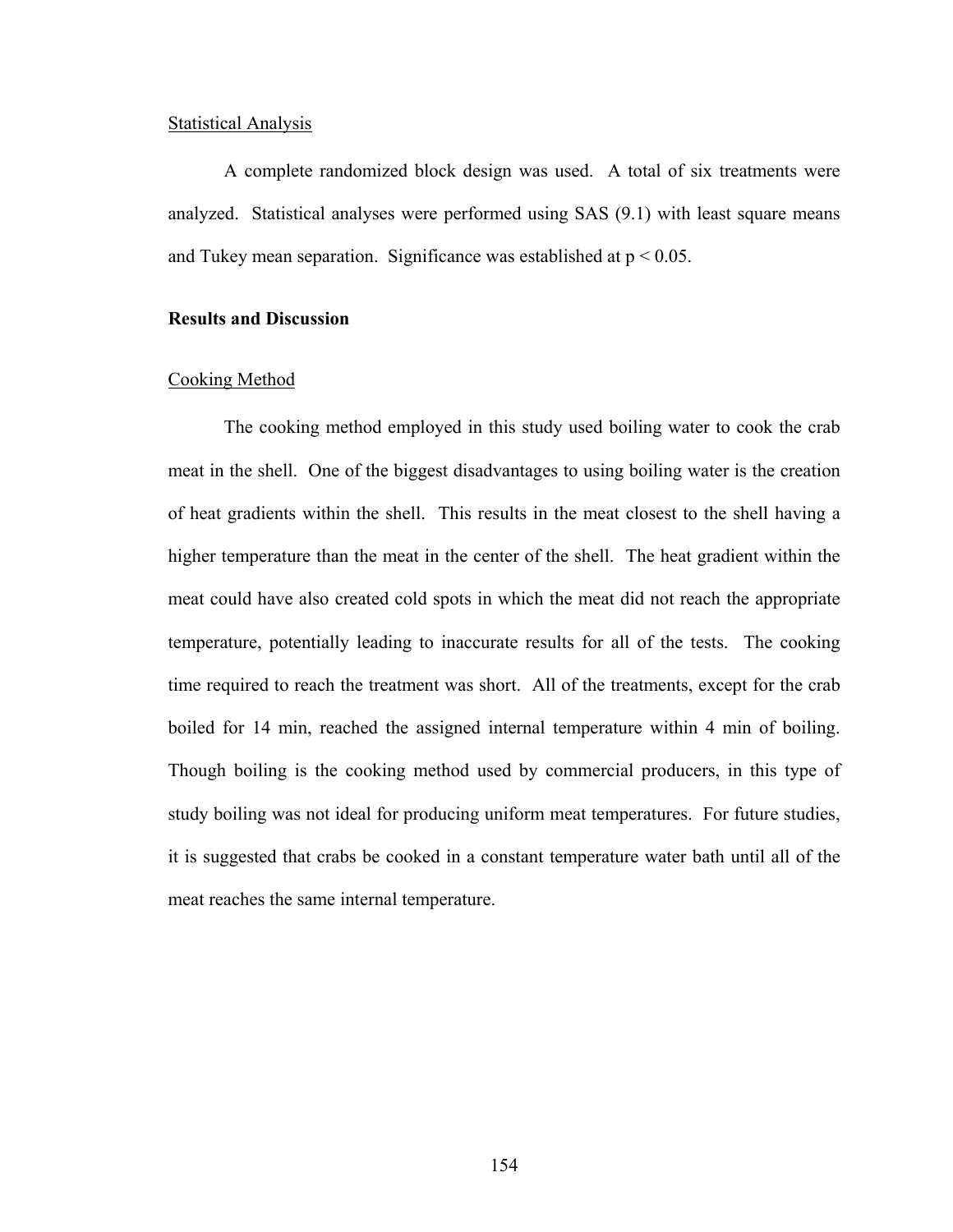Statistical Analysis

A complete randomized block design was used. A total of six treatments were analyzed. Statistical analyses were performed using SAS (9.1) with least square means and Tukey mean separation. Significance was established at $p < 0.05$.

## Results and Discussion

Cooking Method

The cooking method employed in this study used boiling water to cook the crab meat in the shell. One of the biggest disadvantages to using boiling water is the creation of heat gradients within the shell. This results in the meat closest to the shell having a higher temperature than the meat in the center of the shell. The heat gradient within the meat could have also created cold spots in which the meat did not reach the appropriate temperature, potentially leading to inaccurate results for all of the tests. The cooking time required to reach the treatment was short. All of the treatments, except for the crab boiled for 14 min, reached the assigned internal temperature within 4 min of boiling. Though boiling is the cooking method used by commercial producers, in this type of study boiling was not ideal for producing uniform meat temperatures. For future studies, it is suggested that crabs be cooked in a constant temperature water bath until all of the meat reaches the same internal temperature.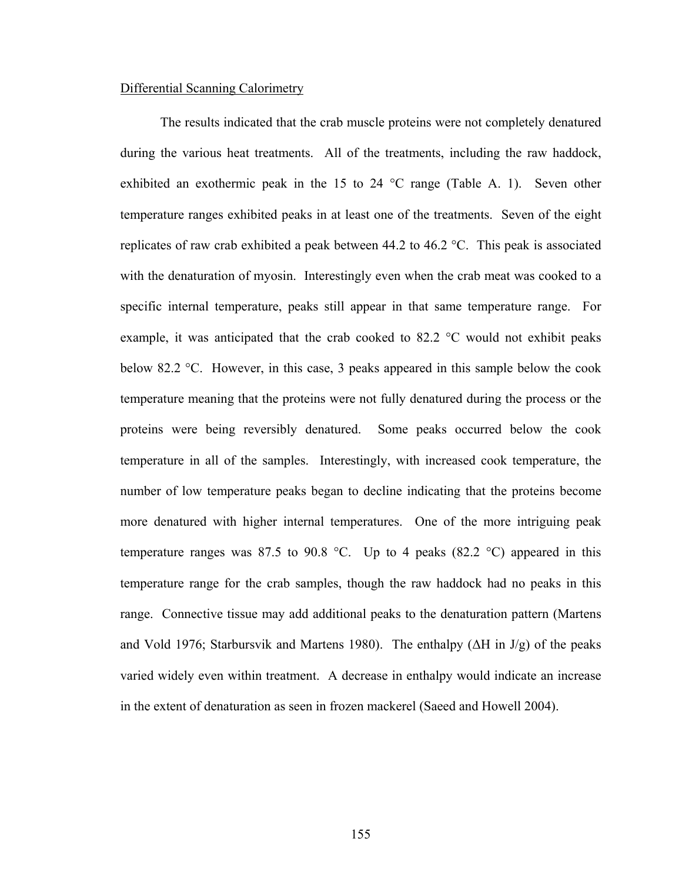Differential Scanning Calorimetry

The results indicated that the crab muscle proteins were not completely denatured during the various heat treatments. All of the treatments, including the raw haddock, exhibited an exothermic peak in the 15 to 24 °C range (Table A. 1). Seven other temperature ranges exhibited peaks in at least one of the treatments. Seven of the eight replicates of raw crab exhibited a peak between 44.2 to 46.2 °C. This peak is associated with the denaturation of myosin. Interestingly even when the crab meat was cooked to a specific internal temperature, peaks still appear in that same temperature range. For example, it was anticipated that the crab cooked to 82.2 °C would not exhibit peaks below 82.2 °C. However, in this case, 3 peaks appeared in this sample below the cook temperature meaning that the proteins were not fully denatured during the process or the proteins were being reversibly denatured. Some peaks occurred below the cook temperature in all of the samples. Interestingly, with increased cook temperature, the number of low temperature peaks began to decline indicating that the proteins become more denatured with higher internal temperatures. One of the more intriguing peak temperature ranges was 87.5 to 90.8 °C. Up to 4 peaks (82.2 °C) appeared in this temperature range for the crab samples, though the raw haddock had no peaks in this range. Connective tissue may add additional peaks to the denaturation pattern (Martens and Vold 1976; Starbursvik and Martens 1980). The enthalpy (ΔH in J/g) of the peaks varied widely even within treatment. A decrease in enthalpy would indicate an increase in the extent of denaturation as seen in frozen mackerel (Saeed and Howell 2004).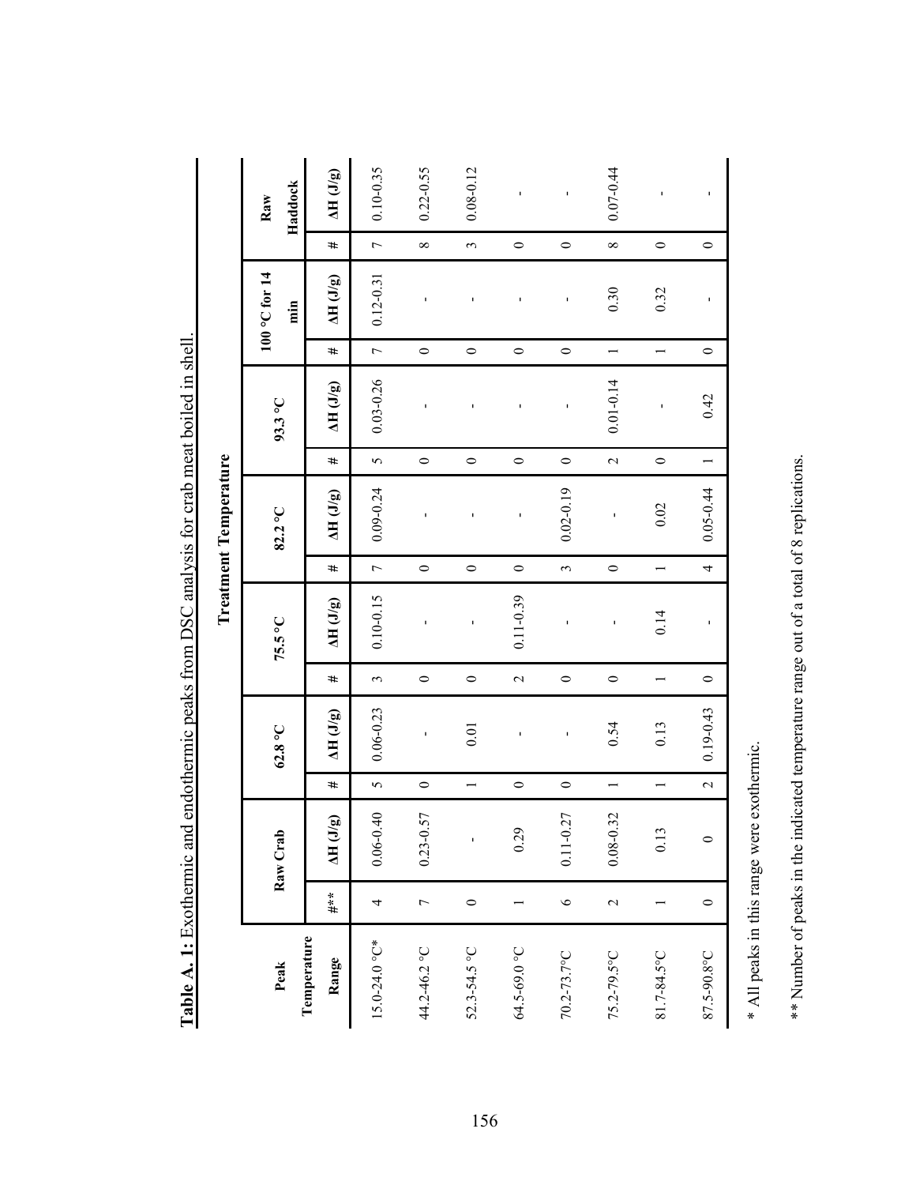**Table A. 1:** Exothermic and endothermic peaks from DSC analysis for crab meat boiled in shell.

| Peak Temperature Range | Treatment Temperature | | | | | | | | | | | | | |
|---|---|---|---|---|---|---|---|---|---|---|---|---|---|---|
| | Raw Crab | | 62.8 °C | | 75.5 °C | | 82.2 °C | | 93.3 °C | | 100 °C for 14 min | | Raw Haddock | |
| | #** | ΔH (J/g) | # | ΔH (J/g) | # | ΔH (J/g) | # | ΔH (J/g) | # | ΔH (J/g) | # | ΔH (J/g) | # | ΔH (J/g) |
| 15.0-24.0 °C* | 4 | 0.06-0.40 | 5 | 0.06-0.23 | 3 | 0.10-0.15 | 7 | 0.09-0.24 | 5 | 0.03-0.26 | 7 | 0.12-0.31 | 7 | 0.10-0.35 |
| 44.2-46.2 °C | 7 | 0.23-0.57 | 0 | - | 0 | - | 0 | - | 0 | - | 0 | - | 8 | 0.22-0.55 |
| 52.3-54.5 °C | 0 | - | 1 | 0.01 | 0 | - | 0 | - | 0 | - | 0 | - | 3 | 0.08-0.12 |
| 64.5-69.0 °C | 1 | 0.29 | 0 | - | 2 | 0.11-0.39 | 0 | - | 0 | - | 0 | - | 0 | - |
| 70.2-73.7°C | 6 | 0.11-0.27 | 0 | - | 0 | - | 3 | 0.02-0.19 | 0 | - | 0 | - | 0 | - |
| 75.2-79.5°C | 2 | 0.08-0.32 | 1 | 0.54 | 0 | - | 0 | - | 2 | 0.01-0.14 | 1 | 0.30 | 8 | 0.07-0.44 |
| 81.7-84.5°C | 1 | 0.13 | 1 | 0.13 | 1 | 0.14 | 1 | 0.02 | 0 | - | 1 | 0.32 | 0 | - |
| 87.5-90.8°C | 0 | 0 | 2 | 0.19-0.43 | 0 | - | 4 | 0.05-0.44 | 1 | 0.42 | 0 | - | 0 | - |

* All peaks in this range were exothermic.

** Number of peaks in the indicated temperature range out of a total of 8 replications.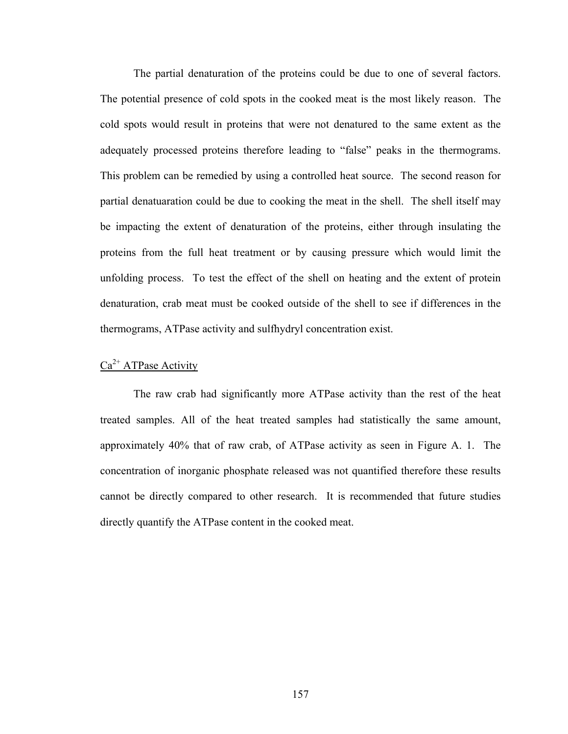The partial denaturation of the proteins could be due to one of several factors. The potential presence of cold spots in the cooked meat is the most likely reason. The cold spots would result in proteins that were not denatured to the same extent as the adequately processed proteins therefore leading to “false” peaks in the thermograms. This problem can be remedied by using a controlled heat source. The second reason for partial denatuaration could be due to cooking the meat in the shell. The shell itself may be impacting the extent of denaturation of the proteins, either through insulating the proteins from the full heat treatment or by causing pressure which would limit the unfolding process. To test the effect of the shell on heating and the extent of protein denaturation, crab meat must be cooked outside of the shell to see if differences in the thermograms, ATPase activity and sulfhydryl concentration exist.

## $Ca^{2+}$ ATPase Activity

The raw crab had significantly more ATPase activity than the rest of the heat treated samples. All of the heat treated samples had statistically the same amount, approximately 40% that of raw crab, of ATPase activity as seen in Figure A. 1. The concentration of inorganic phosphate released was not quantified therefore these results cannot be directly compared to other research. It is recommended that future studies directly quantify the ATPase content in the cooked meat.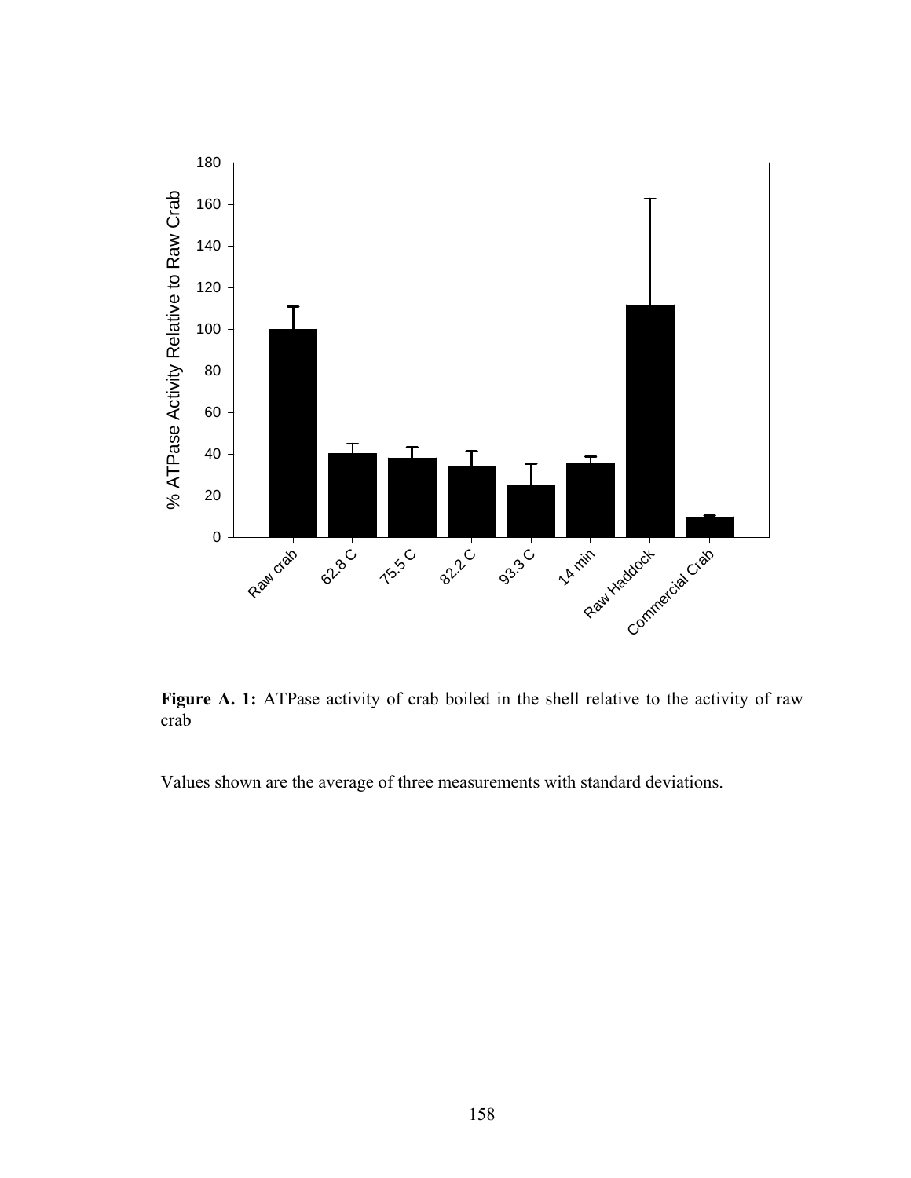**Figure A. 1:** ATPase activity of crab boiled in the shell relative to the activity of raw crab

Values shown are the average of three measurements with standard deviations.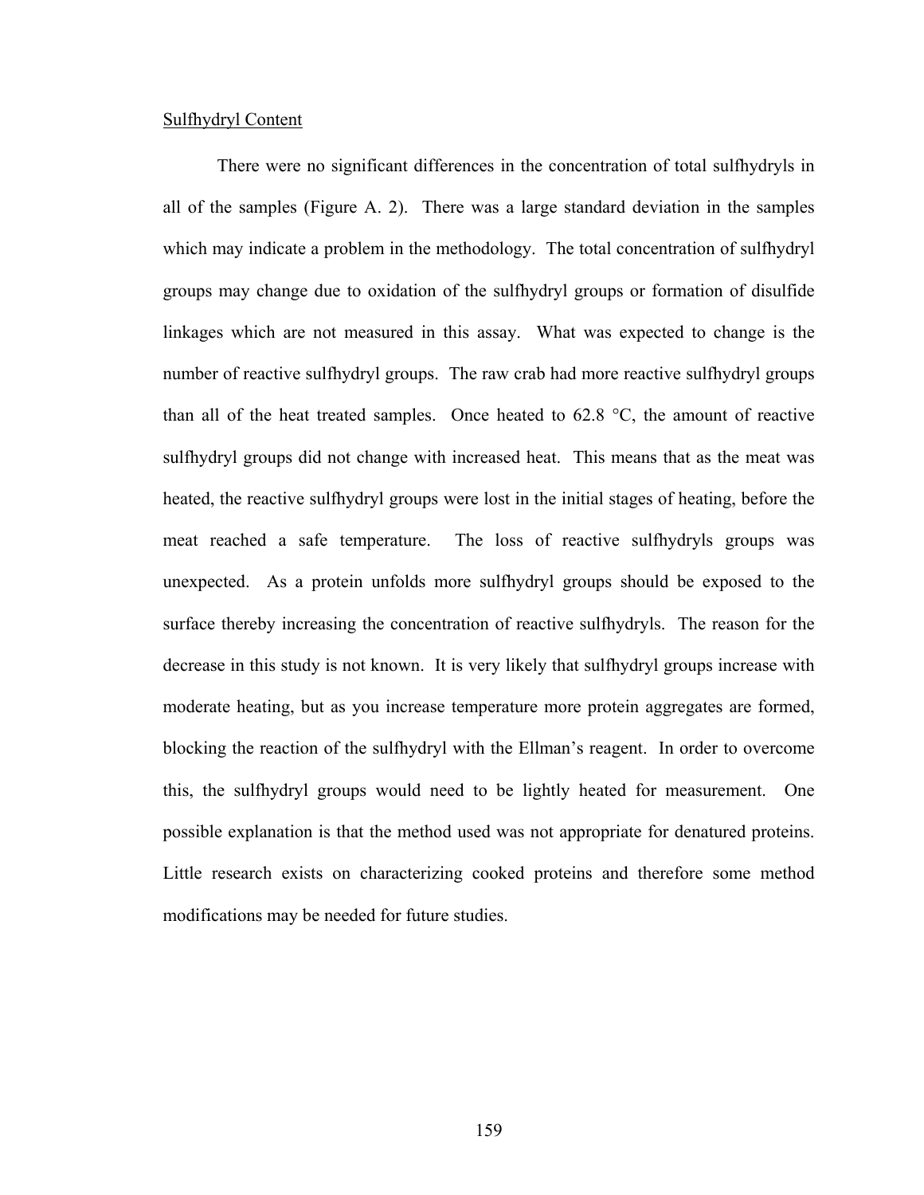<u>Sulfhydryl Content</u>

There were no significant differences in the concentration of total sulfhydryls in all of the samples (Figure A. 2). There was a large standard deviation in the samples which may indicate a problem in the methodology. The total concentration of sulfhydryl groups may change due to oxidation of the sulfhydryl groups or formation of disulfide linkages which are not measured in this assay. What was expected to change is the number of reactive sulfhydryl groups. The raw crab had more reactive sulfhydryl groups than all of the heat treated samples. Once heated to 62.8 °C, the amount of reactive sulfhydryl groups did not change with increased heat. This means that as the meat was heated, the reactive sulfhydryl groups were lost in the initial stages of heating, before the meat reached a safe temperature. The loss of reactive sulfhydryls groups was unexpected. As a protein unfolds more sulfhydryl groups should be exposed to the surface thereby increasing the concentration of reactive sulfhydryls. The reason for the decrease in this study is not known. It is very likely that sulfhydryl groups increase with moderate heating, but as you increase temperature more protein aggregates are formed, blocking the reaction of the sulfhydryl with the Ellman's reagent. In order to overcome this, the sulfhydryl groups would need to be lightly heated for measurement. One possible explanation is that the method used was not appropriate for denatured proteins. Little research exists on characterizing cooked proteins and therefore some method modifications may be needed for future studies.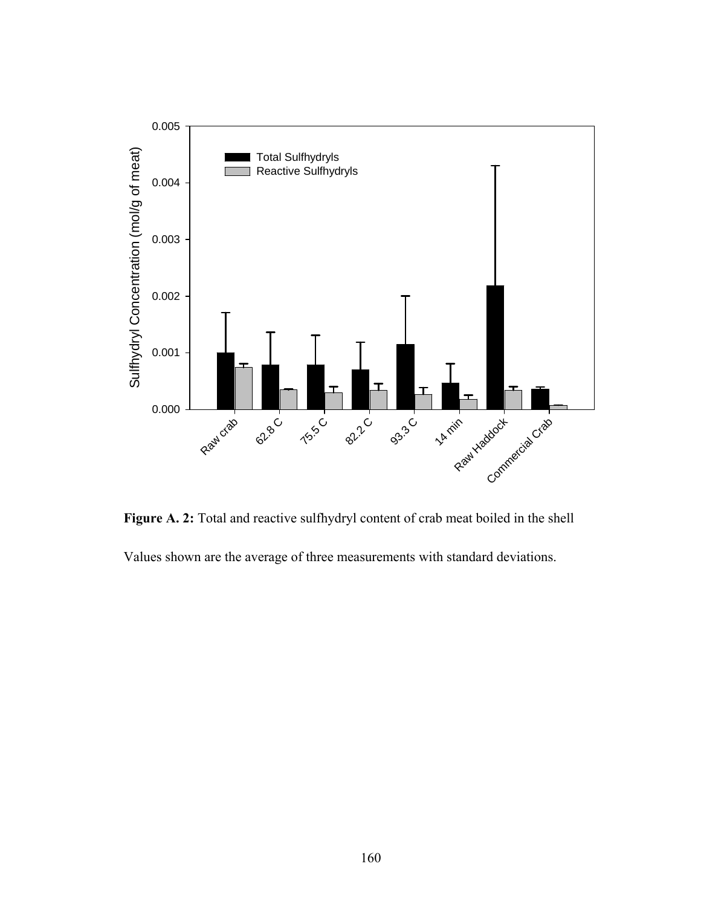**Figure A. 2:** Total and reactive sulfhydryl content of crab meat boiled in the shell

Values shown are the average of three measurements with standard deviations.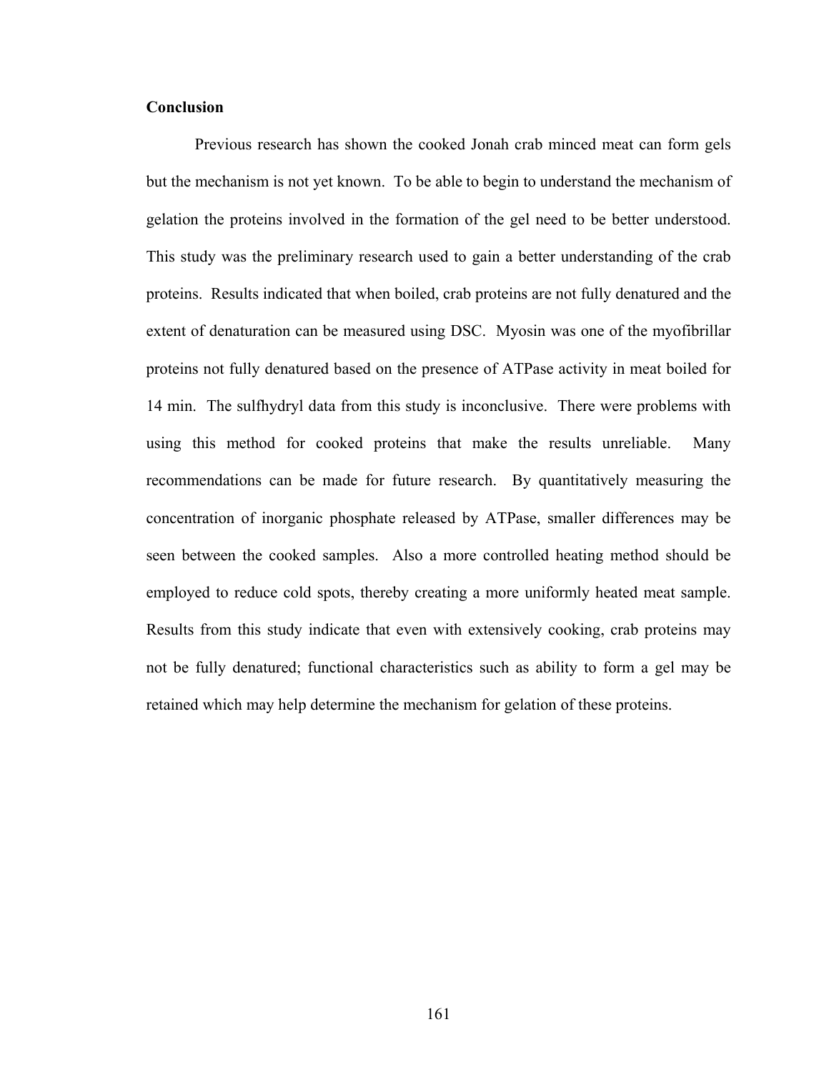**Conclusion**

Previous research has shown the cooked Jonah crab minced meat can form gels but the mechanism is not yet known. To be able to begin to understand the mechanism of gelation the proteins involved in the formation of the gel need to be better understood. This study was the preliminary research used to gain a better understanding of the crab proteins. Results indicated that when boiled, crab proteins are not fully denatured and the extent of denaturation can be measured using DSC. Myosin was one of the myofibrillar proteins not fully denatured based on the presence of ATPase activity in meat boiled for 14 min. The sulfhydryl data from this study is inconclusive. There were problems with using this method for cooked proteins that make the results unreliable. Many recommendations can be made for future research. By quantitatively measuring the concentration of inorganic phosphate released by ATPase, smaller differences may be seen between the cooked samples. Also a more controlled heating method should be employed to reduce cold spots, thereby creating a more uniformly heated meat sample. Results from this study indicate that even with extensively cooking, crab proteins may not be fully denatured; functional characteristics such as ability to form a gel may be retained which may help determine the mechanism for gelation of these proteins.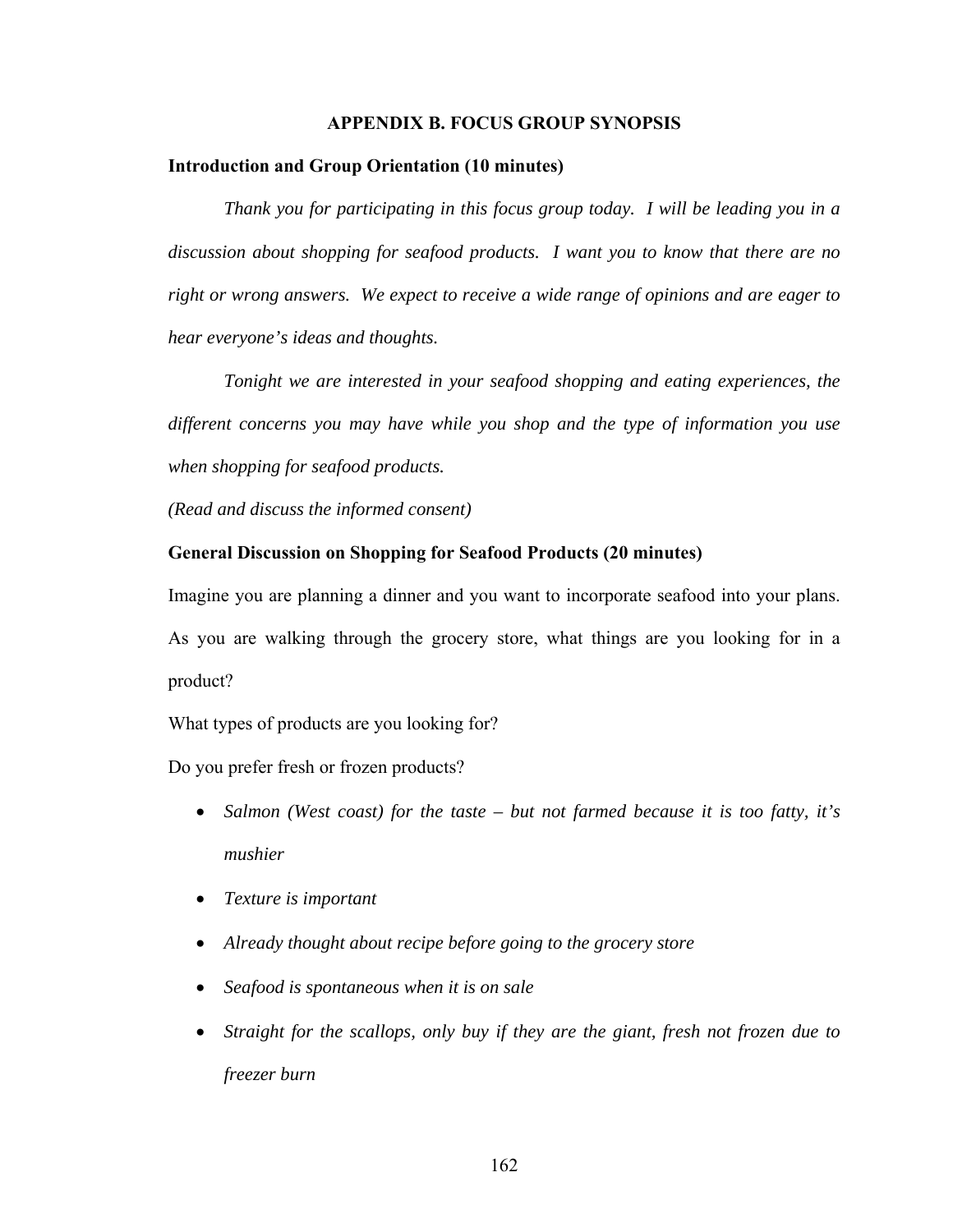## APPENDIX B. FOCUS GROUP SYNOPSIS

**Introduction and Group Orientation (10 minutes)**

*Thank you for participating in this focus group today. I will be leading you in a discussion about shopping for seafood products. I want you to know that there are no right or wrong answers. We expect to receive a wide range of opinions and are eager to hear everyone's ideas and thoughts.*

*Tonight we are interested in your seafood shopping and eating experiences, the different concerns you may have while you shop and the type of information you use when shopping for seafood products.*

*(Read and discuss the informed consent)*

**General Discussion on Shopping for Seafood Products (20 minutes)**

Imagine you are planning a dinner and you want to incorporate seafood into your plans. As you are walking through the grocery store, what things are you looking for in a product?

What types of products are you looking for?

Do you prefer fresh or frozen products?

- *Salmon (West coast) for the taste – but not farmed because it is too fatty, it's mushier*
- *Texture is important*
- *Already thought about recipe before going to the grocery store*
- *Seafood is spontaneous when it is on sale*
- *Straight for the scallops, only buy if they are the giant, fresh not frozen due to freezer burn*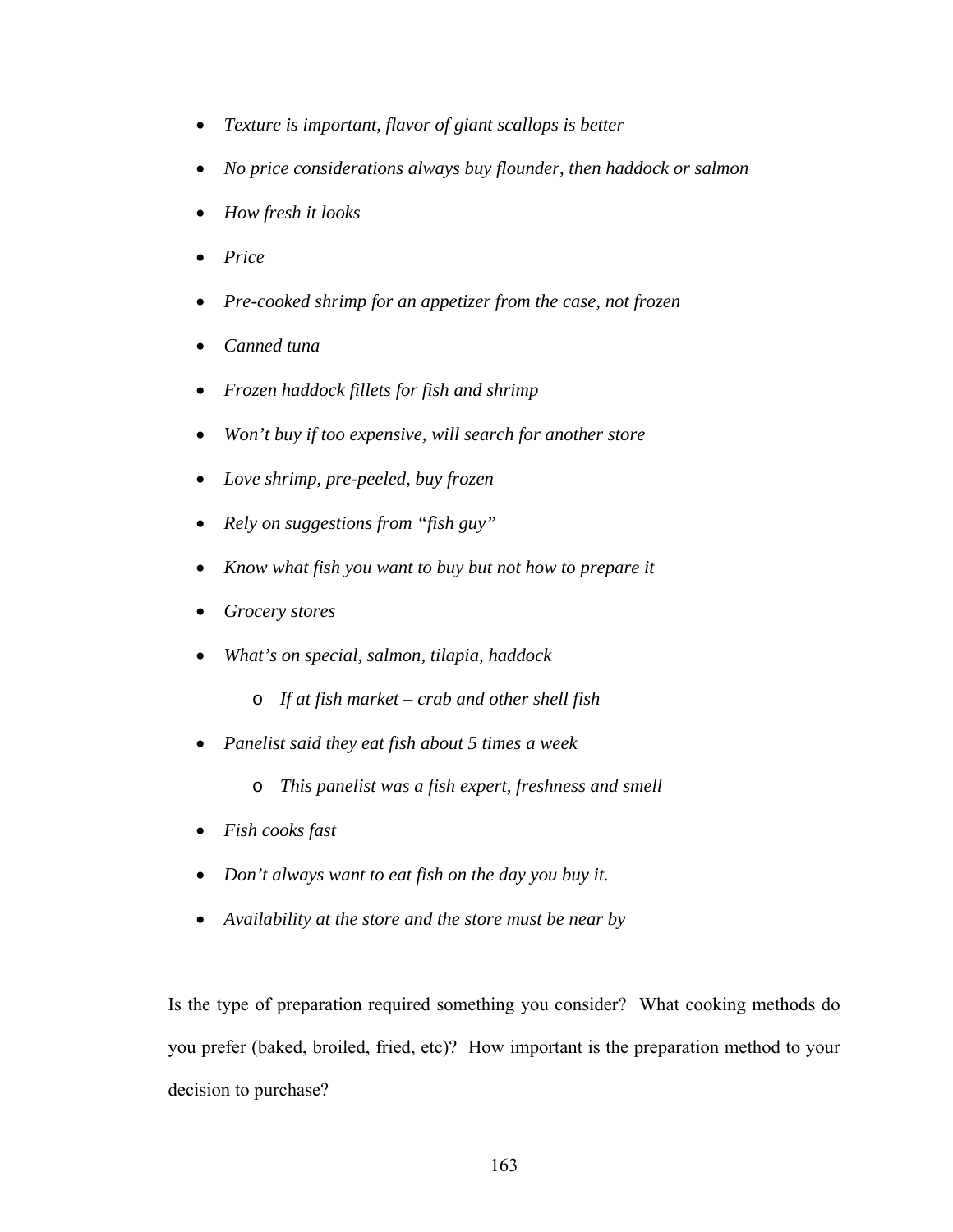- *Texture is important, flavor of giant scallops is better*
- *No price considerations always buy flounder, then haddock or salmon*
- *How fresh it looks*
- *Price*
- *Pre-cooked shrimp for an appetizer from the case, not frozen*
- *Canned tuna*
- *Frozen haddock fillets for fish and shrimp*
- *Won't buy if too expensive, will search for another store*
- *Love shrimp, pre-peeled, buy frozen*
- *Rely on suggestions from "fish guy"*
- *Know what fish you want to buy but not how to prepare it*
- *Grocery stores*
- *What's on special, salmon, tilapia, haddock*
    - *If at fish market – crab and other shell fish*
- *Panelist said they eat fish about 5 times a week*
    - *This panelist was a fish expert, freshness and smell*
- *Fish cooks fast*
- *Don't always want to eat fish on the day you buy it.*
- *Availability at the store and the store must be near by*

Is the type of preparation required something you consider? What cooking methods do you prefer (baked, broiled, fried, etc)? How important is the preparation method to your decision to purchase?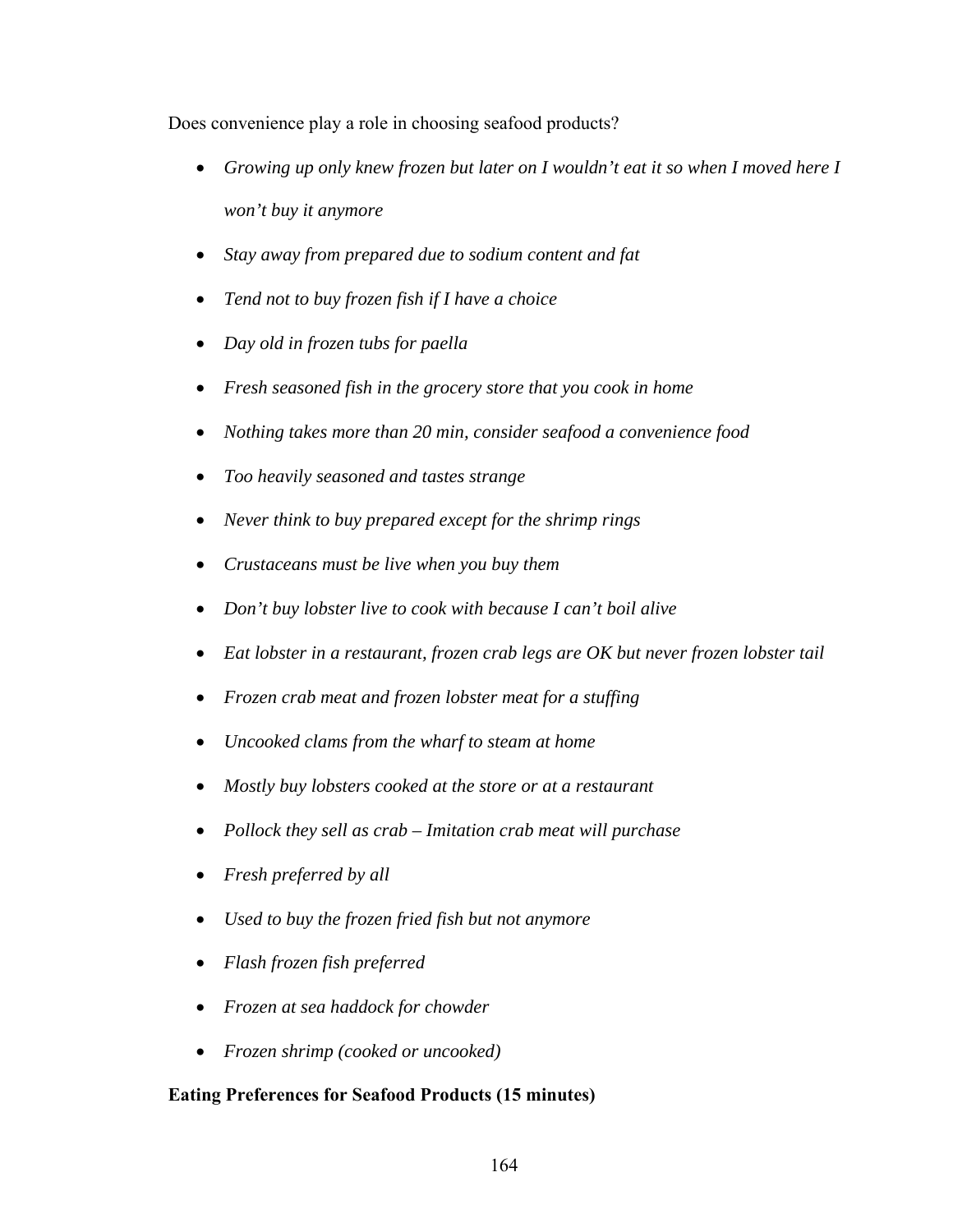Does convenience play a role in choosing seafood products?

- *Growing up only knew frozen but later on I wouldn't eat it so when I moved here I won't buy it anymore*
- *Stay away from prepared due to sodium content and fat*
- *Tend not to buy frozen fish if I have a choice*
- *Day old in frozen tubs for paella*
- *Fresh seasoned fish in the grocery store that you cook in home*
- *Nothing takes more than 20 min, consider seafood a convenience food*
- *Too heavily seasoned and tastes strange*
- *Never think to buy prepared except for the shrimp rings*
- *Crustaceans must be live when you buy them*
- *Don't buy lobster live to cook with because I can't boil alive*
- *Eat lobster in a restaurant, frozen crab legs are OK but never frozen lobster tail*
- *Frozen crab meat and frozen lobster meat for a stuffing*
- *Uncooked clams from the wharf to steam at home*
- *Mostly buy lobsters cooked at the store or at a restaurant*
- *Pollock they sell as crab – Imitation crab meat will purchase*
- *Fresh preferred by all*
- *Used to buy the frozen fried fish but not anymore*
- *Flash frozen fish preferred*
- *Frozen at sea haddock for chowder*
- *Frozen shrimp (cooked or uncooked)*

**Eating Preferences for Seafood Products (15 minutes)**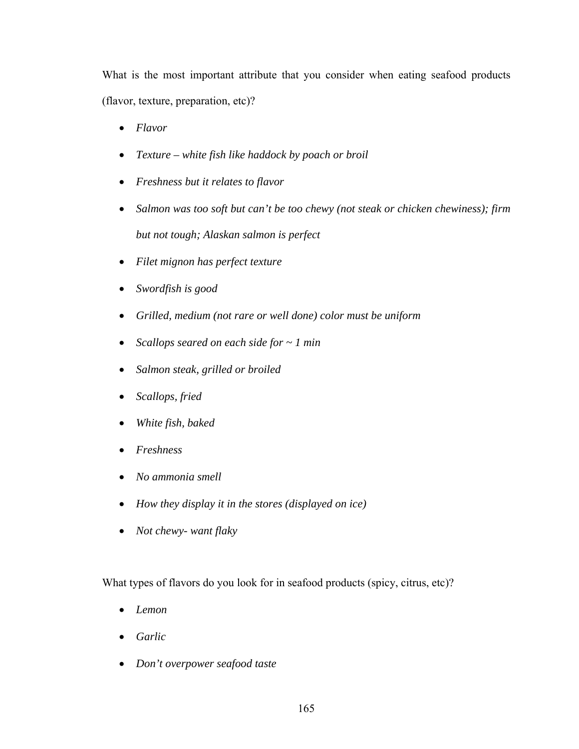What is the most important attribute that you consider when eating seafood products (flavor, texture, preparation, etc)?

- *Flavor*
- *Texture – white fish like haddock by poach or broil*
- *Freshness but it relates to flavor*
- *Salmon was too soft but can't be too chewy (not steak or chicken chewiness); firm but not tough; Alaskan salmon is perfect*
- *Filet mignon has perfect texture*
- *Swordfish is good*
- *Grilled, medium (not rare or well done) color must be uniform*
- *Scallops seared on each side for ~ 1 min*
- *Salmon steak, grilled or broiled*
- *Scallops, fried*
- *White fish, baked*
- *Freshness*
- *No ammonia smell*
- *How they display it in the stores (displayed on ice)*
- *Not chewy- want flaky*

What types of flavors do you look for in seafood products (spicy, citrus, etc)?

- *Lemon*
- *Garlic*
- *Don't overpower seafood taste*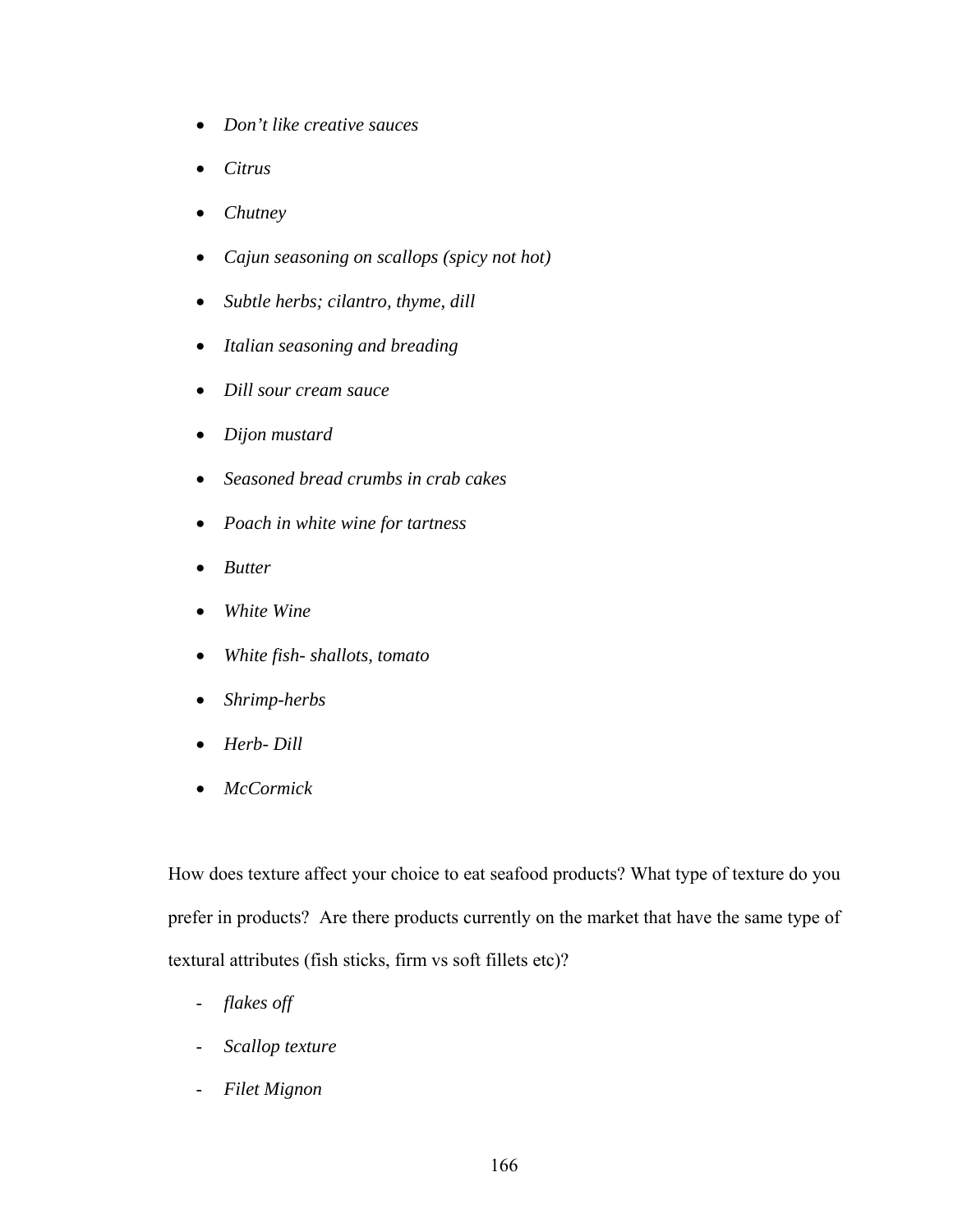- *Don’t like creative sauces*
- *Citrus*
- *Chutney*
- *Cajun seasoning on scallops (spicy not hot)*
- *Subtle herbs; cilantro, thyme, dill*
- *Italian seasoning and breading*
- *Dill sour cream sauce*
- *Dijon mustard*
- *Seasoned bread crumbs in crab cakes*
- *Poach in white wine for tartness*
- *Butter*
- *White Wine*
- *White fish- shallots, tomato*
- *Shrimp-herbs*
- *Herb- Dill*
- *McCormick*

How does texture affect your choice to eat seafood products? What type of texture do you prefer in products?  Are there products currently on the market that have the same type of textural attributes (fish sticks, firm vs soft fillets etc)?

- *flakes off*
- *Scallop texture*
- *Filet Mignon*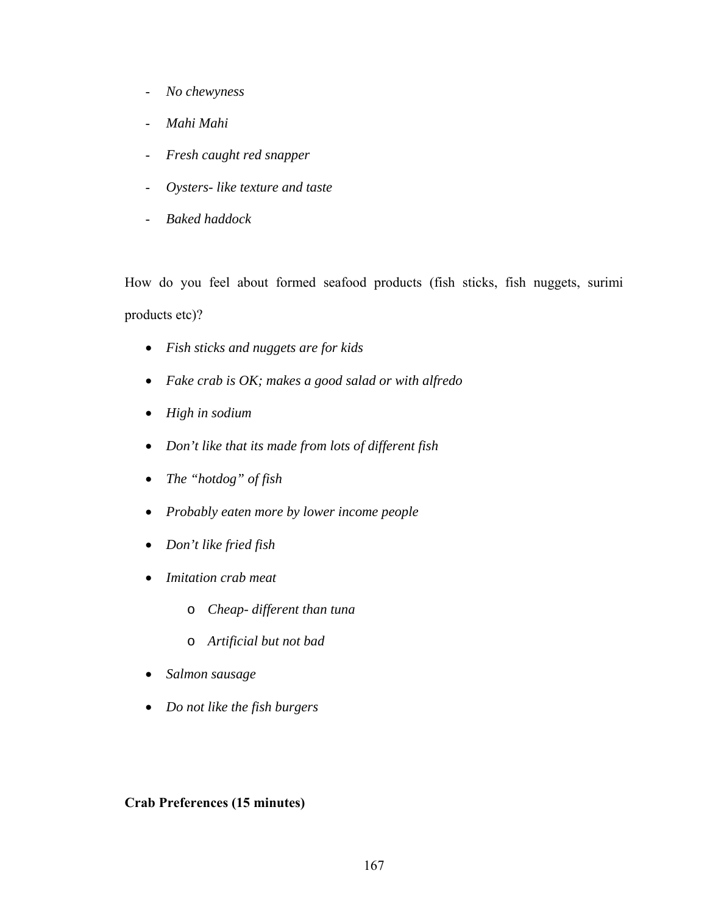- *No chewyness*
- *Mahi Mahi*
- *Fresh caught red snapper*
- *Oysters- like texture and taste*
- *Baked haddock*

How do you feel about formed seafood products (fish sticks, fish nuggets, surimi products etc)?

- *Fish sticks and nuggets are for kids*
- *Fake crab is OK; makes a good salad or with alfredo*
- *High in sodium*
- *Don't like that its made from lots of different fish*
- *The "hotdog" of fish*
- *Probably eaten more by lower income people*
- *Don't like fried fish*
- *Imitation crab meat*
    - *Cheap- different than tuna*
    - *Artificial but not bad*
- *Salmon sausage*
- *Do not like the fish burgers*

**Crab Preferences (15 minutes)**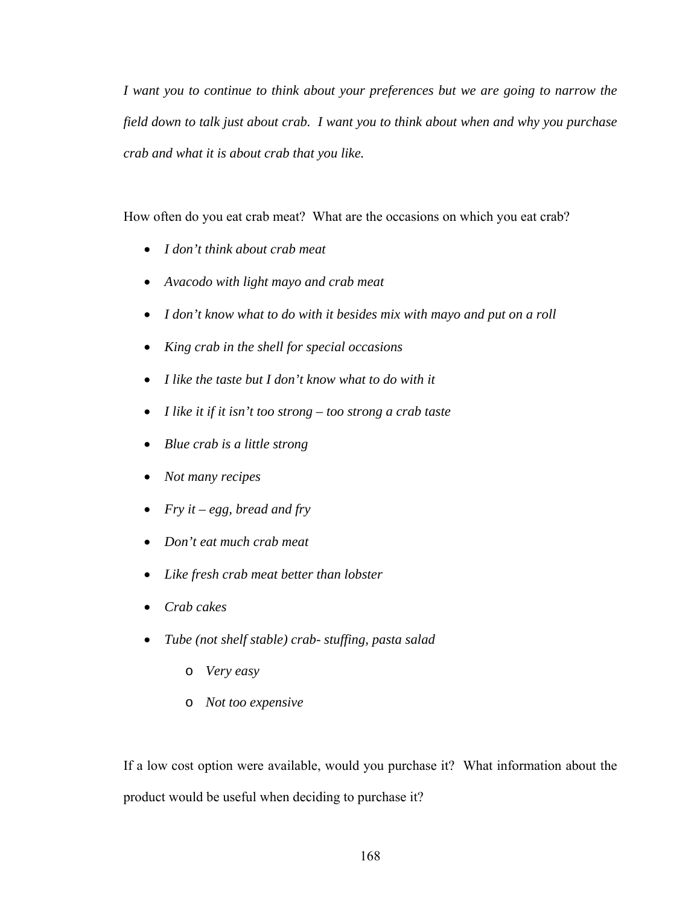*I want you to continue to think about your preferences but we are going to narrow the field down to talk just about crab. I want you to think about when and why you purchase crab and what it is about crab that you like.*

How often do you eat crab meat? What are the occasions on which you eat crab?

- *I don't think about crab meat*
- *Avacodo with light mayo and crab meat*
- *I don't know what to do with it besides mix with mayo and put on a roll*
- *King crab in the shell for special occasions*
- *I like the taste but I don't know what to do with it*
- *I like it if it isn't too strong – too strong a crab taste*
- *Blue crab is a little strong*
- *Not many recipes*
- *Fry it – egg, bread and fry*
- *Don't eat much crab meat*
- *Like fresh crab meat better than lobster*
- *Crab cakes*
- *Tube (not shelf stable) crab- stuffing, pasta salad*
    - *Very easy*
    - *Not too expensive*

If a low cost option were available, would you purchase it? What information about the product would be useful when deciding to purchase it?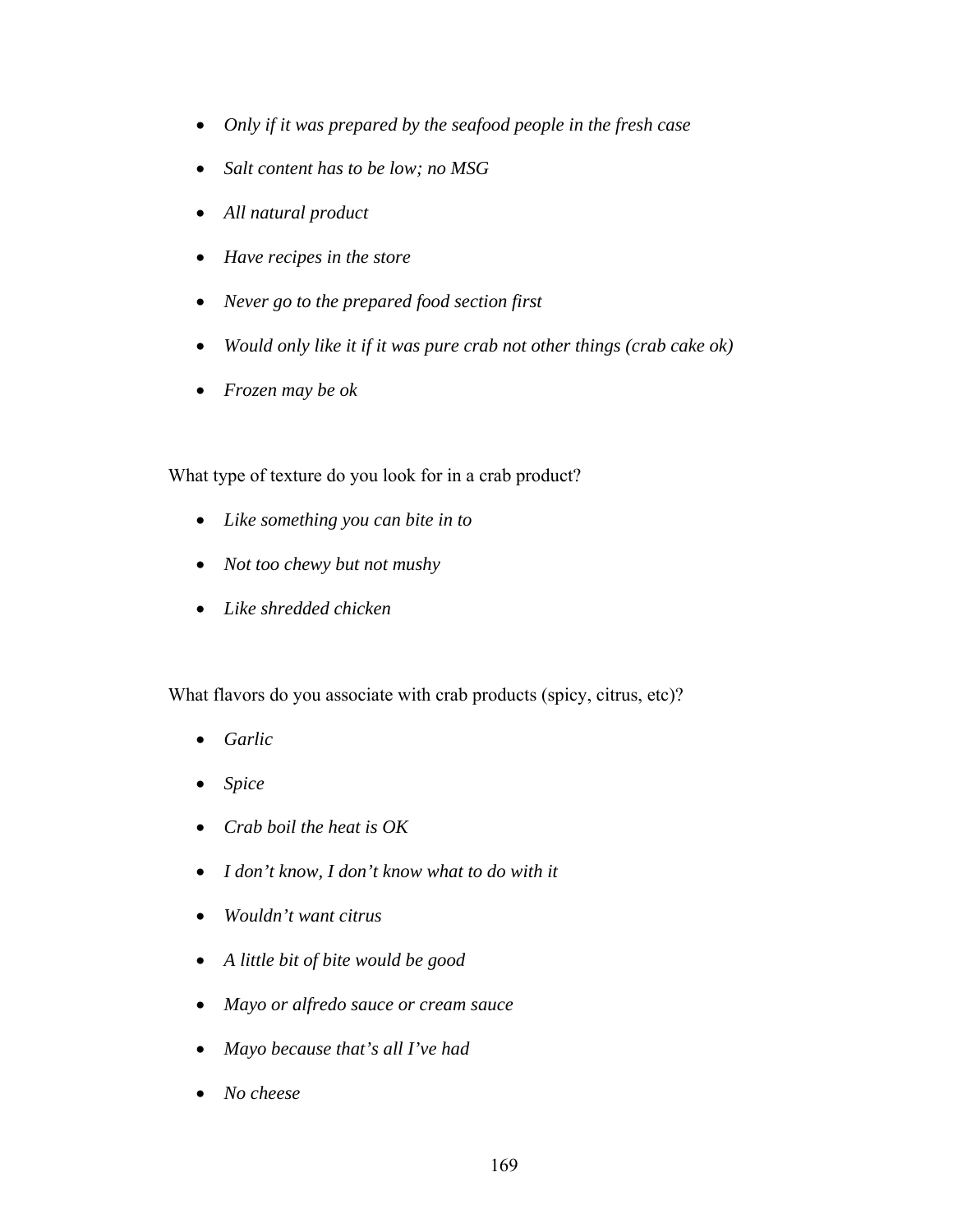- *Only if it was prepared by the seafood people in the fresh case*
- *Salt content has to be low; no MSG*
- *All natural product*
- *Have recipes in the store*
- *Never go to the prepared food section first*
- *Would only like it if it was pure crab not other things (crab cake ok)*
- *Frozen may be ok*

What type of texture do you look for in a crab product?

- *Like something you can bite in to*
- *Not too chewy but not mushy*
- *Like shredded chicken*

What flavors do you associate with crab products (spicy, citrus, etc)?

- *Garlic*
- *Spice*
- *Crab boil the heat is OK*
- *I don't know, I don't know what to do with it*
- *Wouldn't want citrus*
- *A little bit of bite would be good*
- *Mayo or alfredo sauce or cream sauce*
- *Mayo because that's all I've had*
- *No cheese*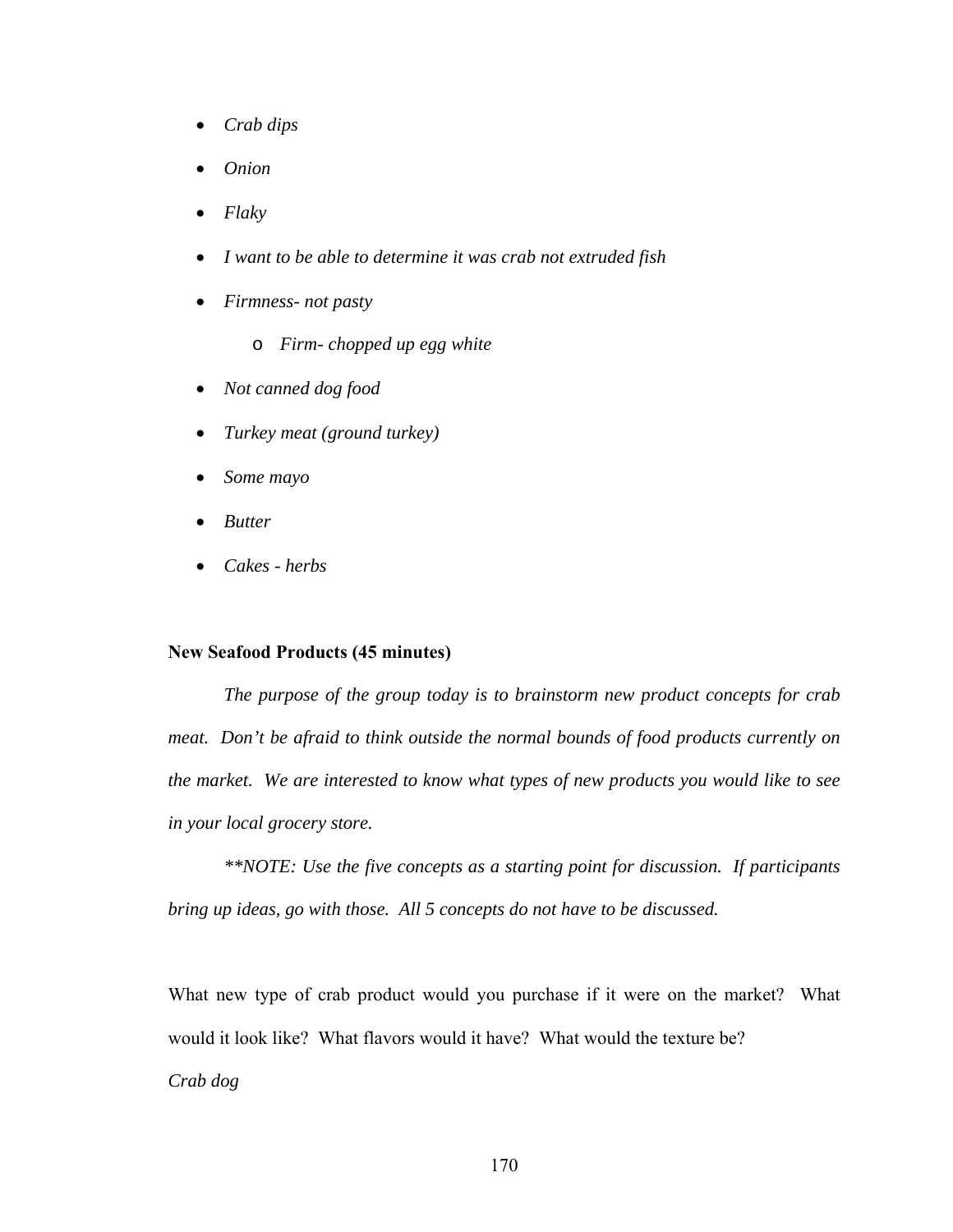- *Crab dips*
- *Onion*
- *Flaky*
- *I want to be able to determine it was crab not extruded fish*
- *Firmness- not pasty*
  - *Firm- chopped up egg white*
- *Not canned dog food*
- *Turkey meat (ground turkey)*
- *Some mayo*
- *Butter*
- *Cakes - herbs*

**New Seafood Products (45 minutes)**

*The purpose of the group today is to brainstorm new product concepts for crab meat. Don't be afraid to think outside the normal bounds of food products currently on the market. We are interested to know what types of new products you would like to see in your local grocery store.*

*\*\*NOTE: Use the five concepts as a starting point for discussion. If participants bring up ideas, go with those. All 5 concepts do not have to be discussed.*

What new type of crab product would you purchase if it were on the market? What would it look like? What flavors would it have? What would the texture be?

*Crab dog*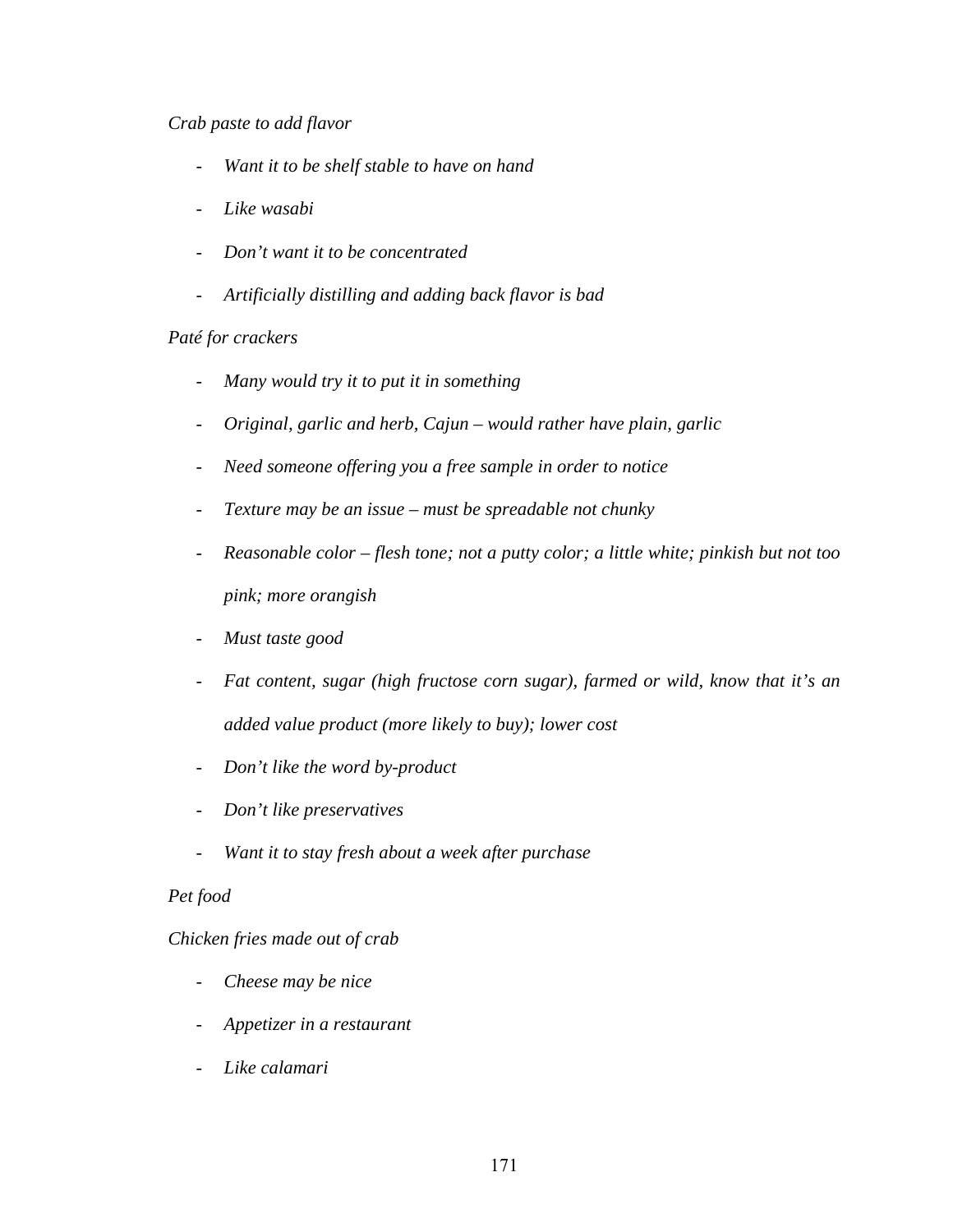*Crab paste to add flavor*

- *Want it to be shelf stable to have on hand*
- *Like wasabi*
- *Don't want it to be concentrated*
- *Artificially distilling and adding back flavor is bad*

*Paté for crackers*

- *Many would try it to put it in something*
- *Original, garlic and herb, Cajun – would rather have plain, garlic*
- *Need someone offering you a free sample in order to notice*
- *Texture may be an issue – must be spreadable not chunky*
- *Reasonable color – flesh tone; not a putty color; a little white; pinkish but not too pink; more orangish*
- *Must taste good*
- *Fat content, sugar (high fructose corn sugar), farmed or wild, know that it's an added value product (more likely to buy); lower cost*
- *Don't like the word by-product*
- *Don't like preservatives*
- *Want it to stay fresh about a week after purchase*

*Pet food*

*Chicken fries made out of crab*

- *Cheese may be nice*
- *Appetizer in a restaurant*
- *Like calamari*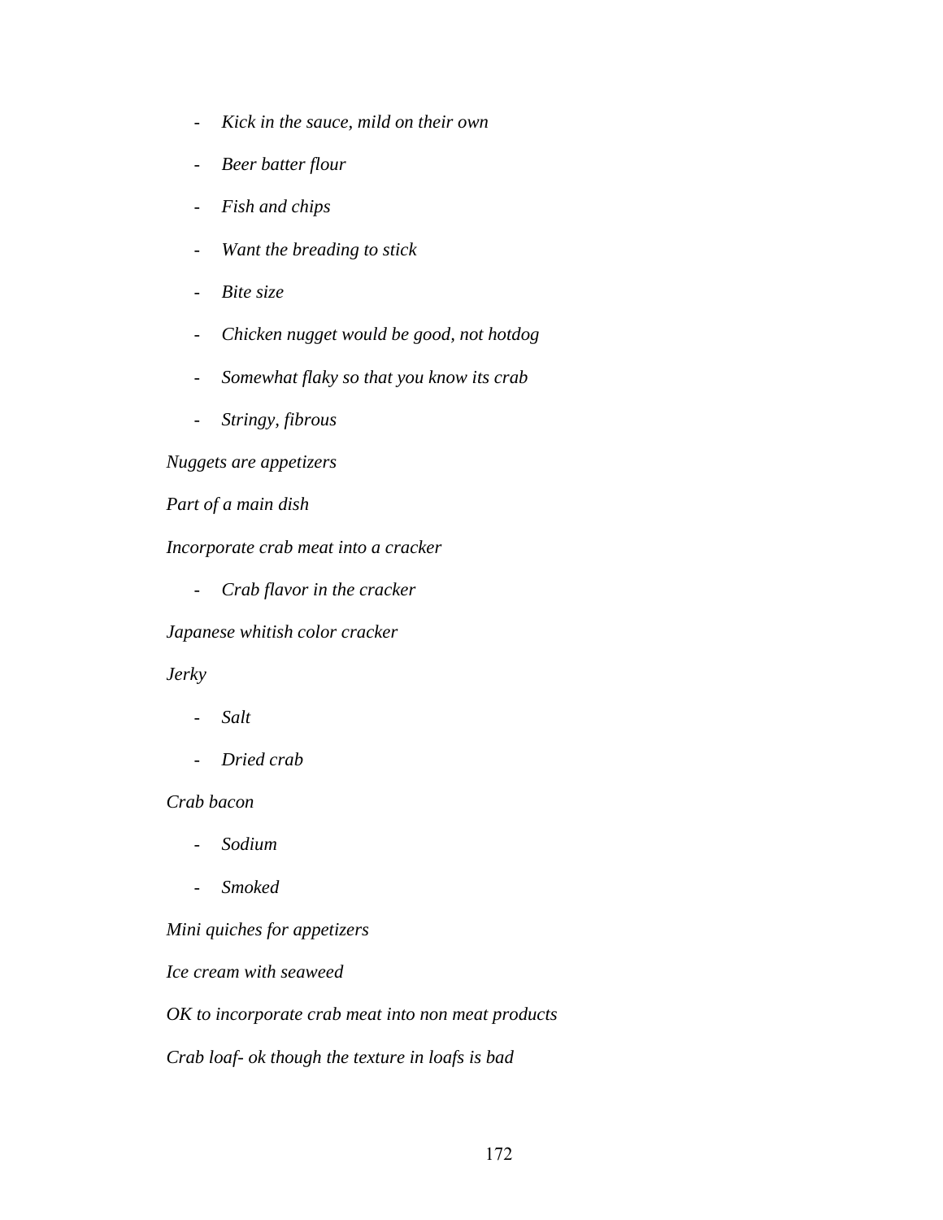- *Kick in the sauce, mild on their own*
- *Beer batter flour*
- *Fish and chips*
- *Want the breading to stick*
- *Bite size*
- *Chicken nugget would be good, not hotdog*
- *Somewhat flaky so that you know its crab*
- *Stringy, fibrous*

*Nuggets are appetizers*

*Part of a main dish*

*Incorporate crab meat into a cracker*

- *Crab flavor in the cracker*

*Japanese whitish color cracker*

*Jerky*

- *Salt*
- *Dried crab*

*Crab bacon*

- *Sodium*
- *Smoked*

*Mini quiches for appetizers*

*Ice cream with seaweed*

*OK to incorporate crab meat into non meat products*

*Crab loaf- ok though the texture in loafs is bad*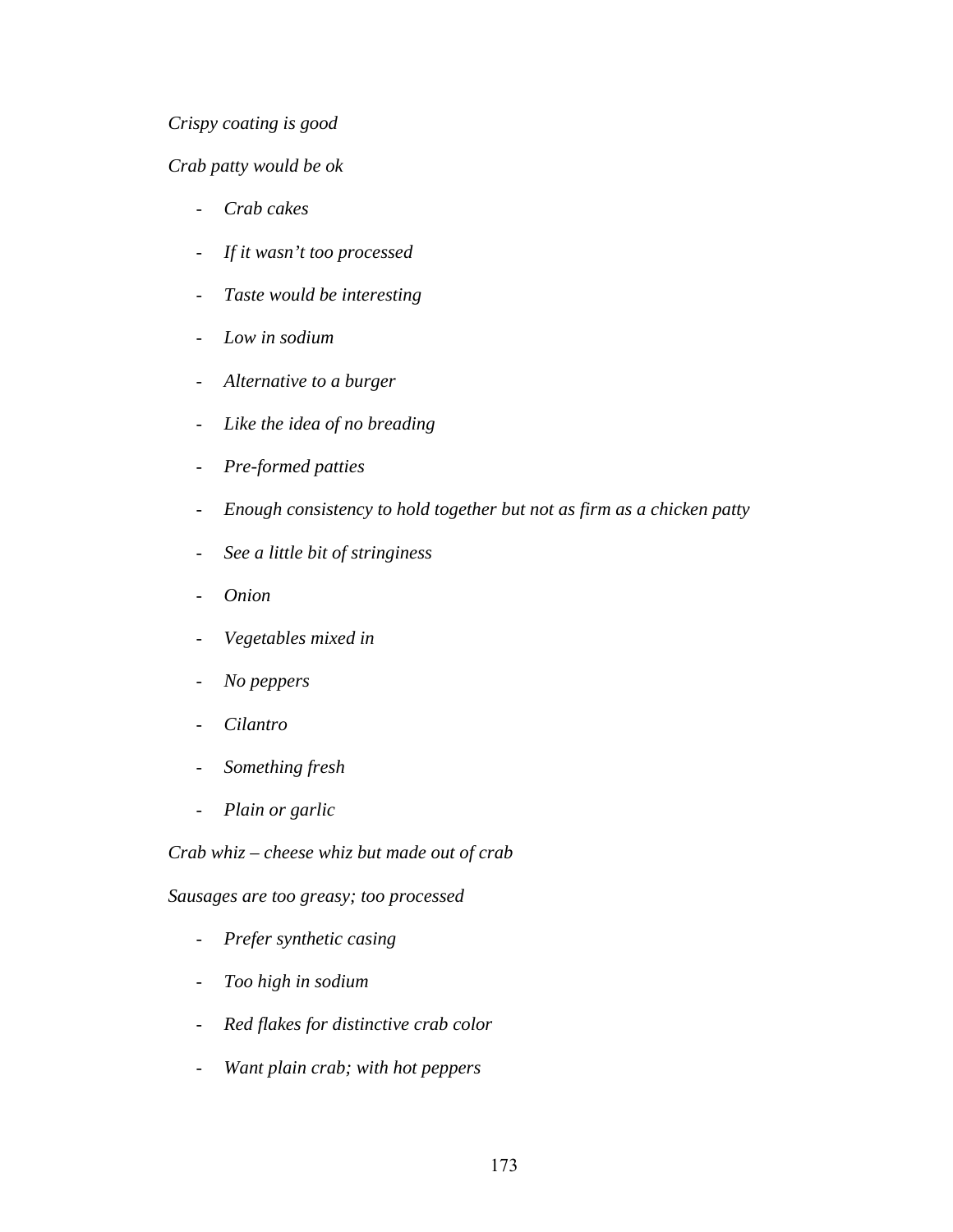*Crispy coating is good*

*Crab patty would be ok*

- *Crab cakes*
- *If it wasn't too processed*
- *Taste would be interesting*
- *Low in sodium*
- *Alternative to a burger*
- *Like the idea of no breading*
- *Pre-formed patties*
- *Enough consistency to hold together but not as firm as a chicken patty*
- *See a little bit of stringiness*
- *Onion*
- *Vegetables mixed in*
- *No peppers*
- *Cilantro*
- *Something fresh*
- *Plain or garlic*

*Crab whiz – cheese whiz but made out of crab*

*Sausages are too greasy; too processed*

- *Prefer synthetic casing*
- *Too high in sodium*
- *Red flakes for distinctive crab color*
- *Want plain crab; with hot peppers*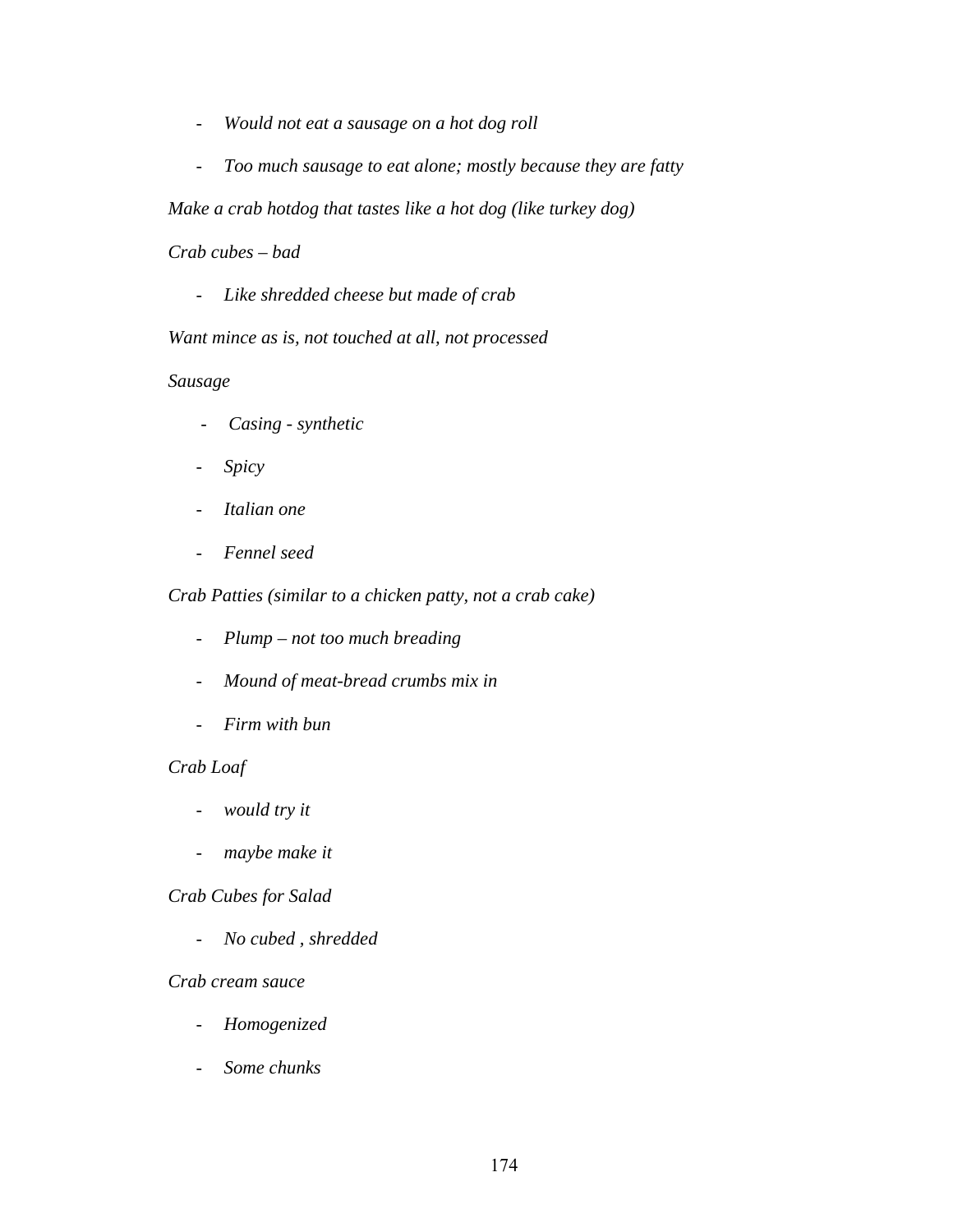- *Would not eat a sausage on a hot dog roll*
- *Too much sausage to eat alone; mostly because they are fatty*

*Make a crab hotdog that tastes like a hot dog (like turkey dog)*

*Crab cubes – bad*

- *Like shredded cheese but made of crab*

*Want mince as is, not touched at all, not processed*

*Sausage*

- *Casing - synthetic*
- *Spicy*
- *Italian one*
- *Fennel seed*

*Crab Patties (similar to a chicken patty, not a crab cake)*

- *Plump – not too much breading*
- *Mound of meat-bread crumbs mix in*
- *Firm with bun*

*Crab Loaf*

- *would try it*
- *maybe make it*

*Crab Cubes for Salad*

- *No cubed , shredded*

*Crab cream sauce*

- *Homogenized*
- *Some chunks*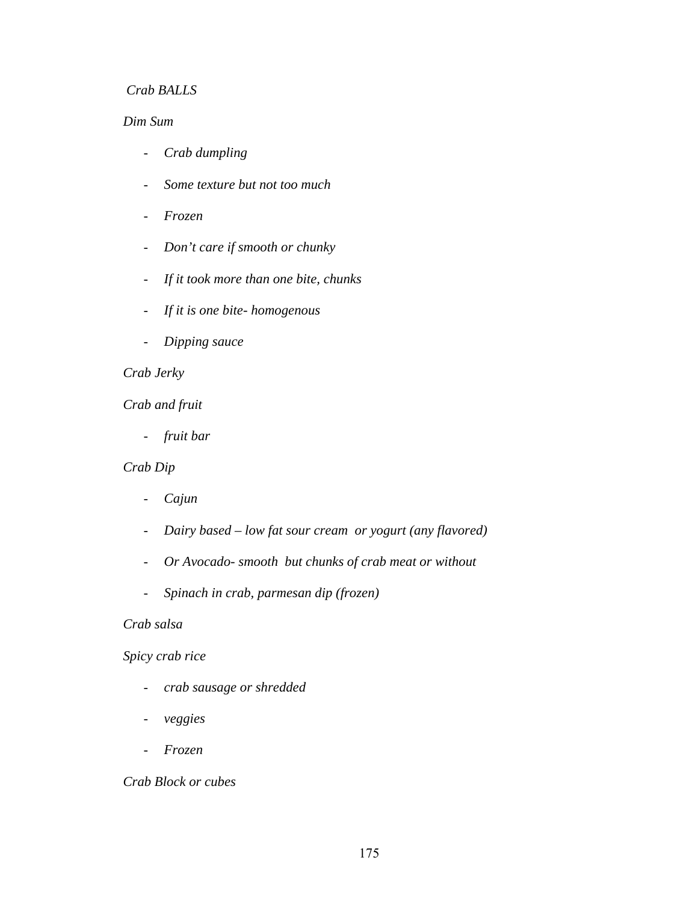*Crab BALLS*

*Dim Sum*

- *Crab dumpling*
- *Some texture but not too much*
- *Frozen*
- *Don't care if smooth or chunky*
- *If it took more than one bite, chunks*
- *If it is one bite- homogenous*
- *Dipping sauce*

*Crab Jerky*

*Crab and fruit*

- *fruit bar*

*Crab Dip*

- *Cajun*
- *Dairy based – low fat sour cream or yogurt (any flavored)*
- *Or Avocado- smooth but chunks of crab meat or without*
- *Spinach in crab, parmesan dip (frozen)*

*Crab salsa*

*Spicy crab rice*

- *crab sausage or shredded*
- *veggies*
- *Frozen*

*Crab Block or cubes*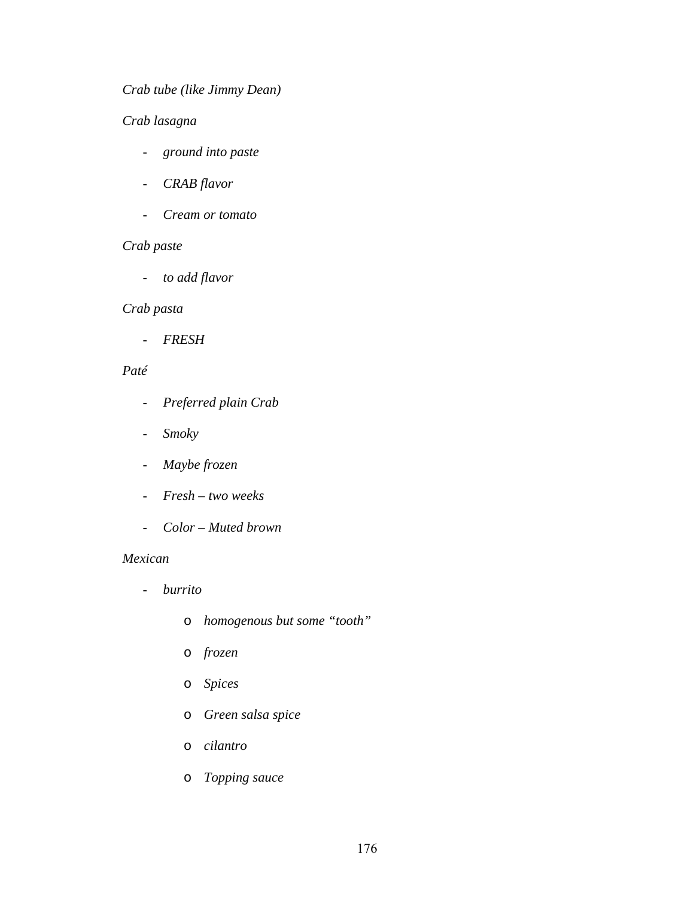*Crab tube (like Jimmy Dean)*

*Crab lasagna*

- *ground into paste*
- *CRAB flavor*
- *Cream or tomato*

*Crab paste*

- *to add flavor*

*Crab pasta*

- *FRESH*

*Paté*

- *Preferred plain Crab*
- *Smoky*
- *Maybe frozen*
- *Fresh – two weeks*
- *Color – Muted brown*

*Mexican*

- *burrito*
    - *homogenous but some "tooth"*
    - *frozen*
    - *Spices*
    - *Green salsa spice*
    - *cilantro*
    - *Topping sauce*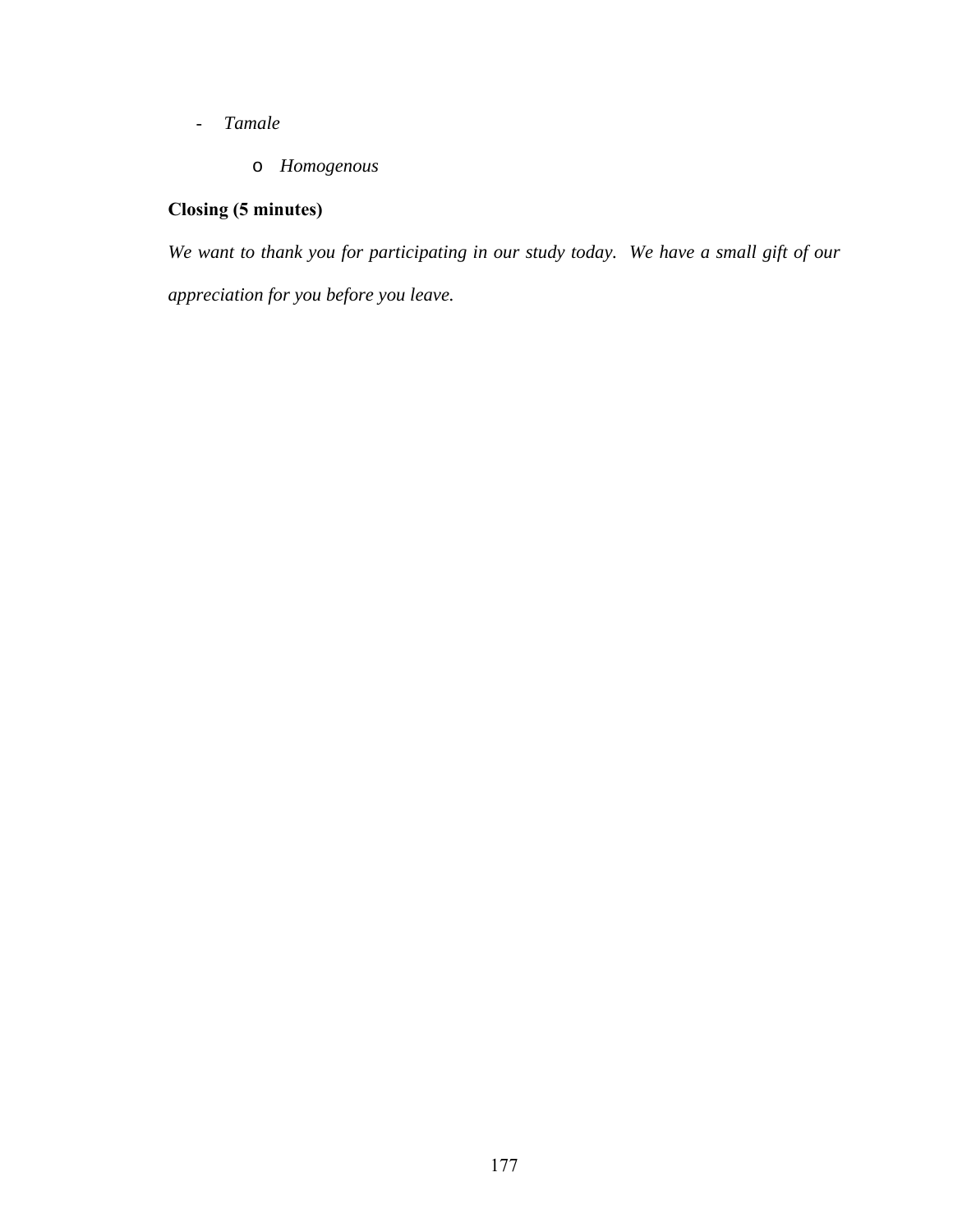- *Tamale*
    - *Homogenous*

**Closing (5 minutes)**

*We want to thank you for participating in our study today. We have a small gift of our appreciation for you before you leave.*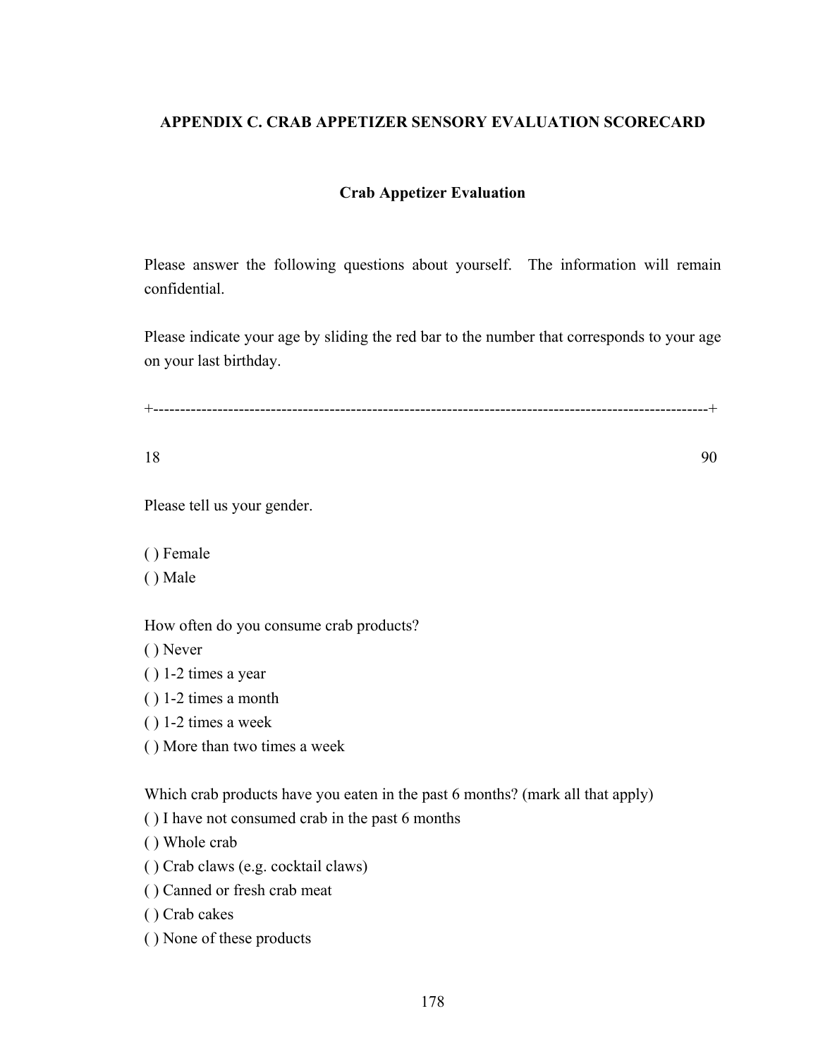## APPENDIX C. CRAB APPETIZER SENSORY EVALUATION SCORECARD

### Crab Appetizer Evaluation

Please answer the following questions about yourself. The information will remain confidential.

Please indicate your age by sliding the red bar to the number that corresponds to your age on your last birthday.

+-----------------------------------------------------------------------------------------------------+

18 90

Please tell us your gender.

( ) Female
( ) Male

How often do you consume crab products?
( ) Never
( ) 1-2 times a year
( ) 1-2 times a month
( ) 1-2 times a week
( ) More than two times a week

Which crab products have you eaten in the past 6 months? (mark all that apply)
( ) I have not consumed crab in the past 6 months
( ) Whole crab
( ) Crab claws (e.g. cocktail claws)
( ) Canned or fresh crab meat
( ) Crab cakes
( ) None of these products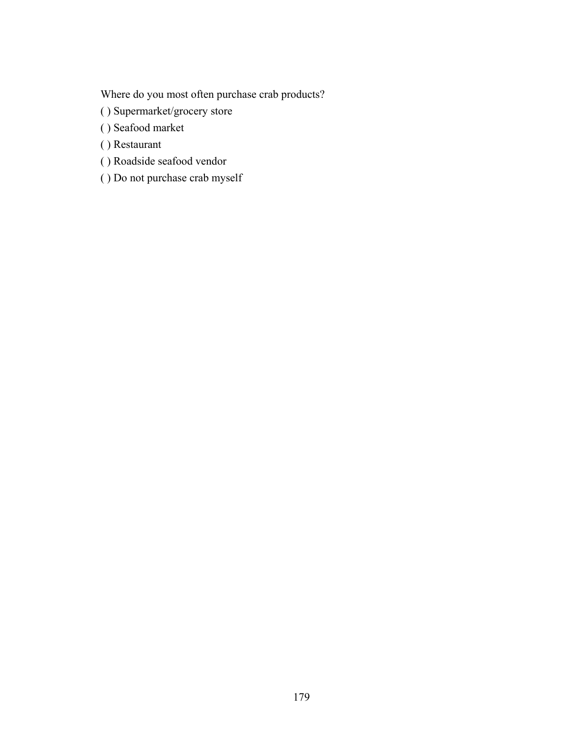Where do you most often purchase crab products?

( ) Supermarket/grocery store

( ) Seafood market

( ) Restaurant

( ) Roadside seafood vendor

( ) Do not purchase crab myself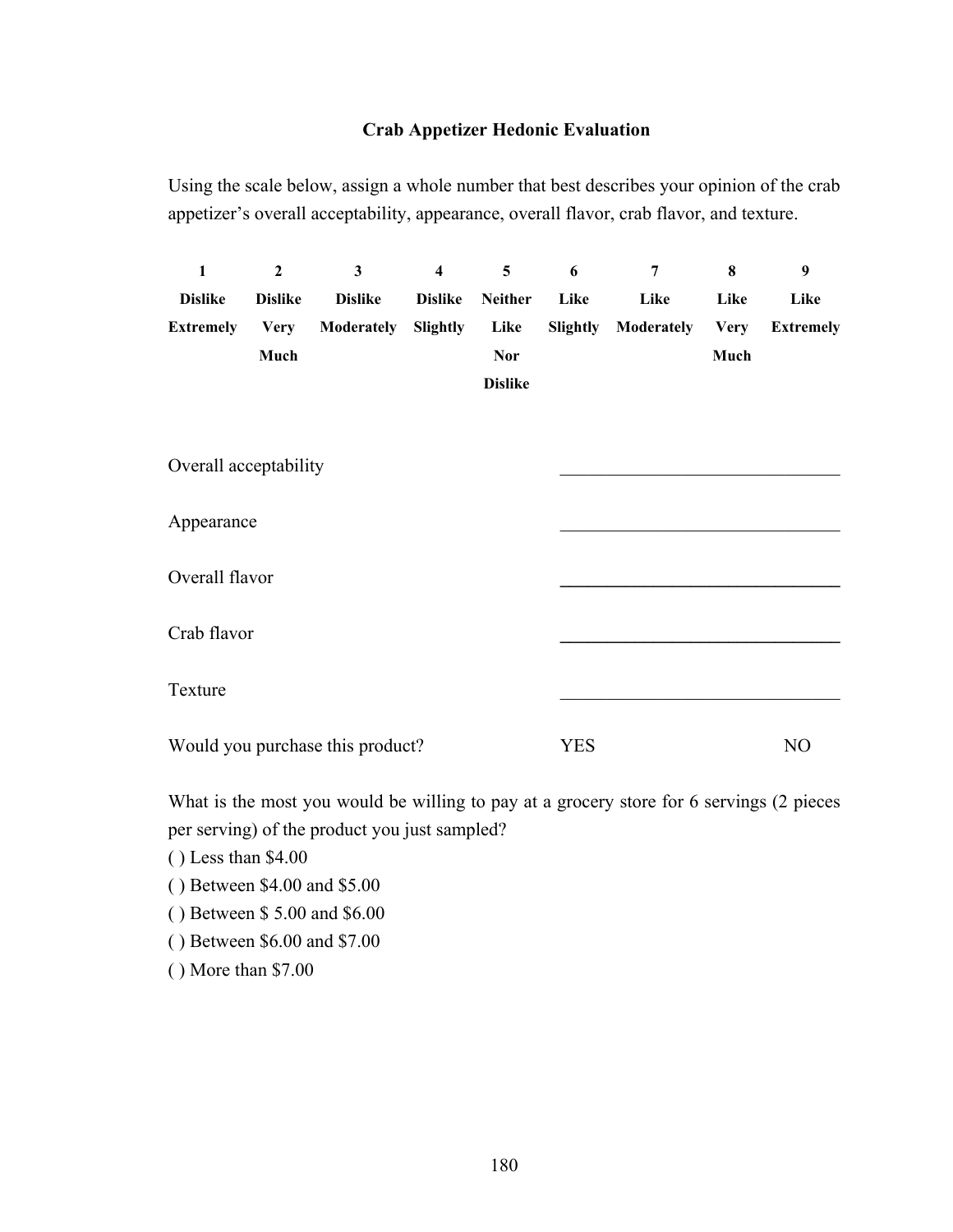## Crab Appetizer Hedonic Evaluation

Using the scale below, assign a whole number that best describes your opinion of the crab appetizer's overall acceptability, appearance, overall flavor, crab flavor, and texture.

| 1 | 2 | 3 | 4 | 5 | 6 | 7 | 8 | 9 |
|---|---|---|---|---|---|---|---|---|
| **Dislike Extremely** | **Dislike Very Much** | **Dislike Moderately** | **Dislike Slightly** | **Neither Like Nor Dislike** | **Like Slightly** | **Like Moderately** | **Like Very Much** | **Like Extremely** |

Overall acceptability ______________________________

Appearance ______________________________

Overall flavor ______________________________

Crab flavor ______________________________

Texture ______________________________

Would you purchase this product? YES NO

What is the most you would be willing to pay at a grocery store for 6 servings (2 pieces per serving) of the product you just sampled?

( ) Less than $4.00

( ) Between $4.00 and $5.00

( ) Between $ 5.00 and $6.00

( ) Between $6.00 and $7.00

( ) More than $7.00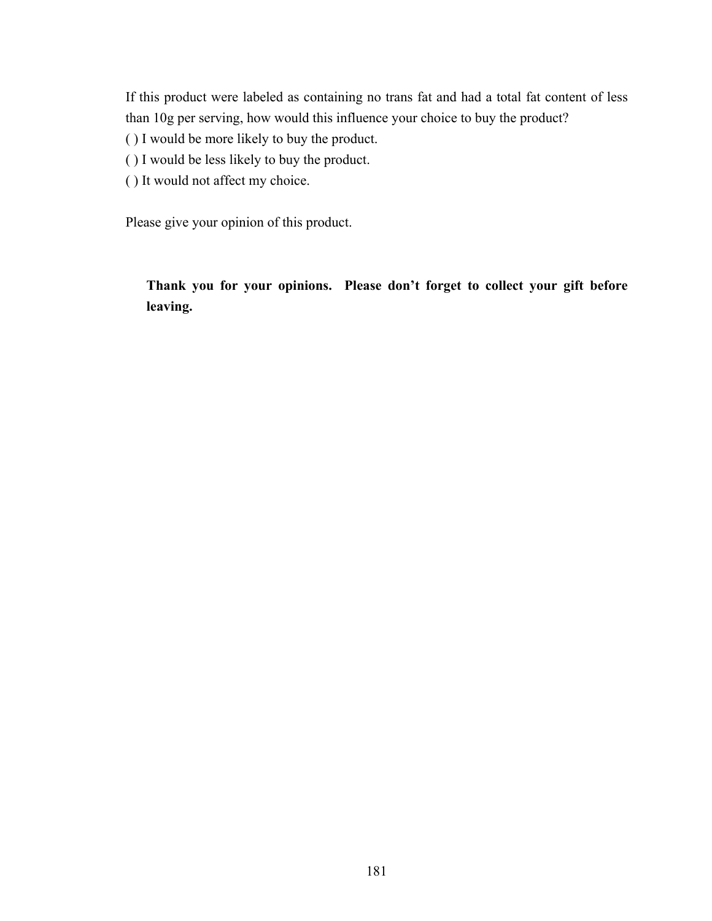If this product were labeled as containing no trans fat and had a total fat content of less than 10g per serving, how would this influence your choice to buy the product?

( ) I would be more likely to buy the product.

( ) I would be less likely to buy the product.

( ) It would not affect my choice.

Please give your opinion of this product.

**Thank you for your opinions. Please don't forget to collect your gift before leaving.**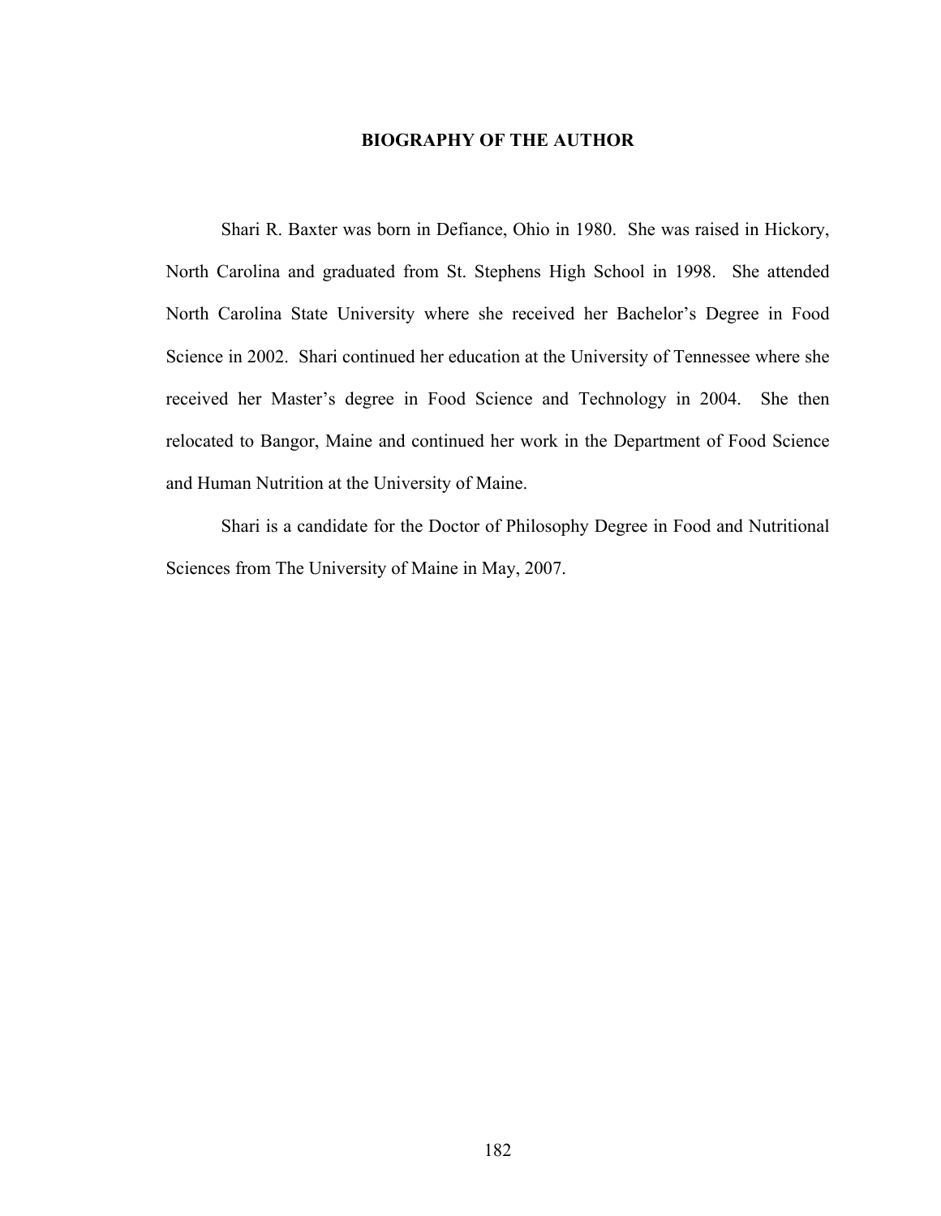## BIOGRAPHY OF THE AUTHOR

Shari R. Baxter was born in Defiance, Ohio in 1980. She was raised in Hickory, North Carolina and graduated from St. Stephens High School in 1998. She attended North Carolina State University where she received her Bachelor's Degree in Food Science in 2002. Shari continued her education at the University of Tennessee where she received her Master's degree in Food Science and Technology in 2004. She then relocated to Bangor, Maine and continued her work in the Department of Food Science and Human Nutrition at the University of Maine.

Shari is a candidate for the Doctor of Philosophy Degree in Food and Nutritional Sciences from The University of Maine in May, 2007.